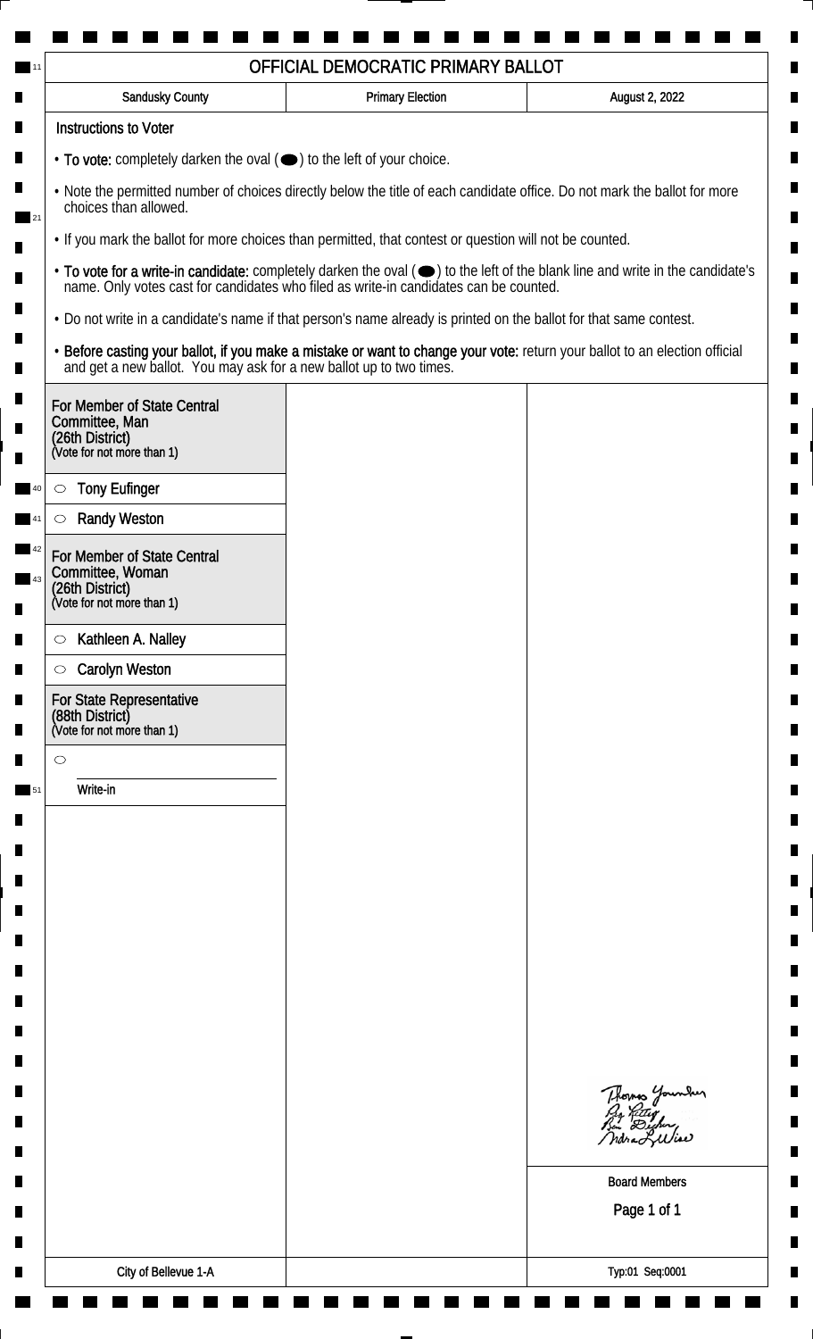# OFFICIAL DEMOCRATIC PRIMARY BALLOT

| Sandusky County | Primary Election | August 2, 2022 |
| --- | --- | --- |

## Instructions to Voter

- **To vote:** completely darken the oval (⬬) to the left of your choice.
- Note the permitted number of choices directly below the title of each candidate office. Do not mark the ballot for more choices than allowed.
- If you mark the ballot for more choices than permitted, that contest or question will not be counted.
- **To vote for a write-in candidate:** completely darken the oval (⬬) to the left of the blank line and write in the candidate's name. Only votes cast for candidates who filed as write-in candidates can be counted.
- Do not write in a candidate's name if that person's name already is printed on the ballot for that same contest.
- **Before casting your ballot, if you make a mistake or want to change your vote:** return your ballot to an election official and get a new ballot. You may ask for a new ballot up to two times.

### For Member of State Central Committee, Man (26th District)
(Vote for not more than 1)

- ○ Tony Eufinger
- ○ Randy Weston

### For Member of State Central Committee, Woman (26th District)
(Vote for not more than 1)

- ○ Kathleen A. Nalley
- ○ Carolyn Weston

### For State Representative (88th District)
(Vote for not more than 1)

- ○ ____________________
  Write-in

Thomas Younker
Guy Rettig
Ben Decker
Andrea L. Wise

Board Members

City of Bellevue 1-A

Typ:01 Seq:0001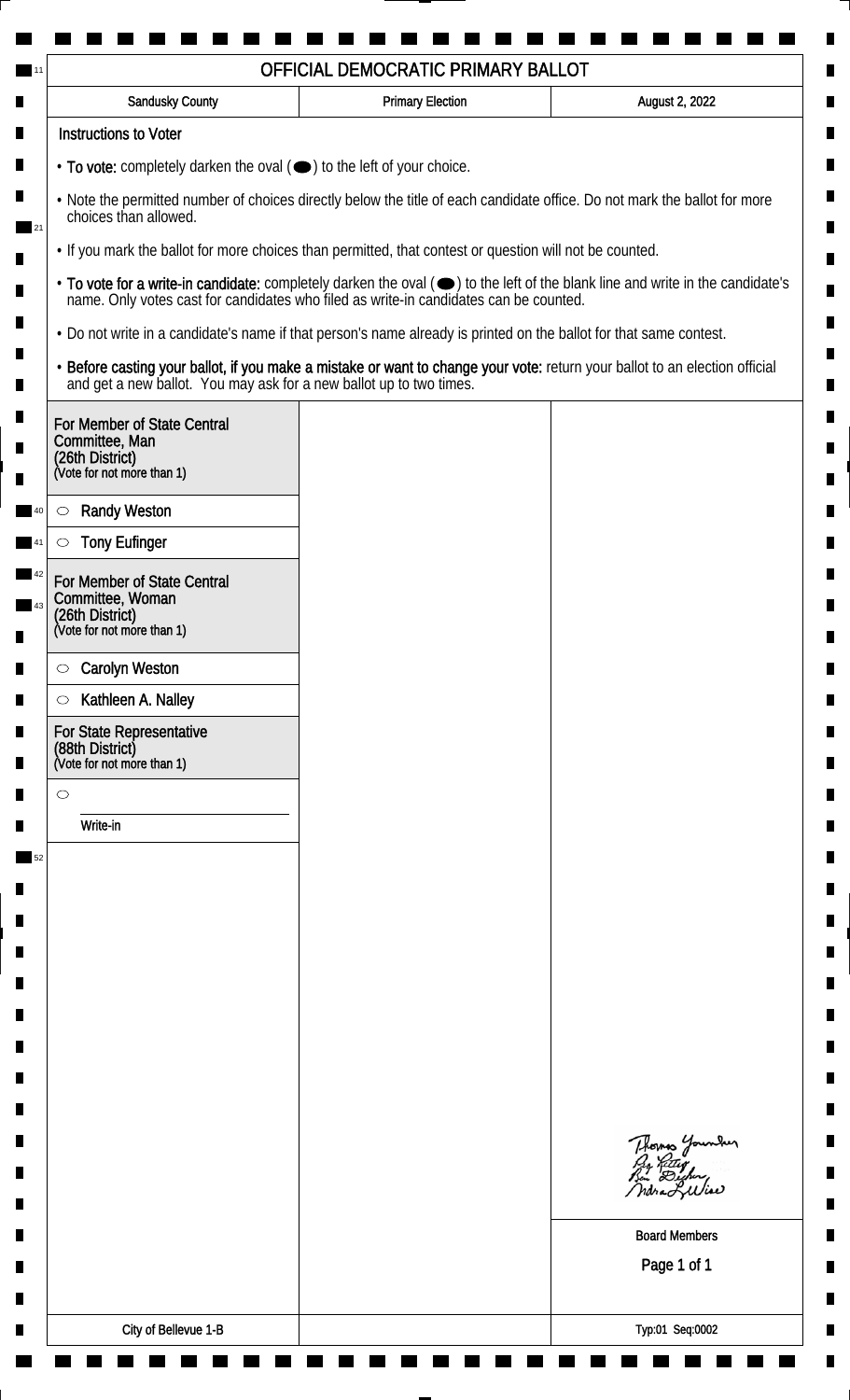# OFFICIAL DEMOCRATIC PRIMARY BALLOT

| Sandusky County | Primary Election | August 2, 2022 |
|---|---|---|

## Instructions to Voter

- **To vote:** completely darken the oval (⬬) to the left of your choice.
- Note the permitted number of choices directly below the title of each candidate office. Do not mark the ballot for more choices than allowed.
- If you mark the ballot for more choices than permitted, that contest or question will not be counted.
- **To vote for a write-in candidate:** completely darken the oval (⬬) to the left of the blank line and write in the candidate's name. Only votes cast for candidates who filed as write-in candidates can be counted.
- Do not write in a candidate's name if that person's name already is printed on the ballot for that same contest.
- **Before casting your ballot, if you make a mistake or want to change your vote:** return your ballot to an election official and get a new ballot. You may ask for a new ballot up to two times.

### For Member of State Central Committee, Man (26th District)
(Vote for not more than 1)

- ○ Randy Weston
- ○ Tony Eufinger

### For Member of State Central Committee, Woman (26th District)
(Vote for not more than 1)

- ○ Carolyn Weston
- ○ Kathleen A. Nalley

### For State Representative (88th District)
(Vote for not more than 1)

- ○ ____________________
  Write-in

Thomas Younker
Ag Kettig
Ben Decker
Indra L. Wise

Board Members

City of Bellevue 1-B

Typ:01 Seq:0002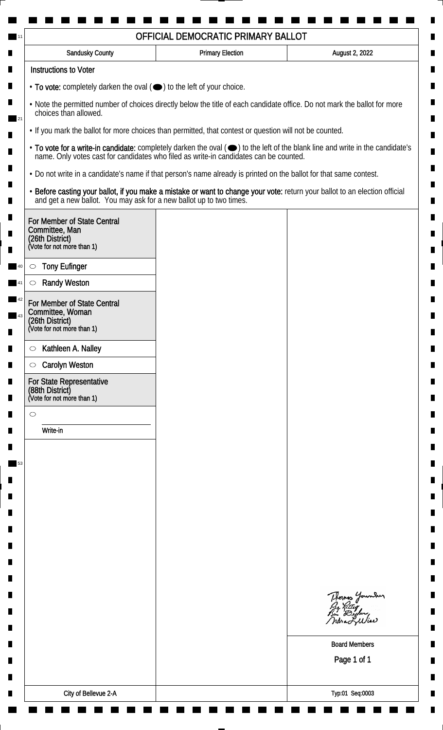# OFFICIAL DEMOCRATIC PRIMARY BALLOT

| Sandusky County | Primary Election | August 2, 2022 |
| --- | --- | --- |

**Instructions to Voter**

- **To vote:** completely darken the oval (⬬) to the left of your choice.
- Note the permitted number of choices directly below the title of each candidate office. Do not mark the ballot for more choices than allowed.
- If you mark the ballot for more choices than permitted, that contest or question will not be counted.
- **To vote for a write-in candidate:** completely darken the oval (⬬) to the left of the blank line and write in the candidate's name. Only votes cast for candidates who filed as write-in candidates can be counted.
- Do not write in a candidate's name if that person's name already is printed on the ballot for that same contest.
- **Before casting your ballot, if you make a mistake or want to change your vote:** return your ballot to an election official and get a new ballot. You may ask for a new ballot up to two times.

## For Member of State Central Committee, Man (26th District)
(Vote for not more than 1)

- ○ Tony Eufinger
- ○ Randy Weston

## For Member of State Central Committee, Woman (26th District)
(Vote for not more than 1)

- ○ Kathleen A. Nalley
- ○ Carolyn Weston

## For State Representative (88th District)
(Vote for not more than 1)

- ○ ______________ Write-in

Board Members

City of Bellevue 2-A

Typ:01 Seq:0003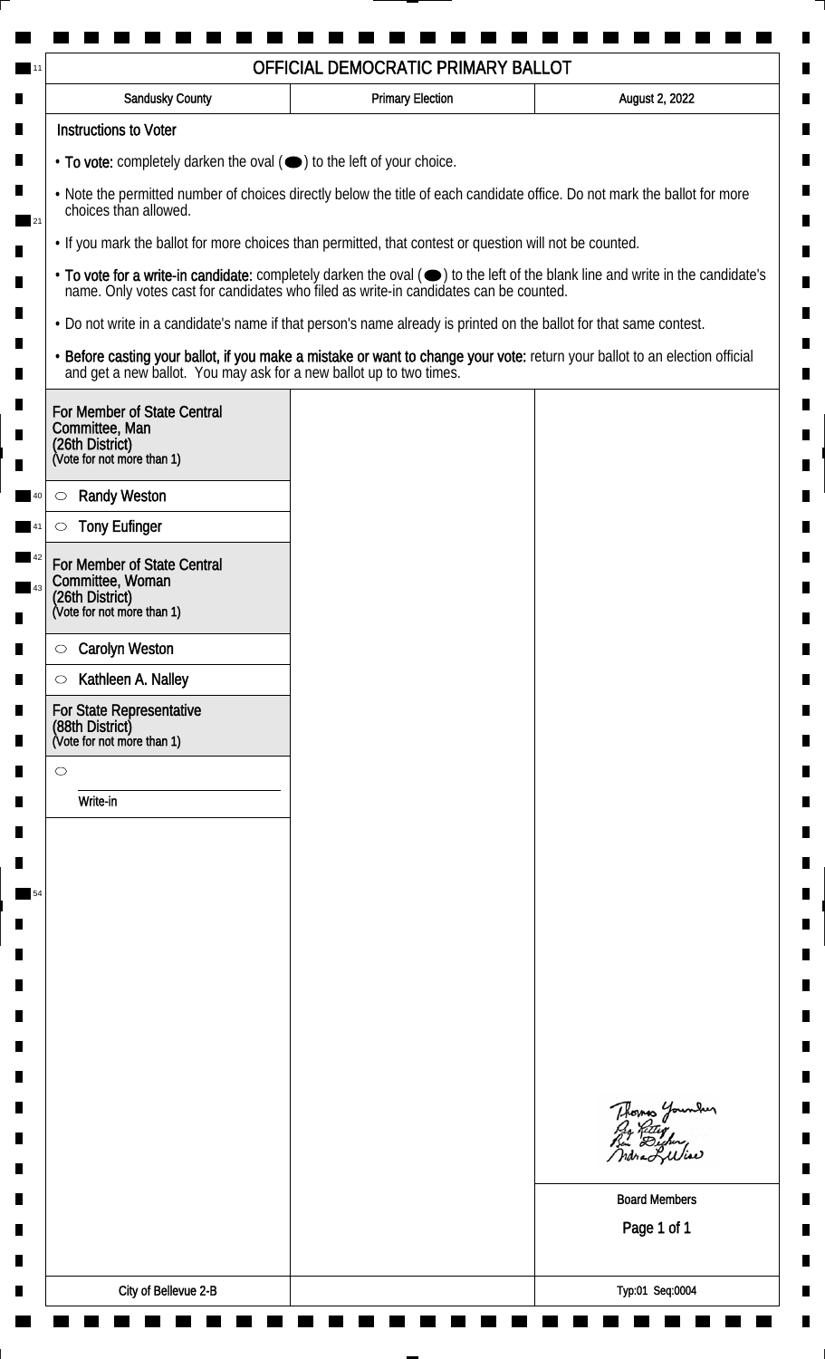# OFFICIAL DEMOCRATIC PRIMARY BALLOT

| Sandusky County | Primary Election | August 2, 2022 |
|---|---|---|

**Instructions to Voter**

- **To vote:** completely darken the oval (⬬) to the left of your choice.
- Note the permitted number of choices directly below the title of each candidate office. Do not mark the ballot for more choices than allowed.
- If you mark the ballot for more choices than permitted, that contest or question will not be counted.
- **To vote for a write-in candidate:** completely darken the oval (⬬) to the left of the blank line and write in the candidate's name. Only votes cast for candidates who filed as write-in candidates can be counted.
- Do not write in a candidate's name if that person's name already is printed on the ballot for that same contest.
- **Before casting your ballot, if you make a mistake or want to change your vote:** return your ballot to an election official and get a new ballot. You may ask for a new ballot up to two times.

**For Member of State Central Committee, Man (26th District)**
(Vote for not more than 1)

- ○ Randy Weston
- ○ Tony Eufinger

**For Member of State Central Committee, Woman (26th District)**
(Vote for not more than 1)

- ○ Carolyn Weston
- ○ Kathleen A. Nalley

**For State Representative (88th District)**
(Vote for not more than 1)

- ○ ____________________
  Write-in

Board Members

City of Bellevue 2-B

Typ:01 Seq:0004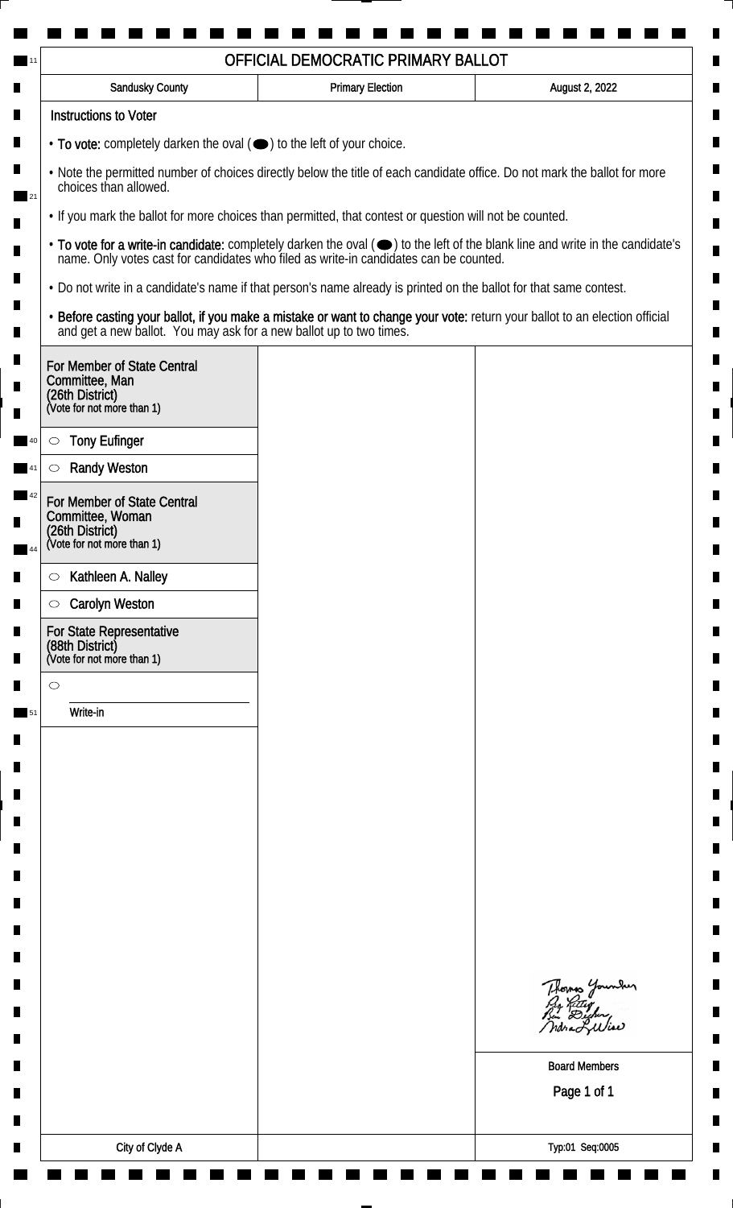# OFFICIAL DEMOCRATIC PRIMARY BALLOT

| Sandusky County | Primary Election | August 2, 2022 |
| --- | --- | --- |

**Instructions to Voter**

- **To vote:** completely darken the oval (⬬) to the left of your choice.
- Note the permitted number of choices directly below the title of each candidate office. Do not mark the ballot for more choices than allowed.
- If you mark the ballot for more choices than permitted, that contest or question will not be counted.
- **To vote for a write-in candidate:** completely darken the oval (⬬) to the left of the blank line and write in the candidate's name. Only votes cast for candidates who filed as write-in candidates can be counted.
- Do not write in a candidate's name if that person's name already is printed on the ballot for that same contest.
- **Before casting your ballot, if you make a mistake or want to change your vote:** return your ballot to an election official and get a new ballot. You may ask for a new ballot up to two times.

**For Member of State Central Committee, Man (26th District)**
(Vote for not more than 1)

- ○ Tony Eufinger
- ○ Randy Weston

**For Member of State Central Committee, Woman (26th District)**
(Vote for not more than 1)

- ○ Kathleen A. Nalley
- ○ Carolyn Weston

**For State Representative (88th District)**
(Vote for not more than 1)

- ○ ____________________
  Write-in

Thomas Younker
Guy Rittger
Ben Dicken
Indra L. Wise

Board Members

City of Clyde A

Typ:01 Seq:0005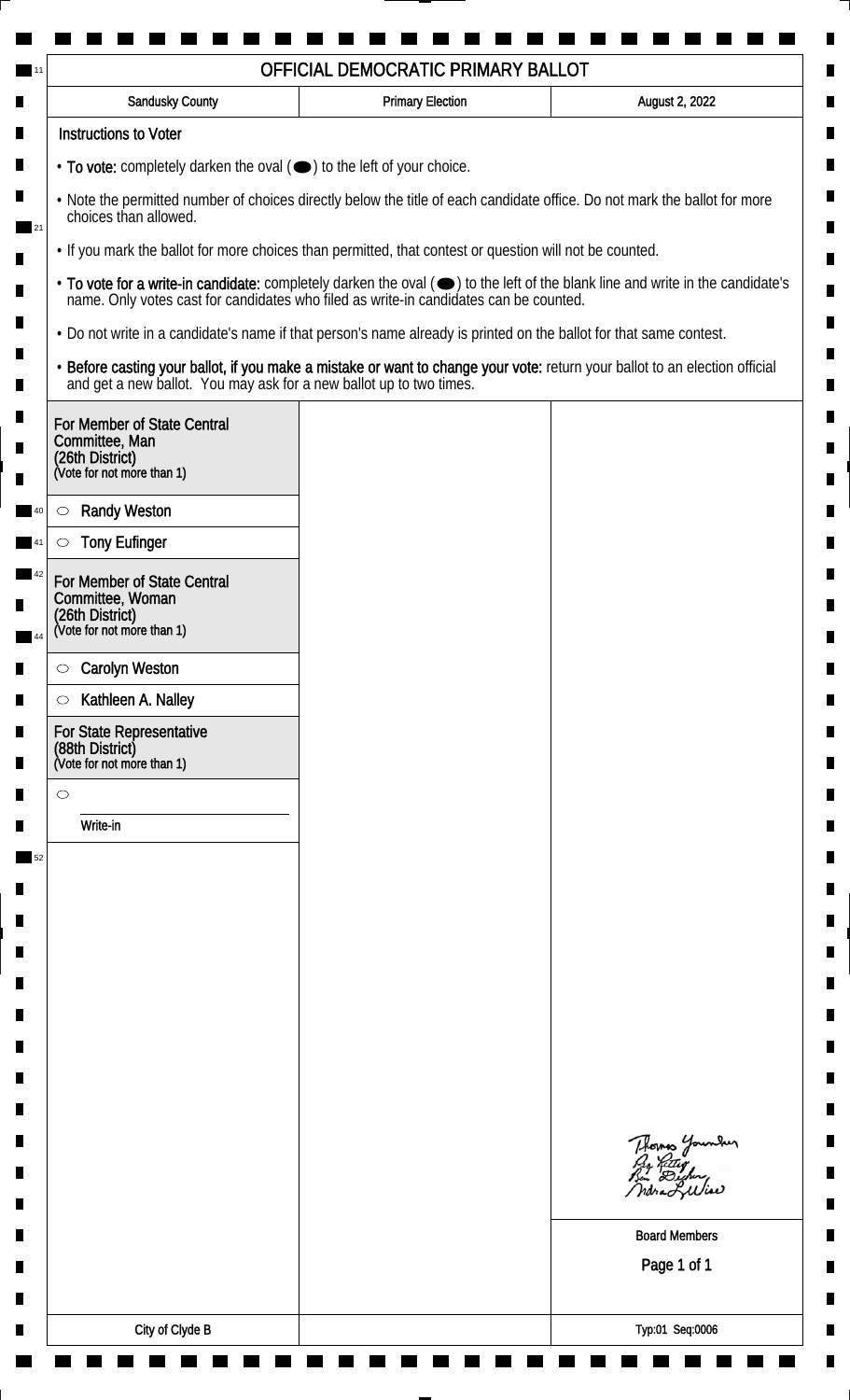# OFFICIAL DEMOCRATIC PRIMARY BALLOT

| Sandusky County | Primary Election | August 2, 2022 |
| --- | --- | --- |

## Instructions to Voter

- **To vote:** completely darken the oval (⬬) to the left of your choice.
- Note the permitted number of choices directly below the title of each candidate office. Do not mark the ballot for more choices than allowed.
- If you mark the ballot for more choices than permitted, that contest or question will not be counted.
- **To vote for a write-in candidate:** completely darken the oval (⬬) to the left of the blank line and write in the candidate's name. Only votes cast for candidates who filed as write-in candidates can be counted.
- Do not write in a candidate's name if that person's name already is printed on the ballot for that same contest.
- **Before casting your ballot, if you make a mistake or want to change your vote:** return your ballot to an election official and get a new ballot. You may ask for a new ballot up to two times.

### For Member of State Central Committee, Man (26th District)
(Vote for not more than 1)

- ○ Randy Weston
- ○ Tony Eufinger

### For Member of State Central Committee, Woman (26th District)
(Vote for not more than 1)

- ○ Carolyn Weston
- ○ Kathleen A. Nalley

### For State Representative (88th District)
(Vote for not more than 1)

- ○ ______________________
  Write-in

Thomas Younker
Ray Rettig
Ben Dischner
Andrea L. Wise

Board Members

City of Clyde B

Typ:01 Seq:0006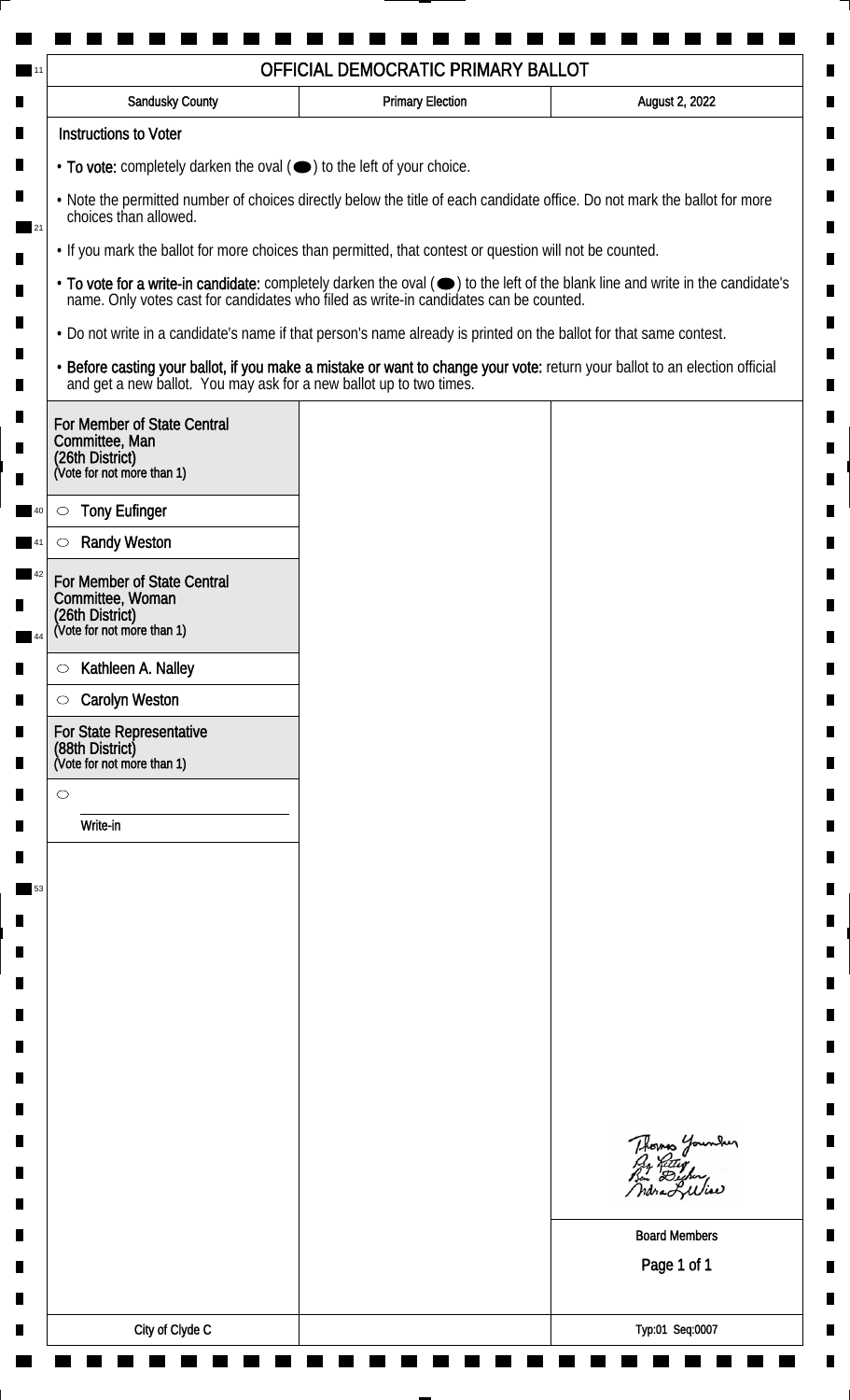# OFFICIAL DEMOCRATIC PRIMARY BALLOT

| Sandusky County | Primary Election | August 2, 2022 |
| --- | --- | --- |

**Instructions to Voter**

- **To vote:** completely darken the oval (⬬) to the left of your choice.
- Note the permitted number of choices directly below the title of each candidate office. Do not mark the ballot for more choices than allowed.
- If you mark the ballot for more choices than permitted, that contest or question will not be counted.
- **To vote for a write-in candidate:** completely darken the oval (⬬) to the left of the blank line and write in the candidate's name. Only votes cast for candidates who filed as write-in candidates can be counted.
- Do not write in a candidate's name if that person's name already is printed on the ballot for that same contest.
- **Before casting your ballot, if you make a mistake or want to change your vote:** return your ballot to an election official and get a new ballot. You may ask for a new ballot up to two times.

**For Member of State Central Committee, Man (26th District)**
(Vote for not more than 1)

- ○ Tony Eufinger
- ○ Randy Weston

**For Member of State Central Committee, Woman (26th District)**
(Vote for not more than 1)

- ○ Kathleen A. Nalley
- ○ Carolyn Weston

**For State Representative (88th District)**
(Vote for not more than 1)

- ○ ____________________
  Write-in

Thomas Younker
Jay Kitter
Ben Decker
Indra L. Wise

Board Members

City of Clyde C

Typ:01 Seq:0007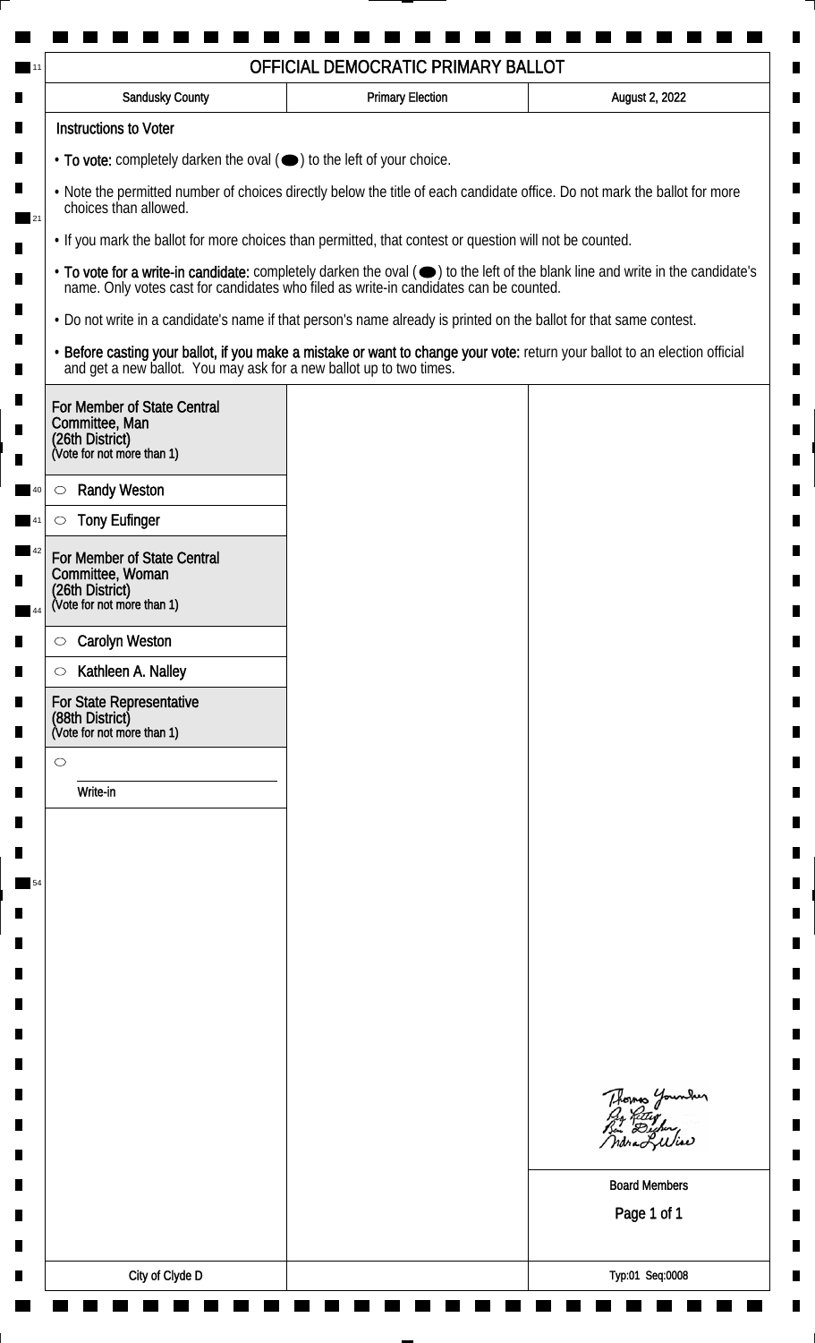# OFFICIAL DEMOCRATIC PRIMARY BALLOT

| Sandusky County | Primary Election | August 2, 2022 |
| --- | --- | --- |

**Instructions to Voter**

- **To vote:** completely darken the oval (⬬) to the left of your choice.
- Note the permitted number of choices directly below the title of each candidate office. Do not mark the ballot for more choices than allowed.
- If you mark the ballot for more choices than permitted, that contest or question will not be counted.
- **To vote for a write-in candidate:** completely darken the oval (⬬) to the left of the blank line and write in the candidate's name. Only votes cast for candidates who filed as write-in candidates can be counted.
- Do not write in a candidate's name if that person's name already is printed on the ballot for that same contest.
- **Before casting your ballot, if you make a mistake or want to change your vote:** return your ballot to an election official and get a new ballot. You may ask for a new ballot up to two times.

**For Member of State Central Committee, Man (26th District)**
(Vote for not more than 1)

- ○ Randy Weston
- ○ Tony Eufinger

**For Member of State Central Committee, Woman (26th District)**
(Vote for not more than 1)

- ○ Carolyn Weston
- ○ Kathleen A. Nalley

**For State Representative (88th District)**
(Vote for not more than 1)

- ○ ______________________
  Write-in

Thomas Younker
Guy Rettig
Ben Dischner
Indra L. Wise

Board Members

City of Clyde D

Typ:01 Seq:0008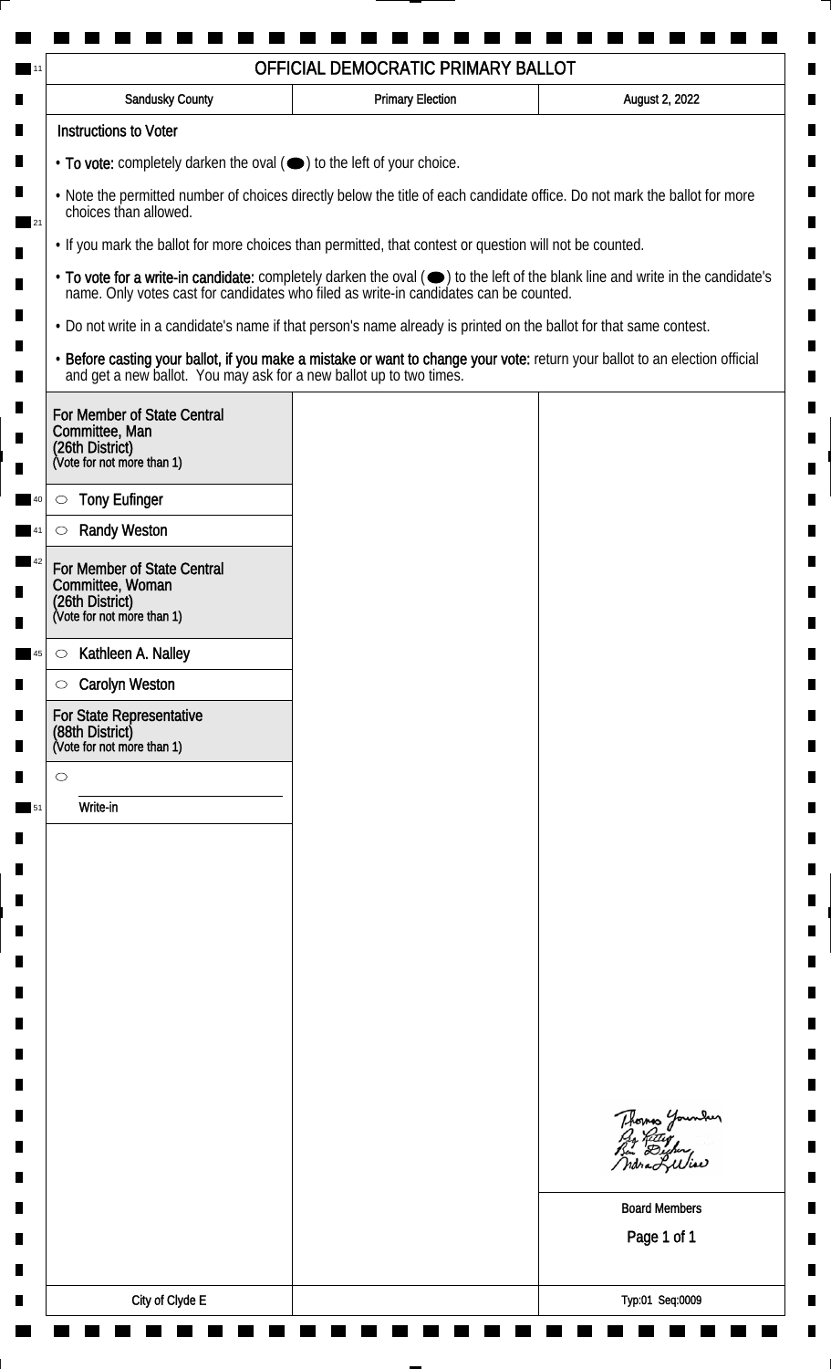# OFFICIAL DEMOCRATIC PRIMARY BALLOT

| Sandusky County | Primary Election | August 2, 2022 |
| --- | --- | --- |

## Instructions to Voter

- **To vote:** completely darken the oval (⬬) to the left of your choice.
- Note the permitted number of choices directly below the title of each candidate office. Do not mark the ballot for more choices than allowed.
- If you mark the ballot for more choices than permitted, that contest or question will not be counted.
- **To vote for a write-in candidate:** completely darken the oval (⬬) to the left of the blank line and write in the candidate's name. Only votes cast for candidates who filed as write-in candidates can be counted.
- Do not write in a candidate's name if that person's name already is printed on the ballot for that same contest.
- **Before casting your ballot, if you make a mistake or want to change your vote:** return your ballot to an election official and get a new ballot. You may ask for a new ballot up to two times.

### For Member of State Central Committee, Man (26th District)
(Vote for not more than 1)

- ○ Tony Eufinger
- ○ Randy Weston

### For Member of State Central Committee, Woman (26th District)
(Vote for not more than 1)

- ○ Kathleen A. Nalley
- ○ Carolyn Weston

### For State Representative (88th District)
(Vote for not more than 1)

- ○ ______________ Write-in

Board Members

City of Clyde E

Typ:01 Seq:0009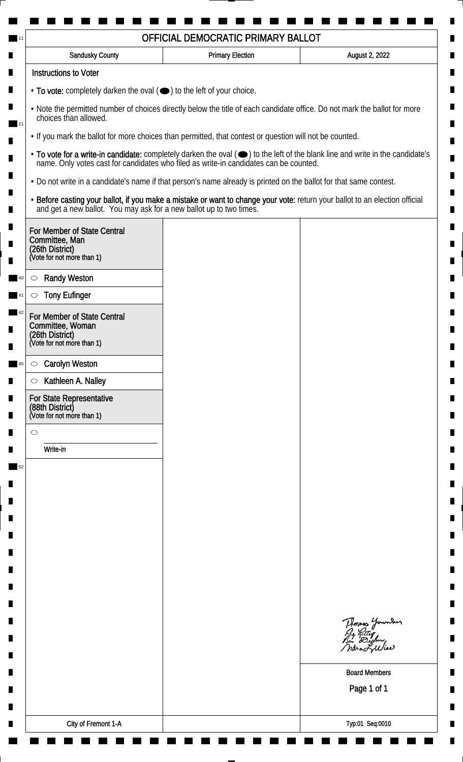# OFFICIAL DEMOCRATIC PRIMARY BALLOT

| Sandusky County | Primary Election | August 2, 2022 |
| --- | --- | --- |

## Instructions to Voter

- **To vote:** completely darken the oval (⬬) to the left of your choice.
- Note the permitted number of choices directly below the title of each candidate office. Do not mark the ballot for more choices than allowed.
- If you mark the ballot for more choices than permitted, that contest or question will not be counted.
- **To vote for a write-in candidate:** completely darken the oval (⬬) to the left of the blank line and write in the candidate's name. Only votes cast for candidates who filed as write-in candidates can be counted.
- Do not write in a candidate's name if that person's name already is printed on the ballot for that same contest.
- **Before casting your ballot, if you make a mistake or want to change your vote:** return your ballot to an election official and get a new ballot. You may ask for a new ballot up to two times.

### For Member of State Central Committee, Man (26th District)
(Vote for not more than 1)

- ○ Randy Weston
- ○ Tony Eufinger

### For Member of State Central Committee, Woman (26th District)
(Vote for not more than 1)

- ○ Carolyn Weston
- ○ Kathleen A. Nalley

### For State Representative (88th District)
(Vote for not more than 1)

- ○ ____________________
  Write-in

Board Members

City of Fremont 1-A

Typ:01 Seq:0010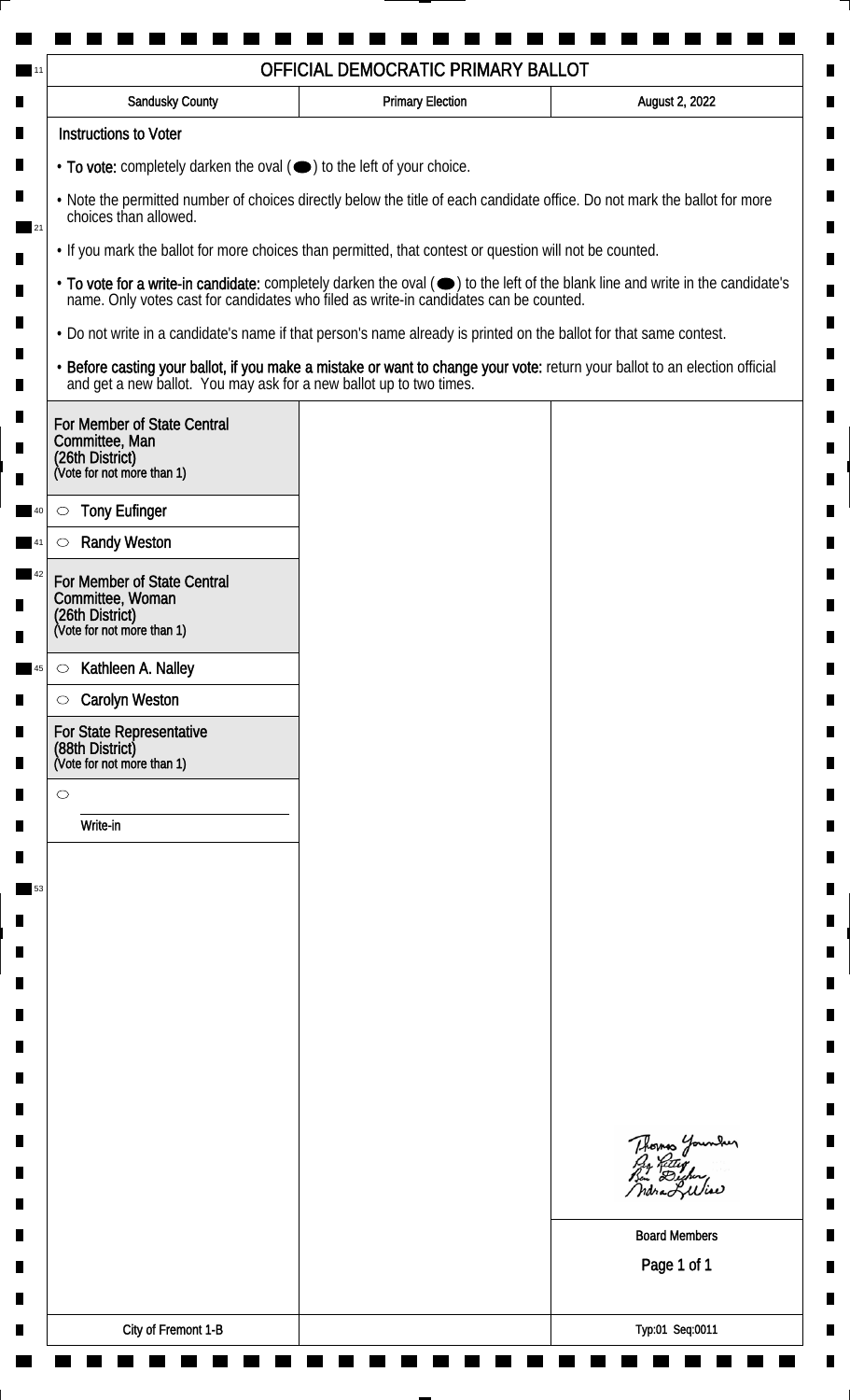# OFFICIAL DEMOCRATIC PRIMARY BALLOT

| Sandusky County | Primary Election | August 2, 2022 |
| --- | --- | --- |

**Instructions to Voter**

- **To vote:** completely darken the oval (⬬) to the left of your choice.
- Note the permitted number of choices directly below the title of each candidate office. Do not mark the ballot for more choices than allowed.
- If you mark the ballot for more choices than permitted, that contest or question will not be counted.
- **To vote for a write-in candidate:** completely darken the oval (⬬) to the left of the blank line and write in the candidate's name. Only votes cast for candidates who filed as write-in candidates can be counted.
- Do not write in a candidate's name if that person's name already is printed on the ballot for that same contest.
- **Before casting your ballot, if you make a mistake or want to change your vote:** return your ballot to an election official and get a new ballot. You may ask for a new ballot up to two times.

**For Member of State Central Committee, Man (26th District)**
(Vote for not more than 1)

- ○ Tony Eufinger
- ○ Randy Weston

**For Member of State Central Committee, Woman (26th District)**
(Vote for not more than 1)

- ○ Kathleen A. Nalley
- ○ Carolyn Weston

**For State Representative (88th District)**
(Vote for not more than 1)

- ○ ____________________ Write-in

Board Members

City of Fremont 1-B

Typ:01 Seq:0011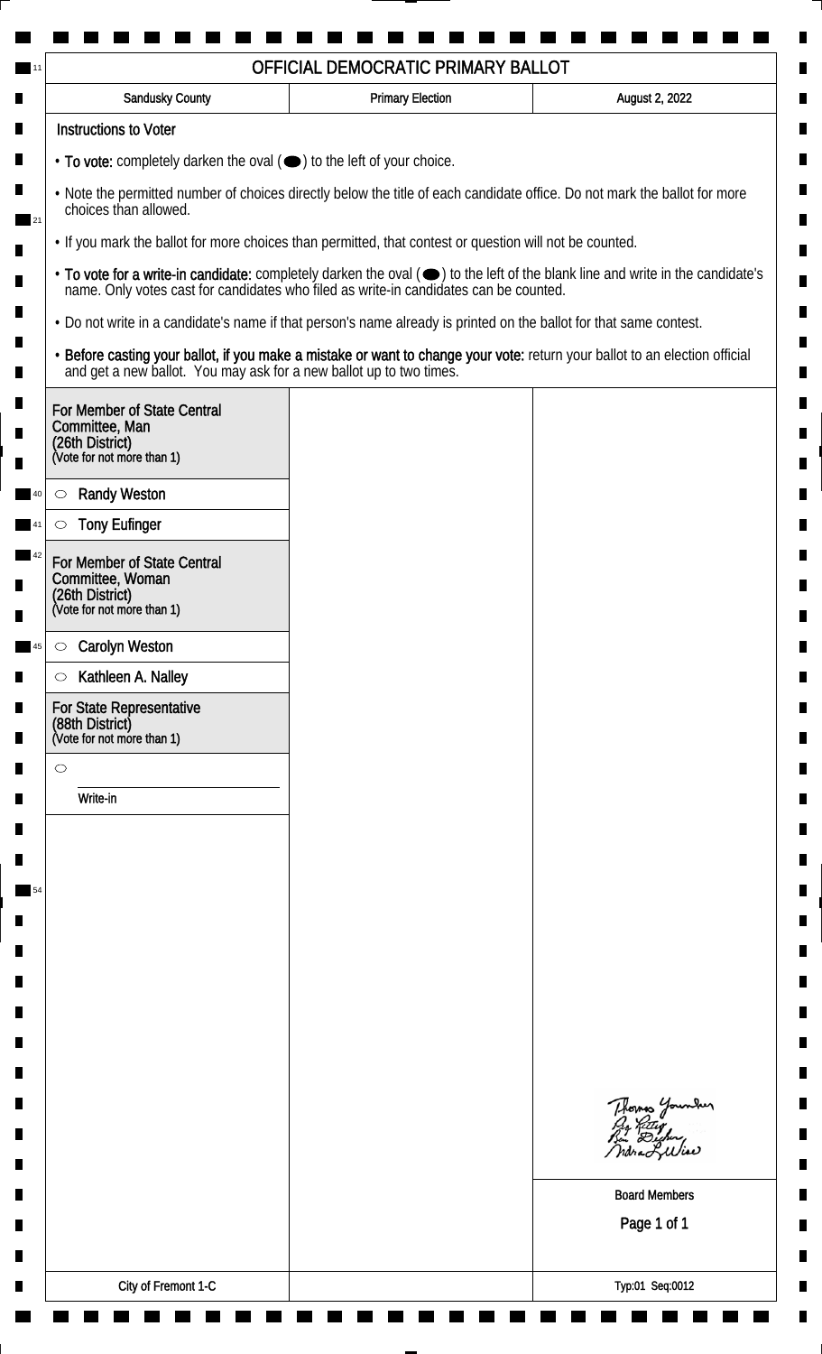# OFFICIAL DEMOCRATIC PRIMARY BALLOT

| Sandusky County | Primary Election | August 2, 2022 |
|---|---|---|

**Instructions to Voter**

- **To vote:** completely darken the oval (⬬) to the left of your choice.
- Note the permitted number of choices directly below the title of each candidate office. Do not mark the ballot for more choices than allowed.
- If you mark the ballot for more choices than permitted, that contest or question will not be counted.
- **To vote for a write-in candidate:** completely darken the oval (⬬) to the left of the blank line and write in the candidate's name. Only votes cast for candidates who filed as write-in candidates can be counted.
- Do not write in a candidate's name if that person's name already is printed on the ballot for that same contest.
- **Before casting your ballot, if you make a mistake or want to change your vote:** return your ballot to an election official and get a new ballot. You may ask for a new ballot up to two times.

**For Member of State Central Committee, Man (26th District)**
(Vote for not more than 1)

- ○ Randy Weston
- ○ Tony Eufinger

**For Member of State Central Committee, Woman (26th District)**
(Vote for not more than 1)

- ○ Carolyn Weston
- ○ Kathleen A. Nalley

**For State Representative (88th District)**
(Vote for not more than 1)

- ○ ______________ Write-in

Thomas Younker
Ray Kitter
Ben Dischner
Indra L. Wise

Board Members

City of Fremont 1-C

Typ:01 Seq:0012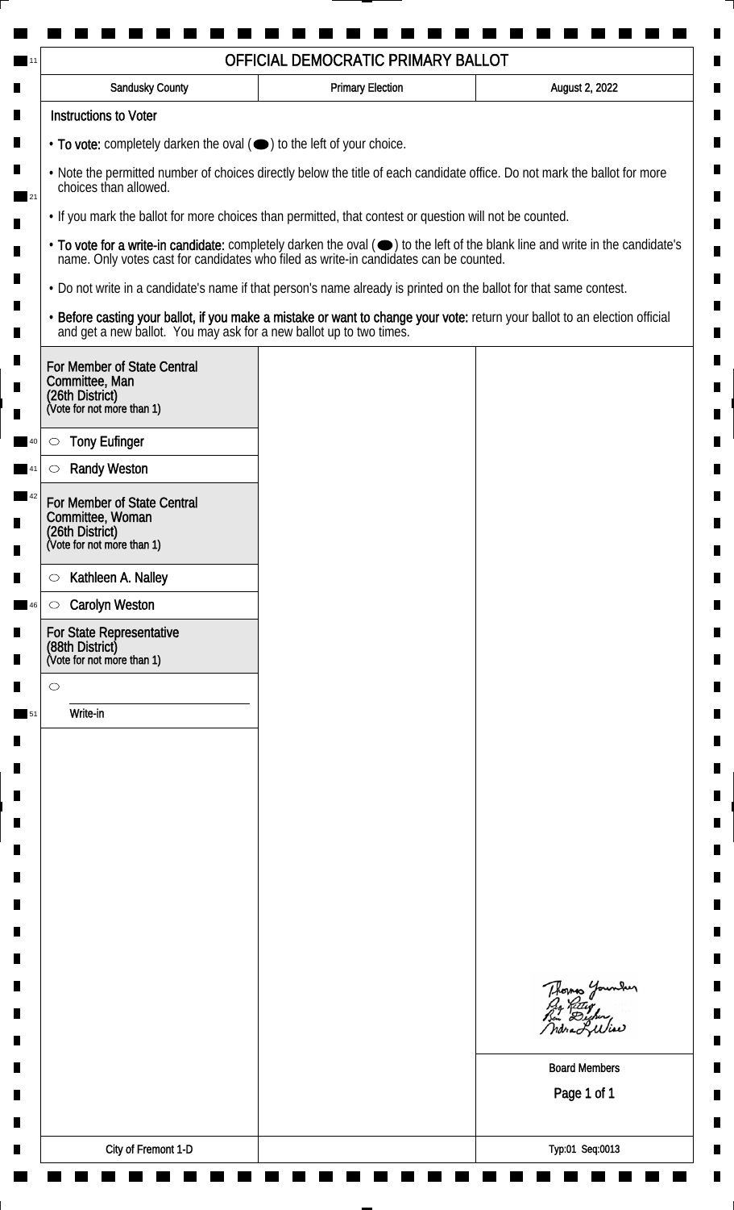# OFFICIAL DEMOCRATIC PRIMARY BALLOT

| Sandusky County | Primary Election | August 2, 2022 |
| --- | --- | --- |

**Instructions to Voter**

- **To vote:** completely darken the oval (⬬) to the left of your choice.
- Note the permitted number of choices directly below the title of each candidate office. Do not mark the ballot for more choices than allowed.
- If you mark the ballot for more choices than permitted, that contest or question will not be counted.
- **To vote for a write-in candidate:** completely darken the oval (⬬) to the left of the blank line and write in the candidate's name. Only votes cast for candidates who filed as write-in candidates can be counted.
- Do not write in a candidate's name if that person's name already is printed on the ballot for that same contest.
- **Before casting your ballot, if you make a mistake or want to change your vote:** return your ballot to an election official and get a new ballot. You may ask for a new ballot up to two times.

**For Member of State Central Committee, Man (26th District)**
(Vote for not more than 1)

- ○ Tony Eufinger
- ○ Randy Weston

**For Member of State Central Committee, Woman (26th District)**
(Vote for not more than 1)

- ○ Kathleen A. Nalley
- ○ Carolyn Weston

**For State Representative (88th District)**
(Vote for not more than 1)

- ○ ____________________ Write-in

Thomas Younker
Ray Kitting
Ben Decker
Indra L. Wise

Board Members

City of Fremont 1-D

Typ:01 Seq:0013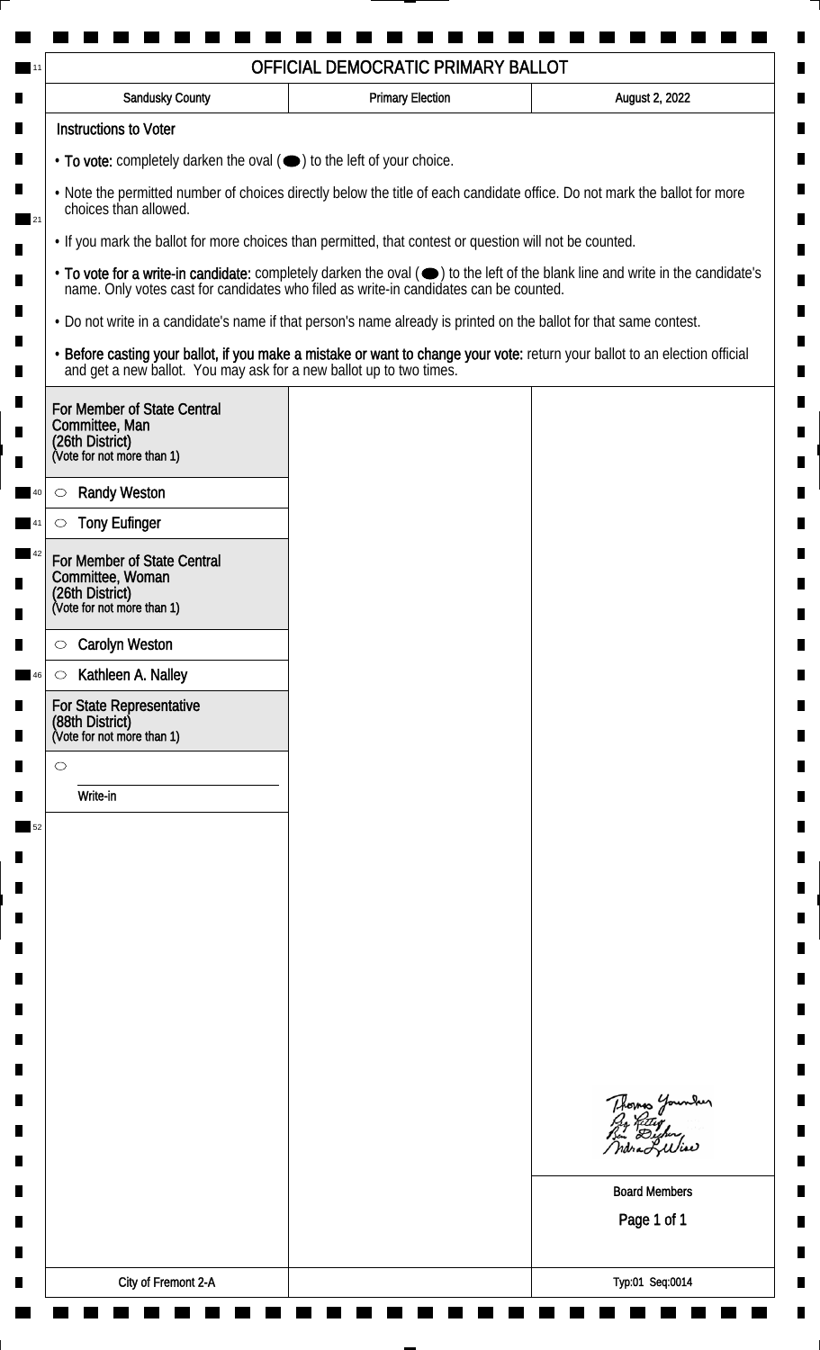# OFFICIAL DEMOCRATIC PRIMARY BALLOT

| Sandusky County | Primary Election | August 2, 2022 |
| --- | --- | --- |

## Instructions to Voter

- **To vote:** completely darken the oval (⬬) to the left of your choice.
- Note the permitted number of choices directly below the title of each candidate office. Do not mark the ballot for more choices than allowed.
- If you mark the ballot for more choices than permitted, that contest or question will not be counted.
- **To vote for a write-in candidate:** completely darken the oval (⬬) to the left of the blank line and write in the candidate's name. Only votes cast for candidates who filed as write-in candidates can be counted.
- Do not write in a candidate's name if that person's name already is printed on the ballot for that same contest.
- **Before casting your ballot, if you make a mistake or want to change your vote:** return your ballot to an election official and get a new ballot. You may ask for a new ballot up to two times.

### For Member of State Central Committee, Man (26th District)
(Vote for not more than 1)

- ○ Randy Weston
- ○ Tony Eufinger

### For Member of State Central Committee, Woman (26th District)
(Vote for not more than 1)

- ○ Carolyn Weston
- ○ Kathleen A. Nalley

### For State Representative (88th District)
(Vote for not more than 1)

- ○ ____________________ Write-in

Thomas Younker
Peg Rettig
Ben Decker
Indra L. Wise

Board Members

City of Fremont 2-A

Typ:01 Seq:0014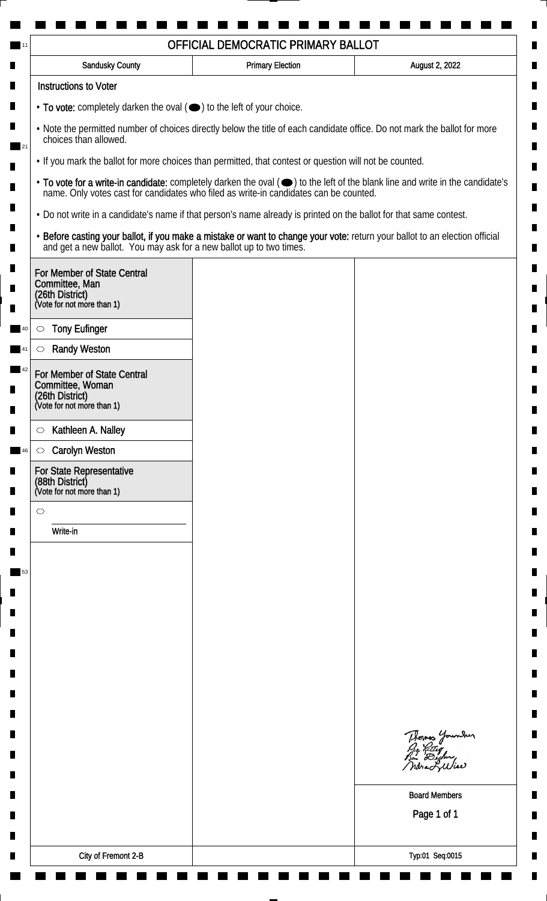# OFFICIAL DEMOCRATIC PRIMARY BALLOT

| Sandusky County | Primary Election | August 2, 2022 |
| --- | --- | --- |

**Instructions to Voter**

- **To vote:** completely darken the oval (⬬) to the left of your choice.
- Note the permitted number of choices directly below the title of each candidate office. Do not mark the ballot for more choices than allowed.
- If you mark the ballot for more choices than permitted, that contest or question will not be counted.
- **To vote for a write-in candidate:** completely darken the oval (⬬) to the left of the blank line and write in the candidate's name. Only votes cast for candidates who filed as write-in candidates can be counted.
- Do not write in a candidate's name if that person's name already is printed on the ballot for that same contest.
- **Before casting your ballot, if you make a mistake or want to change your vote:** return your ballot to an election official and get a new ballot. You may ask for a new ballot up to two times.

## For Member of State Central Committee, Man (26th District)
(Vote for not more than 1)

- ○ Tony Eufinger
- ○ Randy Weston

## For Member of State Central Committee, Woman (26th District)
(Vote for not more than 1)

- ○ Kathleen A. Nalley
- ○ Carolyn Weston

## For State Representative (88th District)
(Vote for not more than 1)

- ○ ______________ Write-in

Board Members

City of Fremont 2-B

Typ:01 Seq:0015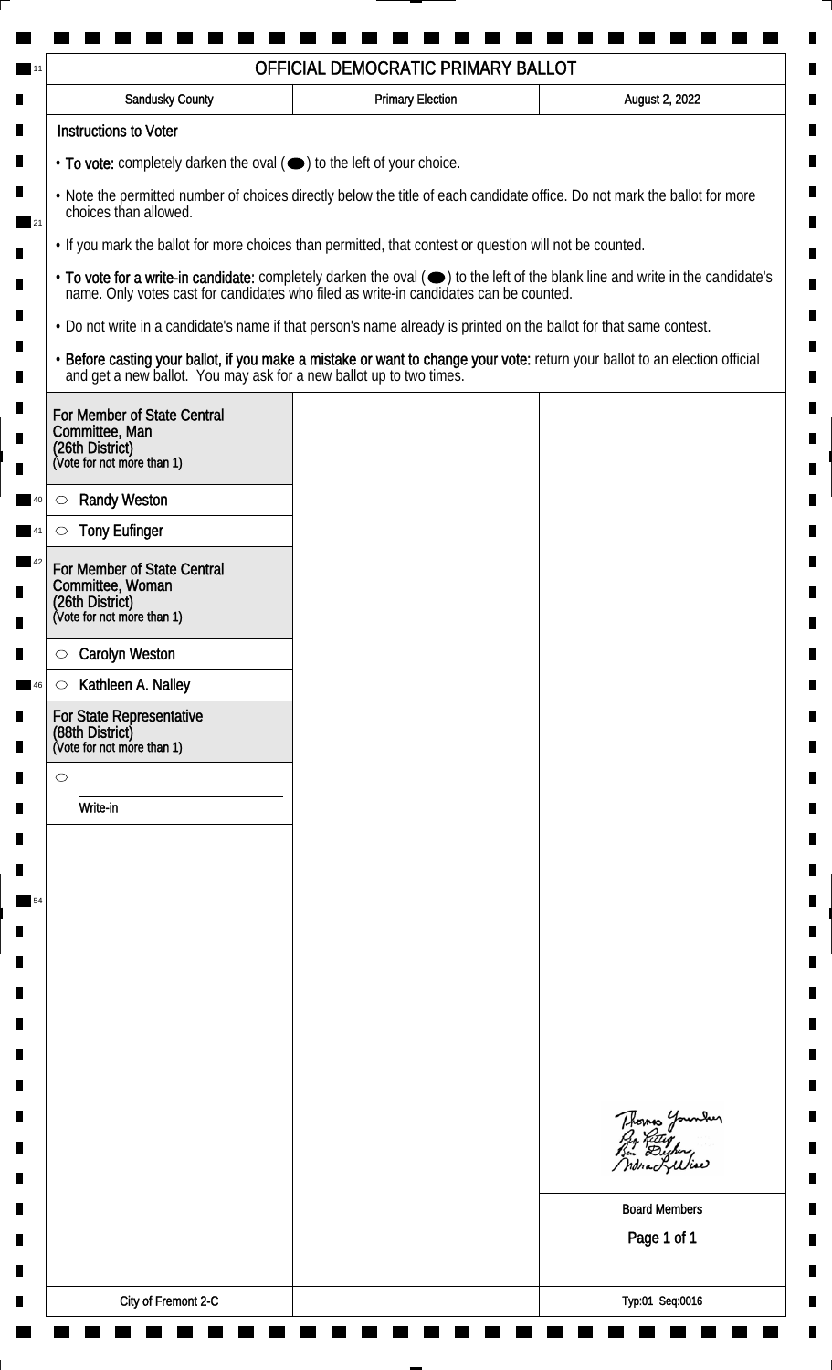# OFFICIAL DEMOCRATIC PRIMARY BALLOT

| Sandusky County | Primary Election | August 2, 2022 |
|---|---|---|

**Instructions to Voter**

- **To vote:** completely darken the oval (⬬) to the left of your choice.
- Note the permitted number of choices directly below the title of each candidate office. Do not mark the ballot for more choices than allowed.
- If you mark the ballot for more choices than permitted, that contest or question will not be counted.
- **To vote for a write-in candidate:** completely darken the oval (⬬) to the left of the blank line and write in the candidate's name. Only votes cast for candidates who filed as write-in candidates can be counted.
- Do not write in a candidate's name if that person's name already is printed on the ballot for that same contest.
- **Before casting your ballot, if you make a mistake or want to change your vote:** return your ballot to an election official and get a new ballot. You may ask for a new ballot up to two times.

**For Member of State Central Committee, Man (26th District)**
(Vote for not more than 1)

- ○ Randy Weston
- ○ Tony Eufinger

**For Member of State Central Committee, Woman (26th District)**
(Vote for not more than 1)

- ○ Carolyn Weston
- ○ Kathleen A. Nalley

**For State Representative (88th District)**
(Vote for not more than 1)

- ○ ____________________
  Write-in

Thomas Younker
Ray Rettig
Ben Dischner
Indra L. Wise

Board Members

City of Fremont 2-C

Typ:01 Seq:0016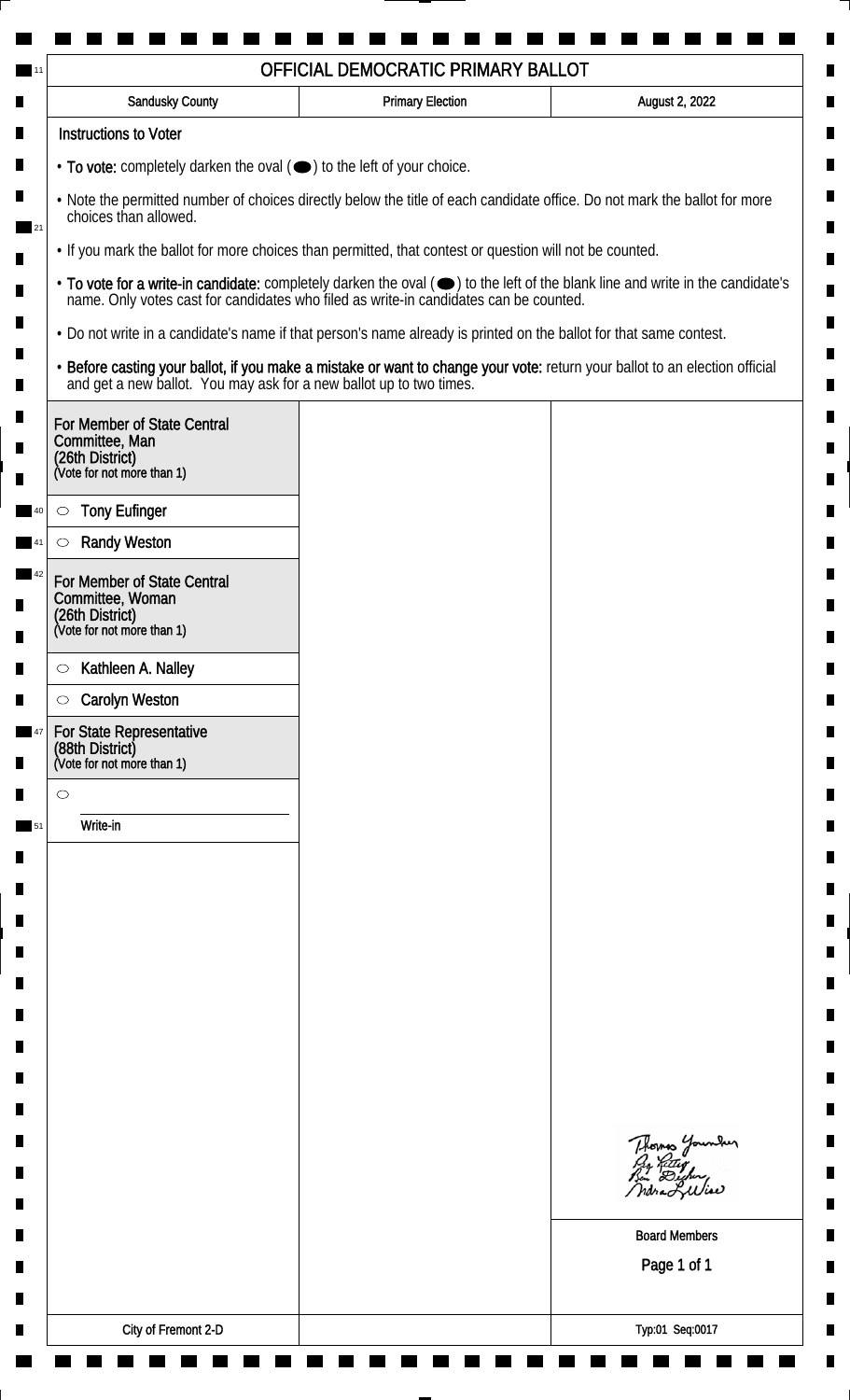# OFFICIAL DEMOCRATIC PRIMARY BALLOT

| Sandusky County | Primary Election | August 2, 2022 |
| --- | --- | --- |

## Instructions to Voter

- **To vote:** completely darken the oval (⬬) to the left of your choice.
- Note the permitted number of choices directly below the title of each candidate office. Do not mark the ballot for more choices than allowed.
- If you mark the ballot for more choices than permitted, that contest or question will not be counted.
- **To vote for a write-in candidate:** completely darken the oval (⬬) to the left of the blank line and write in the candidate's name. Only votes cast for candidates who filed as write-in candidates can be counted.
- Do not write in a candidate's name if that person's name already is printed on the ballot for that same contest.
- **Before casting your ballot, if you make a mistake or want to change your vote:** return your ballot to an election official and get a new ballot. You may ask for a new ballot up to two times.

### For Member of State Central Committee, Man (26th District)
(Vote for not more than 1)

- ○ Tony Eufinger
- ○ Randy Weston

### For Member of State Central Committee, Woman (26th District)
(Vote for not more than 1)

- ○ Kathleen A. Nalley
- ○ Carolyn Weston

### For State Representative (88th District)
(Vote for not more than 1)

- ○ ____________________ Write-in

Board Members

City of Fremont 2-D

Typ:01 Seq:0017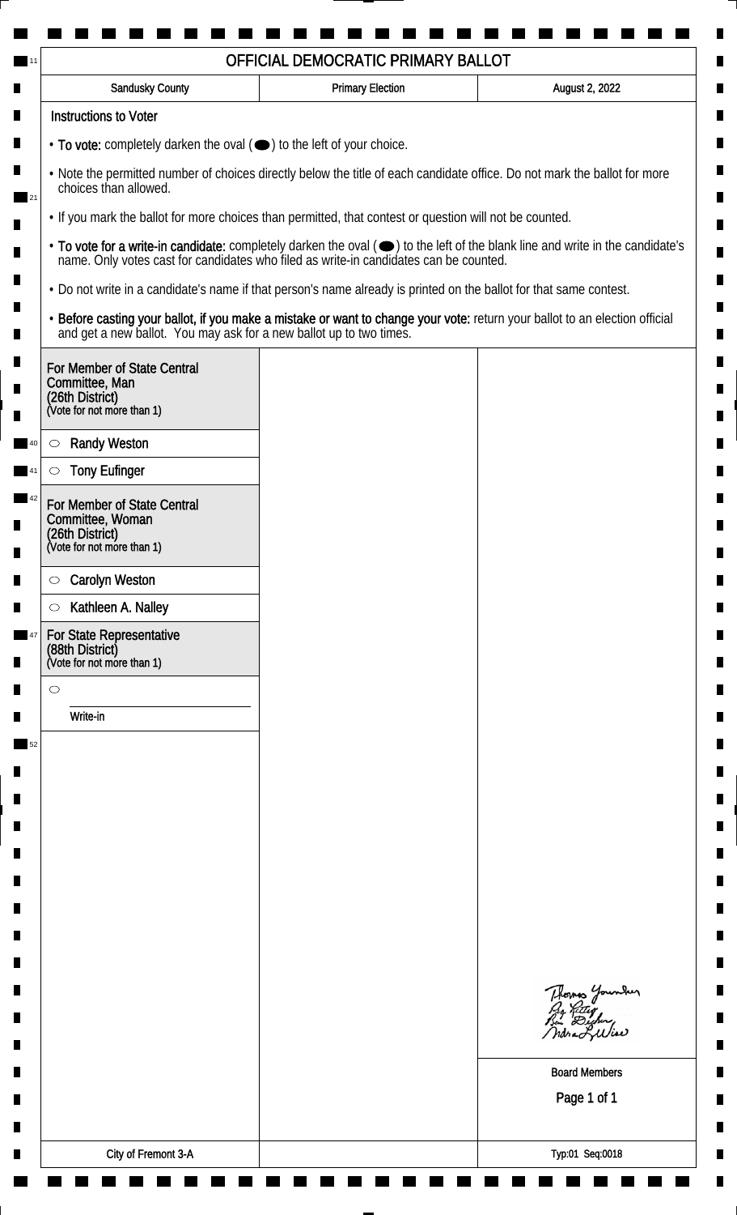# OFFICIAL DEMOCRATIC PRIMARY BALLOT

| Sandusky County | Primary Election | August 2, 2022 |
| --- | --- | --- |

**Instructions to Voter**

- **To vote:** completely darken the oval (⬬) to the left of your choice.
- Note the permitted number of choices directly below the title of each candidate office. Do not mark the ballot for more choices than allowed.
- If you mark the ballot for more choices than permitted, that contest or question will not be counted.
- **To vote for a write-in candidate:** completely darken the oval (⬬) to the left of the blank line and write in the candidate's name. Only votes cast for candidates who filed as write-in candidates can be counted.
- Do not write in a candidate's name if that person's name already is printed on the ballot for that same contest.
- **Before casting your ballot, if you make a mistake or want to change your vote:** return your ballot to an election official and get a new ballot. You may ask for a new ballot up to two times.

## For Member of State Central Committee, Man (26th District)
(Vote for not more than 1)

- ○ Randy Weston
- ○ Tony Eufinger

## For Member of State Central Committee, Woman (26th District)
(Vote for not more than 1)

- ○ Carolyn Weston
- ○ Kathleen A. Nalley

## For State Representative (88th District)
(Vote for not more than 1)

- ○ ____________________ Write-in

Thomas Younker
Jay Retter
Ben Decker
Indra L. Wise

Board Members

City of Fremont 3-A

Typ:01 Seq:0018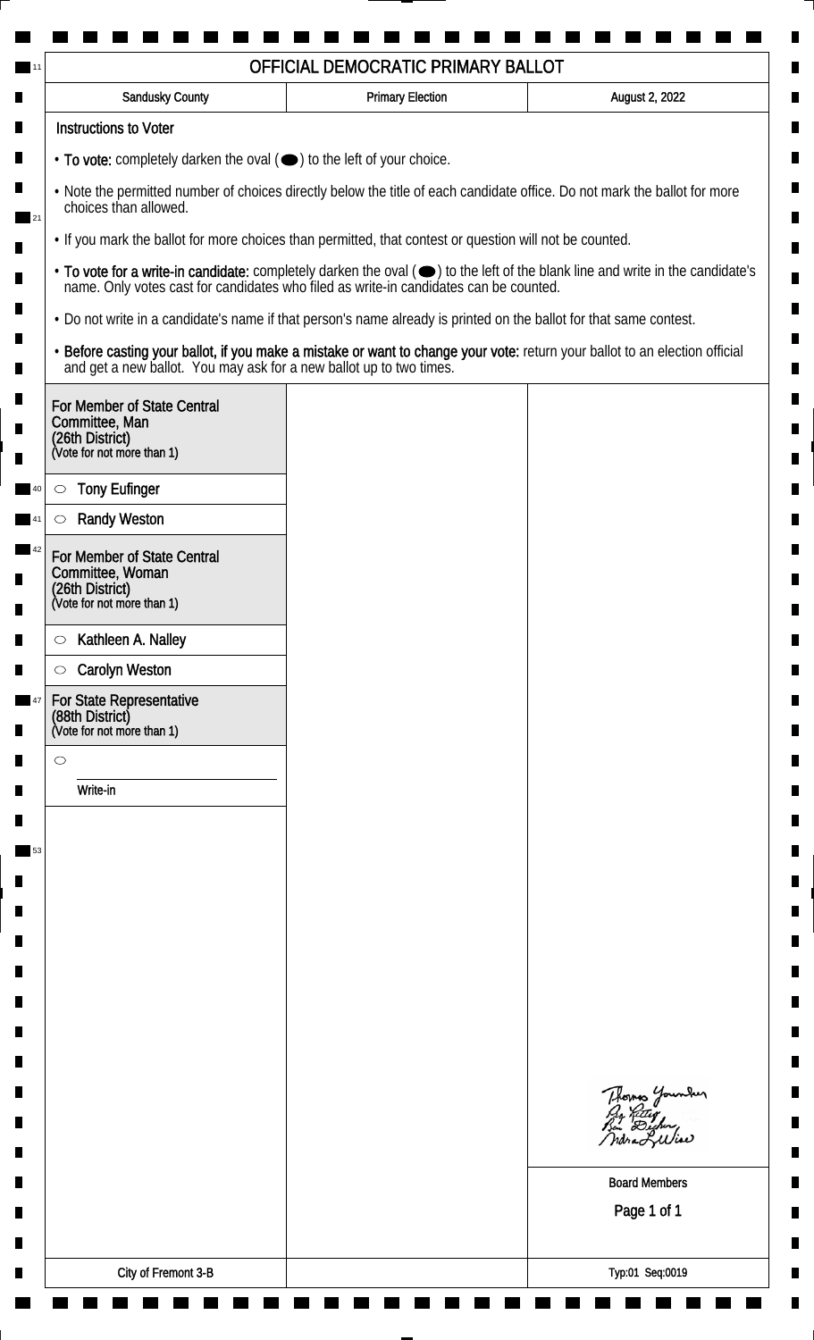# OFFICIAL DEMOCRATIC PRIMARY BALLOT

| Sandusky County | Primary Election | August 2, 2022 |
| --- | --- | --- |

**Instructions to Voter**

- **To vote:** completely darken the oval (⬬) to the left of your choice.
- Note the permitted number of choices directly below the title of each candidate office. Do not mark the ballot for more choices than allowed.
- If you mark the ballot for more choices than permitted, that contest or question will not be counted.
- **To vote for a write-in candidate:** completely darken the oval (⬬) to the left of the blank line and write in the candidate's name. Only votes cast for candidates who filed as write-in candidates can be counted.
- Do not write in a candidate's name if that person's name already is printed on the ballot for that same contest.
- **Before casting your ballot, if you make a mistake or want to change your vote:** return your ballot to an election official and get a new ballot. You may ask for a new ballot up to two times.

**For Member of State Central Committee, Man (26th District)**
(Vote for not more than 1)

- ○ Tony Eufinger
- ○ Randy Weston

**For Member of State Central Committee, Woman (26th District)**
(Vote for not more than 1)

- ○ Kathleen A. Nalley
- ○ Carolyn Weston

**For State Representative (88th District)**
(Vote for not more than 1)

- ○ ____________ Write-in

Thomas Younker
Guy Rutter
Ben Dasher
Andra L. Wise

Board Members

City of Fremont 3-B

Typ:01 Seq:0019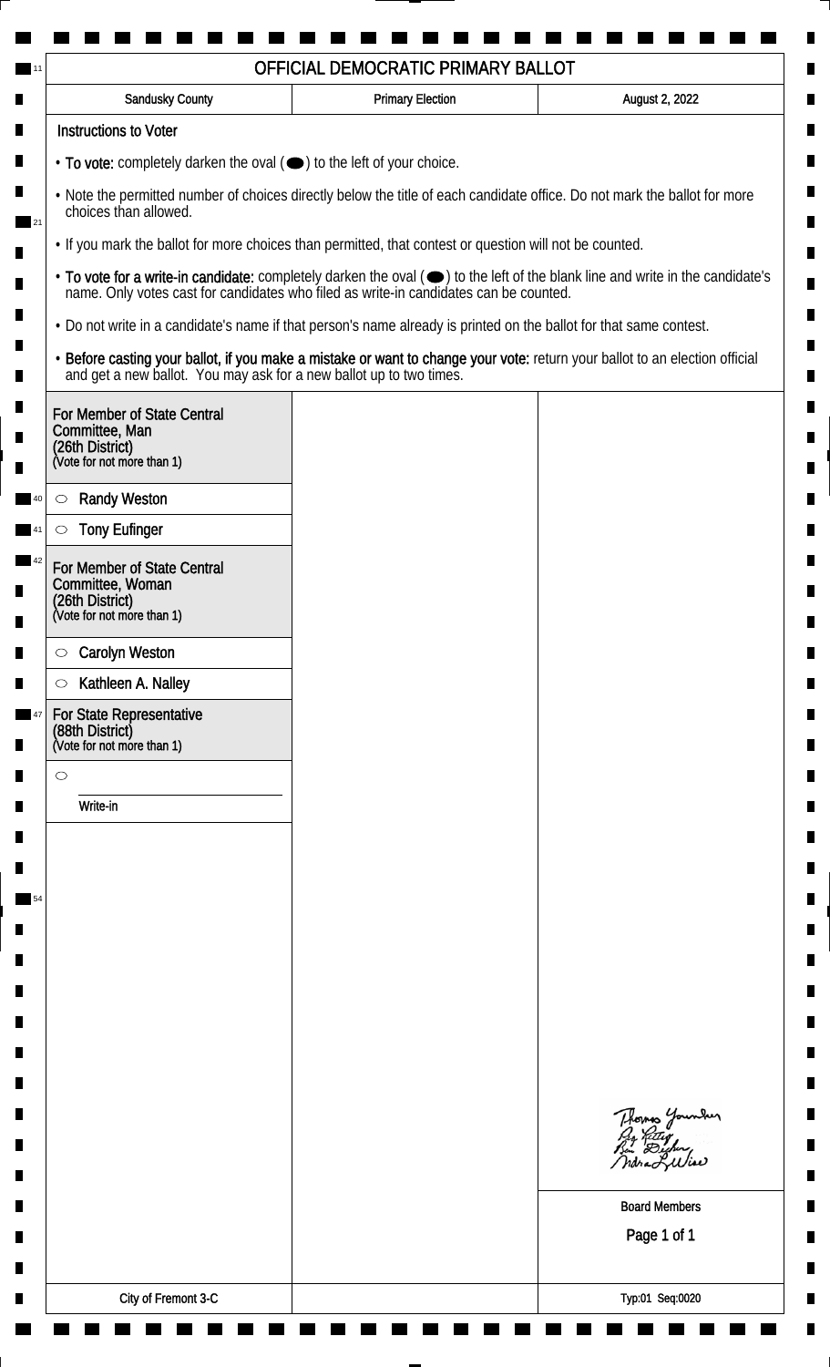# OFFICIAL DEMOCRATIC PRIMARY BALLOT

| Sandusky County | Primary Election | August 2, 2022 |
|---|---|---|

## Instructions to Voter

- **To vote:** completely darken the oval (⬬) to the left of your choice.
- Note the permitted number of choices directly below the title of each candidate office. Do not mark the ballot for more choices than allowed.
- If you mark the ballot for more choices than permitted, that contest or question will not be counted.
- **To vote for a write-in candidate:** completely darken the oval (⬬) to the left of the blank line and write in the candidate's name. Only votes cast for candidates who filed as write-in candidates can be counted.
- Do not write in a candidate's name if that person's name already is printed on the ballot for that same contest.
- **Before casting your ballot, if you make a mistake or want to change your vote:** return your ballot to an election official and get a new ballot. You may ask for a new ballot up to two times.

### For Member of State Central Committee, Man (26th District)
(Vote for not more than 1)

- ○ Randy Weston
- ○ Tony Eufinger

### For Member of State Central Committee, Woman (26th District)
(Vote for not more than 1)

- ○ Carolyn Weston
- ○ Kathleen A. Nalley

### For State Representative (88th District)
(Vote for not more than 1)

- ○ ____________________
  Write-in

Thomas Younker
Ray Rettig
Ben Dusher
Indra L. Wise

Board Members

City of Fremont 3-C

Typ:01 Seq:0020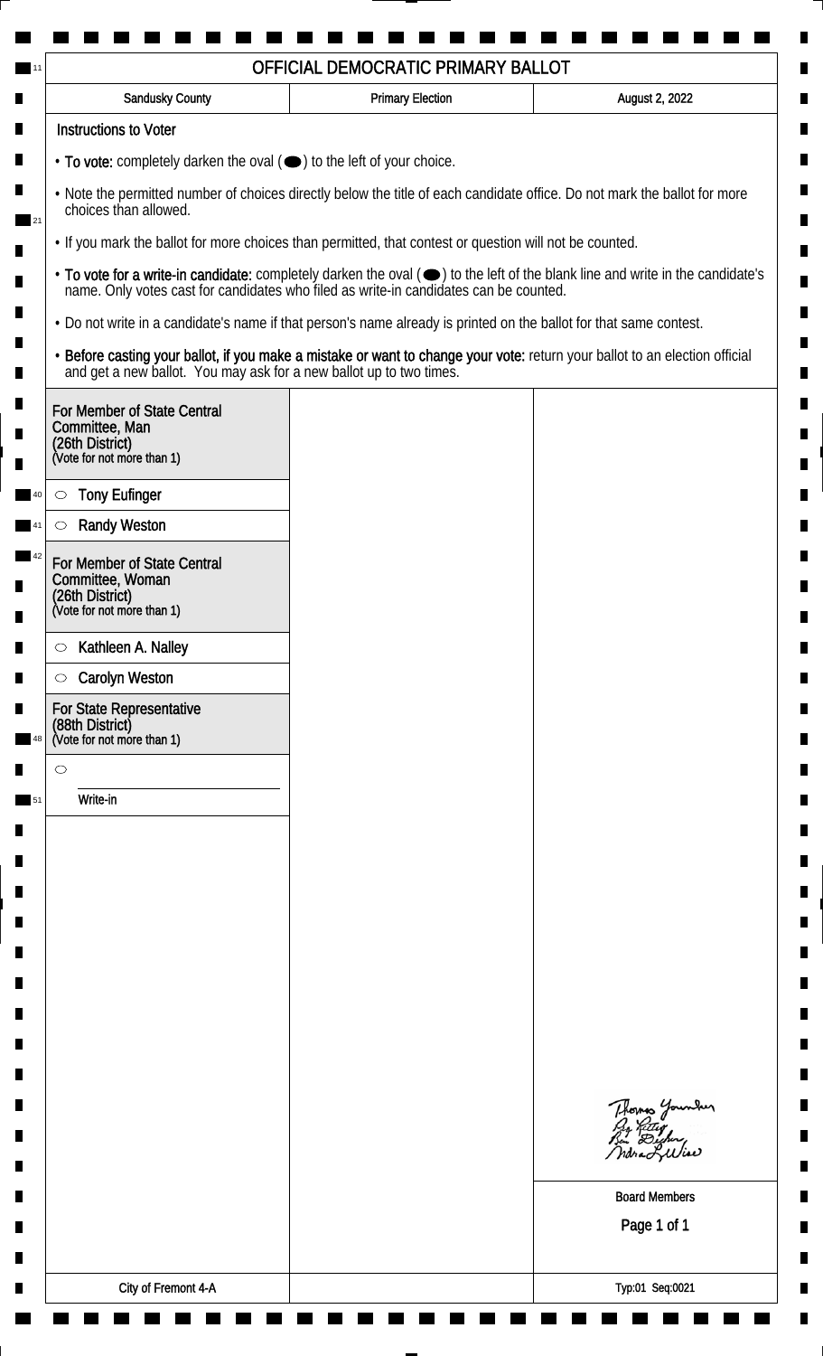# OFFICIAL DEMOCRATIC PRIMARY BALLOT

| Sandusky County | Primary Election | August 2, 2022 |
| --- | --- | --- |

**Instructions to Voter**

- **To vote:** completely darken the oval (⬬) to the left of your choice.
- Note the permitted number of choices directly below the title of each candidate office. Do not mark the ballot for more choices than allowed.
- If you mark the ballot for more choices than permitted, that contest or question will not be counted.
- **To vote for a write-in candidate:** completely darken the oval (⬬) to the left of the blank line and write in the candidate's name. Only votes cast for candidates who filed as write-in candidates can be counted.
- Do not write in a candidate's name if that person's name already is printed on the ballot for that same contest.
- **Before casting your ballot, if you make a mistake or want to change your vote:** return your ballot to an election official and get a new ballot. You may ask for a new ballot up to two times.

**For Member of State Central Committee, Man (26th District)**
(Vote for not more than 1)

- ○ Tony Eufinger
- ○ Randy Weston

**For Member of State Central Committee, Woman (26th District)**
(Vote for not more than 1)

- ○ Kathleen A. Nalley
- ○ Carolyn Weston

**For State Representative (88th District)**
(Vote for not more than 1)

- ○ ______________________
  Write-in

Thomas Younker
Guy Kitley
Ben Dischner
Indra L. Wise

Board Members

City of Fremont 4-A

Typ:01 Seq:0021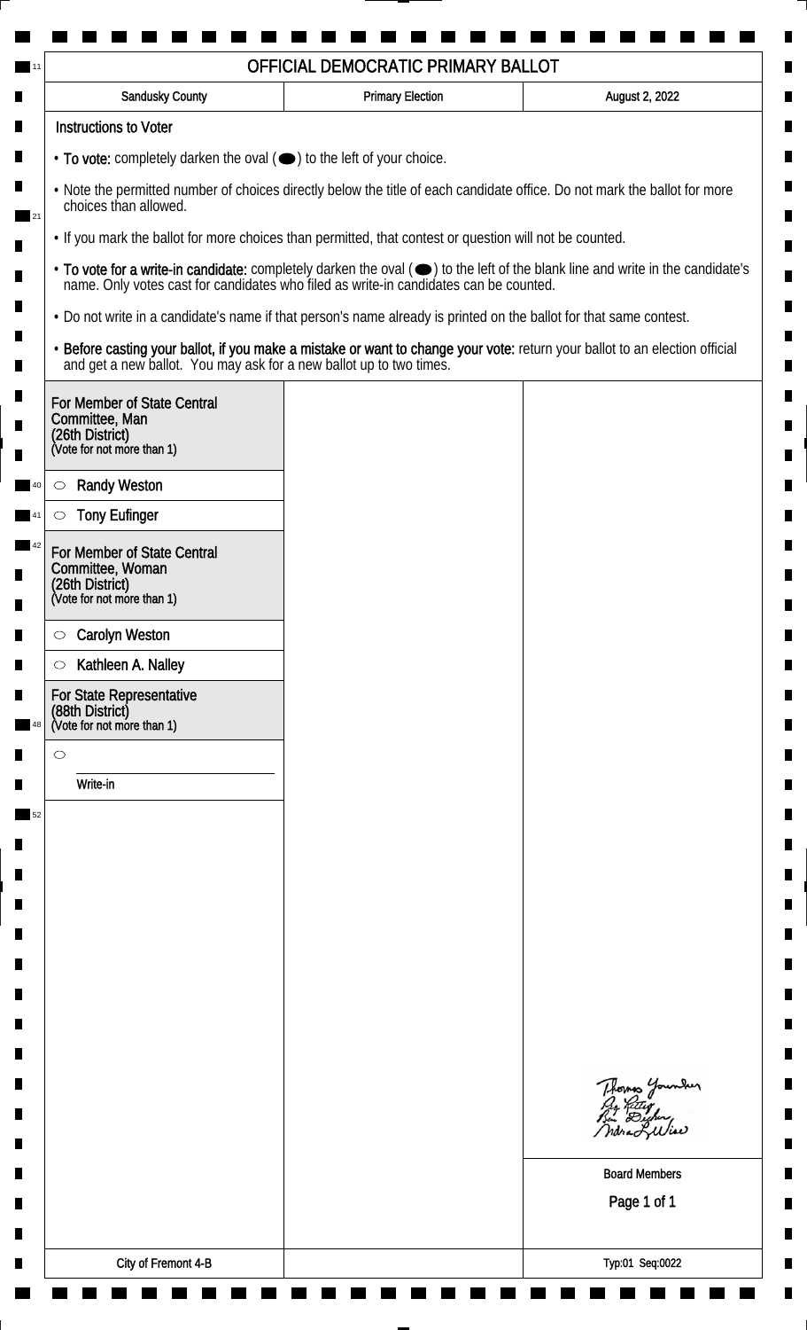# OFFICIAL DEMOCRATIC PRIMARY BALLOT

| Sandusky County | Primary Election | August 2, 2022 |
| --- | --- | --- |

## Instructions to Voter

- **To vote:** completely darken the oval (⬬) to the left of your choice.
- Note the permitted number of choices directly below the title of each candidate office. Do not mark the ballot for more choices than allowed.
- If you mark the ballot for more choices than permitted, that contest or question will not be counted.
- **To vote for a write-in candidate:** completely darken the oval (⬬) to the left of the blank line and write in the candidate's name. Only votes cast for candidates who filed as write-in candidates can be counted.
- Do not write in a candidate's name if that person's name already is printed on the ballot for that same contest.
- **Before casting your ballot, if you make a mistake or want to change your vote:** return your ballot to an election official and get a new ballot. You may ask for a new ballot up to two times.

### For Member of State Central Committee, Man (26th District)
(Vote for not more than 1)

- ○ Randy Weston
- ○ Tony Eufinger

### For Member of State Central Committee, Woman (26th District)
(Vote for not more than 1)

- ○ Carolyn Weston
- ○ Kathleen A. Nalley

### For State Representative (88th District)
(Vote for not more than 1)

- ○ ____________________ Write-in

Thomas Younker
Guy Rettig
Ben Decker
Indra L. Wise

Board Members

City of Fremont 4-B

Typ:01 Seq:0022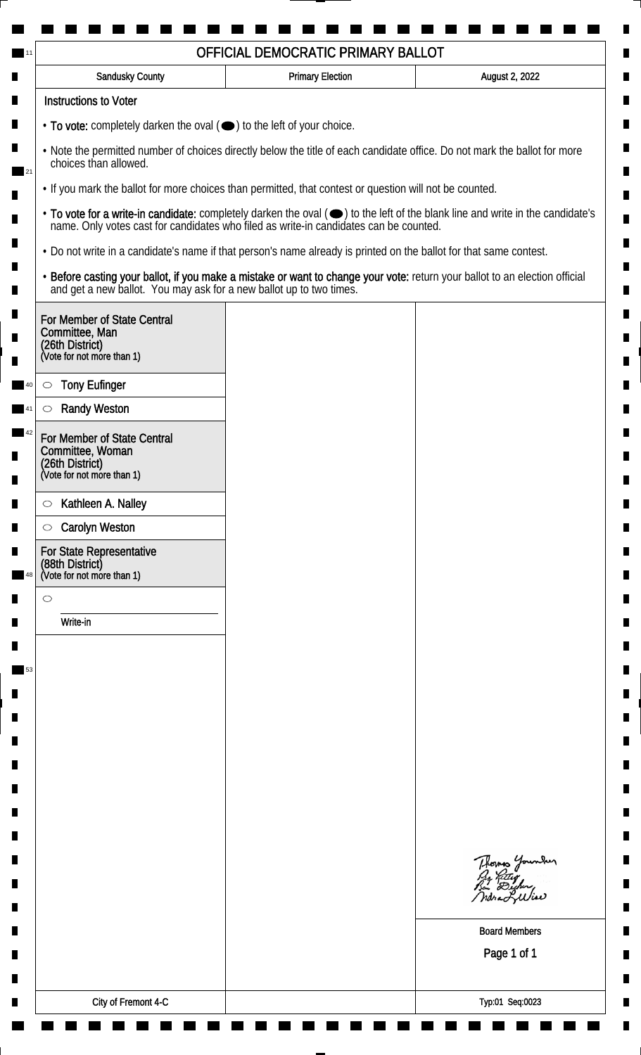# OFFICIAL DEMOCRATIC PRIMARY BALLOT

| Sandusky County | Primary Election | August 2, 2022 |
| --- | --- | --- |

**Instructions to Voter**

- **To vote:** completely darken the oval (⬬) to the left of your choice.
- Note the permitted number of choices directly below the title of each candidate office. Do not mark the ballot for more choices than allowed.
- If you mark the ballot for more choices than permitted, that contest or question will not be counted.
- **To vote for a write-in candidate:** completely darken the oval (⬬) to the left of the blank line and write in the candidate's name. Only votes cast for candidates who filed as write-in candidates can be counted.
- Do not write in a candidate's name if that person's name already is printed on the ballot for that same contest.
- **Before casting your ballot, if you make a mistake or want to change your vote:** return your ballot to an election official and get a new ballot. You may ask for a new ballot up to two times.

**For Member of State Central Committee, Man (26th District)**
(Vote for not more than 1)

- ○ Tony Eufinger
- ○ Randy Weston

**For Member of State Central Committee, Woman (26th District)**
(Vote for not more than 1)

- ○ Kathleen A. Nalley
- ○ Carolyn Weston

**For State Representative (88th District)**
(Vote for not more than 1)

- ○ ____________________ Write-in

Board Members

City of Fremont 4-C

Typ:01 Seq:0023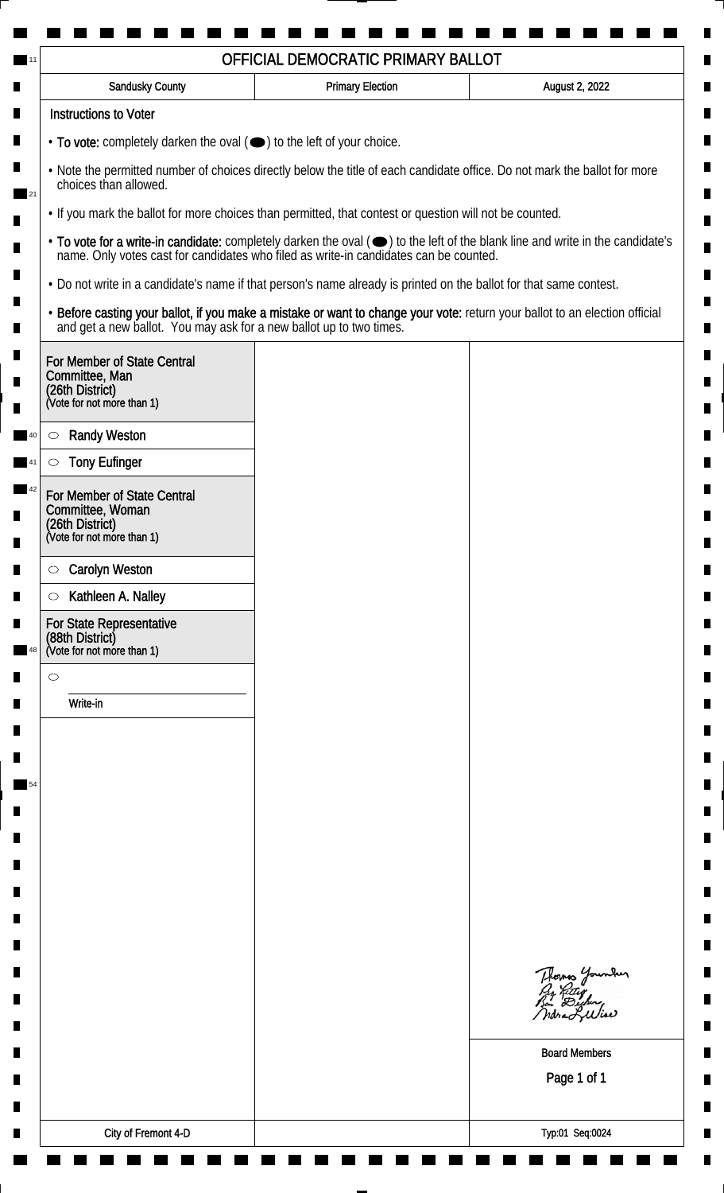# OFFICIAL DEMOCRATIC PRIMARY BALLOT

| Sandusky County | Primary Election | August 2, 2022 |
|---|---|---|

**Instructions to Voter**

- **To vote:** completely darken the oval (⬬) to the left of your choice.
- Note the permitted number of choices directly below the title of each candidate office. Do not mark the ballot for more choices than allowed.
- If you mark the ballot for more choices than permitted, that contest or question will not be counted.
- **To vote for a write-in candidate:** completely darken the oval (⬬) to the left of the blank line and write in the candidate's name. Only votes cast for candidates who filed as write-in candidates can be counted.
- Do not write in a candidate's name if that person's name already is printed on the ballot for that same contest.
- **Before casting your ballot, if you make a mistake or want to change your vote:** return your ballot to an election official and get a new ballot. You may ask for a new ballot up to two times.

**For Member of State Central Committee, Man (26th District)**
(Vote for not more than 1)

- ○ Randy Weston
- ○ Tony Eufinger

**For Member of State Central Committee, Woman (26th District)**
(Vote for not more than 1)

- ○ Carolyn Weston
- ○ Kathleen A. Nalley

**For State Representative (88th District)**
(Vote for not more than 1)

- ○ ____________________
  Write-in

Thomas Younker
Guy Kitter
Ben Decker
Indra L. Wise

Board Members

City of Fremont 4-D

Typ:01 Seq:0024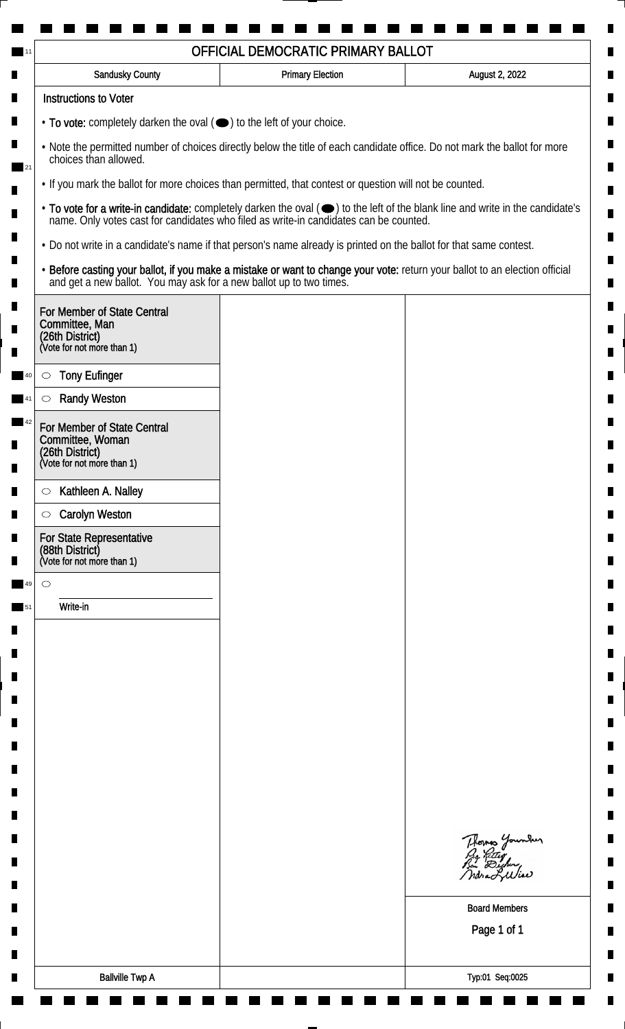# OFFICIAL DEMOCRATIC PRIMARY BALLOT

| Sandusky County | Primary Election | August 2, 2022 |
| --- | --- | --- |

## Instructions to Voter

- **To vote:** completely darken the oval (⬬) to the left of your choice.
- Note the permitted number of choices directly below the title of each candidate office. Do not mark the ballot for more choices than allowed.
- If you mark the ballot for more choices than permitted, that contest or question will not be counted.
- **To vote for a write-in candidate:** completely darken the oval (⬬) to the left of the blank line and write in the candidate's name. Only votes cast for candidates who filed as write-in candidates can be counted.
- Do not write in a candidate's name if that person's name already is printed on the ballot for that same contest.
- **Before casting your ballot, if you make a mistake or want to change your vote:** return your ballot to an election official and get a new ballot. You may ask for a new ballot up to two times.

### For Member of State Central Committee, Man (26th District)
(Vote for not more than 1)

- ○ Tony Eufinger
- ○ Randy Weston

### For Member of State Central Committee, Woman (26th District)
(Vote for not more than 1)

- ○ Kathleen A. Nalley
- ○ Carolyn Weston

### For State Representative (88th District)
(Vote for not more than 1)

- ○ ______________________
  Write-in

Thomas Younker
Ag Kitty
Ben Decker
Indra L. Wise

Board Members

| Ballville Twp A | | Typ:01 Seq:0025 |
| --- | --- | --- |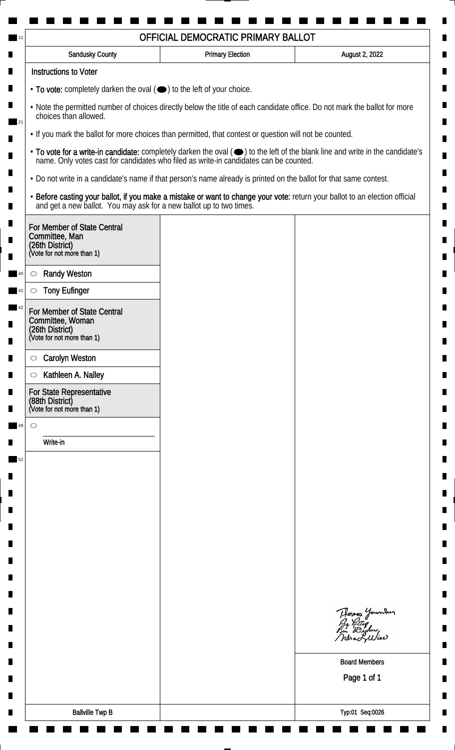# OFFICIAL DEMOCRATIC PRIMARY BALLOT

| Sandusky County | Primary Election | August 2, 2022 |
|---|---|---|

## Instructions to Voter

- **To vote:** completely darken the oval (⬬) to the left of your choice.
- Note the permitted number of choices directly below the title of each candidate office. Do not mark the ballot for more choices than allowed.
- If you mark the ballot for more choices than permitted, that contest or question will not be counted.
- **To vote for a write-in candidate:** completely darken the oval (⬬) to the left of the blank line and write in the candidate's name. Only votes cast for candidates who filed as write-in candidates can be counted.
- Do not write in a candidate's name if that person's name already is printed on the ballot for that same contest.
- **Before casting your ballot, if you make a mistake or want to change your vote:** return your ballot to an election official and get a new ballot. You may ask for a new ballot up to two times.

### For Member of State Central Committee, Man (26th District)
(Vote for not more than 1)

- ⬭ Randy Weston
- ⬭ Tony Eufinger

### For Member of State Central Committee, Woman (26th District)
(Vote for not more than 1)

- ⬭ Carolyn Weston
- ⬭ Kathleen A. Nalley

### For State Representative (88th District)
(Vote for not more than 1)

- ⬭ ____________________
  Write-in

Thomas Younker
Guy Rittey
Ben Dischner
Indra L. Wise

Board Members

Ballville Twp B

Typ:01 Seq:0026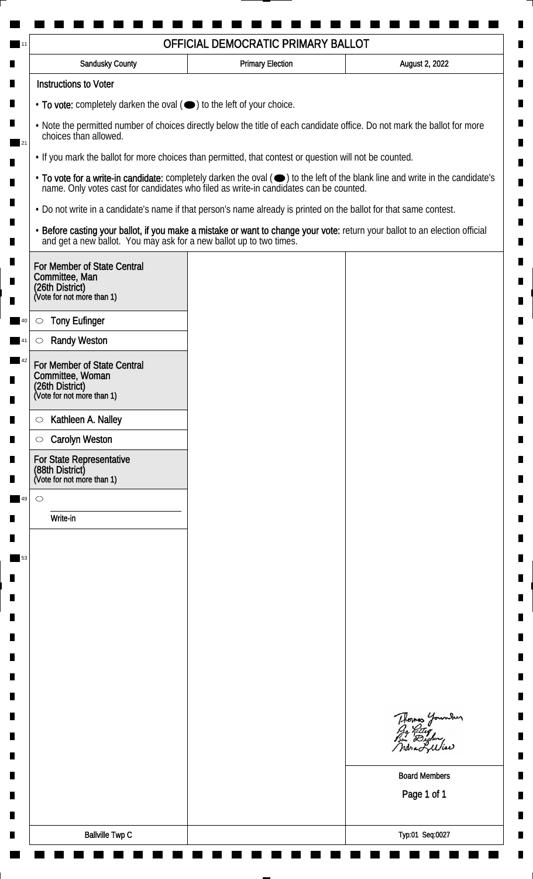# OFFICIAL DEMOCRATIC PRIMARY BALLOT

| Sandusky County | Primary Election | August 2, 2022 |
| --- | --- | --- |

## Instructions to Voter

- **To vote:** completely darken the oval (⬬) to the left of your choice.
- Note the permitted number of choices directly below the title of each candidate office. Do not mark the ballot for more choices than allowed.
- If you mark the ballot for more choices than permitted, that contest or question will not be counted.
- **To vote for a write-in candidate:** completely darken the oval (⬬) to the left of the blank line and write in the candidate's name. Only votes cast for candidates who filed as write-in candidates can be counted.
- Do not write in a candidate's name if that person's name already is printed on the ballot for that same contest.
- **Before casting your ballot, if you make a mistake or want to change your vote:** return your ballot to an election official and get a new ballot. You may ask for a new ballot up to two times.

### For Member of State Central Committee, Man (26th District)
(Vote for not more than 1)

- ○ Tony Eufinger
- ○ Randy Weston

### For Member of State Central Committee, Woman (26th District)
(Vote for not more than 1)

- ○ Kathleen A. Nalley
- ○ Carolyn Weston

### For State Representative (88th District)
(Vote for not more than 1)

- ○ ______________ Write-in

Board Members

Ballville Twp C

Typ:01 Seq:0027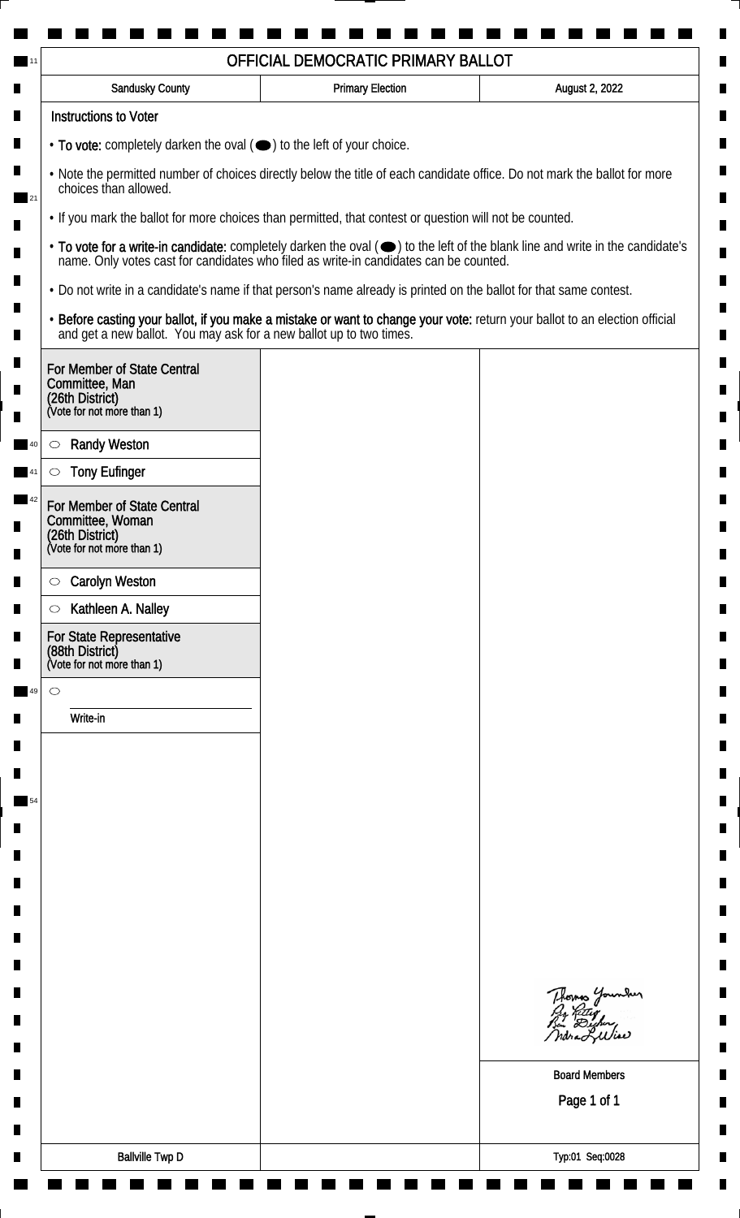# OFFICIAL DEMOCRATIC PRIMARY BALLOT

| Sandusky County | Primary Election | August 2, 2022 |
| --- | --- | --- |

## Instructions to Voter

- **To vote:** completely darken the oval (⬬) to the left of your choice.
- Note the permitted number of choices directly below the title of each candidate office. Do not mark the ballot for more choices than allowed.
- If you mark the ballot for more choices than permitted, that contest or question will not be counted.
- **To vote for a write-in candidate:** completely darken the oval (⬬) to the left of the blank line and write in the candidate's name. Only votes cast for candidates who filed as write-in candidates can be counted.
- Do not write in a candidate's name if that person's name already is printed on the ballot for that same contest.
- **Before casting your ballot, if you make a mistake or want to change your vote:** return your ballot to an election official and get a new ballot. You may ask for a new ballot up to two times.

### For Member of State Central Committee, Man (26th District)
(Vote for not more than 1)

- ○ Randy Weston
- ○ Tony Eufinger

### For Member of State Central Committee, Woman (26th District)
(Vote for not more than 1)

- ○ Carolyn Weston
- ○ Kathleen A. Nalley

### For State Representative (88th District)
(Vote for not more than 1)

- ○ ____________ Write-in

Thomas Younker
Greg Rettig
Ben Dryden
Andrea L. Wise

Board Members

Ballville Twp D

Typ:01 Seq:0028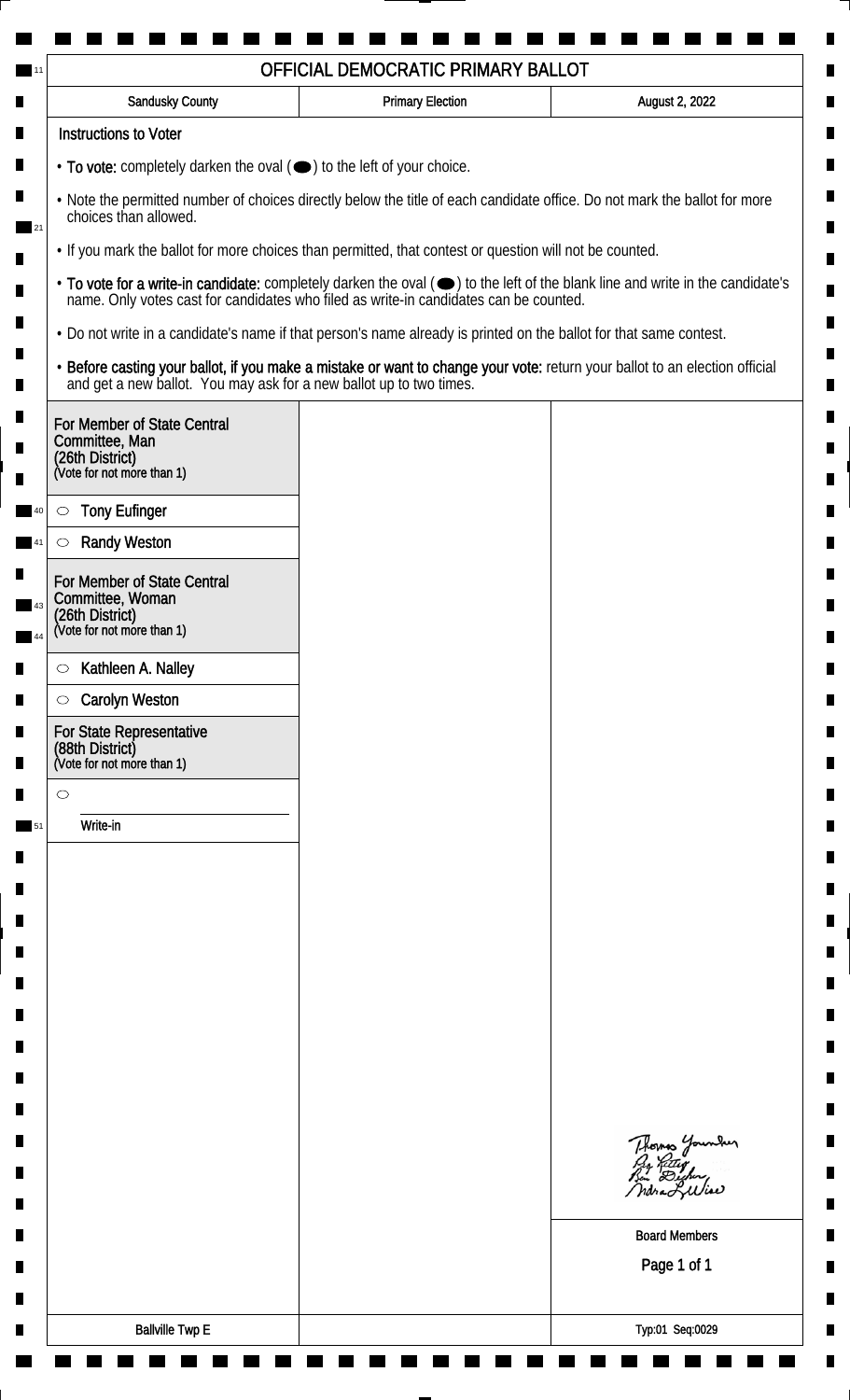# OFFICIAL DEMOCRATIC PRIMARY BALLOT

| Sandusky County | Primary Election | August 2, 2022 |
| --- | --- | --- |

**Instructions to Voter**

- **To vote:** completely darken the oval (⬬) to the left of your choice.
- Note the permitted number of choices directly below the title of each candidate office. Do not mark the ballot for more choices than allowed.
- If you mark the ballot for more choices than permitted, that contest or question will not be counted.
- **To vote for a write-in candidate:** completely darken the oval (⬬) to the left of the blank line and write in the candidate's name. Only votes cast for candidates who filed as write-in candidates can be counted.
- Do not write in a candidate's name if that person's name already is printed on the ballot for that same contest.
- **Before casting your ballot, if you make a mistake or want to change your vote:** return your ballot to an election official and get a new ballot. You may ask for a new ballot up to two times.

**For Member of State Central Committee, Man (26th District)**
(Vote for not more than 1)

- ○ Tony Eufinger
- ○ Randy Weston

**For Member of State Central Committee, Woman (26th District)**
(Vote for not more than 1)

- ○ Kathleen A. Nalley
- ○ Carolyn Weston

**For State Representative (88th District)**
(Vote for not more than 1)

- ○ ____________ Write-in

Board Members

Ballville Twp E

Typ:01 Seq:0029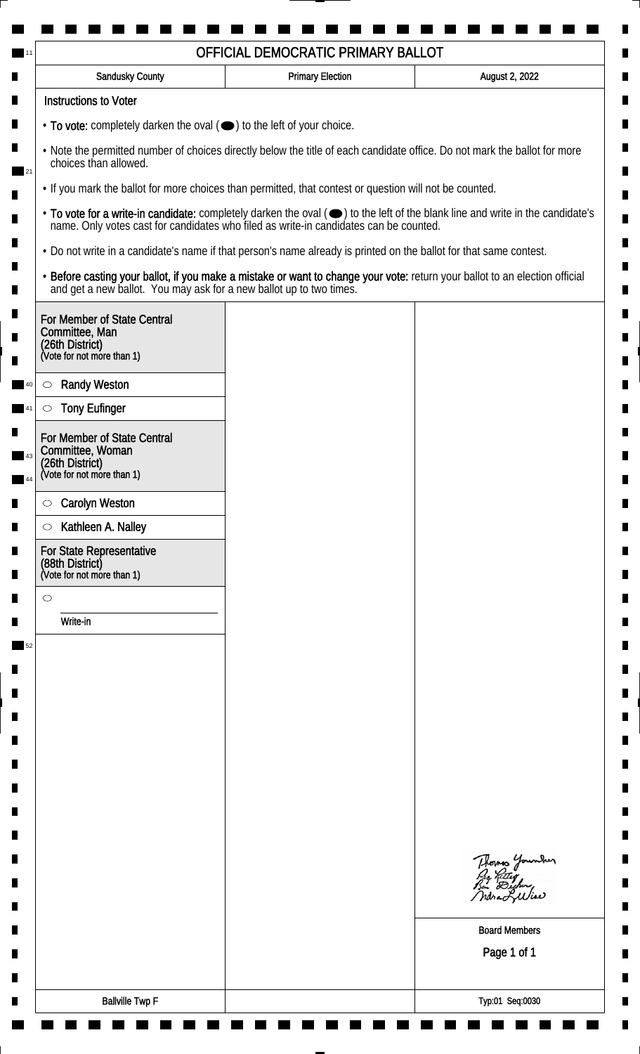# OFFICIAL DEMOCRATIC PRIMARY BALLOT

| Sandusky County | Primary Election | August 2, 2022 |
| --- | --- | --- |

## Instructions to Voter

- **To vote:** completely darken the oval (⬬) to the left of your choice.
- Note the permitted number of choices directly below the title of each candidate office. Do not mark the ballot for more choices than allowed.
- If you mark the ballot for more choices than permitted, that contest or question will not be counted.
- **To vote for a write-in candidate:** completely darken the oval (⬬) to the left of the blank line and write in the candidate's name. Only votes cast for candidates who filed as write-in candidates can be counted.
- Do not write in a candidate's name if that person's name already is printed on the ballot for that same contest.
- **Before casting your ballot, if you make a mistake or want to change your vote:** return your ballot to an election official and get a new ballot. You may ask for a new ballot up to two times.

### For Member of State Central Committee, Man (26th District)
(Vote for not more than 1)

- ○ Randy Weston
- ○ Tony Eufinger

### For Member of State Central Committee, Woman (26th District)
(Vote for not more than 1)

- ○ Carolyn Weston
- ○ Kathleen A. Nalley

### For State Representative (88th District)
(Vote for not more than 1)

- ○ ______________________
  Write-in

Board Members

Ballville Twp F

Typ:01 Seq:0030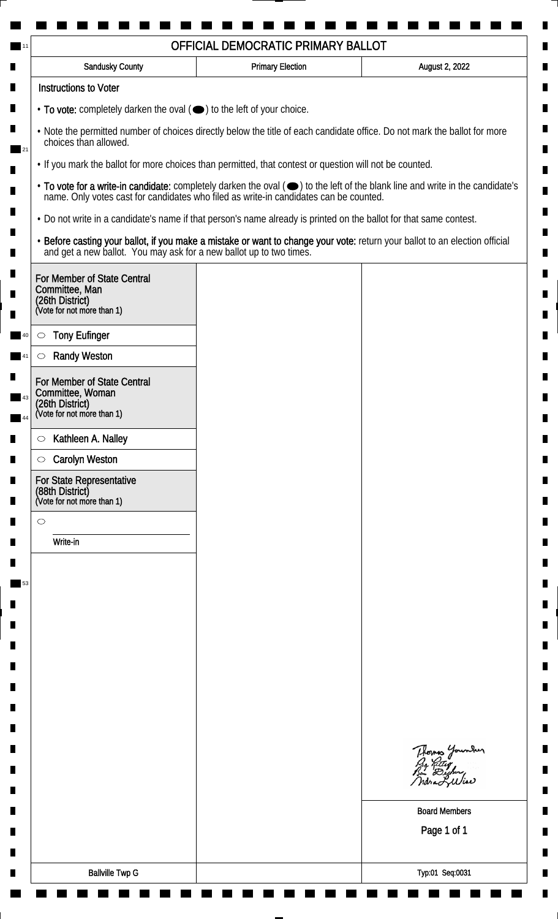# OFFICIAL DEMOCRATIC PRIMARY BALLOT

| Sandusky County | Primary Election | August 2, 2022 |
| --- | --- | --- |

## Instructions to Voter

- **To vote:** completely darken the oval (⬬) to the left of your choice.
- Note the permitted number of choices directly below the title of each candidate office. Do not mark the ballot for more choices than allowed.
- If you mark the ballot for more choices than permitted, that contest or question will not be counted.
- **To vote for a write-in candidate:** completely darken the oval (⬬) to the left of the blank line and write in the candidate's name. Only votes cast for candidates who filed as write-in candidates can be counted.
- Do not write in a candidate's name if that person's name already is printed on the ballot for that same contest.
- **Before casting your ballot, if you make a mistake or want to change your vote:** return your ballot to an election official and get a new ballot. You may ask for a new ballot up to two times.

### For Member of State Central Committee, Man (26th District)
(Vote for not more than 1)

- ○ Tony Eufinger
- ○ Randy Weston

### For Member of State Central Committee, Woman (26th District)
(Vote for not more than 1)

- ○ Kathleen A. Nalley
- ○ Carolyn Weston

### For State Representative (88th District)
(Vote for not more than 1)

- ○ ____________ Write-in

Board Members

Ballville Twp G

Typ:01 Seq:0031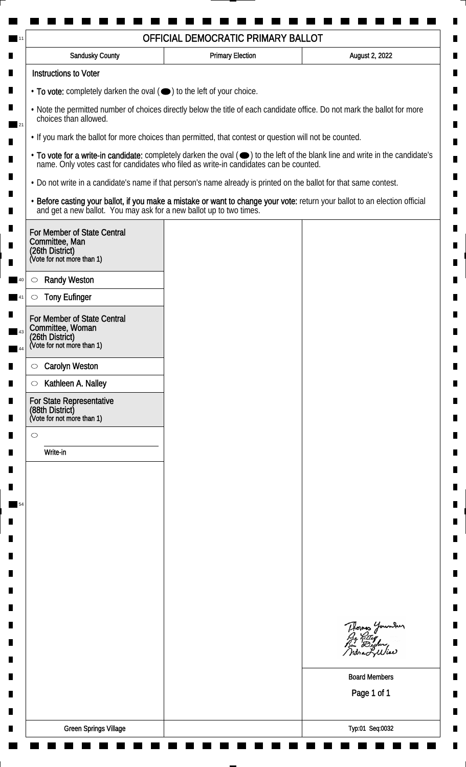# OFFICIAL DEMOCRATIC PRIMARY BALLOT

| Sandusky County | Primary Election | August 2, 2022 |
| --- | --- | --- |

**Instructions to Voter**

- **To vote:** completely darken the oval (⬬) to the left of your choice.
- Note the permitted number of choices directly below the title of each candidate office. Do not mark the ballot for more choices than allowed.
- If you mark the ballot for more choices than permitted, that contest or question will not be counted.
- **To vote for a write-in candidate:** completely darken the oval (⬬) to the left of the blank line and write in the candidate's name. Only votes cast for candidates who filed as write-in candidates can be counted.
- Do not write in a candidate's name if that person's name already is printed on the ballot for that same contest.
- **Before casting your ballot, if you make a mistake or want to change your vote:** return your ballot to an election official and get a new ballot. You may ask for a new ballot up to two times.

**For Member of State Central Committee, Man (26th District)**
(Vote for not more than 1)

- ○ Randy Weston
- ○ Tony Eufinger

**For Member of State Central Committee, Woman (26th District)**
(Vote for not more than 1)

- ○ Carolyn Weston
- ○ Kathleen A. Nalley

**For State Representative (88th District)**
(Vote for not more than 1)

- ○ ____________________ Write-in

Thomas Younker
Peg Kitter
Ben Decker
Indra L. Wise

Board Members

Page 1 of 1

Green Springs Village

Typ:01 Seq:0032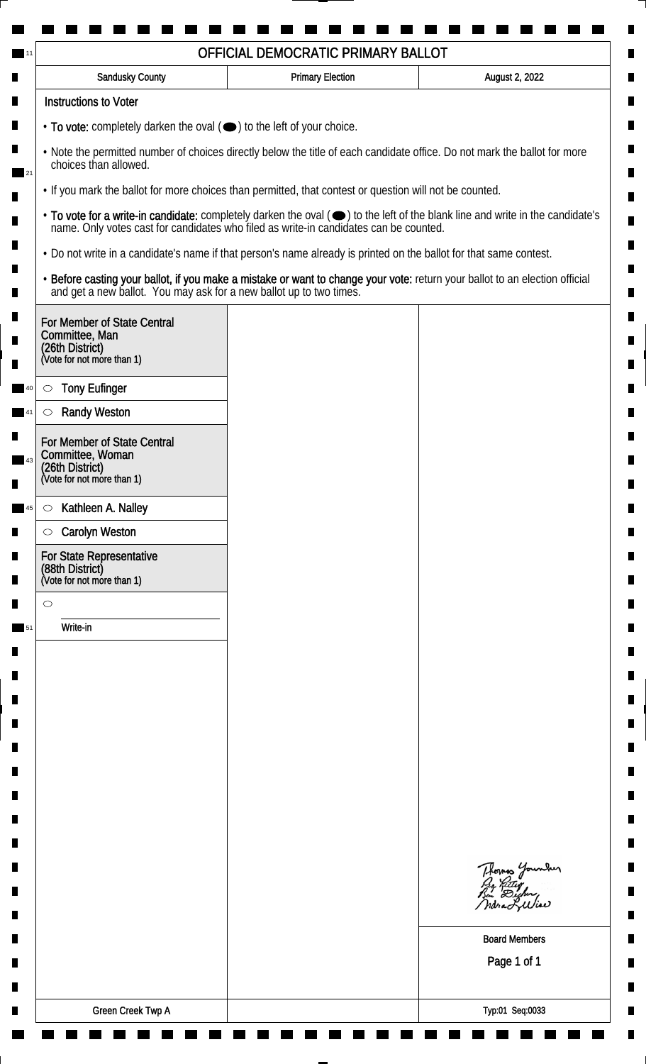# OFFICIAL DEMOCRATIC PRIMARY BALLOT

| Sandusky County | Primary Election | August 2, 2022 |
| --- | --- | --- |

## Instructions to Voter

- **To vote:** completely darken the oval (⬬) to the left of your choice.
- Note the permitted number of choices directly below the title of each candidate office. Do not mark the ballot for more choices than allowed.
- If you mark the ballot for more choices than permitted, that contest or question will not be counted.
- **To vote for a write-in candidate:** completely darken the oval (⬬) to the left of the blank line and write in the candidate's name. Only votes cast for candidates who filed as write-in candidates can be counted.
- Do not write in a candidate's name if that person's name already is printed on the ballot for that same contest.
- **Before casting your ballot, if you make a mistake or want to change your vote:** return your ballot to an election official and get a new ballot. You may ask for a new ballot up to two times.

### For Member of State Central Committee, Man (26th District)
(Vote for not more than 1)

- ○ Tony Eufinger
- ○ Randy Weston

### For Member of State Central Committee, Woman (26th District)
(Vote for not more than 1)

- ○ Kathleen A. Nalley
- ○ Carolyn Weston

### For State Representative (88th District)
(Vote for not more than 1)

- ○ ______________________
  Write-in

Board Members

Green Creek Twp A

Typ:01 Seq:0033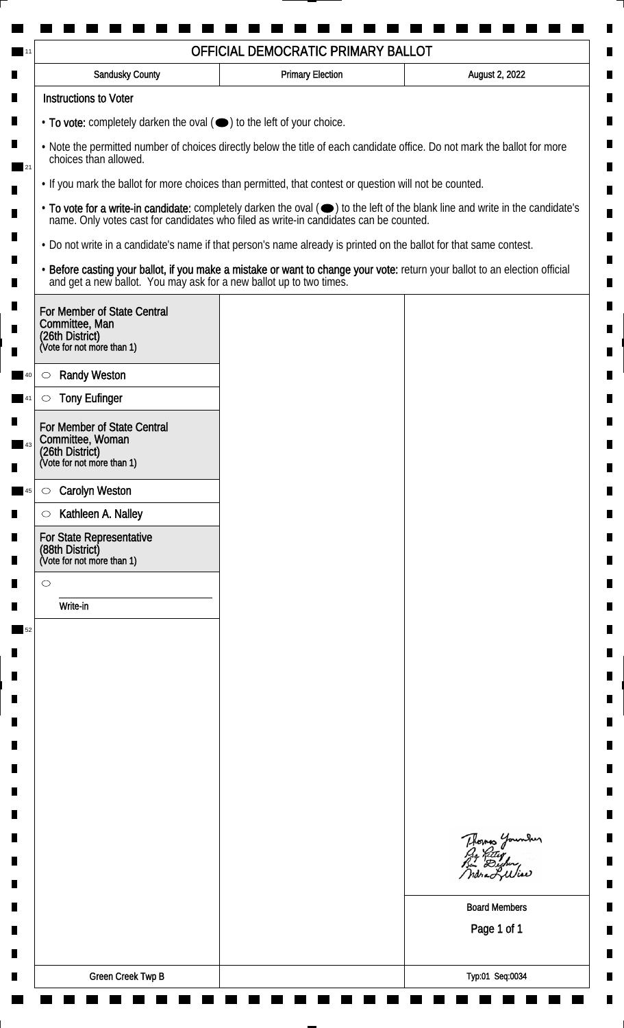# OFFICIAL DEMOCRATIC PRIMARY BALLOT

| Sandusky County | Primary Election | August 2, 2022 |
|---|---|---|

**Instructions to Voter**

- **To vote:** completely darken the oval (⬬) to the left of your choice.
- Note the permitted number of choices directly below the title of each candidate office. Do not mark the ballot for more choices than allowed.
- If you mark the ballot for more choices than permitted, that contest or question will not be counted.
- **To vote for a write-in candidate:** completely darken the oval (⬬) to the left of the blank line and write in the candidate's name. Only votes cast for candidates who filed as write-in candidates can be counted.
- Do not write in a candidate's name if that person's name already is printed on the ballot for that same contest.
- **Before casting your ballot, if you make a mistake or want to change your vote:** return your ballot to an election official and get a new ballot. You may ask for a new ballot up to two times.

**For Member of State Central Committee, Man (26th District)**
(Vote for not more than 1)

- ○ Randy Weston
- ○ Tony Eufinger

**For Member of State Central Committee, Woman (26th District)**
(Vote for not more than 1)

- ○ Carolyn Weston
- ○ Kathleen A. Nalley

**For State Representative (88th District)**
(Vote for not more than 1)

- ○ ____________ Write-in

Board Members

| Green Creek Twp B | | Typ:01 Seq:0034 |
|---|---|---|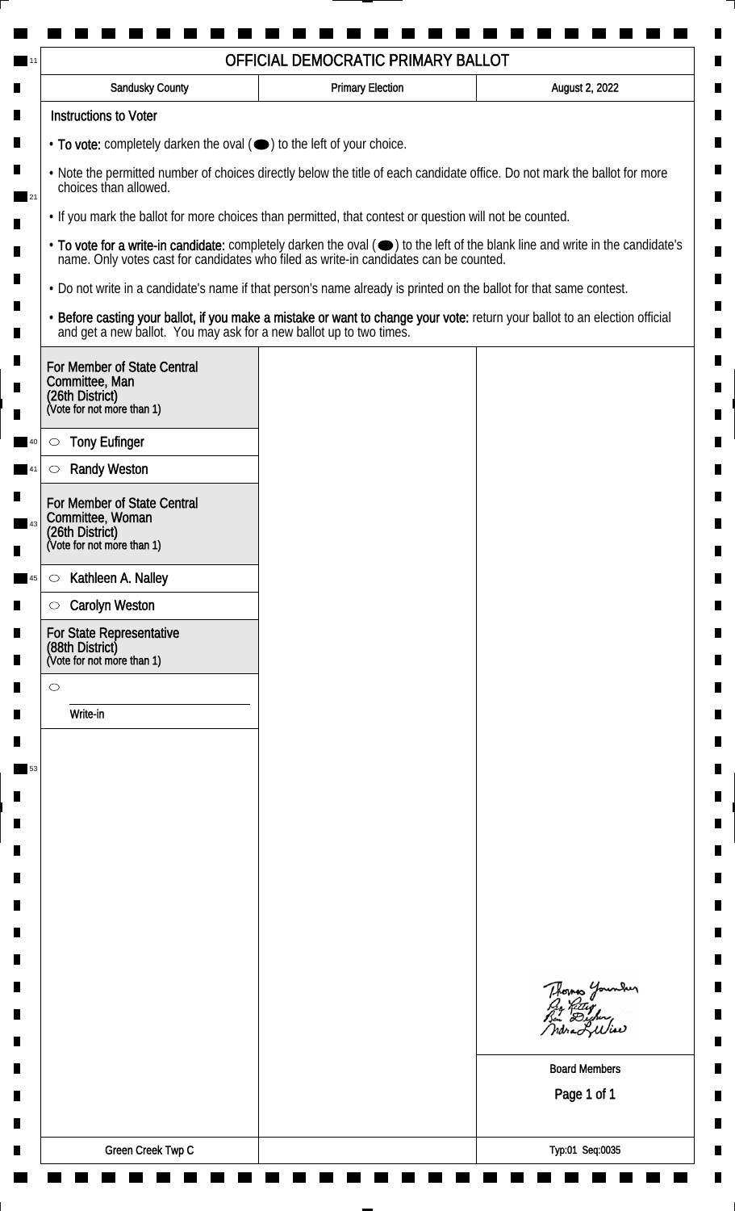# OFFICIAL DEMOCRATIC PRIMARY BALLOT

| Sandusky County | Primary Election | August 2, 2022 |
| --- | --- | --- |

**Instructions to Voter**

- **To vote:** completely darken the oval (⬬) to the left of your choice.
- Note the permitted number of choices directly below the title of each candidate office. Do not mark the ballot for more choices than allowed.
- If you mark the ballot for more choices than permitted, that contest or question will not be counted.
- **To vote for a write-in candidate:** completely darken the oval (⬬) to the left of the blank line and write in the candidate's name. Only votes cast for candidates who filed as write-in candidates can be counted.
- Do not write in a candidate's name if that person's name already is printed on the ballot for that same contest.
- **Before casting your ballot, if you make a mistake or want to change your vote:** return your ballot to an election official and get a new ballot. You may ask for a new ballot up to two times.

**For Member of State Central Committee, Man (26th District)**
(Vote for not more than 1)

- ○ Tony Eufinger
- ○ Randy Weston

**For Member of State Central Committee, Woman (26th District)**
(Vote for not more than 1)

- ○ Kathleen A. Nalley
- ○ Carolyn Weston

**For State Representative (88th District)**
(Vote for not more than 1)

- ○ ______________ Write-in

Thomas Younker
Guy Kettig
Ben Dircher
Indra L. Wise

Board Members

Green Creek Twp C

Typ:01 Seq:0035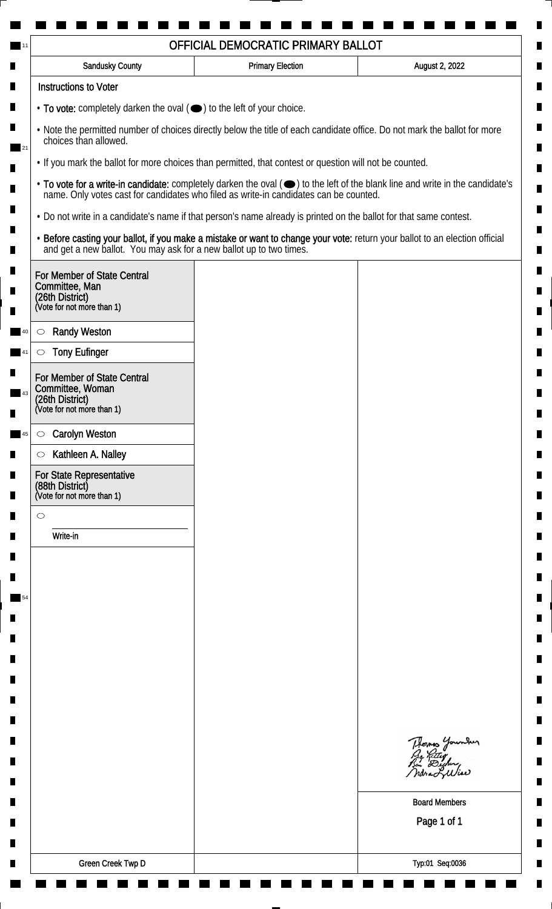# OFFICIAL DEMOCRATIC PRIMARY BALLOT

| Sandusky County | Primary Election | August 2, 2022 |
| --- | --- | --- |

**Instructions to Voter**

- **To vote:** completely darken the oval (⬬) to the left of your choice.
- Note the permitted number of choices directly below the title of each candidate office. Do not mark the ballot for more choices than allowed.
- If you mark the ballot for more choices than permitted, that contest or question will not be counted.
- **To vote for a write-in candidate:** completely darken the oval (⬬) to the left of the blank line and write in the candidate's name. Only votes cast for candidates who filed as write-in candidates can be counted.
- Do not write in a candidate's name if that person's name already is printed on the ballot for that same contest.
- **Before casting your ballot, if you make a mistake or want to change your vote:** return your ballot to an election official and get a new ballot. You may ask for a new ballot up to two times.

## For Member of State Central Committee, Man (26th District)
(Vote for not more than 1)

- ⬭ Randy Weston
- ⬭ Tony Eufinger

## For Member of State Central Committee, Woman (26th District)
(Vote for not more than 1)

- ⬭ Carolyn Weston
- ⬭ Kathleen A. Nalley

## For State Representative (88th District)
(Vote for not more than 1)

- ⬭ ______________ Write-in

Board Members

Green Creek Twp D

Typ:01 Seq:0036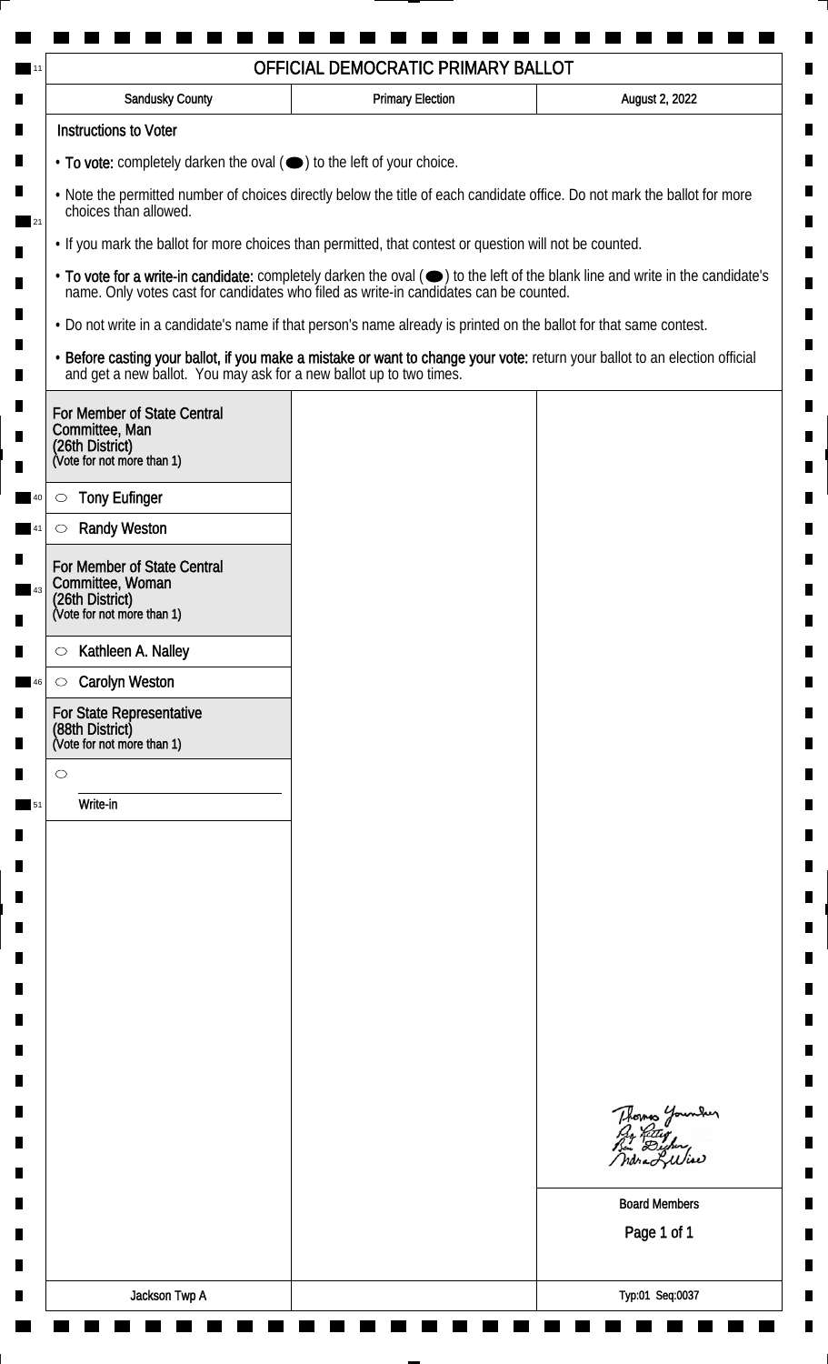# OFFICIAL DEMOCRATIC PRIMARY BALLOT

| Sandusky County | Primary Election | August 2, 2022 |
| --- | --- | --- |

**Instructions to Voter**

- **To vote:** completely darken the oval (⬬) to the left of your choice.
- Note the permitted number of choices directly below the title of each candidate office. Do not mark the ballot for more choices than allowed.
- If you mark the ballot for more choices than permitted, that contest or question will not be counted.
- **To vote for a write-in candidate:** completely darken the oval (⬬) to the left of the blank line and write in the candidate's name. Only votes cast for candidates who filed as write-in candidates can be counted.
- Do not write in a candidate's name if that person's name already is printed on the ballot for that same contest.
- **Before casting your ballot, if you make a mistake or want to change your vote:** return your ballot to an election official and get a new ballot. You may ask for a new ballot up to two times.

**For Member of State Central Committee, Man (26th District)**
(Vote for not more than 1)

- ○ Tony Eufinger
- ○ Randy Weston

**For Member of State Central Committee, Woman (26th District)**
(Vote for not more than 1)

- ○ Kathleen A. Nalley
- ○ Carolyn Weston

**For State Representative (88th District)**
(Vote for not more than 1)

- ○ ____________________
  Write-in

Board Members

Jackson Twp A

Typ:01 Seq:0037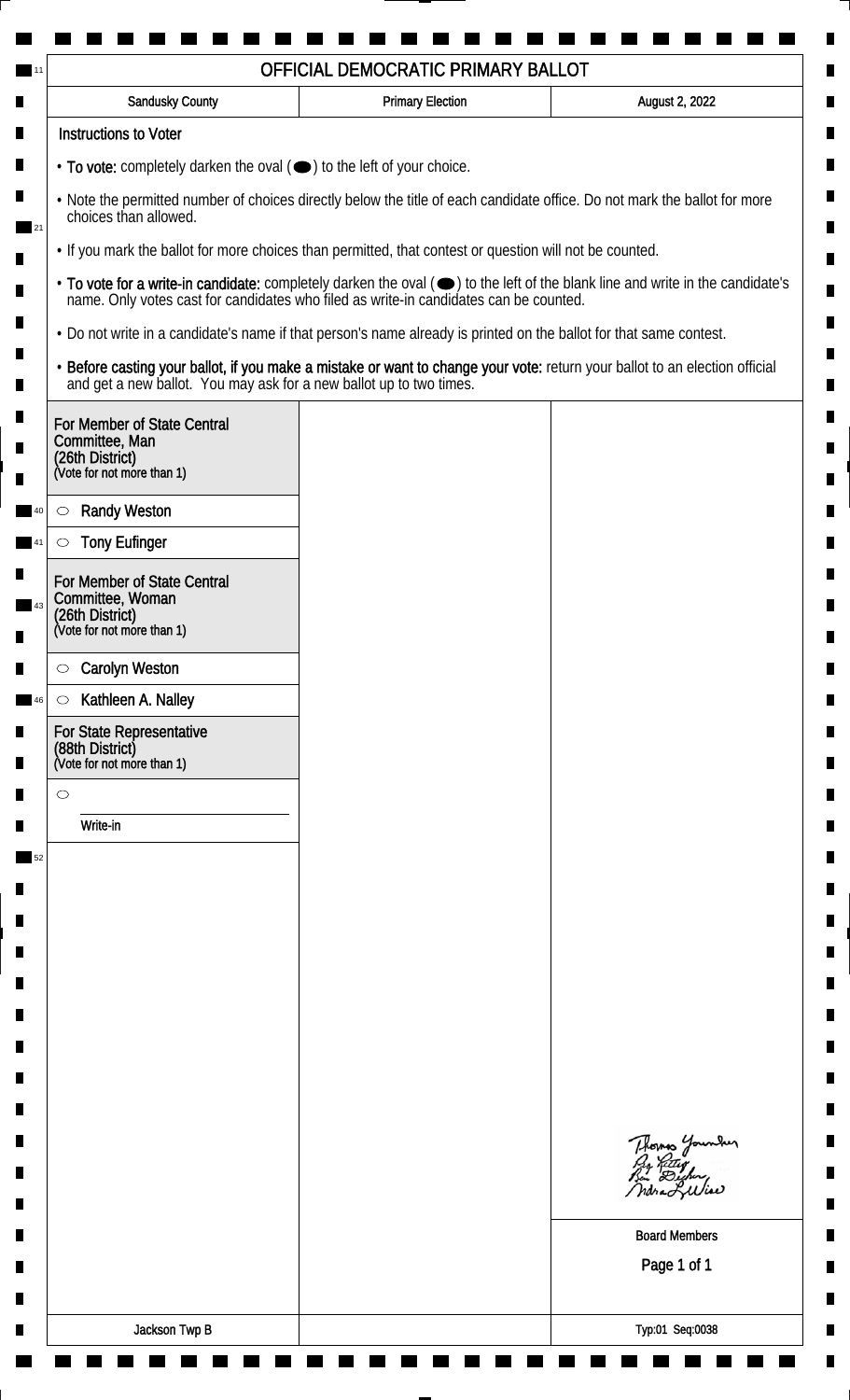# OFFICIAL DEMOCRATIC PRIMARY BALLOT

| Sandusky County | Primary Election | August 2, 2022 |
| --- | --- | --- |

## Instructions to Voter

- **To vote:** completely darken the oval (⬬) to the left of your choice.
- Note the permitted number of choices directly below the title of each candidate office. Do not mark the ballot for more choices than allowed.
- If you mark the ballot for more choices than permitted, that contest or question will not be counted.
- **To vote for a write-in candidate:** completely darken the oval (⬬) to the left of the blank line and write in the candidate's name. Only votes cast for candidates who filed as write-in candidates can be counted.
- Do not write in a candidate's name if that person's name already is printed on the ballot for that same contest.
- **Before casting your ballot, if you make a mistake or want to change your vote:** return your ballot to an election official and get a new ballot. You may ask for a new ballot up to two times.

### For Member of State Central Committee, Man (26th District)
(Vote for not more than 1)

- ○ Randy Weston
- ○ Tony Eufinger

### For Member of State Central Committee, Woman (26th District)
(Vote for not more than 1)

- ○ Carolyn Weston
- ○ Kathleen A. Nalley

### For State Representative (88th District)
(Vote for not more than 1)

- ○ ____________________ Write-in

Thomas Younker
Jay Rettig
Ben Dischner
Indra L. Wise

Board Members

Jackson Twp B

Typ:01 Seq:0038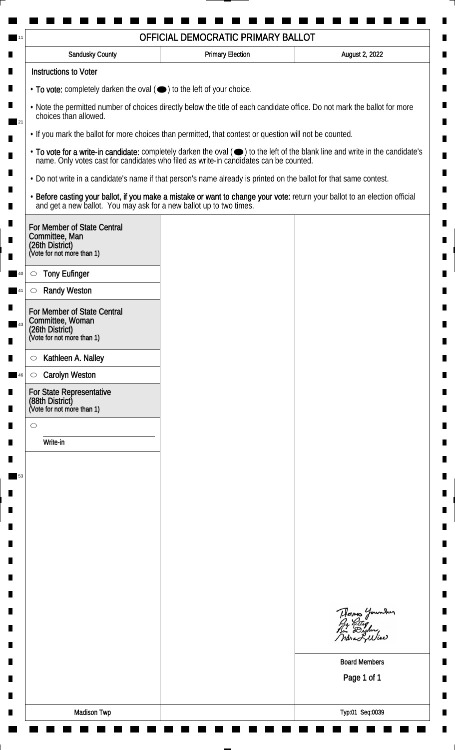# OFFICIAL DEMOCRATIC PRIMARY BALLOT

| Sandusky County | Primary Election | August 2, 2022 |
| --- | --- | --- |

## Instructions to Voter

- **To vote:** completely darken the oval (⬬) to the left of your choice.
- Note the permitted number of choices directly below the title of each candidate office. Do not mark the ballot for more choices than allowed.
- If you mark the ballot for more choices than permitted, that contest or question will not be counted.
- **To vote for a write-in candidate:** completely darken the oval (⬬) to the left of the blank line and write in the candidate's name. Only votes cast for candidates who filed as write-in candidates can be counted.
- Do not write in a candidate's name if that person's name already is printed on the ballot for that same contest.
- **Before casting your ballot, if you make a mistake or want to change your vote:** return your ballot to an election official and get a new ballot. You may ask for a new ballot up to two times.

### For Member of State Central Committee, Man (26th District)
(Vote for not more than 1)

- ○ Tony Eufinger
- ○ Randy Weston

### For Member of State Central Committee, Woman (26th District)
(Vote for not more than 1)

- ○ Kathleen A. Nalley
- ○ Carolyn Weston

### For State Representative (88th District)
(Vote for not more than 1)

- ○ ____________________ Write-in

Board Members

Madison Twp

Typ:01 Seq:0039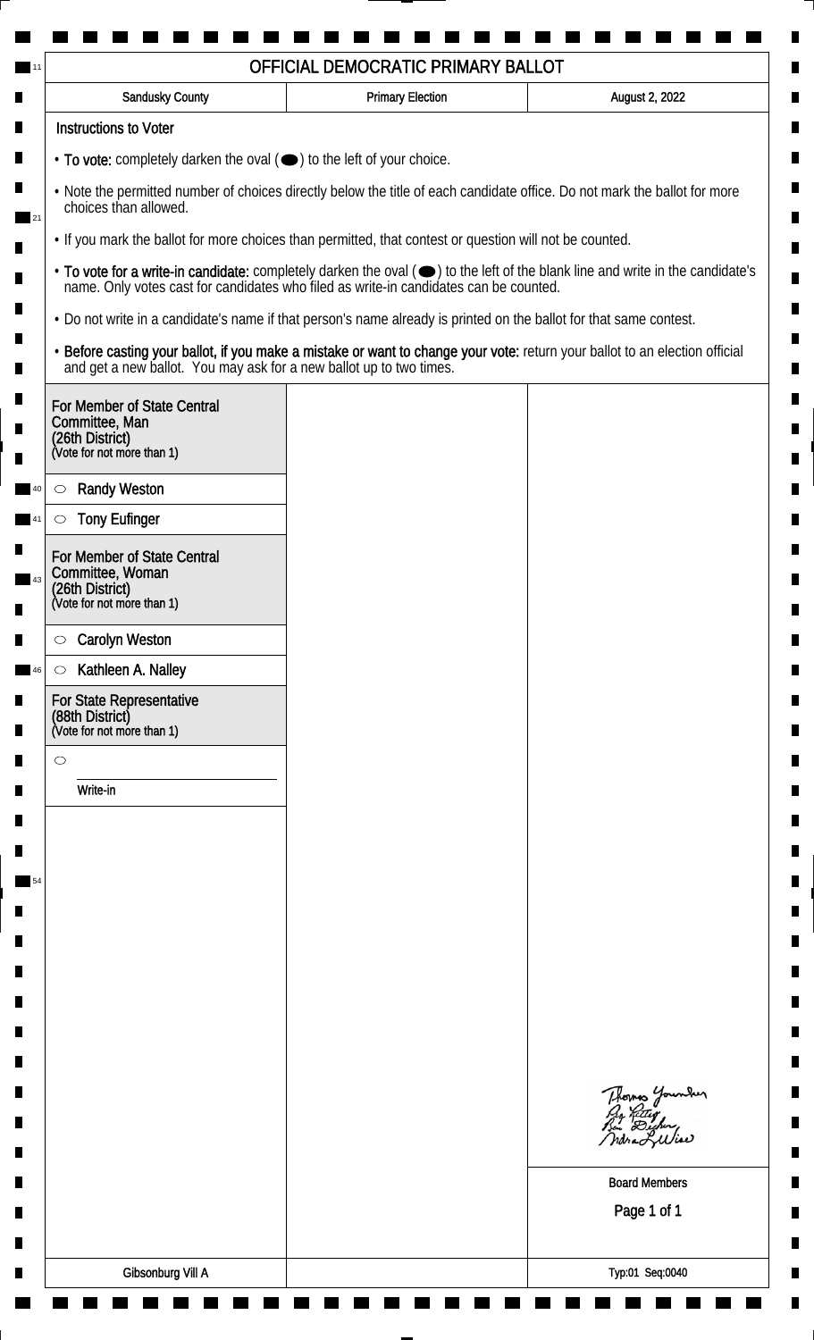# OFFICIAL DEMOCRATIC PRIMARY BALLOT

| Sandusky County | Primary Election | August 2, 2022 |
| --- | --- | --- |

## Instructions to Voter

- **To vote:** completely darken the oval (⬬) to the left of your choice.
- Note the permitted number of choices directly below the title of each candidate office. Do not mark the ballot for more choices than allowed.
- If you mark the ballot for more choices than permitted, that contest or question will not be counted.
- **To vote for a write-in candidate:** completely darken the oval (⬬) to the left of the blank line and write in the candidate's name. Only votes cast for candidates who filed as write-in candidates can be counted.
- Do not write in a candidate's name if that person's name already is printed on the ballot for that same contest.
- **Before casting your ballot, if you make a mistake or want to change your vote:** return your ballot to an election official and get a new ballot. You may ask for a new ballot up to two times.

### For Member of State Central Committee, Man (26th District)
(Vote for not more than 1)

- ○ Randy Weston
- ○ Tony Eufinger

### For Member of State Central Committee, Woman (26th District)
(Vote for not more than 1)

- ○ Carolyn Weston
- ○ Kathleen A. Nalley

### For State Representative (88th District)
(Vote for not more than 1)

- ○ ______________________
  Write-in

Board Members

Gibsonburg Vill A

Typ:01 Seq:0040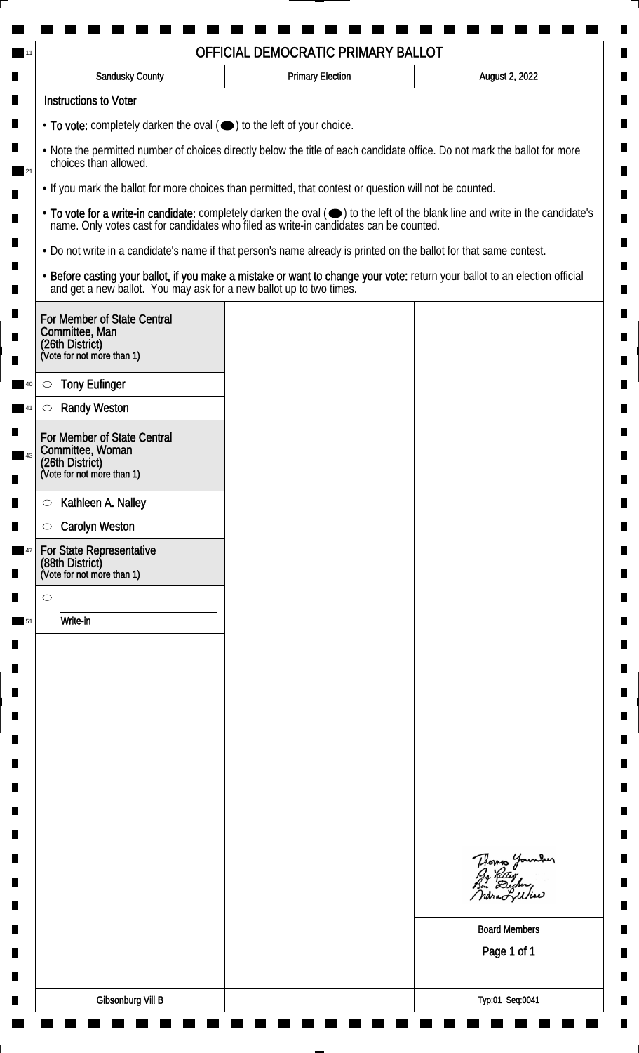# OFFICIAL DEMOCRATIC PRIMARY BALLOT

| Sandusky County | Primary Election | August 2, 2022 |
|---|---|---|

## Instructions to Voter

- **To vote:** completely darken the oval (⬬) to the left of your choice.
- Note the permitted number of choices directly below the title of each candidate office. Do not mark the ballot for more choices than allowed.
- If you mark the ballot for more choices than permitted, that contest or question will not be counted.
- **To vote for a write-in candidate:** completely darken the oval (⬬) to the left of the blank line and write in the candidate's name. Only votes cast for candidates who filed as write-in candidates can be counted.
- Do not write in a candidate's name if that person's name already is printed on the ballot for that same contest.
- **Before casting your ballot, if you make a mistake or want to change your vote:** return your ballot to an election official and get a new ballot. You may ask for a new ballot up to two times.

### For Member of State Central Committee, Man (26th District)
(Vote for not more than 1)

- ○ Tony Eufinger
- ○ Randy Weston

### For Member of State Central Committee, Woman (26th District)
(Vote for not more than 1)

- ○ Kathleen A. Nalley
- ○ Carolyn Weston

### For State Representative (88th District)
(Vote for not more than 1)

- ○ ________________ Write-in

Thomas Younker
Greg Rettig
Ben Decker
Idra L Wise

Board Members

Gibsonburg Vill B

Typ:01 Seq:0041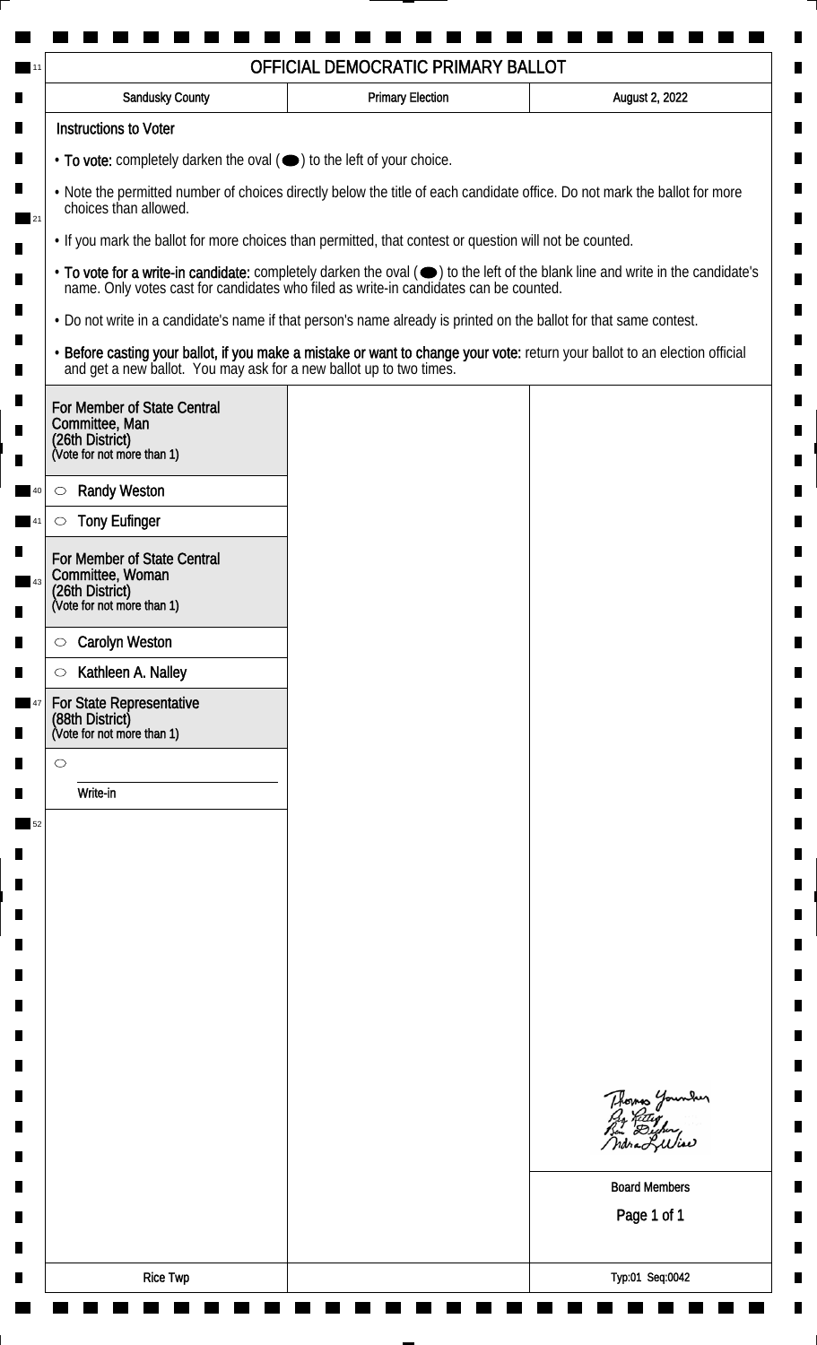# OFFICIAL DEMOCRATIC PRIMARY BALLOT

| Sandusky County | Primary Election | August 2, 2022 |
| --- | --- | --- |

**Instructions to Voter**

- **To vote:** completely darken the oval (⬬) to the left of your choice.
- Note the permitted number of choices directly below the title of each candidate office. Do not mark the ballot for more choices than allowed.
- If you mark the ballot for more choices than permitted, that contest or question will not be counted.
- **To vote for a write-in candidate:** completely darken the oval (⬬) to the left of the blank line and write in the candidate's name. Only votes cast for candidates who filed as write-in candidates can be counted.
- Do not write in a candidate's name if that person's name already is printed on the ballot for that same contest.
- **Before casting your ballot, if you make a mistake or want to change your vote:** return your ballot to an election official and get a new ballot. You may ask for a new ballot up to two times.

**For Member of State Central Committee, Man (26th District)**
(Vote for not more than 1)

- ○ Randy Weston
- ○ Tony Eufinger

**For Member of State Central Committee, Woman (26th District)**
(Vote for not more than 1)

- ○ Carolyn Weston
- ○ Kathleen A. Nalley

**For State Representative (88th District)**
(Vote for not more than 1)

- ○ ______________________
  Write-in

Board Members

Rice Twp

Typ:01 Seq:0042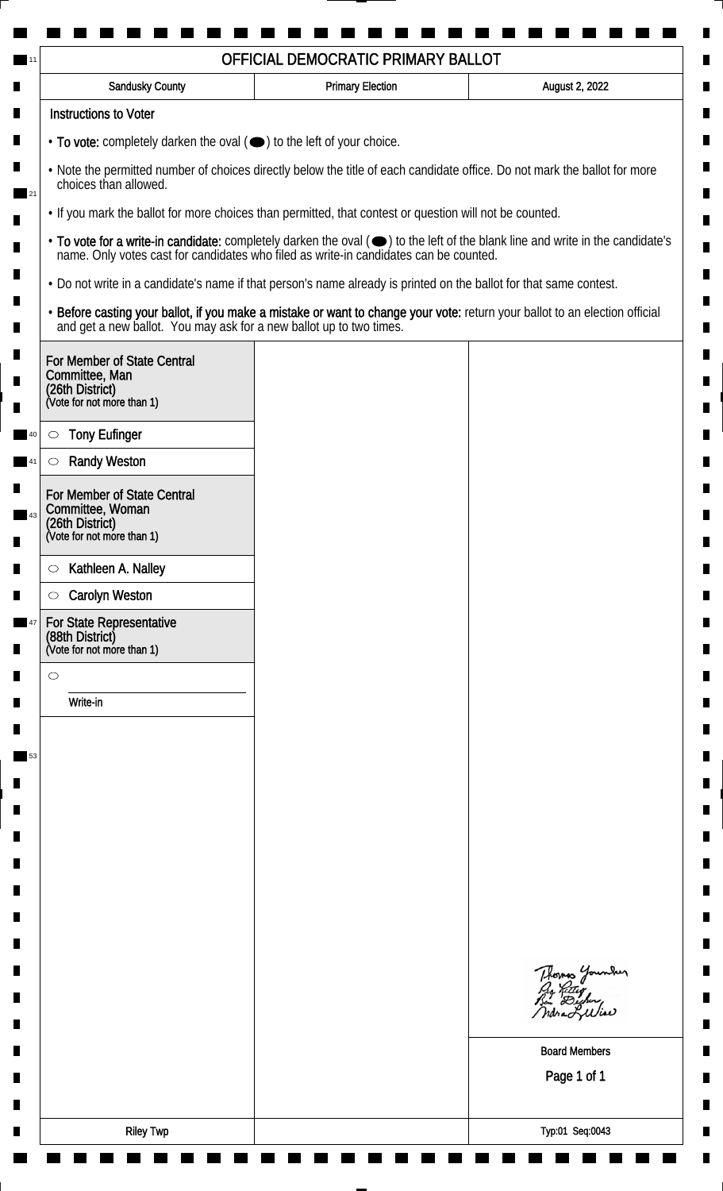# OFFICIAL DEMOCRATIC PRIMARY BALLOT

| Sandusky County | Primary Election | August 2, 2022 |
|---|---|---|

## Instructions to Voter

- **To vote:** completely darken the oval (⬬) to the left of your choice.
- Note the permitted number of choices directly below the title of each candidate office. Do not mark the ballot for more choices than allowed.
- If you mark the ballot for more choices than permitted, that contest or question will not be counted.
- **To vote for a write-in candidate:** completely darken the oval (⬬) to the left of the blank line and write in the candidate's name. Only votes cast for candidates who filed as write-in candidates can be counted.
- Do not write in a candidate's name if that person's name already is printed on the ballot for that same contest.
- **Before casting your ballot, if you make a mistake or want to change your vote:** return your ballot to an election official and get a new ballot. You may ask for a new ballot up to two times.

### For Member of State Central Committee, Man (26th District)
(Vote for not more than 1)

- ○ Tony Eufinger
- ○ Randy Weston

### For Member of State Central Committee, Woman (26th District)
(Vote for not more than 1)

- ○ Kathleen A. Nalley
- ○ Carolyn Weston

### For State Representative (88th District)
(Vote for not more than 1)

- ○ ____________________ Write-in

Thomas Younker
Gay Kittel
Ben Decker
Indra L. Wise

Board Members

Riley Twp

Typ:01 Seq:0043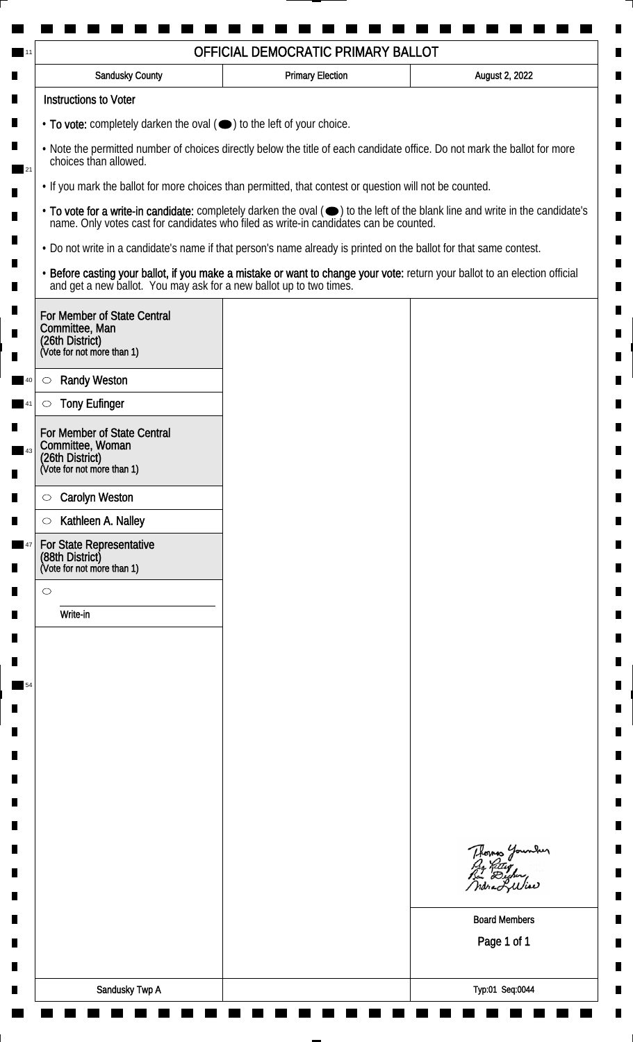# OFFICIAL DEMOCRATIC PRIMARY BALLOT

| Sandusky County | Primary Election | August 2, 2022 |
|---|---|---|

## Instructions to Voter

- **To vote:** completely darken the oval (⬬) to the left of your choice.
- Note the permitted number of choices directly below the title of each candidate office. Do not mark the ballot for more choices than allowed.
- If you mark the ballot for more choices than permitted, that contest or question will not be counted.
- **To vote for a write-in candidate:** completely darken the oval (⬬) to the left of the blank line and write in the candidate's name. Only votes cast for candidates who filed as write-in candidates can be counted.
- Do not write in a candidate's name if that person's name already is printed on the ballot for that same contest.
- **Before casting your ballot, if you make a mistake or want to change your vote:** return your ballot to an election official and get a new ballot. You may ask for a new ballot up to two times.

### For Member of State Central Committee, Man (26th District)
(Vote for not more than 1)

- ○ Randy Weston
- ○ Tony Eufinger

### For Member of State Central Committee, Woman (26th District)
(Vote for not more than 1)

- ○ Carolyn Weston
- ○ Kathleen A. Nalley

### For State Representative (88th District)
(Vote for not more than 1)

- ○ ____________________
  Write-in

Thomas Younker
Sy Rettig
Ben Dischner
Andrea L. Wise

Board Members

Sandusky Twp A

Typ:01 Seq:0044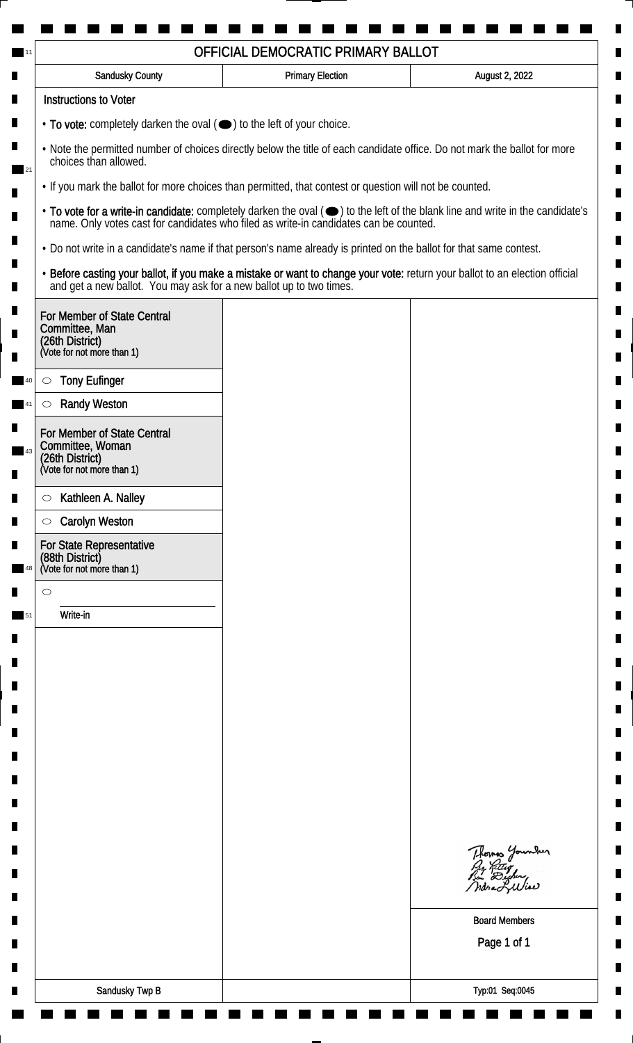# OFFICIAL DEMOCRATIC PRIMARY BALLOT

| Sandusky County | Primary Election | August 2, 2022 |
| --- | --- | --- |

**Instructions to Voter**

- **To vote:** completely darken the oval (⬬) to the left of your choice.
- Note the permitted number of choices directly below the title of each candidate office. Do not mark the ballot for more choices than allowed.
- If you mark the ballot for more choices than permitted, that contest or question will not be counted.
- **To vote for a write-in candidate:** completely darken the oval (⬬) to the left of the blank line and write in the candidate's name. Only votes cast for candidates who filed as write-in candidates can be counted.
- Do not write in a candidate's name if that person's name already is printed on the ballot for that same contest.
- **Before casting your ballot, if you make a mistake or want to change your vote:** return your ballot to an election official and get a new ballot. You may ask for a new ballot up to two times.

## For Member of State Central Committee, Man (26th District)
(Vote for not more than 1)

- ○ Tony Eufinger
- ○ Randy Weston

## For Member of State Central Committee, Woman (26th District)
(Vote for not more than 1)

- ○ Kathleen A. Nalley
- ○ Carolyn Weston

## For State Representative (88th District)
(Vote for not more than 1)

- ○ ____________________
  Write-in

Thomas Younker
Jay Kitchen
Ben Dusher
Indra L. Wise

Board Members

Sandusky Twp B

Typ:01 Seq:0045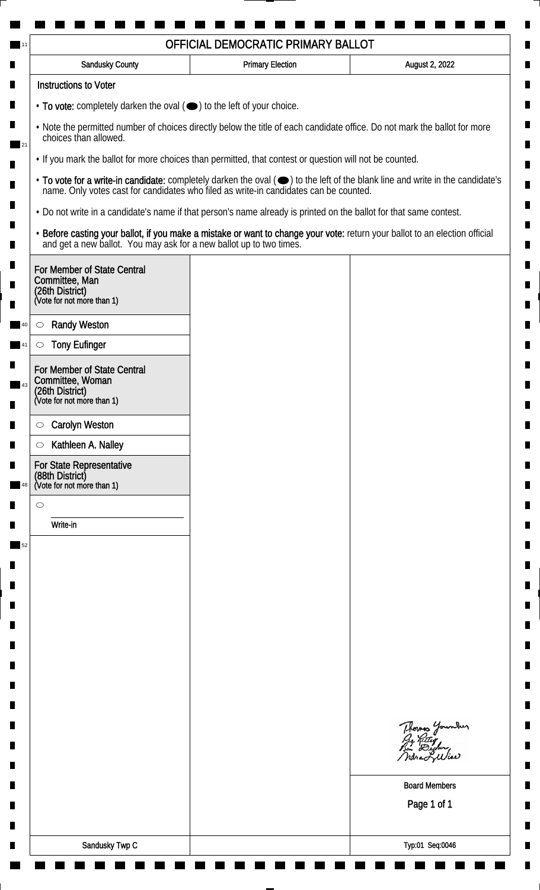# OFFICIAL DEMOCRATIC PRIMARY BALLOT

| Sandusky County | Primary Election | August 2, 2022 |
|---|---|---|

**Instructions to Voter**

- **To vote:** completely darken the oval (⬬) to the left of your choice.
- Note the permitted number of choices directly below the title of each candidate office. Do not mark the ballot for more choices than allowed.
- If you mark the ballot for more choices than permitted, that contest or question will not be counted.
- **To vote for a write-in candidate:** completely darken the oval (⬬) to the left of the blank line and write in the candidate's name. Only votes cast for candidates who filed as write-in candidates can be counted.
- Do not write in a candidate's name if that person's name already is printed on the ballot for that same contest.
- **Before casting your ballot, if you make a mistake or want to change your vote:** return your ballot to an election official and get a new ballot. You may ask for a new ballot up to two times.

**For Member of State Central Committee, Man (26th District)**
(Vote for not more than 1)

- ○ Randy Weston
- ○ Tony Eufinger

**For Member of State Central Committee, Woman (26th District)**
(Vote for not more than 1)

- ○ Carolyn Weston
- ○ Kathleen A. Nalley

**For State Representative (88th District)**
(Vote for not more than 1)

- ○ ____________________
  Write-in

Board Members

Sandusky Twp C

Typ:01 Seq:0046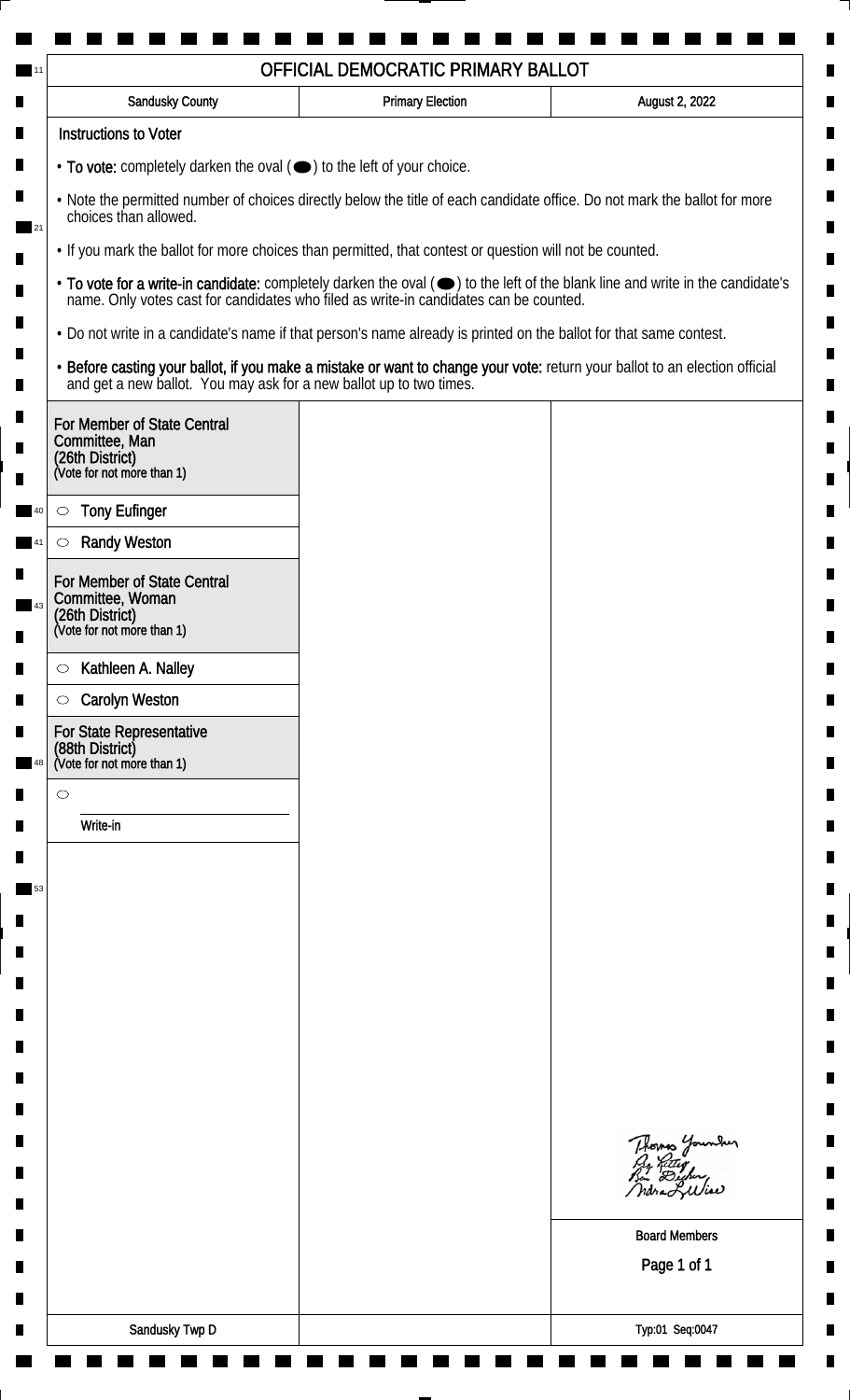# OFFICIAL DEMOCRATIC PRIMARY BALLOT

| Sandusky County | Primary Election | August 2, 2022 |
| --- | --- | --- |

## Instructions to Voter

- **To vote:** completely darken the oval (⬬) to the left of your choice.
- Note the permitted number of choices directly below the title of each candidate office. Do not mark the ballot for more choices than allowed.
- If you mark the ballot for more choices than permitted, that contest or question will not be counted.
- **To vote for a write-in candidate:** completely darken the oval (⬬) to the left of the blank line and write in the candidate's name. Only votes cast for candidates who filed as write-in candidates can be counted.
- Do not write in a candidate's name if that person's name already is printed on the ballot for that same contest.
- **Before casting your ballot, if you make a mistake or want to change your vote:** return your ballot to an election official and get a new ballot. You may ask for a new ballot up to two times.

### For Member of State Central Committee, Man (26th District)
(Vote for not more than 1)

- ○ Tony Eufinger
- ○ Randy Weston

### For Member of State Central Committee, Woman (26th District)
(Vote for not more than 1)

- ○ Kathleen A. Nalley
- ○ Carolyn Weston

### For State Representative (88th District)
(Vote for not more than 1)

- ○ ______________________
  Write-in

Board Members

| Sandusky Twp D | | Typ:01 Seq:0047 |
| --- | --- | --- |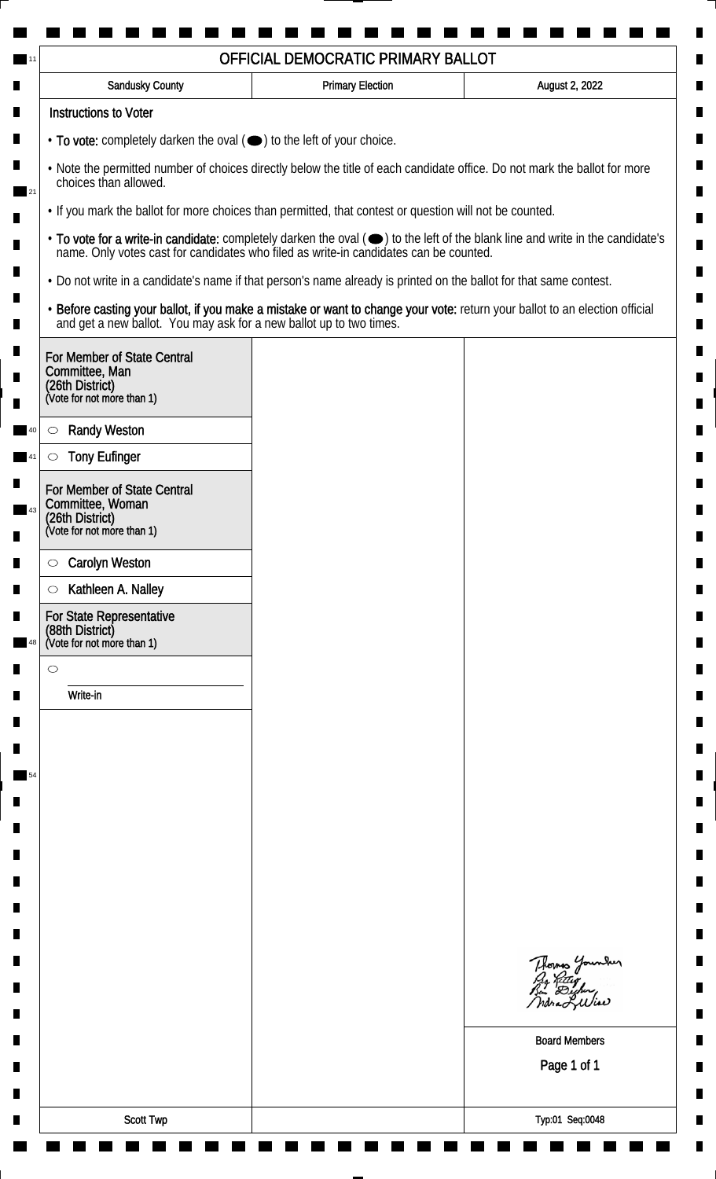# OFFICIAL DEMOCRATIC PRIMARY BALLOT

| Sandusky County | Primary Election | August 2, 2022 |
| --- | --- | --- |

## Instructions to Voter

- **To vote:** completely darken the oval (⬬) to the left of your choice.
- Note the permitted number of choices directly below the title of each candidate office. Do not mark the ballot for more choices than allowed.
- If you mark the ballot for more choices than permitted, that contest or question will not be counted.
- **To vote for a write-in candidate:** completely darken the oval (⬬) to the left of the blank line and write in the candidate's name. Only votes cast for candidates who filed as write-in candidates can be counted.
- Do not write in a candidate's name if that person's name already is printed on the ballot for that same contest.
- **Before casting your ballot, if you make a mistake or want to change your vote:** return your ballot to an election official and get a new ballot. You may ask for a new ballot up to two times.

### For Member of State Central Committee, Man (26th District)
(Vote for not more than 1)

- ○ Randy Weston
- ○ Tony Eufinger

### For Member of State Central Committee, Woman (26th District)
(Vote for not more than 1)

- ○ Carolyn Weston
- ○ Kathleen A. Nalley

### For State Representative (88th District)
(Vote for not more than 1)

- ○ ____________________ Write-in

Board Members

Scott Twp

Typ:01 Seq:0048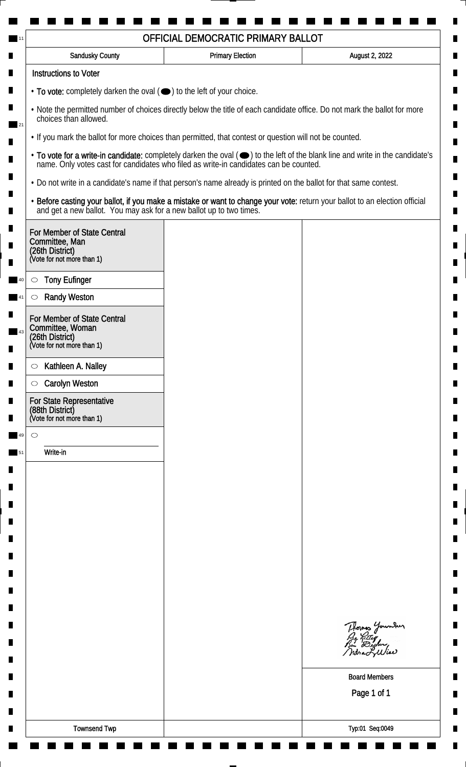# OFFICIAL DEMOCRATIC PRIMARY BALLOT

| Sandusky County | Primary Election | August 2, 2022 |
| --- | --- | --- |

**Instructions to Voter**

- **To vote:** completely darken the oval (⬬) to the left of your choice.
- Note the permitted number of choices directly below the title of each candidate office. Do not mark the ballot for more choices than allowed.
- If you mark the ballot for more choices than permitted, that contest or question will not be counted.
- **To vote for a write-in candidate:** completely darken the oval (⬬) to the left of the blank line and write in the candidate's name. Only votes cast for candidates who filed as write-in candidates can be counted.
- Do not write in a candidate's name if that person's name already is printed on the ballot for that same contest.
- **Before casting your ballot, if you make a mistake or want to change your vote:** return your ballot to an election official and get a new ballot. You may ask for a new ballot up to two times.

**For Member of State Central Committee, Man (26th District)**
(Vote for not more than 1)

- ○ Tony Eufinger
- ○ Randy Weston

**For Member of State Central Committee, Woman (26th District)**
(Vote for not more than 1)

- ○ Kathleen A. Nalley
- ○ Carolyn Weston

**For State Representative (88th District)**
(Vote for not more than 1)

- ○ ______________
  Write-in

Board Members

Townsend Twp

Typ:01 Seq:0049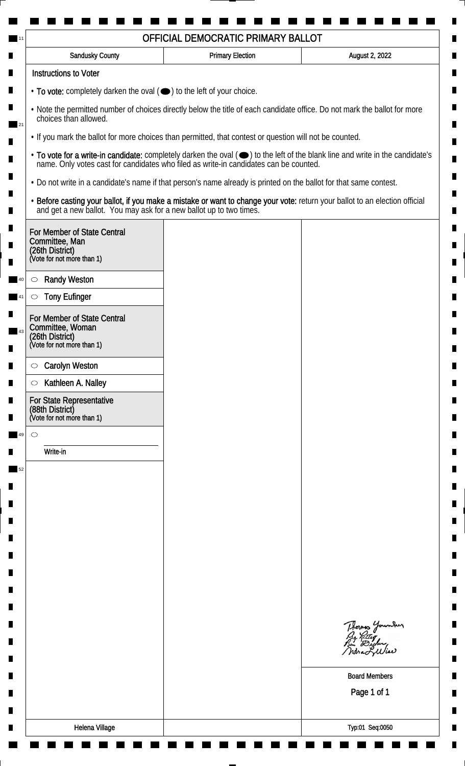# OFFICIAL DEMOCRATIC PRIMARY BALLOT

| Sandusky County | Primary Election | August 2, 2022 |
| --- | --- | --- |

## Instructions to Voter

- **To vote:** completely darken the oval (⬬) to the left of your choice.
- Note the permitted number of choices directly below the title of each candidate office. Do not mark the ballot for more choices than allowed.
- If you mark the ballot for more choices than permitted, that contest or question will not be counted.
- **To vote for a write-in candidate:** completely darken the oval (⬬) to the left of the blank line and write in the candidate's name. Only votes cast for candidates who filed as write-in candidates can be counted.
- Do not write in a candidate's name if that person's name already is printed on the ballot for that same contest.
- **Before casting your ballot, if you make a mistake or want to change your vote:** return your ballot to an election official and get a new ballot. You may ask for a new ballot up to two times.

### For Member of State Central Committee, Man (26th District)
(Vote for not more than 1)

- ○ Randy Weston
- ○ Tony Eufinger

### For Member of State Central Committee, Woman (26th District)
(Vote for not more than 1)

- ○ Carolyn Weston
- ○ Kathleen A. Nalley

### For State Representative (88th District)
(Vote for not more than 1)

- ○ ____________________
  Write-in

Thomas Younker
Guy Rettig
Ben Dischner
Indra L Wise

Board Members

Helena Village

Typ:01 Seq:0050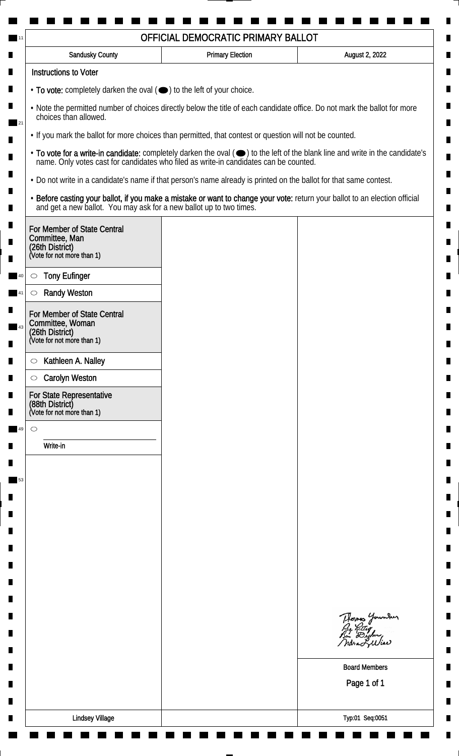# OFFICIAL DEMOCRATIC PRIMARY BALLOT

| Sandusky County | Primary Election | August 2, 2022 |
| --- | --- | --- |

**Instructions to Voter**

- **To vote:** completely darken the oval (⬬) to the left of your choice.
- Note the permitted number of choices directly below the title of each candidate office. Do not mark the ballot for more choices than allowed.
- If you mark the ballot for more choices than permitted, that contest or question will not be counted.
- **To vote for a write-in candidate:** completely darken the oval (⬬) to the left of the blank line and write in the candidate's name. Only votes cast for candidates who filed as write-in candidates can be counted.
- Do not write in a candidate's name if that person's name already is printed on the ballot for that same contest.
- **Before casting your ballot, if you make a mistake or want to change your vote:** return your ballot to an election official and get a new ballot. You may ask for a new ballot up to two times.

### For Member of State Central Committee, Man (26th District)
(Vote for not more than 1)

- ○ Tony Eufinger
- ○ Randy Weston

### For Member of State Central Committee, Woman (26th District)
(Vote for not more than 1)

- ○ Kathleen A. Nalley
- ○ Carolyn Weston

### For State Representative (88th District)
(Vote for not more than 1)

- ○ ______________ Write-in

Thomas Younker
Peg Rettig
Ben Dischner
Indra L. Wise

Board Members

Lindsey Village

Typ:01 Seq:0051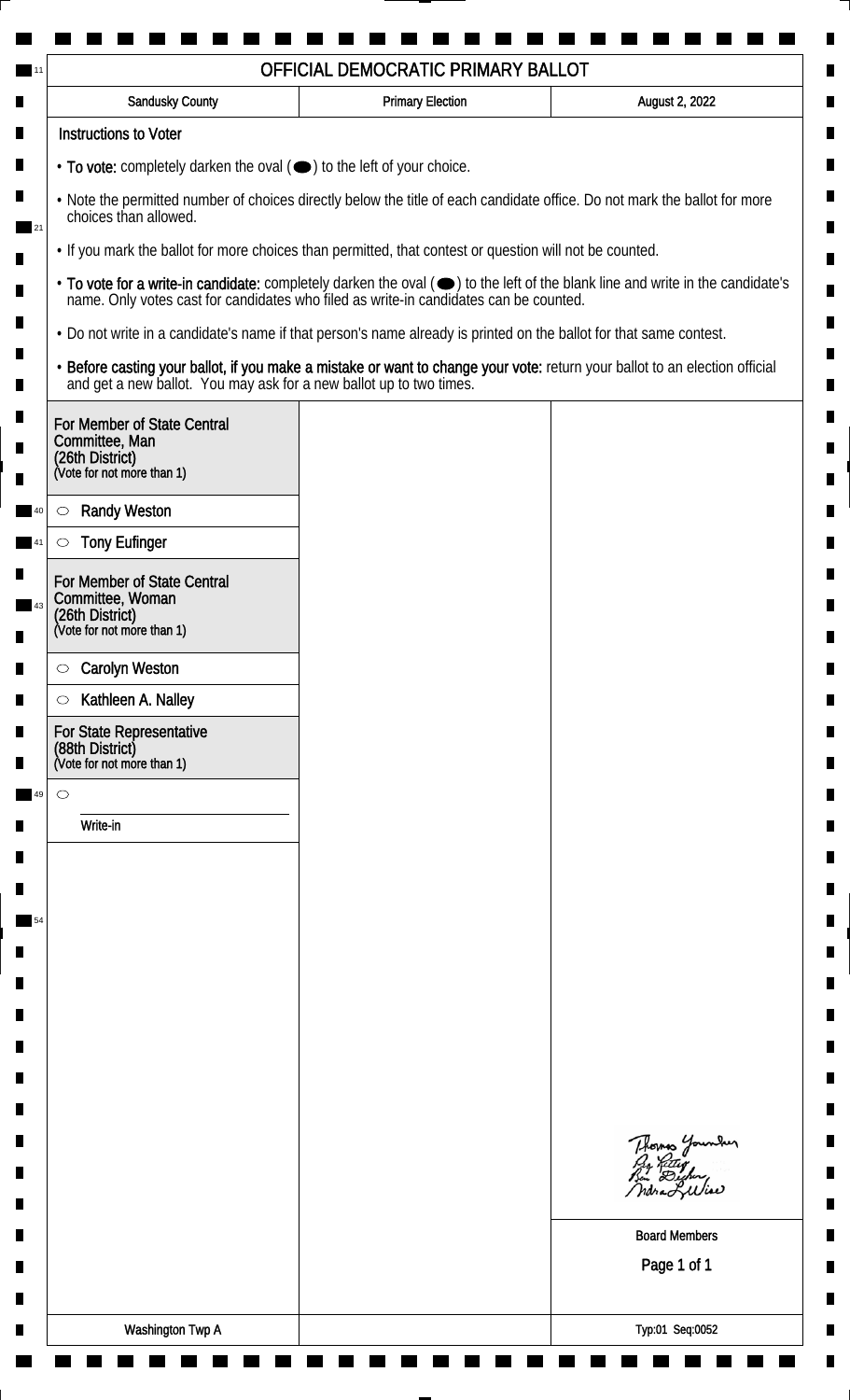# OFFICIAL DEMOCRATIC PRIMARY BALLOT

| Sandusky County | Primary Election | August 2, 2022 |
|---|---|---|

## Instructions to Voter

- **To vote:** completely darken the oval (⬬) to the left of your choice.
- Note the permitted number of choices directly below the title of each candidate office. Do not mark the ballot for more choices than allowed.
- If you mark the ballot for more choices than permitted, that contest or question will not be counted.
- **To vote for a write-in candidate:** completely darken the oval (⬬) to the left of the blank line and write in the candidate's name. Only votes cast for candidates who filed as write-in candidates can be counted.
- Do not write in a candidate's name if that person's name already is printed on the ballot for that same contest.
- **Before casting your ballot, if you make a mistake or want to change your vote:** return your ballot to an election official and get a new ballot. You may ask for a new ballot up to two times.

### For Member of State Central Committee, Man (26th District)
(Vote for not more than 1)

- ○ Randy Weston
- ○ Tony Eufinger

### For Member of State Central Committee, Woman (26th District)
(Vote for not more than 1)

- ○ Carolyn Weston
- ○ Kathleen A. Nalley

### For State Representative (88th District)
(Vote for not more than 1)

- ○ ____________________
  Write-in

Board Members

Washington Twp A

Typ:01 Seq:0052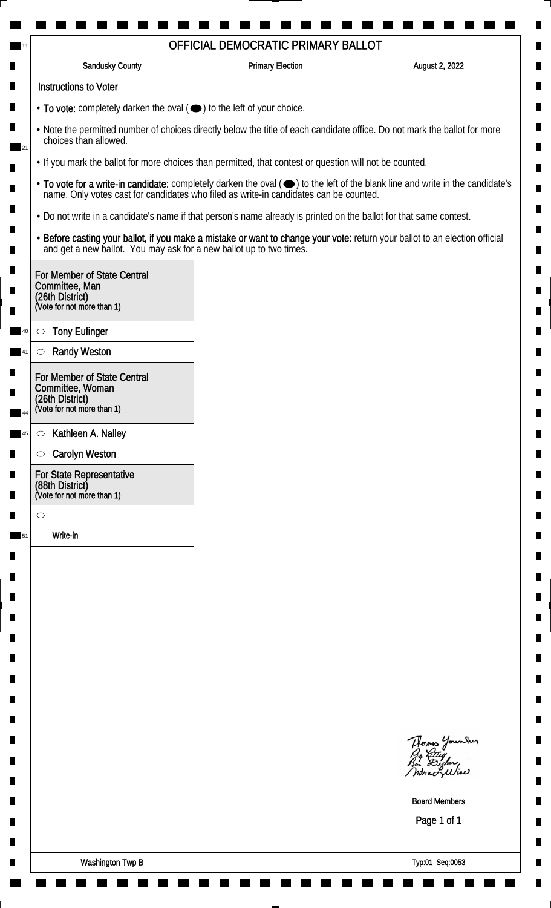# OFFICIAL DEMOCRATIC PRIMARY BALLOT

| Sandusky County | Primary Election | August 2, 2022 |
|---|---|---|

**Instructions to Voter**

- **To vote:** completely darken the oval (⬬) to the left of your choice.
- Note the permitted number of choices directly below the title of each candidate office. Do not mark the ballot for more choices than allowed.
- If you mark the ballot for more choices than permitted, that contest or question will not be counted.
- **To vote for a write-in candidate:** completely darken the oval (⬬) to the left of the blank line and write in the candidate's name. Only votes cast for candidates who filed as write-in candidates can be counted.
- Do not write in a candidate's name if that person's name already is printed on the ballot for that same contest.
- **Before casting your ballot, if you make a mistake or want to change your vote:** return your ballot to an election official and get a new ballot. You may ask for a new ballot up to two times.

**For Member of State Central Committee, Man (26th District)**
(Vote for not more than 1)

- ○ Tony Eufinger
- ○ Randy Weston

**For Member of State Central Committee, Woman (26th District)**
(Vote for not more than 1)

- ○ Kathleen A. Nalley
- ○ Carolyn Weston

**For State Representative (88th District)**
(Vote for not more than 1)

- ○ ____________________
  Write-in

Board Members

Washington Twp B

Typ:01 Seq:0053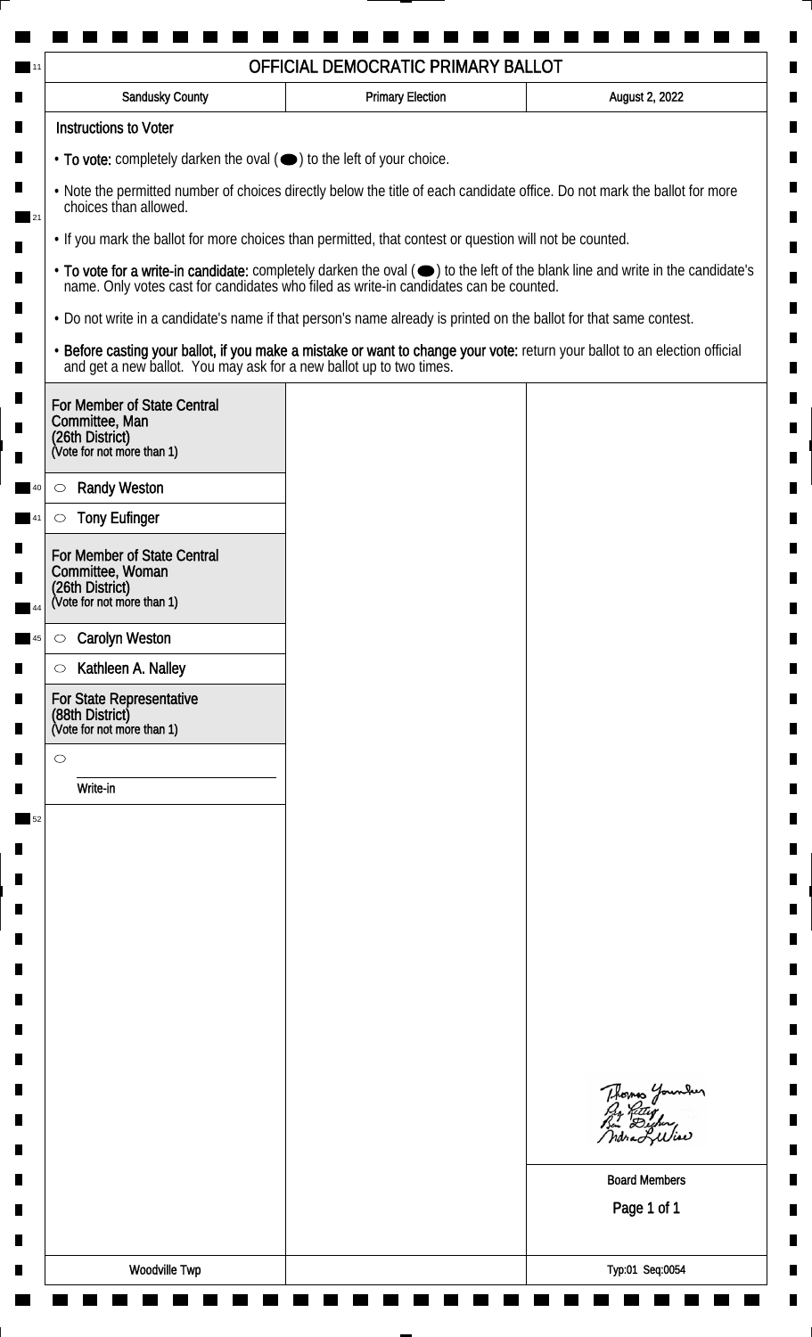# OFFICIAL DEMOCRATIC PRIMARY BALLOT

| Sandusky County | Primary Election | August 2, 2022 |
|---|---|---|

## Instructions to Voter

- **To vote:** completely darken the oval (⬬) to the left of your choice.
- Note the permitted number of choices directly below the title of each candidate office. Do not mark the ballot for more choices than allowed.
- If you mark the ballot for more choices than permitted, that contest or question will not be counted.
- **To vote for a write-in candidate:** completely darken the oval (⬬) to the left of the blank line and write in the candidate's name. Only votes cast for candidates who filed as write-in candidates can be counted.
- Do not write in a candidate's name if that person's name already is printed on the ballot for that same contest.
- **Before casting your ballot, if you make a mistake or want to change your vote:** return your ballot to an election official and get a new ballot. You may ask for a new ballot up to two times.

### For Member of State Central Committee, Man (26th District)
(Vote for not more than 1)

- ○ Randy Weston
- ○ Tony Eufinger

### For Member of State Central Committee, Woman (26th District)
(Vote for not more than 1)

- ○ Carolyn Weston
- ○ Kathleen A. Nalley

### For State Representative (88th District)
(Vote for not more than 1)

- ○ ____________________
  Write-in

Thomas Younker
Roy Kettle
Ben Decker
Indra L. Wise

Board Members

Woodville Twp

Typ:01 Seq:0054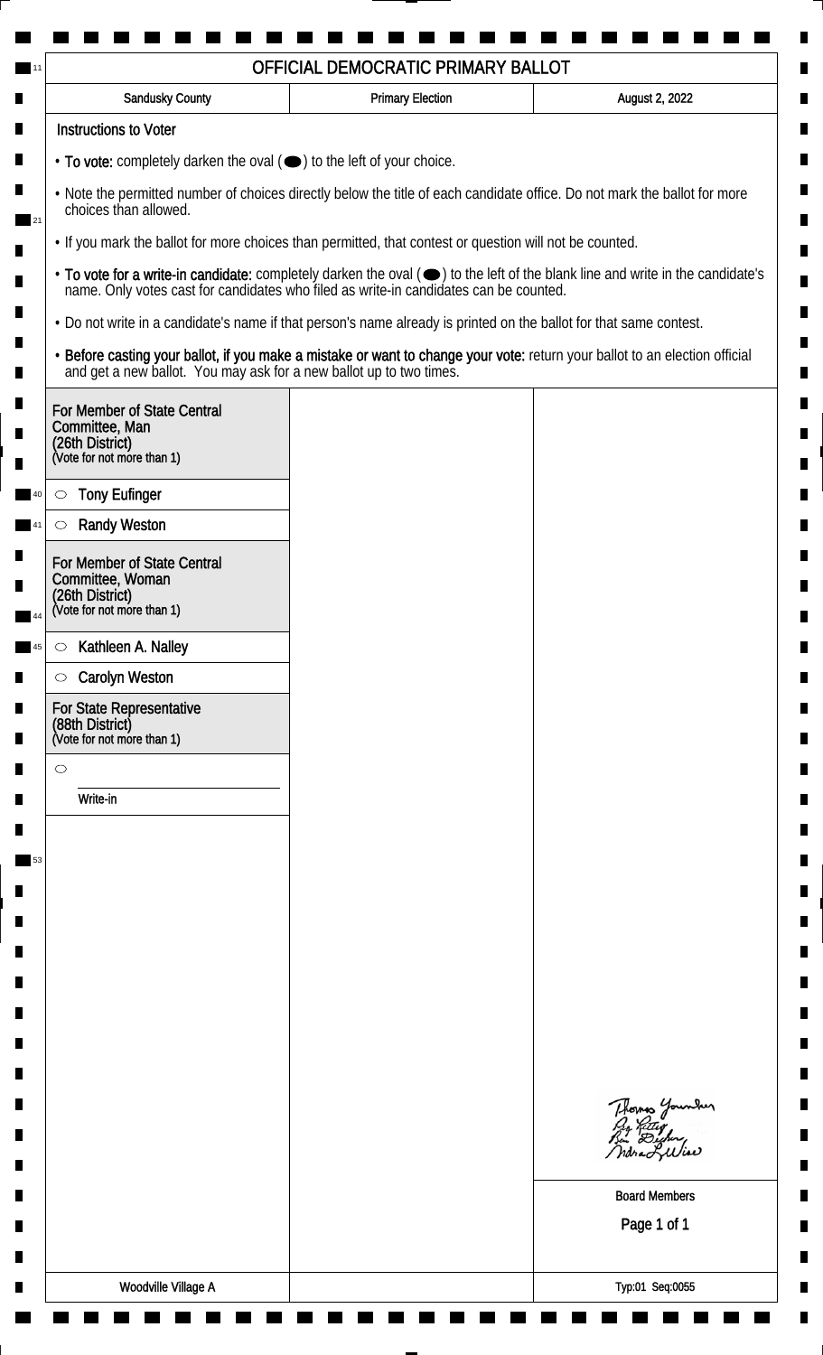# OFFICIAL DEMOCRATIC PRIMARY BALLOT

| Sandusky County | Primary Election | August 2, 2022 |
| --- | --- | --- |

**Instructions to Voter**

- **To vote:** completely darken the oval (⬬) to the left of your choice.
- Note the permitted number of choices directly below the title of each candidate office. Do not mark the ballot for more choices than allowed.
- If you mark the ballot for more choices than permitted, that contest or question will not be counted.
- **To vote for a write-in candidate:** completely darken the oval (⬬) to the left of the blank line and write in the candidate's name. Only votes cast for candidates who filed as write-in candidates can be counted.
- Do not write in a candidate's name if that person's name already is printed on the ballot for that same contest.
- **Before casting your ballot, if you make a mistake or want to change your vote:** return your ballot to an election official and get a new ballot. You may ask for a new ballot up to two times.

## For Member of State Central Committee, Man (26th District)
(Vote for not more than 1)

- ○ Tony Eufinger
- ○ Randy Weston

## For Member of State Central Committee, Woman (26th District)
(Vote for not more than 1)

- ○ Kathleen A. Nalley
- ○ Carolyn Weston

## For State Representative (88th District)
(Vote for not more than 1)

- ○ ____________________ Write-in

Board Members

Woodville Village A

Typ:01 Seq:0055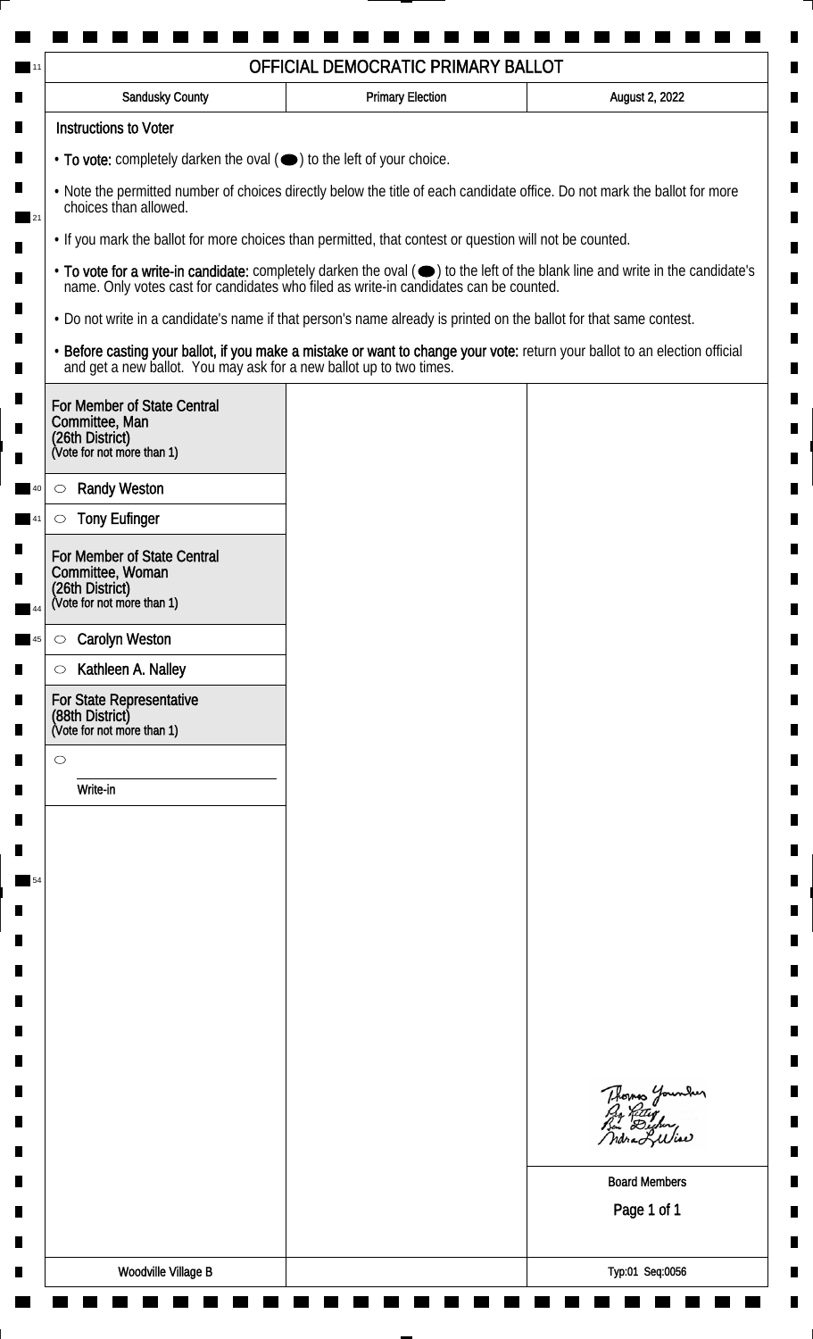# OFFICIAL DEMOCRATIC PRIMARY BALLOT

| Sandusky County | Primary Election | August 2, 2022 |
| --- | --- | --- |

## Instructions to Voter

- **To vote:** completely darken the oval (⬬) to the left of your choice.
- Note the permitted number of choices directly below the title of each candidate office. Do not mark the ballot for more choices than allowed.
- If you mark the ballot for more choices than permitted, that contest or question will not be counted.
- **To vote for a write-in candidate:** completely darken the oval (⬬) to the left of the blank line and write in the candidate's name. Only votes cast for candidates who filed as write-in candidates can be counted.
- Do not write in a candidate's name if that person's name already is printed on the ballot for that same contest.
- **Before casting your ballot, if you make a mistake or want to change your vote:** return your ballot to an election official and get a new ballot. You may ask for a new ballot up to two times.

### For Member of State Central Committee, Man (26th District)
(Vote for not more than 1)

- ○ Randy Weston
- ○ Tony Eufinger

### For Member of State Central Committee, Woman (26th District)
(Vote for not more than 1)

- ○ Carolyn Weston
- ○ Kathleen A. Nalley

### For State Representative (88th District)
(Vote for not more than 1)

- ○ ____________________
  Write-in

Thomas Younker
Guy Fetter
Ben Becker
Indra L. Wise

Board Members

Woodville Village B

Typ:01 Seq:0056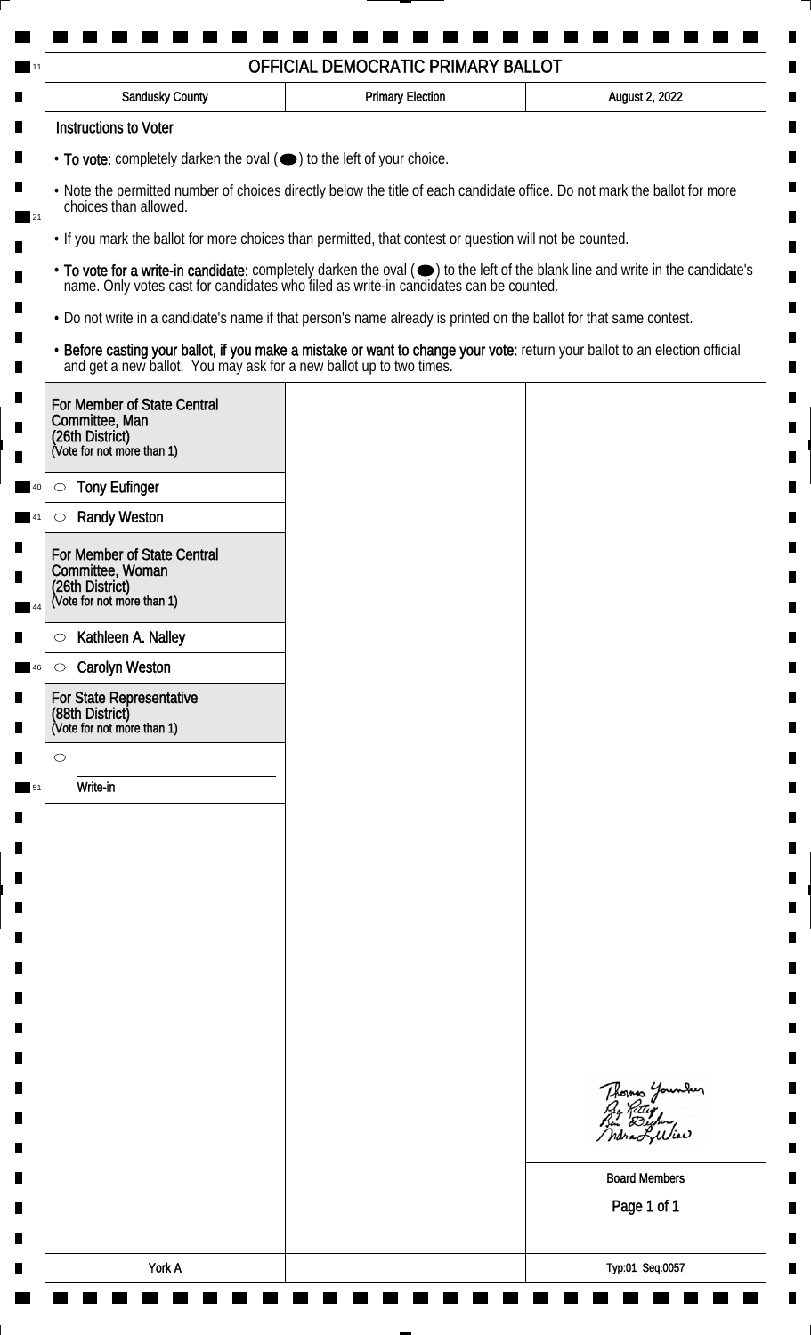# OFFICIAL DEMOCRATIC PRIMARY BALLOT

| Sandusky County | Primary Election | August 2, 2022 |
| --- | --- | --- |

**Instructions to Voter**

- **To vote:** completely darken the oval (⬬) to the left of your choice.
- Note the permitted number of choices directly below the title of each candidate office. Do not mark the ballot for more choices than allowed.
- If you mark the ballot for more choices than permitted, that contest or question will not be counted.
- **To vote for a write-in candidate:** completely darken the oval (⬬) to the left of the blank line and write in the candidate's name. Only votes cast for candidates who filed as write-in candidates can be counted.
- Do not write in a candidate's name if that person's name already is printed on the ballot for that same contest.
- **Before casting your ballot, if you make a mistake or want to change your vote:** return your ballot to an election official and get a new ballot. You may ask for a new ballot up to two times.

**For Member of State Central Committee, Man (26th District)**
(Vote for not more than 1)

- ○ Tony Eufinger
- ○ Randy Weston

**For Member of State Central Committee, Woman (26th District)**
(Vote for not more than 1)

- ○ Kathleen A. Nalley
- ○ Carolyn Weston

**For State Representative (88th District)**
(Vote for not more than 1)

- ○ ______________________ Write-in

Board Members

York A

Typ:01 Seq:0057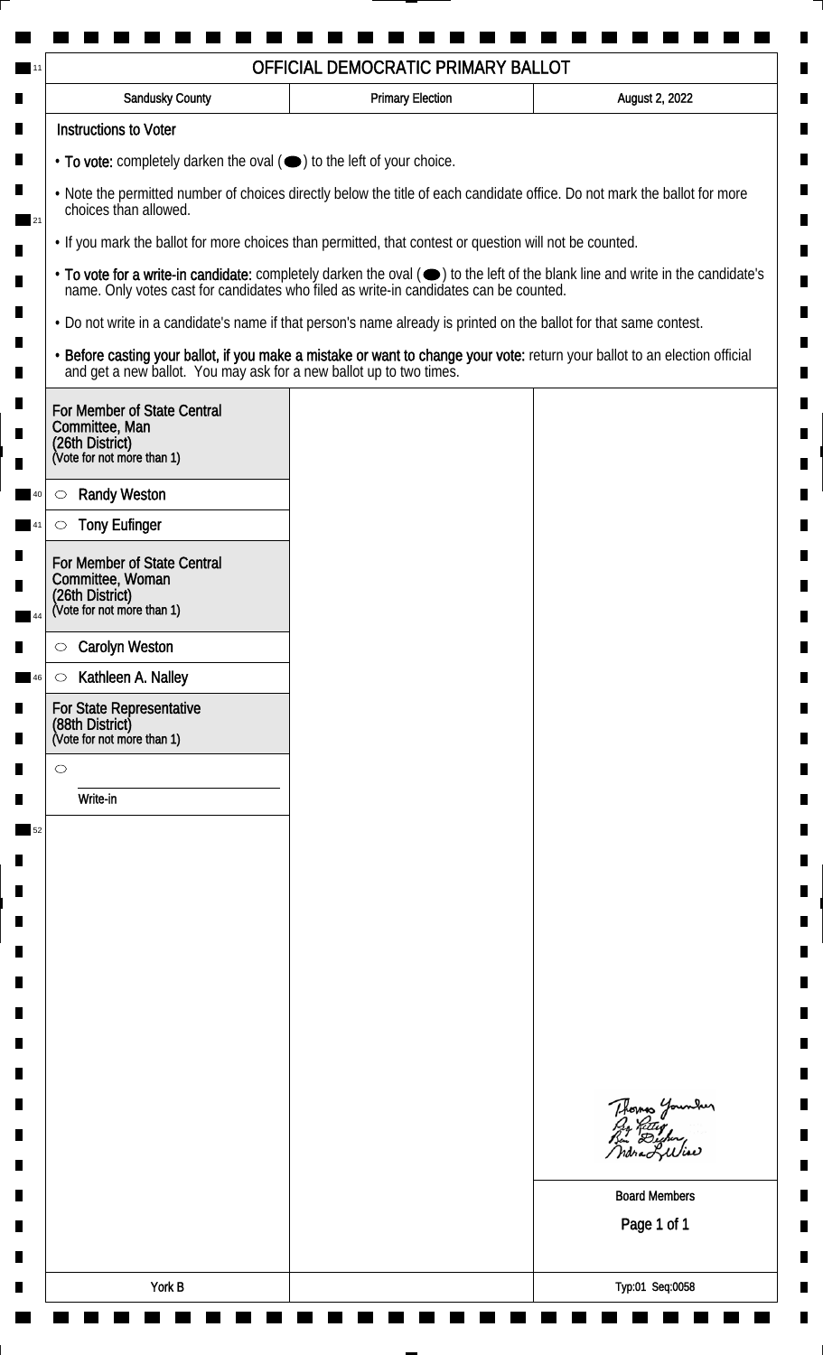# OFFICIAL DEMOCRATIC PRIMARY BALLOT

| Sandusky County | Primary Election | August 2, 2022 |
| --- | --- | --- |

## Instructions to Voter

- **To vote:** completely darken the oval (⬬) to the left of your choice.
- Note the permitted number of choices directly below the title of each candidate office. Do not mark the ballot for more choices than allowed.
- If you mark the ballot for more choices than permitted, that contest or question will not be counted.
- **To vote for a write-in candidate:** completely darken the oval (⬬) to the left of the blank line and write in the candidate's name. Only votes cast for candidates who filed as write-in candidates can be counted.
- Do not write in a candidate's name if that person's name already is printed on the ballot for that same contest.
- **Before casting your ballot, if you make a mistake or want to change your vote:** return your ballot to an election official and get a new ballot. You may ask for a new ballot up to two times.

### For Member of State Central Committee, Man (26th District)
(Vote for not more than 1)

- ○ Randy Weston
- ○ Tony Eufinger

### For Member of State Central Committee, Woman (26th District)
(Vote for not more than 1)

- ○ Carolyn Weston
- ○ Kathleen A. Nalley

### For State Representative (88th District)
(Vote for not more than 1)

- ○ ______________ Write-in

Thomas Younker
Ry Kettig
Ben Dischen
Indra L. Wise

Board Members

York B

Typ:01 Seq:0058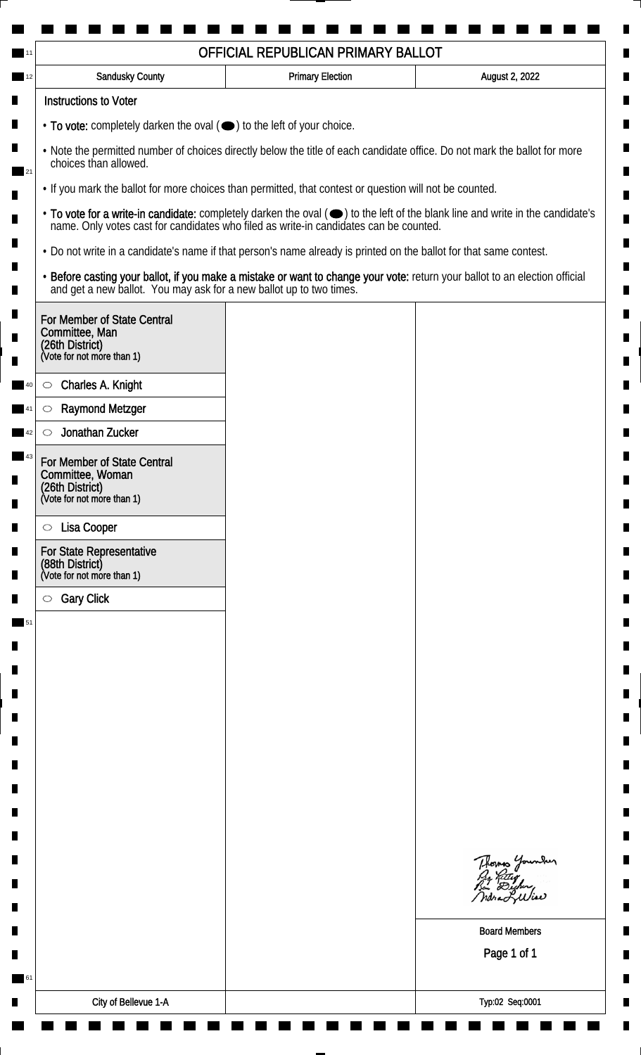# OFFICIAL REPUBLICAN PRIMARY BALLOT

| Sandusky County | Primary Election | August 2, 2022 |
| --- | --- | --- |

## Instructions to Voter

- **To vote:** completely darken the oval (⬬) to the left of your choice.
- Note the permitted number of choices directly below the title of each candidate office. Do not mark the ballot for more choices than allowed.
- If you mark the ballot for more choices than permitted, that contest or question will not be counted.
- **To vote for a write-in candidate:** completely darken the oval (⬬) to the left of the blank line and write in the candidate's name. Only votes cast for candidates who filed as write-in candidates can be counted.
- Do not write in a candidate's name if that person's name already is printed on the ballot for that same contest.
- **Before casting your ballot, if you make a mistake or want to change your vote:** return your ballot to an election official and get a new ballot. You may ask for a new ballot up to two times.

### For Member of State Central Committee, Man (26th District)
(Vote for not more than 1)

- ○ Charles A. Knight
- ○ Raymond Metzger
- ○ Jonathan Zucker

### For Member of State Central Committee, Woman (26th District)
(Vote for not more than 1)

- ○ Lisa Cooper

### For State Representative (88th District)
(Vote for not more than 1)

- ○ Gary Click

Thomas Younker
Guy Rettig
Ben Dircher
Indra L. Wise

Board Members

| City of Bellevue 1-A | | Typ:02 Seq:0001 |
| --- | --- | --- |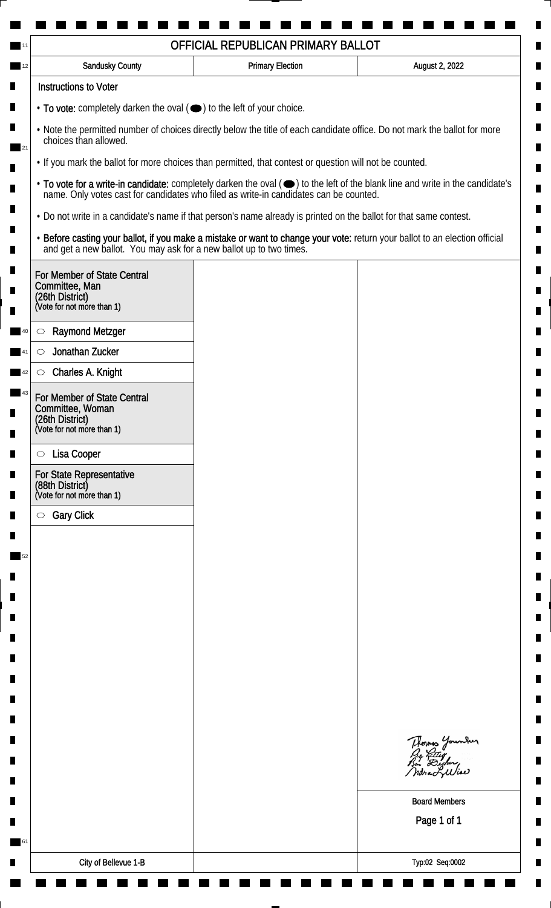# OFFICIAL REPUBLICAN PRIMARY BALLOT

| Sandusky County | Primary Election | August 2, 2022 |
| --- | --- | --- |

## Instructions to Voter

- **To vote:** completely darken the oval (⬬) to the left of your choice.
- Note the permitted number of choices directly below the title of each candidate office. Do not mark the ballot for more choices than allowed.
- If you mark the ballot for more choices than permitted, that contest or question will not be counted.
- **To vote for a write-in candidate:** completely darken the oval (⬬) to the left of the blank line and write in the candidate's name. Only votes cast for candidates who filed as write-in candidates can be counted.
- Do not write in a candidate's name if that person's name already is printed on the ballot for that same contest.
- **Before casting your ballot, if you make a mistake or want to change your vote:** return your ballot to an election official and get a new ballot. You may ask for a new ballot up to two times.

### For Member of State Central Committee, Man (26th District)
(Vote for not more than 1)

- ○ Raymond Metzger
- ○ Jonathan Zucker
- ○ Charles A. Knight

### For Member of State Central Committee, Woman (26th District)
(Vote for not more than 1)

- ○ Lisa Cooper

### For State Representative (88th District)
(Vote for not more than 1)

- ○ Gary Click

Board Members

City of Bellevue 1-B

Typ:02 Seq:0002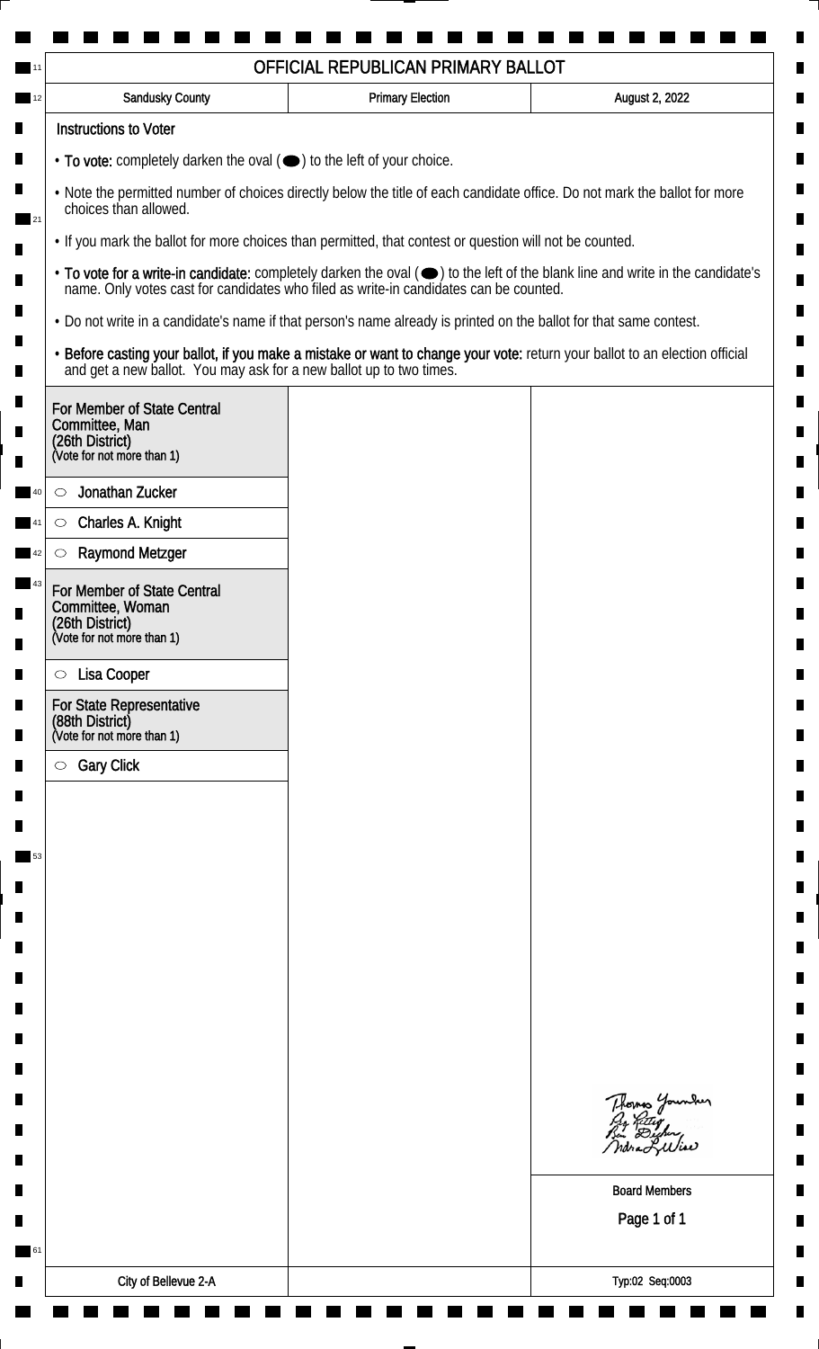# OFFICIAL REPUBLICAN PRIMARY BALLOT

| Sandusky County | Primary Election | August 2, 2022 |
| --- | --- | --- |

## Instructions to Voter

- **To vote:** completely darken the oval (⬬) to the left of your choice.
- Note the permitted number of choices directly below the title of each candidate office. Do not mark the ballot for more choices than allowed.
- If you mark the ballot for more choices than permitted, that contest or question will not be counted.
- **To vote for a write-in candidate:** completely darken the oval (⬬) to the left of the blank line and write in the candidate's name. Only votes cast for candidates who filed as write-in candidates can be counted.
- Do not write in a candidate's name if that person's name already is printed on the ballot for that same contest.
- **Before casting your ballot, if you make a mistake or want to change your vote:** return your ballot to an election official and get a new ballot. You may ask for a new ballot up to two times.

### For Member of State Central Committee, Man (26th District)
(Vote for not more than 1)

- ○ Jonathan Zucker
- ○ Charles A. Knight
- ○ Raymond Metzger

### For Member of State Central Committee, Woman (26th District)
(Vote for not more than 1)

- ○ Lisa Cooper

### For State Representative (88th District)
(Vote for not more than 1)

- ○ Gary Click

Thomas Younker
Guy Kettey
Ben Decker
Indra L. Wise

Board Members

City of Bellevue 2-A

Typ:02 Seq:0003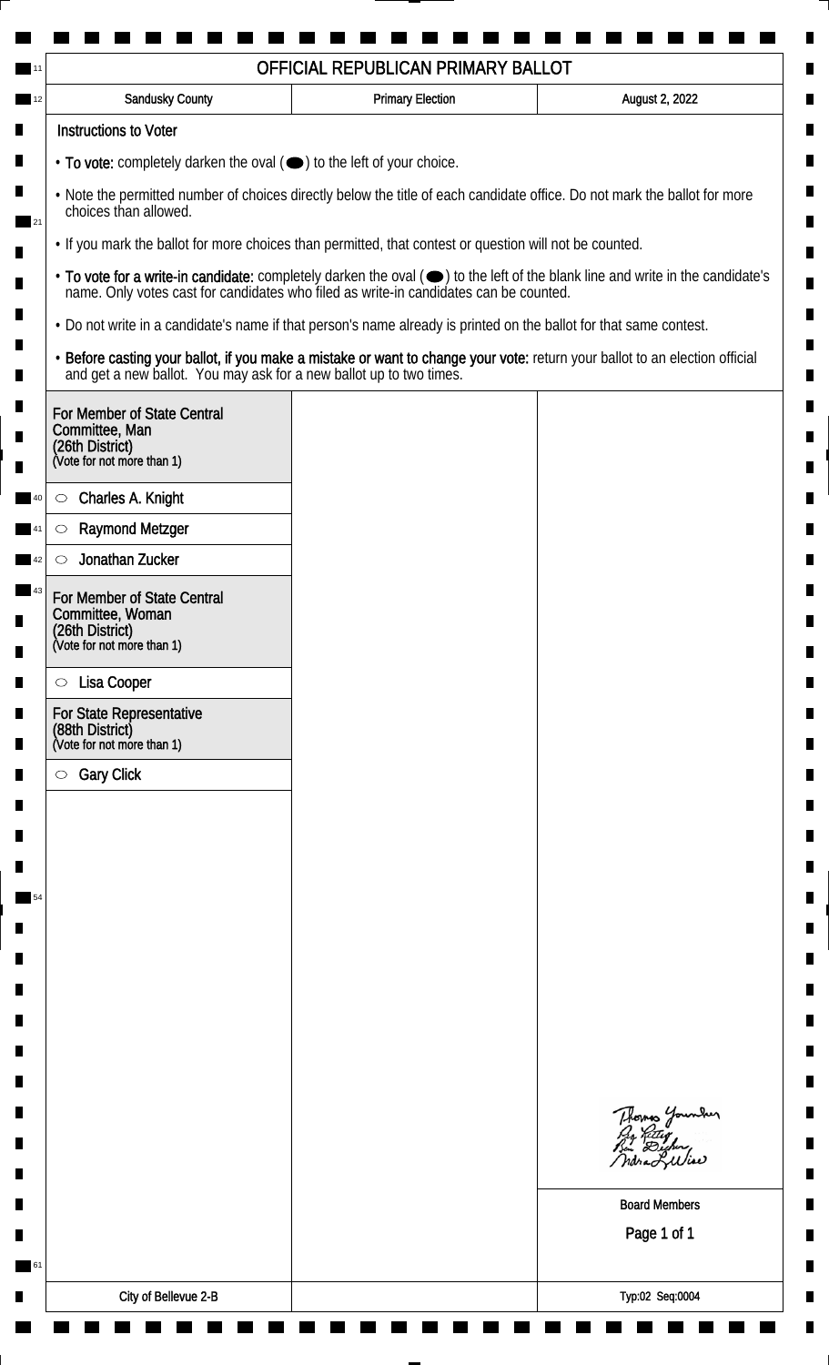# OFFICIAL REPUBLICAN PRIMARY BALLOT

| Sandusky County | Primary Election | August 2, 2022 |
|---|---|---|

## Instructions to Voter

- **To vote:** completely darken the oval (⬬) to the left of your choice.
- Note the permitted number of choices directly below the title of each candidate office. Do not mark the ballot for more choices than allowed.
- If you mark the ballot for more choices than permitted, that contest or question will not be counted.
- **To vote for a write-in candidate:** completely darken the oval (⬬) to the left of the blank line and write in the candidate's name. Only votes cast for candidates who filed as write-in candidates can be counted.
- Do not write in a candidate's name if that person's name already is printed on the ballot for that same contest.
- **Before casting your ballot, if you make a mistake or want to change your vote:** return your ballot to an election official and get a new ballot. You may ask for a new ballot up to two times.

### For Member of State Central Committee, Man (26th District)
(Vote for not more than 1)

- ○ Charles A. Knight
- ○ Raymond Metzger
- ○ Jonathan Zucker

### For Member of State Central Committee, Woman (26th District)
(Vote for not more than 1)

- ○ Lisa Cooper

### For State Representative (88th District)
(Vote for not more than 1)

- ○ Gary Click

Board Members

| City of Bellevue 2-B | | Typ:02 Seq:0004 |
|---|---|---|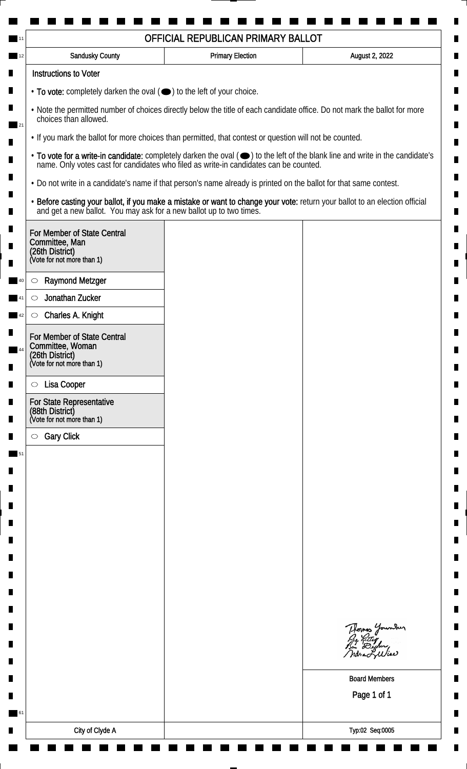# OFFICIAL REPUBLICAN PRIMARY BALLOT

| Sandusky County | Primary Election | August 2, 2022 |
| --- | --- | --- |

## Instructions to Voter

- **To vote:** completely darken the oval (⬬) to the left of your choice.
- Note the permitted number of choices directly below the title of each candidate office. Do not mark the ballot for more choices than allowed.
- If you mark the ballot for more choices than permitted, that contest or question will not be counted.
- **To vote for a write-in candidate:** completely darken the oval (⬬) to the left of the blank line and write in the candidate's name. Only votes cast for candidates who filed as write-in candidates can be counted.
- Do not write in a candidate's name if that person's name already is printed on the ballot for that same contest.
- **Before casting your ballot, if you make a mistake or want to change your vote:** return your ballot to an election official and get a new ballot. You may ask for a new ballot up to two times.

### For Member of State Central Committee, Man (26th District)
(Vote for not more than 1)

- ○ Raymond Metzger
- ○ Jonathan Zucker
- ○ Charles A. Knight

### For Member of State Central Committee, Woman (26th District)
(Vote for not more than 1)

- ○ Lisa Cooper

### For State Representative (88th District)
(Vote for not more than 1)

- ○ Gary Click

Thomas Younker
Ry Kitteg
Ben Dische
Andrea L. Wise

Board Members

City of Clyde A

Typ:02 Seq:0005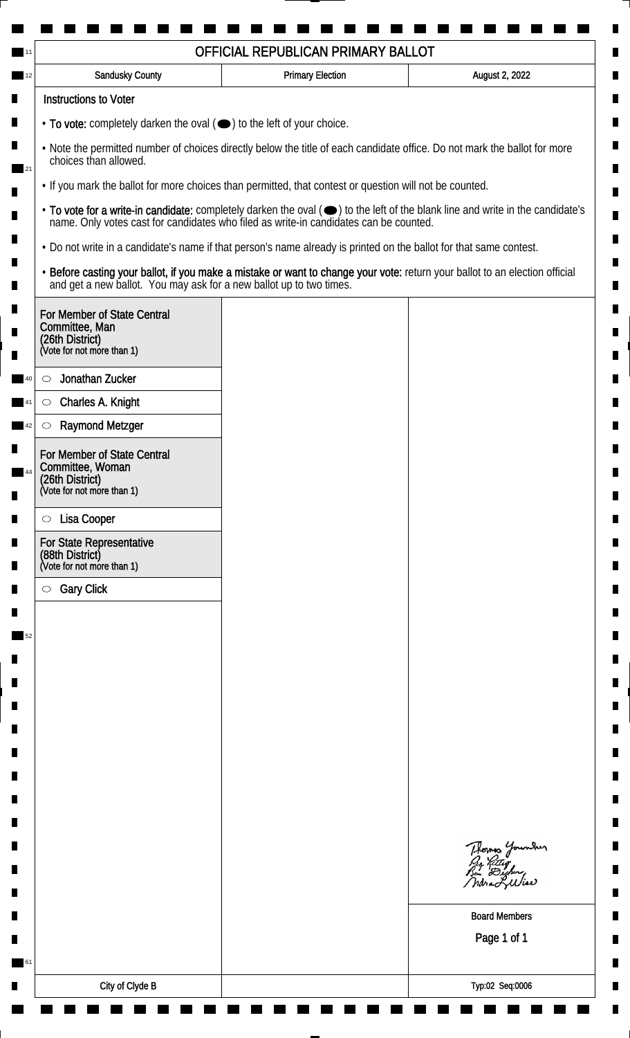# OFFICIAL REPUBLICAN PRIMARY BALLOT

| Sandusky County | Primary Election | August 2, 2022 |
| --- | --- | --- |

## Instructions to Voter

- **To vote:** completely darken the oval (⬬) to the left of your choice.
- Note the permitted number of choices directly below the title of each candidate office. Do not mark the ballot for more choices than allowed.
- If you mark the ballot for more choices than permitted, that contest or question will not be counted.
- **To vote for a write-in candidate:** completely darken the oval (⬬) to the left of the blank line and write in the candidate's name. Only votes cast for candidates who filed as write-in candidates can be counted.
- Do not write in a candidate's name if that person's name already is printed on the ballot for that same contest.
- **Before casting your ballot, if you make a mistake or want to change your vote:** return your ballot to an election official and get a new ballot. You may ask for a new ballot up to two times.

### For Member of State Central Committee, Man (26th District)
(Vote for not more than 1)

- ○ Jonathan Zucker
- ○ Charles A. Knight
- ○ Raymond Metzger

### For Member of State Central Committee, Woman (26th District)
(Vote for not more than 1)

- ○ Lisa Cooper

### For State Representative (88th District)
(Vote for not more than 1)

- ○ Gary Click

Thomas Younker
Guy Rettig
Ben Bircher
Indra L. Wise

Board Members

City of Clyde B

Typ:02 Seq:0006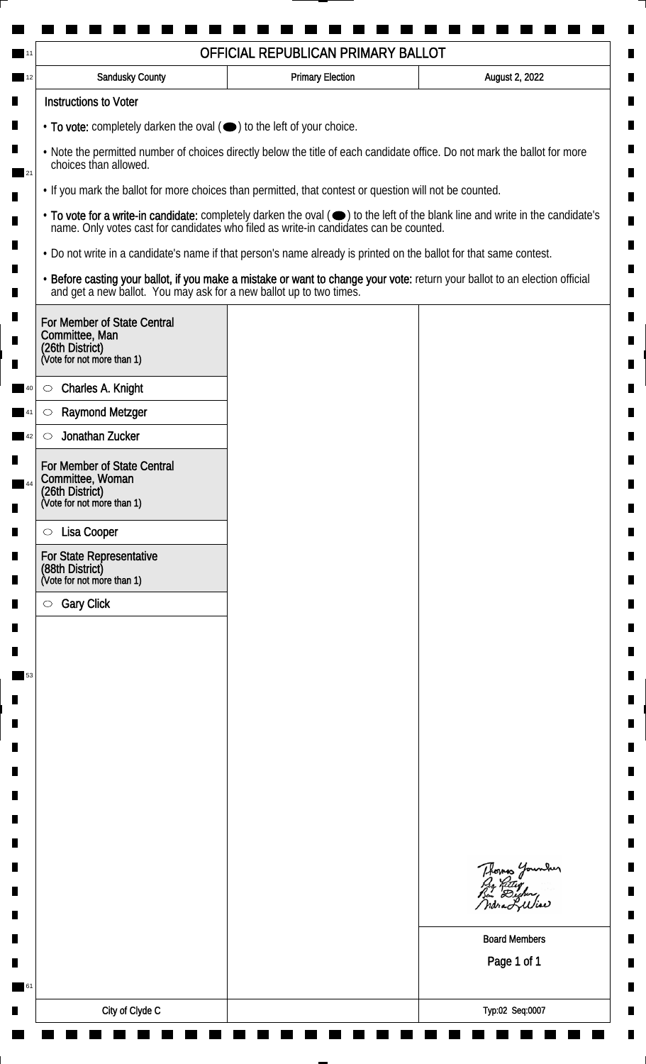# OFFICIAL REPUBLICAN PRIMARY BALLOT

| Sandusky County | Primary Election | August 2, 2022 |
|---|---|---|

## Instructions to Voter

- **To vote:** completely darken the oval (⬬) to the left of your choice.
- Note the permitted number of choices directly below the title of each candidate office. Do not mark the ballot for more choices than allowed.
- If you mark the ballot for more choices than permitted, that contest or question will not be counted.
- **To vote for a write-in candidate:** completely darken the oval (⬬) to the left of the blank line and write in the candidate's name. Only votes cast for candidates who filed as write-in candidates can be counted.
- Do not write in a candidate's name if that person's name already is printed on the ballot for that same contest.
- **Before casting your ballot, if you make a mistake or want to change your vote:** return your ballot to an election official and get a new ballot. You may ask for a new ballot up to two times.

### For Member of State Central Committee, Man (26th District)
(Vote for not more than 1)

- ○ Charles A. Knight
- ○ Raymond Metzger
- ○ Jonathan Zucker

### For Member of State Central Committee, Woman (26th District)
(Vote for not more than 1)

- ○ Lisa Cooper

### For State Representative (88th District)
(Vote for not more than 1)

- ○ Gary Click

Thomas Younker
Ry Rettig
Ben Dischen
Indra L Wise

Board Members

City of Clyde C

Typ:02 Seq:0007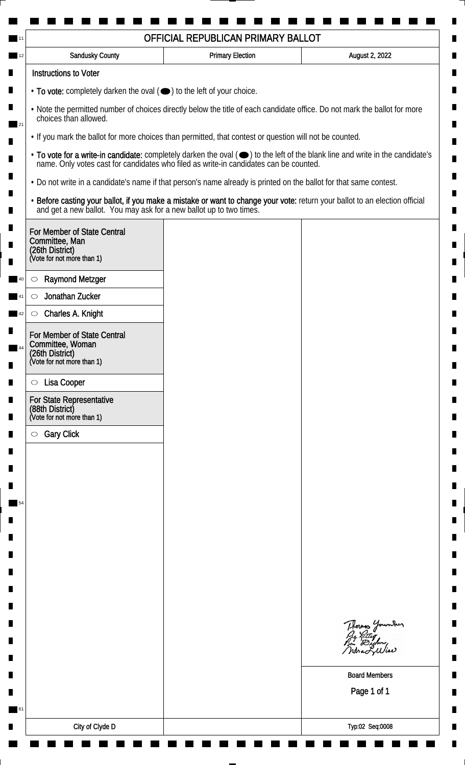# OFFICIAL REPUBLICAN PRIMARY BALLOT

| Sandusky County | Primary Election | August 2, 2022 |
| --- | --- | --- |

**Instructions to Voter**

- **To vote:** completely darken the oval (⬬) to the left of your choice.
- Note the permitted number of choices directly below the title of each candidate office. Do not mark the ballot for more choices than allowed.
- If you mark the ballot for more choices than permitted, that contest or question will not be counted.
- **To vote for a write-in candidate:** completely darken the oval (⬬) to the left of the blank line and write in the candidate's name. Only votes cast for candidates who filed as write-in candidates can be counted.
- Do not write in a candidate's name if that person's name already is printed on the ballot for that same contest.
- **Before casting your ballot, if you make a mistake or want to change your vote:** return your ballot to an election official and get a new ballot. You may ask for a new ballot up to two times.

**For Member of State Central Committee, Man (26th District)**
(Vote for not more than 1)

- ○ Raymond Metzger
- ○ Jonathan Zucker
- ○ Charles A. Knight

**For Member of State Central Committee, Woman (26th District)**
(Vote for not more than 1)

- ○ Lisa Cooper

**For State Representative (88th District)**
(Vote for not more than 1)

- ○ Gary Click

Board Members

City of Clyde D

Typ:02 Seq:0008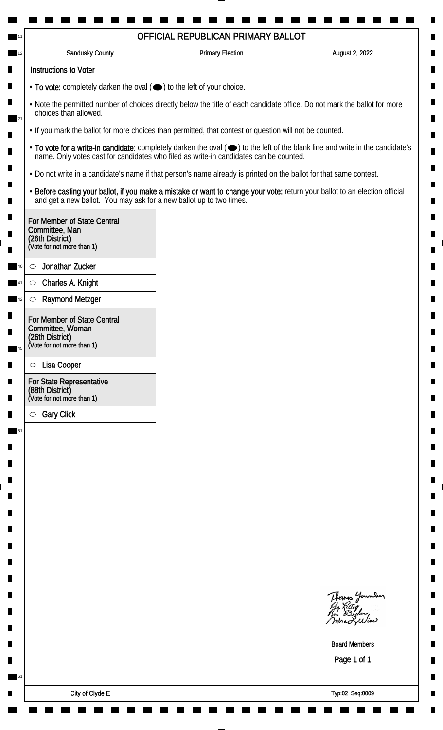# OFFICIAL REPUBLICAN PRIMARY BALLOT

| Sandusky County | Primary Election | August 2, 2022 |
|---|---|---|

## Instructions to Voter

- **To vote:** completely darken the oval (⬬) to the left of your choice.
- Note the permitted number of choices directly below the title of each candidate office. Do not mark the ballot for more choices than allowed.
- If you mark the ballot for more choices than permitted, that contest or question will not be counted.
- **To vote for a write-in candidate:** completely darken the oval (⬬) to the left of the blank line and write in the candidate's name. Only votes cast for candidates who filed as write-in candidates can be counted.
- Do not write in a candidate's name if that person's name already is printed on the ballot for that same contest.
- **Before casting your ballot, if you make a mistake or want to change your vote:** return your ballot to an election official and get a new ballot. You may ask for a new ballot up to two times.

### For Member of State Central Committee, Man (26th District)
(Vote for not more than 1)

- ○ Jonathan Zucker
- ○ Charles A. Knight
- ○ Raymond Metzger

### For Member of State Central Committee, Woman (26th District)
(Vote for not more than 1)

- ○ Lisa Cooper

### For State Representative (88th District)
(Vote for not more than 1)

- ○ Gary Click

Thomas Younker
Ray Kitter
Ben Dischner
Indra L. Wise

Board Members

City of Clyde E

Typ:02 Seq:0009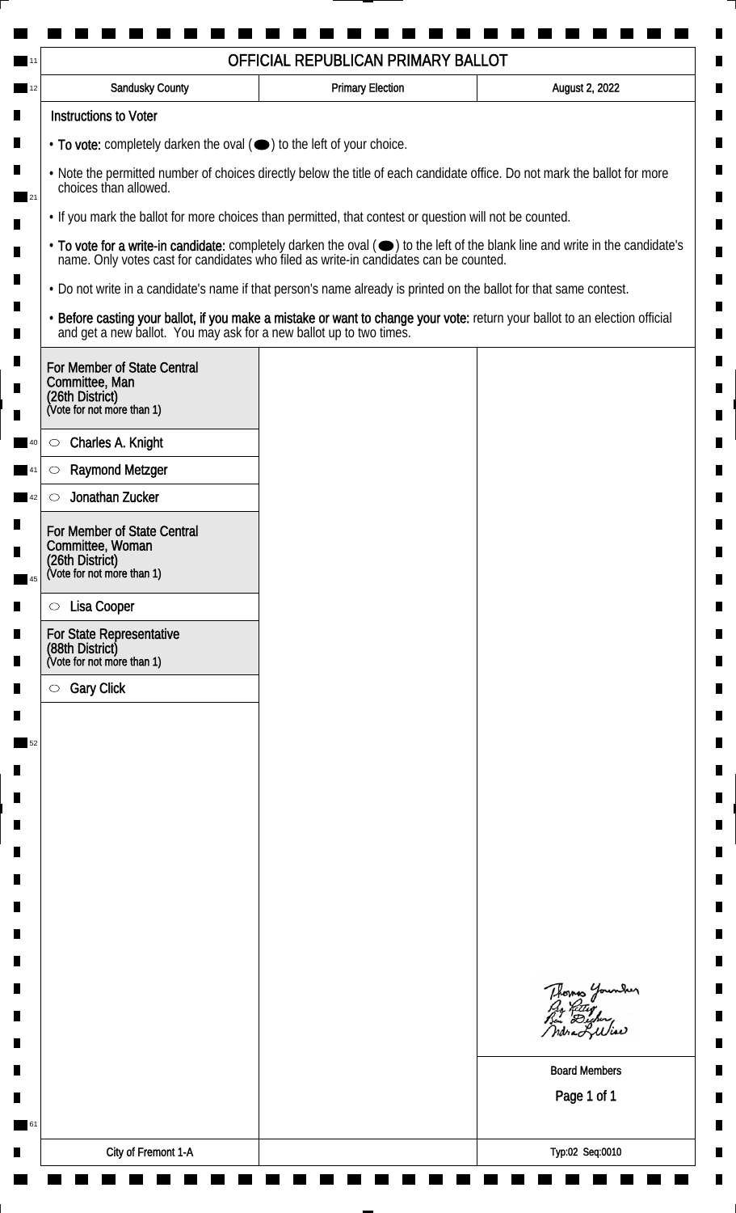# OFFICIAL REPUBLICAN PRIMARY BALLOT

| Sandusky County | Primary Election | August 2, 2022 |
| --- | --- | --- |

**Instructions to Voter**

- **To vote:** completely darken the oval (⬬) to the left of your choice.
- Note the permitted number of choices directly below the title of each candidate office. Do not mark the ballot for more choices than allowed.
- If you mark the ballot for more choices than permitted, that contest or question will not be counted.
- **To vote for a write-in candidate:** completely darken the oval (⬬) to the left of the blank line and write in the candidate's name. Only votes cast for candidates who filed as write-in candidates can be counted.
- Do not write in a candidate's name if that person's name already is printed on the ballot for that same contest.
- **Before casting your ballot, if you make a mistake or want to change your vote:** return your ballot to an election official and get a new ballot. You may ask for a new ballot up to two times.

**For Member of State Central Committee, Man (26th District)**
(Vote for not more than 1)

- ○ Charles A. Knight
- ○ Raymond Metzger
- ○ Jonathan Zucker

**For Member of State Central Committee, Woman (26th District)**
(Vote for not more than 1)

- ○ Lisa Cooper

**For State Representative (88th District)**
(Vote for not more than 1)

- ○ Gary Click

Thomas Younker
Ray Kitter
Ben Dexter
Indra L. Wise

Board Members

City of Fremont 1-A

Typ:02 Seq:0010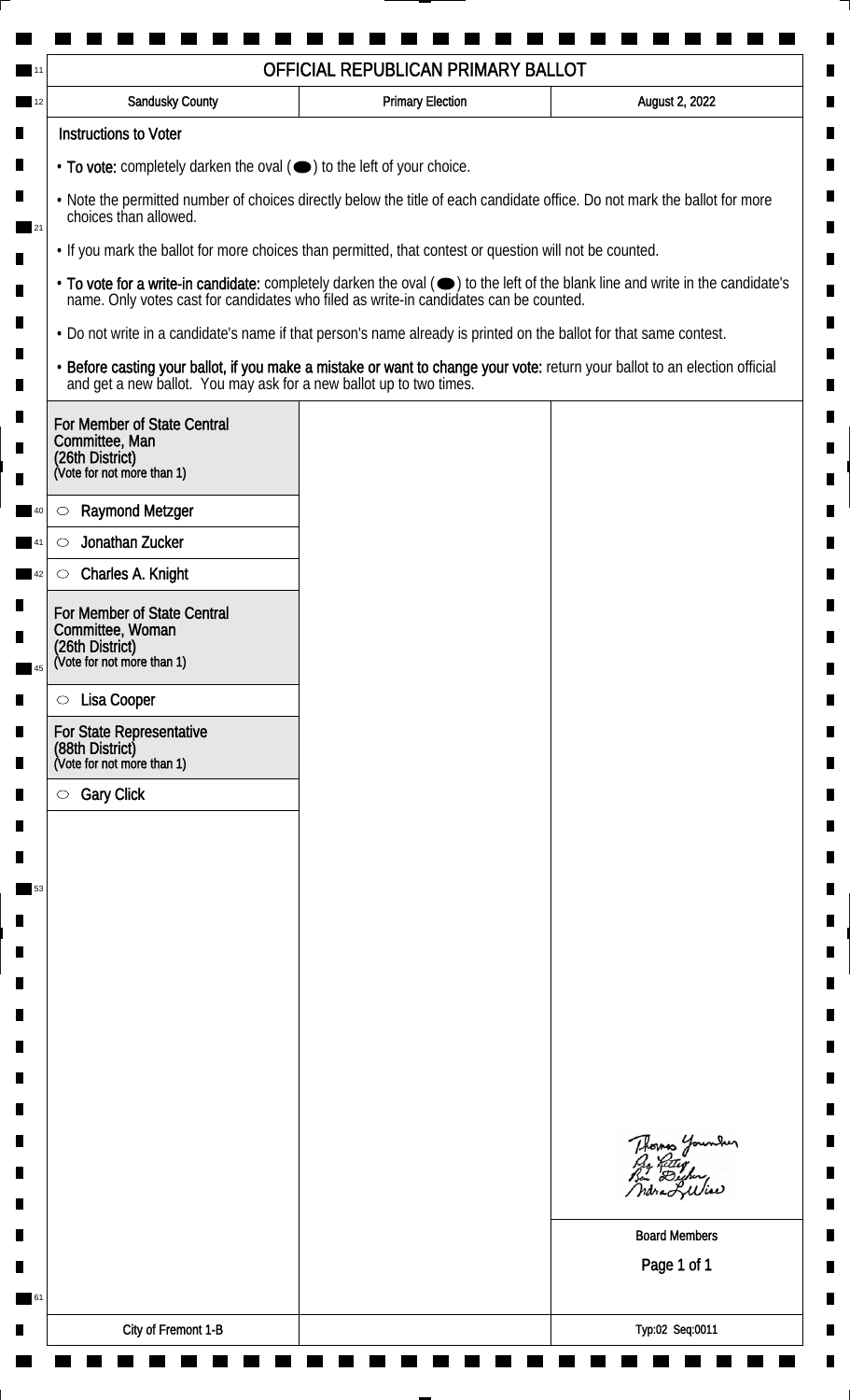# OFFICIAL REPUBLICAN PRIMARY BALLOT

| Sandusky County | Primary Election | August 2, 2022 |
| --- | --- | --- |

## Instructions to Voter

- **To vote:** completely darken the oval (⬬) to the left of your choice.
- Note the permitted number of choices directly below the title of each candidate office. Do not mark the ballot for more choices than allowed.
- If you mark the ballot for more choices than permitted, that contest or question will not be counted.
- **To vote for a write-in candidate:** completely darken the oval (⬬) to the left of the blank line and write in the candidate's name. Only votes cast for candidates who filed as write-in candidates can be counted.
- Do not write in a candidate's name if that person's name already is printed on the ballot for that same contest.
- **Before casting your ballot, if you make a mistake or want to change your vote:** return your ballot to an election official and get a new ballot. You may ask for a new ballot up to two times.

### For Member of State Central Committee, Man (26th District)
(Vote for not more than 1)

- ○ Raymond Metzger
- ○ Jonathan Zucker
- ○ Charles A. Knight

### For Member of State Central Committee, Woman (26th District)
(Vote for not more than 1)

- ○ Lisa Cooper

### For State Representative (88th District)
(Vote for not more than 1)

- ○ Gary Click

Board Members

City of Fremont 1-B

Typ:02 Seq:0011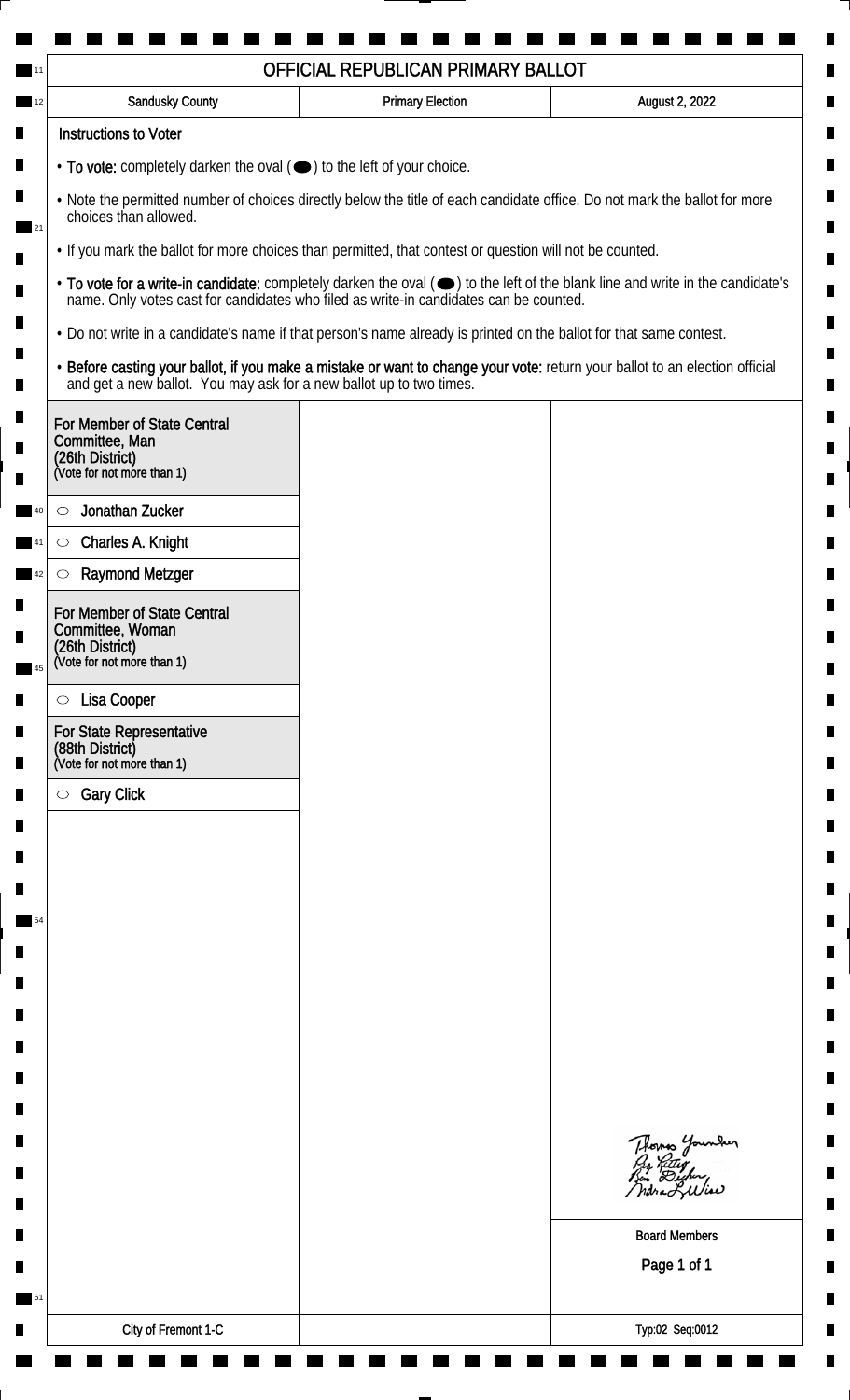# OFFICIAL REPUBLICAN PRIMARY BALLOT

| Sandusky County | Primary Election | August 2, 2022 |
| --- | --- | --- |

## Instructions to Voter

- **To vote:** completely darken the oval (⬬) to the left of your choice.
- Note the permitted number of choices directly below the title of each candidate office. Do not mark the ballot for more choices than allowed.
- If you mark the ballot for more choices than permitted, that contest or question will not be counted.
- **To vote for a write-in candidate:** completely darken the oval (⬬) to the left of the blank line and write in the candidate's name. Only votes cast for candidates who filed as write-in candidates can be counted.
- Do not write in a candidate's name if that person's name already is printed on the ballot for that same contest.
- **Before casting your ballot, if you make a mistake or want to change your vote:** return your ballot to an election official and get a new ballot. You may ask for a new ballot up to two times.

### For Member of State Central Committee, Man (26th District)
(Vote for not more than 1)

- ○ Jonathan Zucker
- ○ Charles A. Knight
- ○ Raymond Metzger

### For Member of State Central Committee, Woman (26th District)
(Vote for not more than 1)

- ○ Lisa Cooper

### For State Representative (88th District)
(Vote for not more than 1)

- ○ Gary Click

Board Members

City of Fremont 1-C

Typ:02 Seq:0012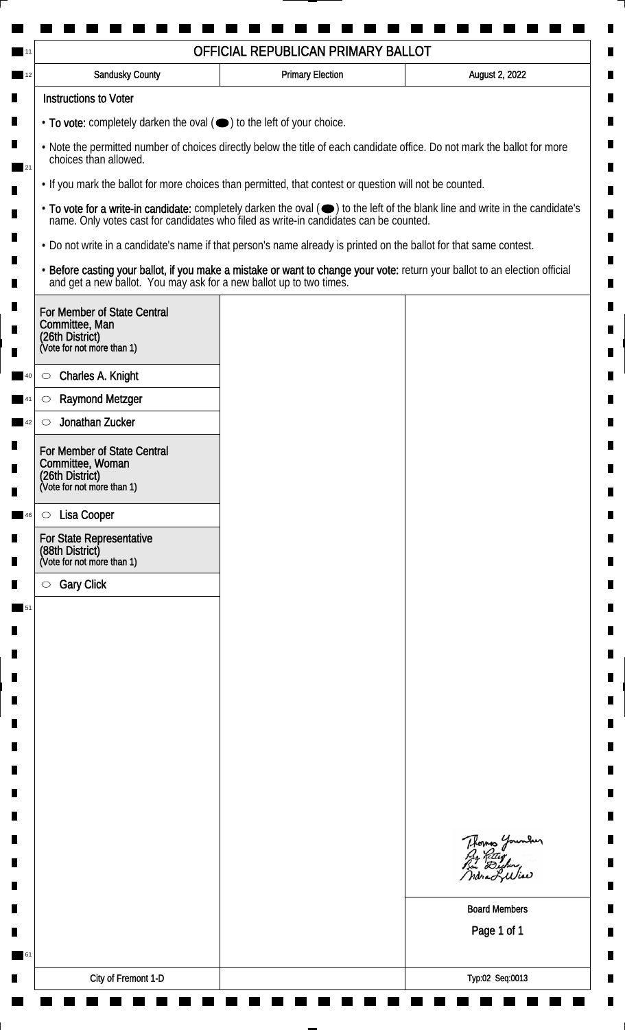# OFFICIAL REPUBLICAN PRIMARY BALLOT

| Sandusky County | Primary Election | August 2, 2022 |
| --- | --- | --- |

## Instructions to Voter

- **To vote:** completely darken the oval (⬬) to the left of your choice.
- Note the permitted number of choices directly below the title of each candidate office. Do not mark the ballot for more choices than allowed.
- If you mark the ballot for more choices than permitted, that contest or question will not be counted.
- **To vote for a write-in candidate:** completely darken the oval (⬬) to the left of the blank line and write in the candidate's name. Only votes cast for candidates who filed as write-in candidates can be counted.
- Do not write in a candidate's name if that person's name already is printed on the ballot for that same contest.
- **Before casting your ballot, if you make a mistake or want to change your vote:** return your ballot to an election official and get a new ballot. You may ask for a new ballot up to two times.

### For Member of State Central Committee, Man (26th District)
(Vote for not more than 1)

- ○ Charles A. Knight
- ○ Raymond Metzger
- ○ Jonathan Zucker

### For Member of State Central Committee, Woman (26th District)
(Vote for not more than 1)

- ○ Lisa Cooper

### For State Representative (88th District)
(Vote for not more than 1)

- ○ Gary Click

Board Members

| City of Fremont 1-D | | Typ:02 Seq:0013 |
| --- | --- | --- |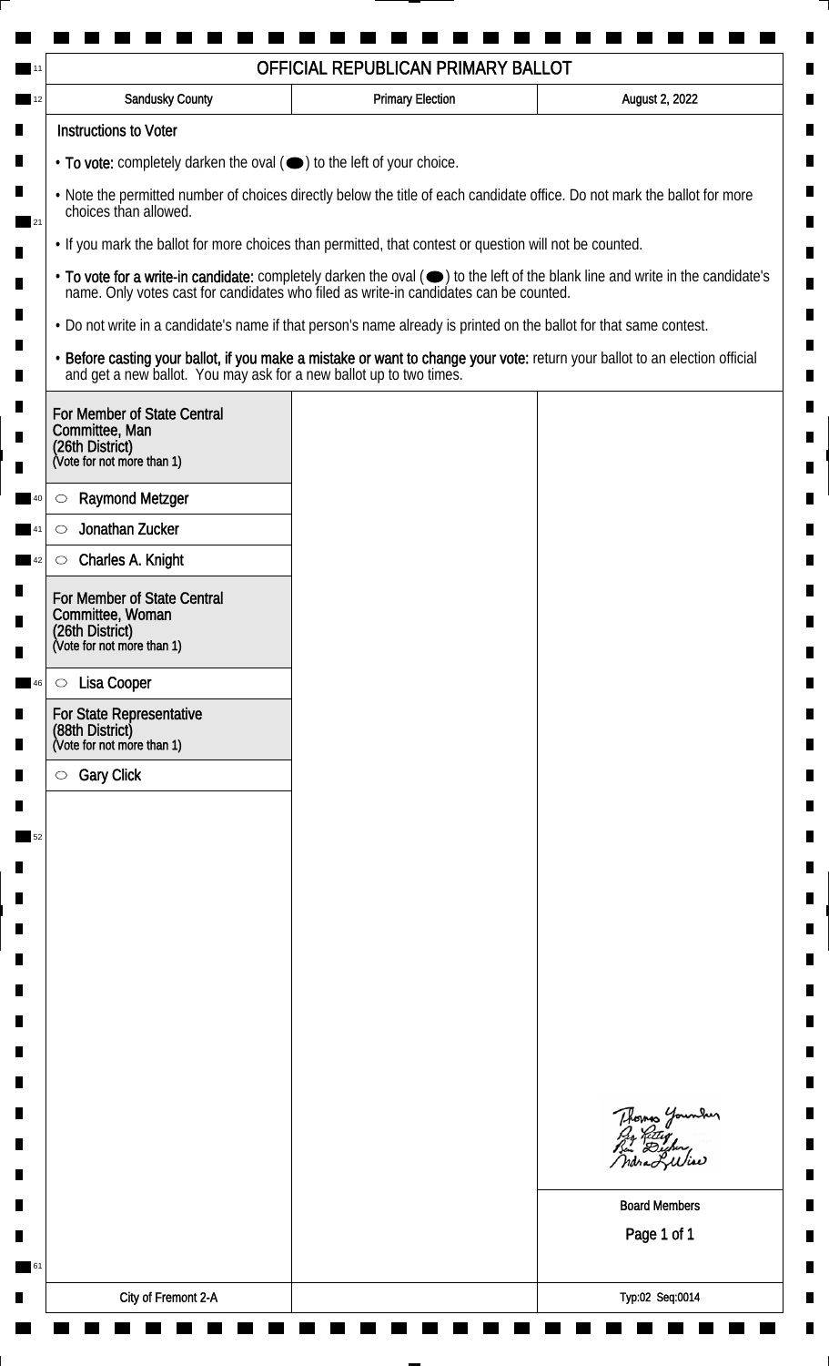# OFFICIAL REPUBLICAN PRIMARY BALLOT

| Sandusky County | Primary Election | August 2, 2022 |
|---|---|---|

## Instructions to Voter

- **To vote:** completely darken the oval (⬬) to the left of your choice.
- Note the permitted number of choices directly below the title of each candidate office. Do not mark the ballot for more choices than allowed.
- If you mark the ballot for more choices than permitted, that contest or question will not be counted.
- **To vote for a write-in candidate:** completely darken the oval (⬬) to the left of the blank line and write in the candidate's name. Only votes cast for candidates who filed as write-in candidates can be counted.
- Do not write in a candidate's name if that person's name already is printed on the ballot for that same contest.
- **Before casting your ballot, if you make a mistake or want to change your vote:** return your ballot to an election official and get a new ballot. You may ask for a new ballot up to two times.

### For Member of State Central Committee, Man (26th District)
(Vote for not more than 1)

- ○ Raymond Metzger
- ○ Jonathan Zucker
- ○ Charles A. Knight

### For Member of State Central Committee, Woman (26th District)
(Vote for not more than 1)

- ○ Lisa Cooper

### For State Representative (88th District)
(Vote for not more than 1)

- ○ Gary Click

Thomas Younker
Ray Kitter
Ben Decker
Andrea L. Wise

Board Members

City of Fremont 2-A

Typ:02 Seq:0014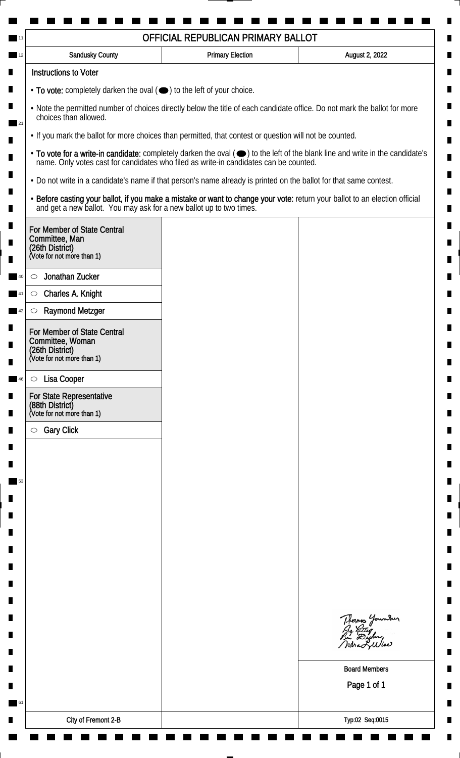# OFFICIAL REPUBLICAN PRIMARY BALLOT

| Sandusky County | Primary Election | August 2, 2022 |
| --- | --- | --- |

## Instructions to Voter

- **To vote:** completely darken the oval (⬬) to the left of your choice.
- Note the permitted number of choices directly below the title of each candidate office. Do not mark the ballot for more choices than allowed.
- If you mark the ballot for more choices than permitted, that contest or question will not be counted.
- **To vote for a write-in candidate:** completely darken the oval (⬬) to the left of the blank line and write in the candidate's name. Only votes cast for candidates who filed as write-in candidates can be counted.
- Do not write in a candidate's name if that person's name already is printed on the ballot for that same contest.
- **Before casting your ballot, if you make a mistake or want to change your vote:** return your ballot to an election official and get a new ballot. You may ask for a new ballot up to two times.

### For Member of State Central Committee, Man (26th District)
(Vote for not more than 1)

- ⬭ Jonathan Zucker
- ⬭ Charles A. Knight
- ⬭ Raymond Metzger

### For Member of State Central Committee, Woman (26th District)
(Vote for not more than 1)

- ⬭ Lisa Cooper

### For State Representative (88th District)
(Vote for not more than 1)

- ⬭ Gary Click

Thomas Younker
Guy Kettig
Ben Decker
Andrea L. Wise

Board Members

City of Fremont 2-B

Typ:02 Seq:0015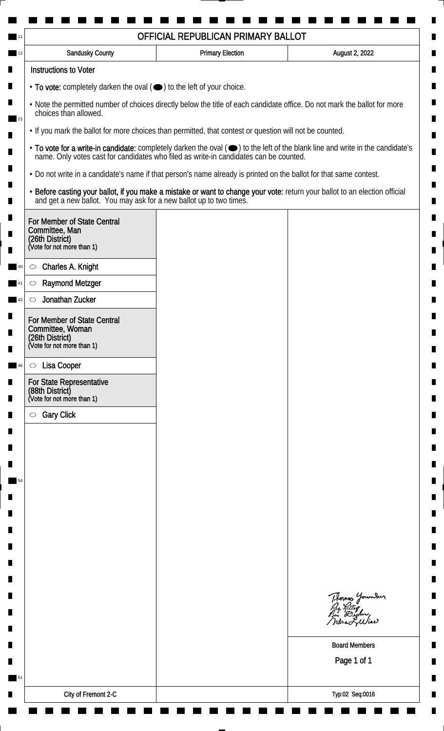# OFFICIAL REPUBLICAN PRIMARY BALLOT

| Sandusky County | Primary Election | August 2, 2022 |
| --- | --- | --- |

**Instructions to Voter**

- **To vote:** completely darken the oval (⬬) to the left of your choice.
- Note the permitted number of choices directly below the title of each candidate office. Do not mark the ballot for more choices than allowed.
- If you mark the ballot for more choices than permitted, that contest or question will not be counted.
- **To vote for a write-in candidate:** completely darken the oval (⬬) to the left of the blank line and write in the candidate's name. Only votes cast for candidates who filed as write-in candidates can be counted.
- Do not write in a candidate's name if that person's name already is printed on the ballot for that same contest.
- **Before casting your ballot, if you make a mistake or want to change your vote:** return your ballot to an election official and get a new ballot. You may ask for a new ballot up to two times.

**For Member of State Central Committee, Man (26th District)**
(Vote for not more than 1)

- ○ Charles A. Knight
- ○ Raymond Metzger
- ○ Jonathan Zucker

**For Member of State Central Committee, Woman (26th District)**
(Vote for not more than 1)

- ○ Lisa Cooper

**For State Representative (88th District)**
(Vote for not more than 1)

- ○ Gary Click

Thomas Younker
Peg Rittger
Ben Dusher
Indra L. Wise

Board Members

City of Fremont 2-C

Typ:02 Seq:0016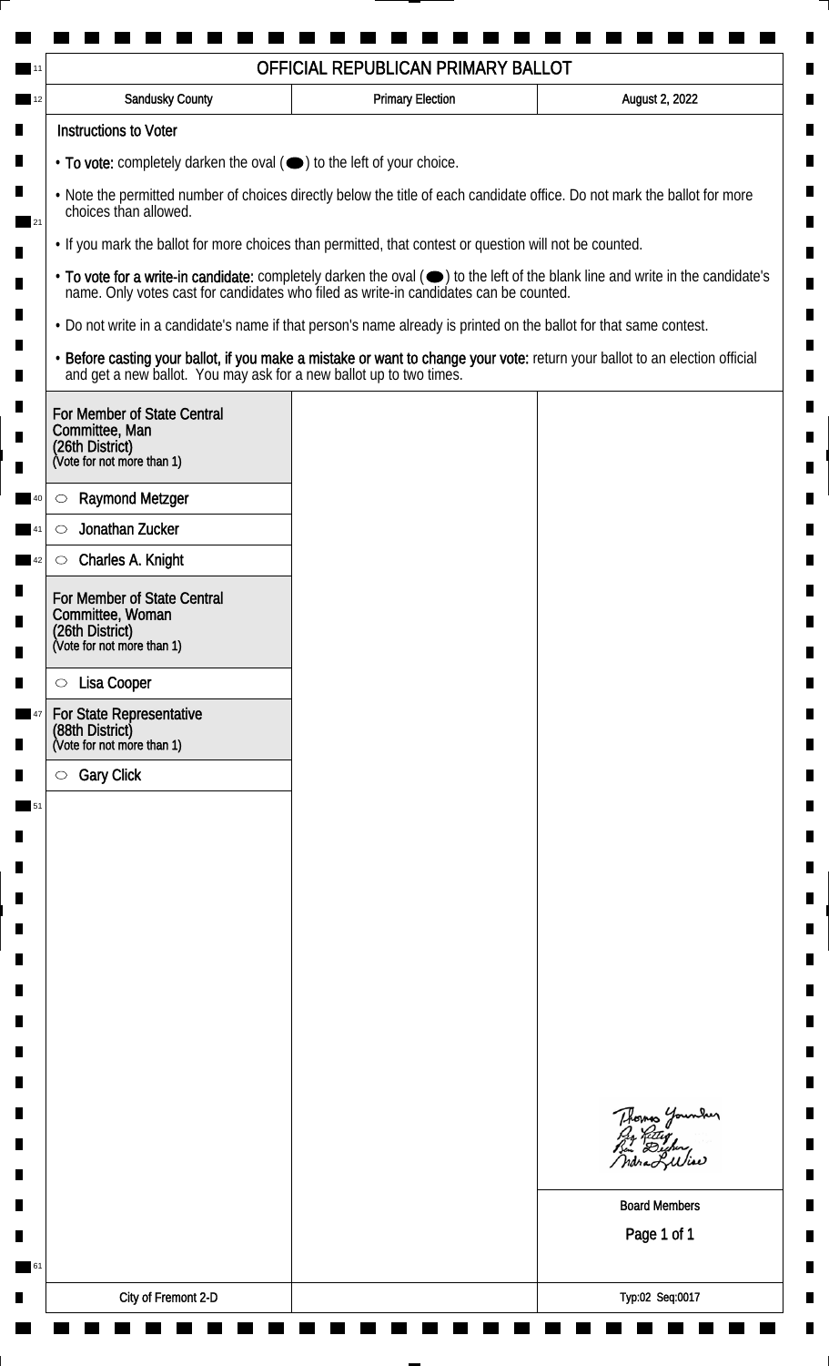# OFFICIAL REPUBLICAN PRIMARY BALLOT

| Sandusky County | Primary Election | August 2, 2022 |
| --- | --- | --- |

**Instructions to Voter**

- **To vote:** completely darken the oval (⬬) to the left of your choice.
- Note the permitted number of choices directly below the title of each candidate office. Do not mark the ballot for more choices than allowed.
- If you mark the ballot for more choices than permitted, that contest or question will not be counted.
- **To vote for a write-in candidate:** completely darken the oval (⬬) to the left of the blank line and write in the candidate's name. Only votes cast for candidates who filed as write-in candidates can be counted.
- Do not write in a candidate's name if that person's name already is printed on the ballot for that same contest.
- **Before casting your ballot, if you make a mistake or want to change your vote:** return your ballot to an election official and get a new ballot. You may ask for a new ballot up to two times.

**For Member of State Central Committee, Man (26th District)**
(Vote for not more than 1)

- ○ Raymond Metzger
- ○ Jonathan Zucker
- ○ Charles A. Knight

**For Member of State Central Committee, Woman (26th District)**
(Vote for not more than 1)

- ○ Lisa Cooper

**For State Representative (88th District)**
(Vote for not more than 1)

- ○ Gary Click

Thomas Younker
Guy Rittey
Ben Dicker
Indra L. Wise

Board Members

City of Fremont 2-D

Typ:02 Seq:0017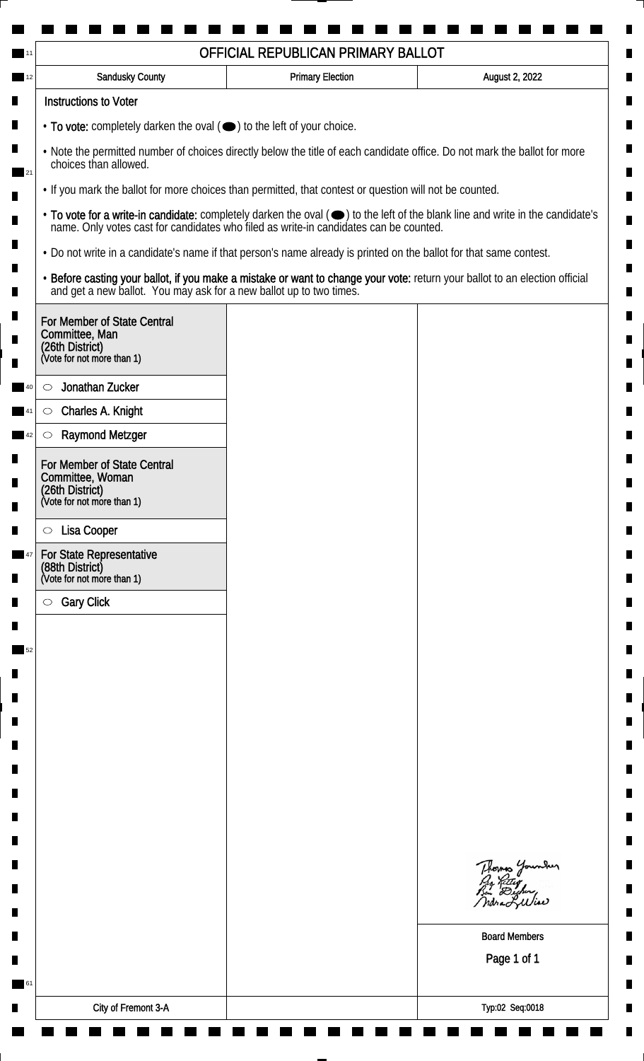# OFFICIAL REPUBLICAN PRIMARY BALLOT

| Sandusky County | Primary Election | August 2, 2022 |
| --- | --- | --- |

## Instructions to Voter

- **To vote:** completely darken the oval (⬬) to the left of your choice.
- Note the permitted number of choices directly below the title of each candidate office. Do not mark the ballot for more choices than allowed.
- If you mark the ballot for more choices than permitted, that contest or question will not be counted.
- **To vote for a write-in candidate:** completely darken the oval (⬬) to the left of the blank line and write in the candidate's name. Only votes cast for candidates who filed as write-in candidates can be counted.
- Do not write in a candidate's name if that person's name already is printed on the ballot for that same contest.
- **Before casting your ballot, if you make a mistake or want to change your vote:** return your ballot to an election official and get a new ballot. You may ask for a new ballot up to two times.

### For Member of State Central Committee, Man (26th District)
(Vote for not more than 1)

- ○ Jonathan Zucker
- ○ Charles A. Knight
- ○ Raymond Metzger

### For Member of State Central Committee, Woman (26th District)
(Vote for not more than 1)

- ○ Lisa Cooper

### For State Representative (88th District)
(Vote for not more than 1)

- ○ Gary Click

Board Members

| City of Fremont 3-A | | Typ:02 Seq:0018 |
| --- | --- | --- |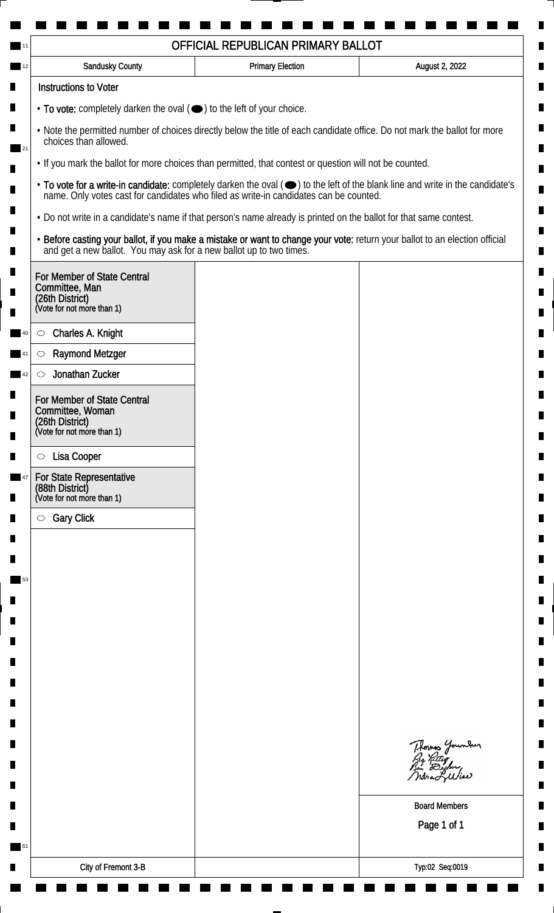# OFFICIAL REPUBLICAN PRIMARY BALLOT

| Sandusky County | Primary Election | August 2, 2022 |
| --- | --- | --- |

## Instructions to Voter

- **To vote:** completely darken the oval (⬬) to the left of your choice.
- Note the permitted number of choices directly below the title of each candidate office. Do not mark the ballot for more choices than allowed.
- If you mark the ballot for more choices than permitted, that contest or question will not be counted.
- **To vote for a write-in candidate:** completely darken the oval (⬬) to the left of the blank line and write in the candidate's name. Only votes cast for candidates who filed as write-in candidates can be counted.
- Do not write in a candidate's name if that person's name already is printed on the ballot for that same contest.
- **Before casting your ballot, if you make a mistake or want to change your vote:** return your ballot to an election official and get a new ballot. You may ask for a new ballot up to two times.

### For Member of State Central Committee, Man (26th District)
(Vote for not more than 1)

- ○ Charles A. Knight
- ○ Raymond Metzger
- ○ Jonathan Zucker

### For Member of State Central Committee, Woman (26th District)
(Vote for not more than 1)

- ○ Lisa Cooper

### For State Representative (88th District)
(Vote for not more than 1)

- ○ Gary Click

Board Members

Page 1 of 1

| City of Fremont 3-B | | Typ:02 Seq:0019 |
| --- | --- | --- |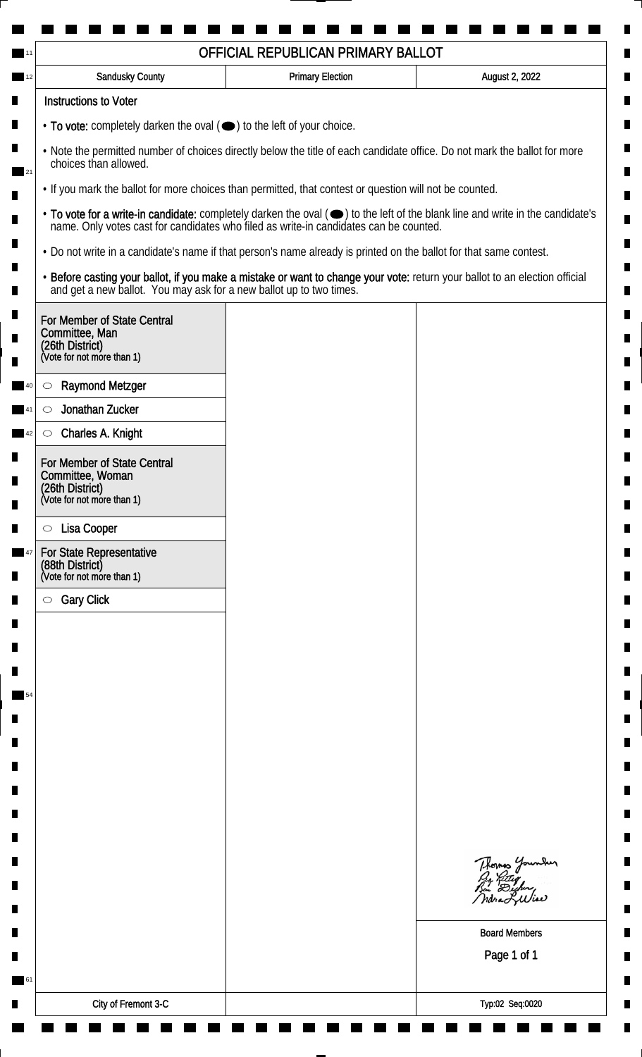# OFFICIAL REPUBLICAN PRIMARY BALLOT

| Sandusky County | Primary Election | August 2, 2022 |
|---|---|---|

## Instructions to Voter

- **To vote:** completely darken the oval (⬬) to the left of your choice.
- Note the permitted number of choices directly below the title of each candidate office. Do not mark the ballot for more choices than allowed.
- If you mark the ballot for more choices than permitted, that contest or question will not be counted.
- **To vote for a write-in candidate:** completely darken the oval (⬬) to the left of the blank line and write in the candidate's name. Only votes cast for candidates who filed as write-in candidates can be counted.
- Do not write in a candidate's name if that person's name already is printed on the ballot for that same contest.
- **Before casting your ballot, if you make a mistake or want to change your vote:** return your ballot to an election official and get a new ballot. You may ask for a new ballot up to two times.

### For Member of State Central Committee, Man (26th District)
(Vote for not more than 1)

- ○ Raymond Metzger
- ○ Jonathan Zucker
- ○ Charles A. Knight

### For Member of State Central Committee, Woman (26th District)
(Vote for not more than 1)

- ○ Lisa Cooper

### For State Representative (88th District)
(Vote for not more than 1)

- ○ Gary Click

Thomas Younker
Ray Rettig
Ben Dasher
Indra L. Wise

Board Members

City of Fremont 3-C

Typ:02 Seq:0020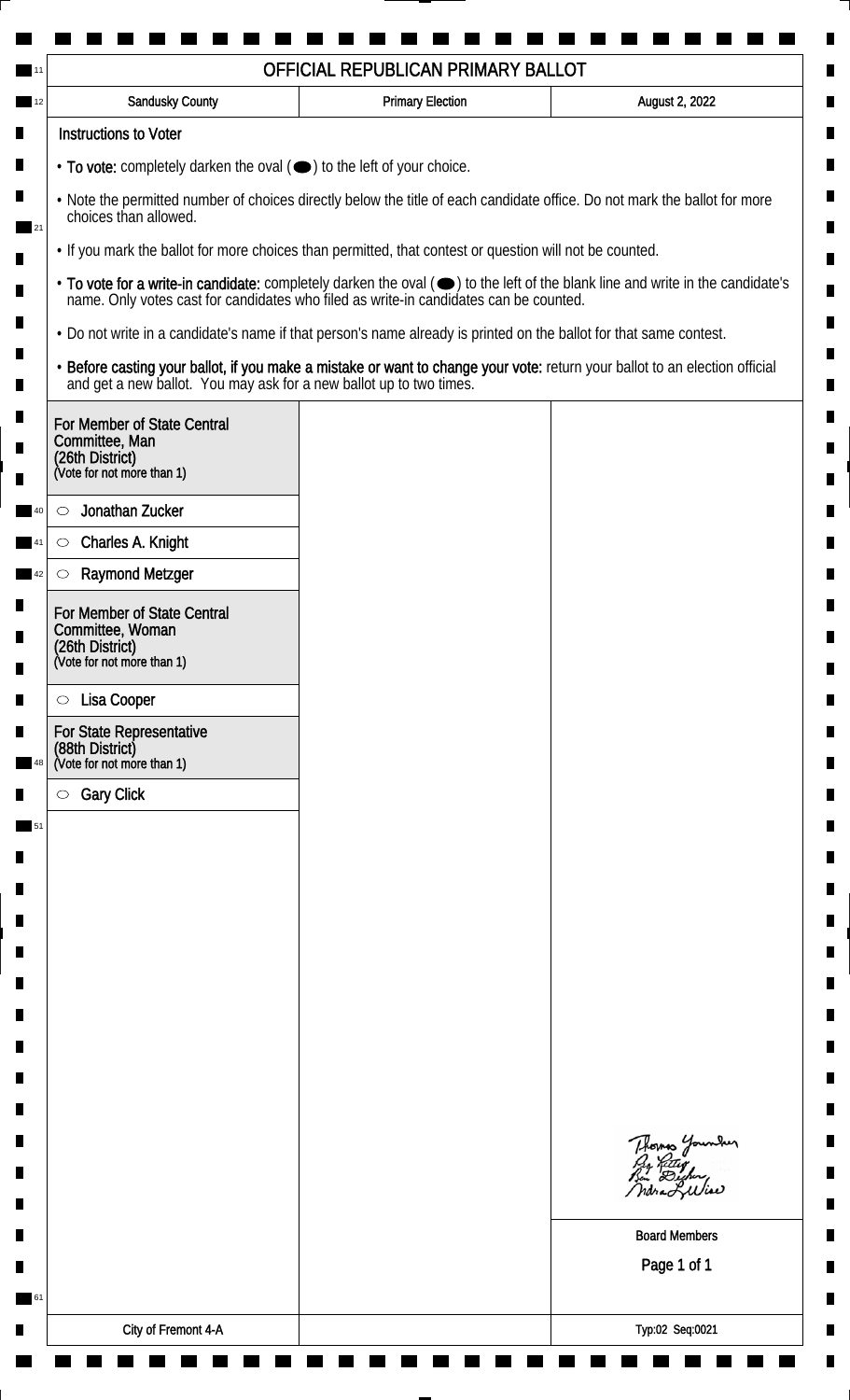# OFFICIAL REPUBLICAN PRIMARY BALLOT

| Sandusky County | Primary Election | August 2, 2022 |
|---|---|---|

## Instructions to Voter

- **To vote:** completely darken the oval (⬬) to the left of your choice.
- Note the permitted number of choices directly below the title of each candidate office. Do not mark the ballot for more choices than allowed.
- If you mark the ballot for more choices than permitted, that contest or question will not be counted.
- **To vote for a write-in candidate:** completely darken the oval (⬬) to the left of the blank line and write in the candidate's name. Only votes cast for candidates who filed as write-in candidates can be counted.
- Do not write in a candidate's name if that person's name already is printed on the ballot for that same contest.
- **Before casting your ballot, if you make a mistake or want to change your vote:** return your ballot to an election official and get a new ballot. You may ask for a new ballot up to two times.

### For Member of State Central Committee, Man (26th District)
(Vote for not more than 1)

- ○ Jonathan Zucker
- ○ Charles A. Knight
- ○ Raymond Metzger

### For Member of State Central Committee, Woman (26th District)
(Vote for not more than 1)

- ○ Lisa Cooper

### For State Representative (88th District)
(Vote for not more than 1)

- ○ Gary Click

Thomas Younker
Ray Rettig
Ben Dircksen
Andrea L Wise

Board Members

| City of Fremont 4-A | | Typ:02 Seq:0021 |
|---|---|---|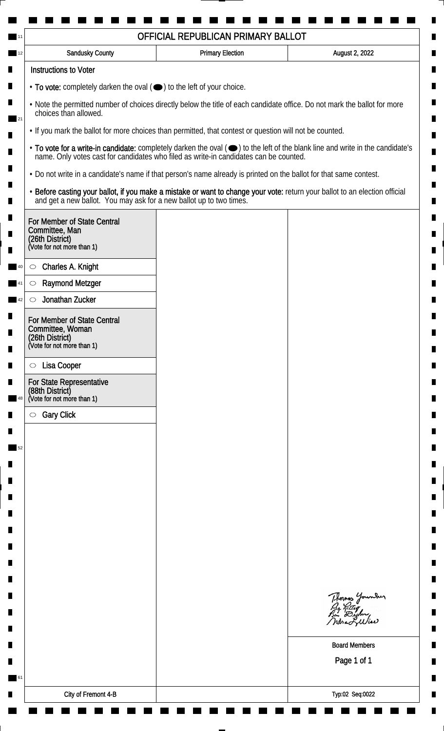# OFFICIAL REPUBLICAN PRIMARY BALLOT

| Sandusky County | Primary Election | August 2, 2022 |
| --- | --- | --- |

## Instructions to Voter

- **To vote:** completely darken the oval (⬬) to the left of your choice.
- Note the permitted number of choices directly below the title of each candidate office. Do not mark the ballot for more choices than allowed.
- If you mark the ballot for more choices than permitted, that contest or question will not be counted.
- **To vote for a write-in candidate:** completely darken the oval (⬬) to the left of the blank line and write in the candidate's name. Only votes cast for candidates who filed as write-in candidates can be counted.
- Do not write in a candidate's name if that person's name already is printed on the ballot for that same contest.
- **Before casting your ballot, if you make a mistake or want to change your vote:** return your ballot to an election official and get a new ballot. You may ask for a new ballot up to two times.

### For Member of State Central Committee, Man (26th District)
(Vote for not more than 1)

- ○ Charles A. Knight
- ○ Raymond Metzger
- ○ Jonathan Zucker

### For Member of State Central Committee, Woman (26th District)
(Vote for not more than 1)

- ○ Lisa Cooper

### For State Representative (88th District)
(Vote for not more than 1)

- ○ Gary Click

Board Members

City of Fremont 4-B

Typ:02 Seq:0022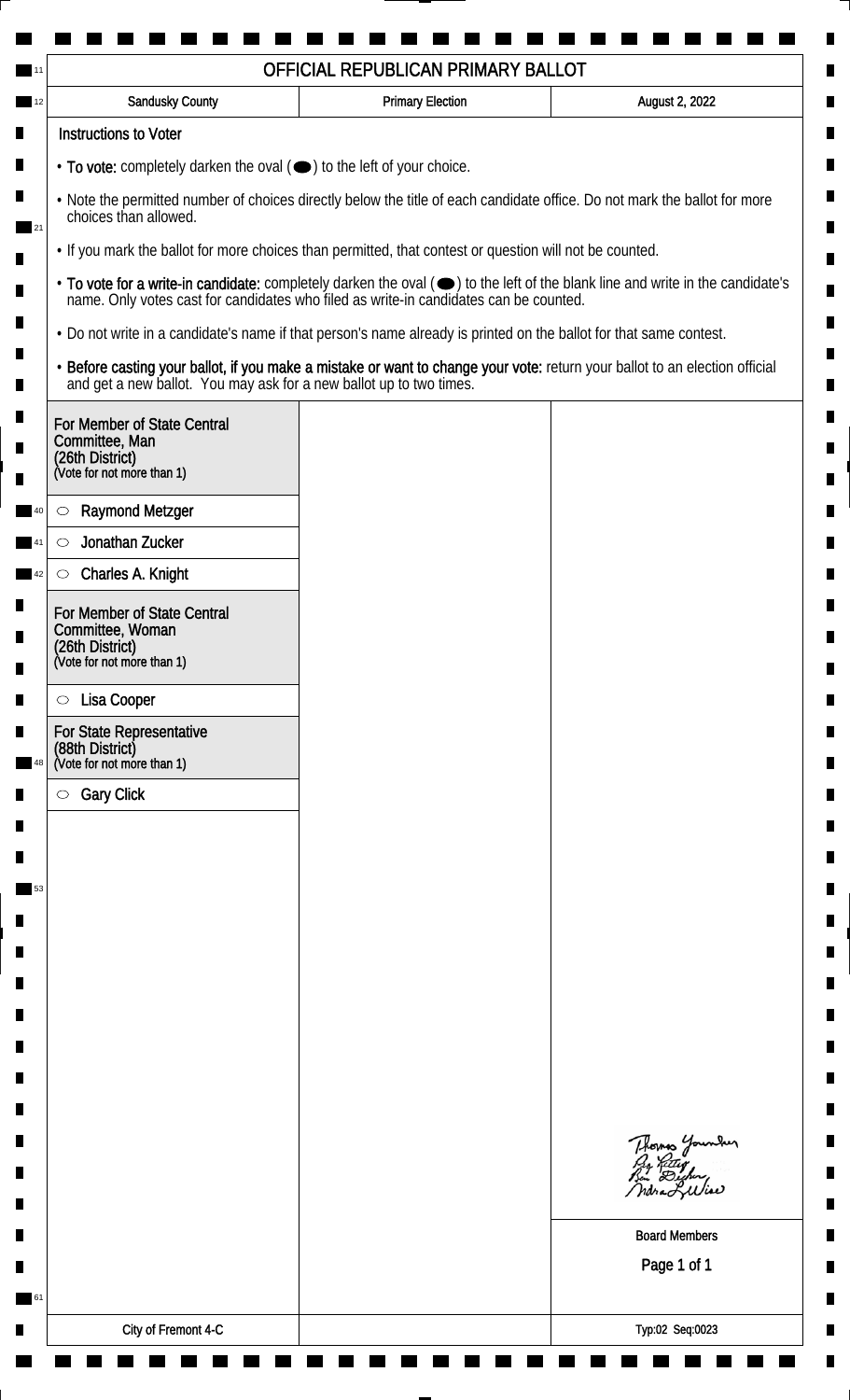# OFFICIAL REPUBLICAN PRIMARY BALLOT

| Sandusky County | Primary Election | August 2, 2022 |
|---|---|---|

## Instructions to Voter

- **To vote:** completely darken the oval (⬬) to the left of your choice.
- Note the permitted number of choices directly below the title of each candidate office. Do not mark the ballot for more choices than allowed.
- If you mark the ballot for more choices than permitted, that contest or question will not be counted.
- **To vote for a write-in candidate:** completely darken the oval (⬬) to the left of the blank line and write in the candidate's name. Only votes cast for candidates who filed as write-in candidates can be counted.
- Do not write in a candidate's name if that person's name already is printed on the ballot for that same contest.
- **Before casting your ballot, if you make a mistake or want to change your vote:** return your ballot to an election official and get a new ballot. You may ask for a new ballot up to two times.

### For Member of State Central Committee, Man (26th District)
(Vote for not more than 1)

- ○ Raymond Metzger
- ○ Jonathan Zucker
- ○ Charles A. Knight

### For Member of State Central Committee, Woman (26th District)
(Vote for not more than 1)

- ○ Lisa Cooper

### For State Representative (88th District)
(Vote for not more than 1)

- ○ Gary Click

Thomas Younker
Guy Rettig
Ben Decker
Andra L Wise

Board Members

City of Fremont 4-C

Typ:02 Seq:0023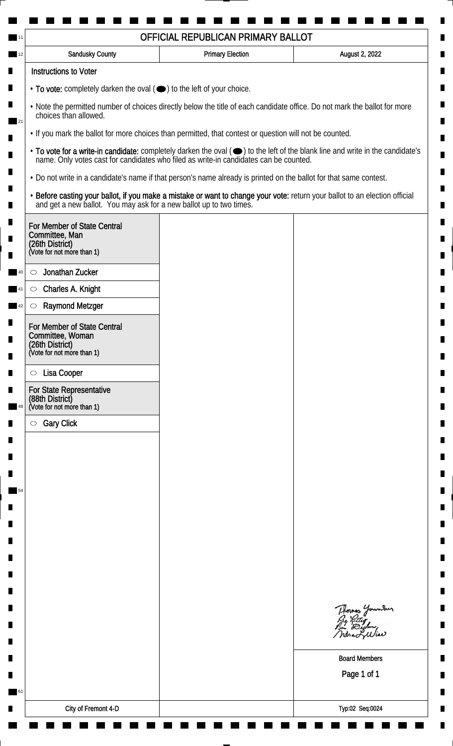# OFFICIAL REPUBLICAN PRIMARY BALLOT

| Sandusky County | Primary Election | August 2, 2022 |
| --- | --- | --- |

## Instructions to Voter

- **To vote:** completely darken the oval (⬬) to the left of your choice.
- Note the permitted number of choices directly below the title of each candidate office. Do not mark the ballot for more choices than allowed.
- If you mark the ballot for more choices than permitted, that contest or question will not be counted.
- **To vote for a write-in candidate:** completely darken the oval (⬬) to the left of the blank line and write in the candidate's name. Only votes cast for candidates who filed as write-in candidates can be counted.
- Do not write in a candidate's name if that person's name already is printed on the ballot for that same contest.
- **Before casting your ballot, if you make a mistake or want to change your vote:** return your ballot to an election official and get a new ballot. You may ask for a new ballot up to two times.

### For Member of State Central Committee, Man (26th District)
(Vote for not more than 1)

- ○ Jonathan Zucker
- ○ Charles A. Knight
- ○ Raymond Metzger

### For Member of State Central Committee, Woman (26th District)
(Vote for not more than 1)

- ○ Lisa Cooper

### For State Representative (88th District)
(Vote for not more than 1)

- ○ Gary Click

Board Members

| City of Fremont 4-D | | Typ:02 Seq:0024 |
| --- | --- | --- |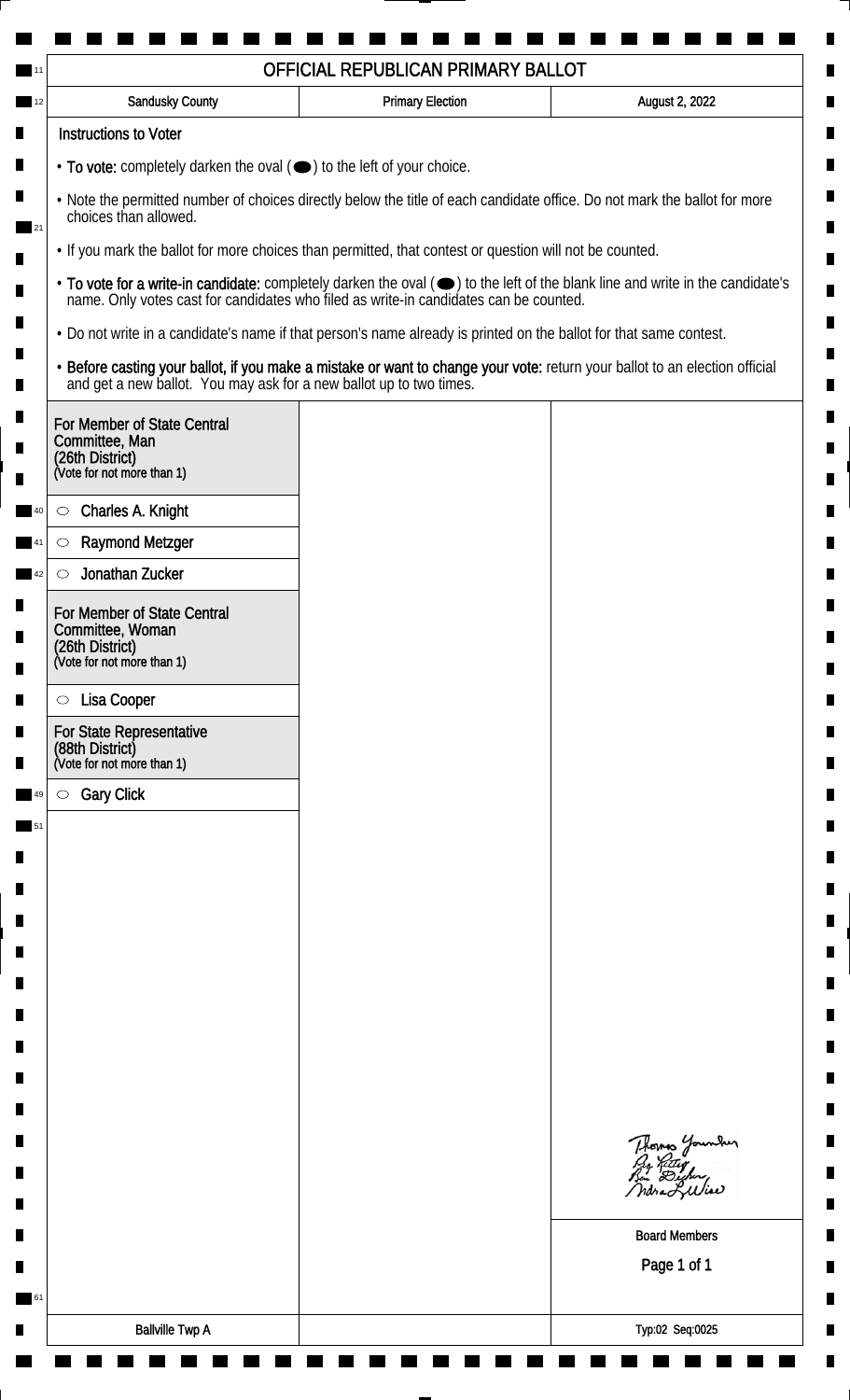# OFFICIAL REPUBLICAN PRIMARY BALLOT

| Sandusky County | Primary Election | August 2, 2022 |
| --- | --- | --- |

## Instructions to Voter

- **To vote:** completely darken the oval (⬬) to the left of your choice.
- Note the permitted number of choices directly below the title of each candidate office. Do not mark the ballot for more choices than allowed.
- If you mark the ballot for more choices than permitted, that contest or question will not be counted.
- **To vote for a write-in candidate:** completely darken the oval (⬬) to the left of the blank line and write in the candidate's name. Only votes cast for candidates who filed as write-in candidates can be counted.
- Do not write in a candidate's name if that person's name already is printed on the ballot for that same contest.
- **Before casting your ballot, if you make a mistake or want to change your vote:** return your ballot to an election official and get a new ballot. You may ask for a new ballot up to two times.

### For Member of State Central Committee, Man (26th District)
(Vote for not more than 1)

- ○ Charles A. Knight
- ○ Raymond Metzger
- ○ Jonathan Zucker

### For Member of State Central Committee, Woman (26th District)
(Vote for not more than 1)

- ○ Lisa Cooper

### For State Representative (88th District)
(Vote for not more than 1)

- ○ Gary Click

Board Members

| Ballville Twp A | | Typ:02 Seq:0025 |
| --- | --- | --- |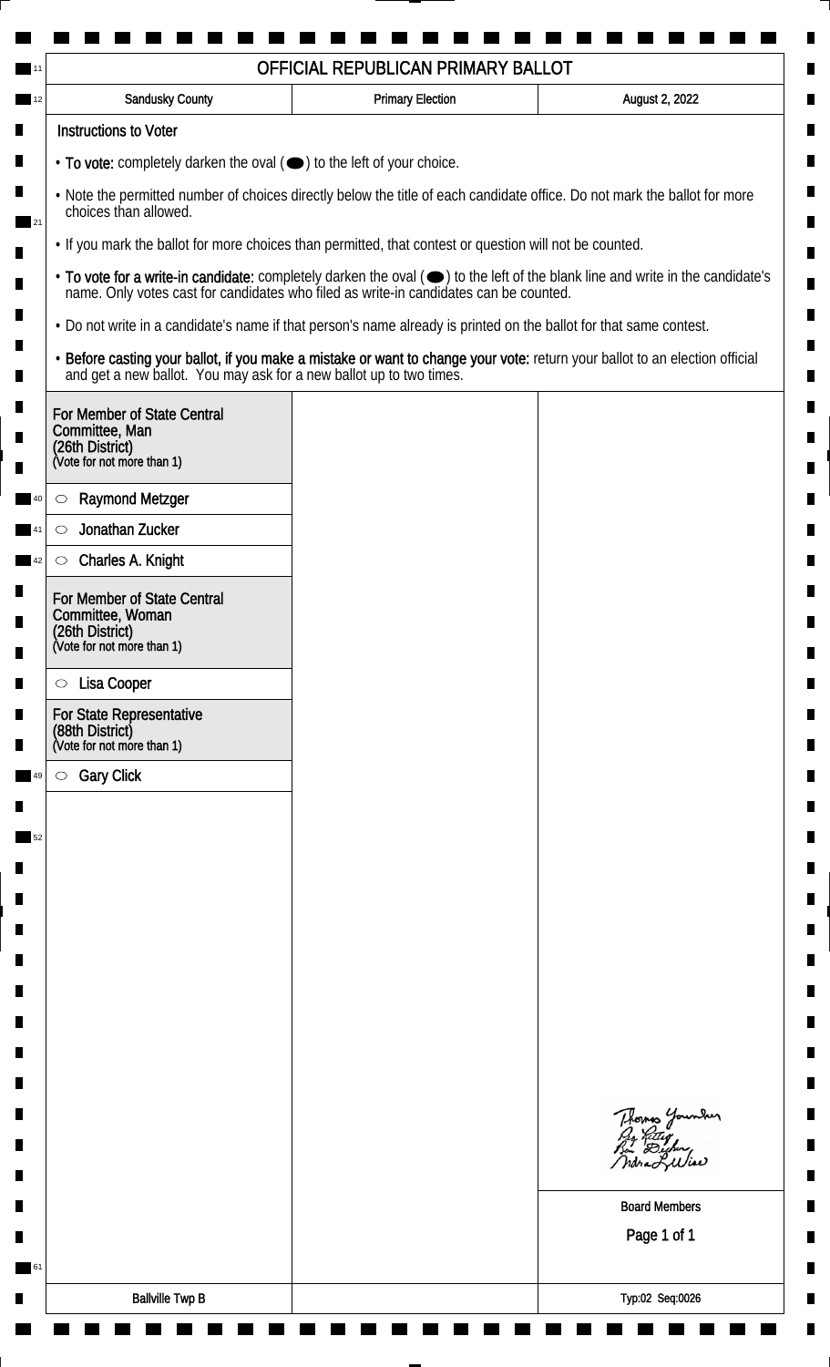# OFFICIAL REPUBLICAN PRIMARY BALLOT

| Sandusky County | Primary Election | August 2, 2022 |
| --- | --- | --- |

## Instructions to Voter

- **To vote:** completely darken the oval (⬬) to the left of your choice.
- Note the permitted number of choices directly below the title of each candidate office. Do not mark the ballot for more choices than allowed.
- If you mark the ballot for more choices than permitted, that contest or question will not be counted.
- **To vote for a write-in candidate:** completely darken the oval (⬬) to the left of the blank line and write in the candidate's name. Only votes cast for candidates who filed as write-in candidates can be counted.
- Do not write in a candidate's name if that person's name already is printed on the ballot for that same contest.
- **Before casting your ballot, if you make a mistake or want to change your vote:** return your ballot to an election official and get a new ballot. You may ask for a new ballot up to two times.

### For Member of State Central Committee, Man (26th District)
(Vote for not more than 1)

- ○ Raymond Metzger
- ○ Jonathan Zucker
- ○ Charles A. Knight

### For Member of State Central Committee, Woman (26th District)
(Vote for not more than 1)

- ○ Lisa Cooper

### For State Representative (88th District)
(Vote for not more than 1)

- ○ Gary Click

Thomas Younker
Ray Kitzler
Ben Dircher
Indra L. Wise

Board Members

Ballville Twp B

Typ:02 Seq:0026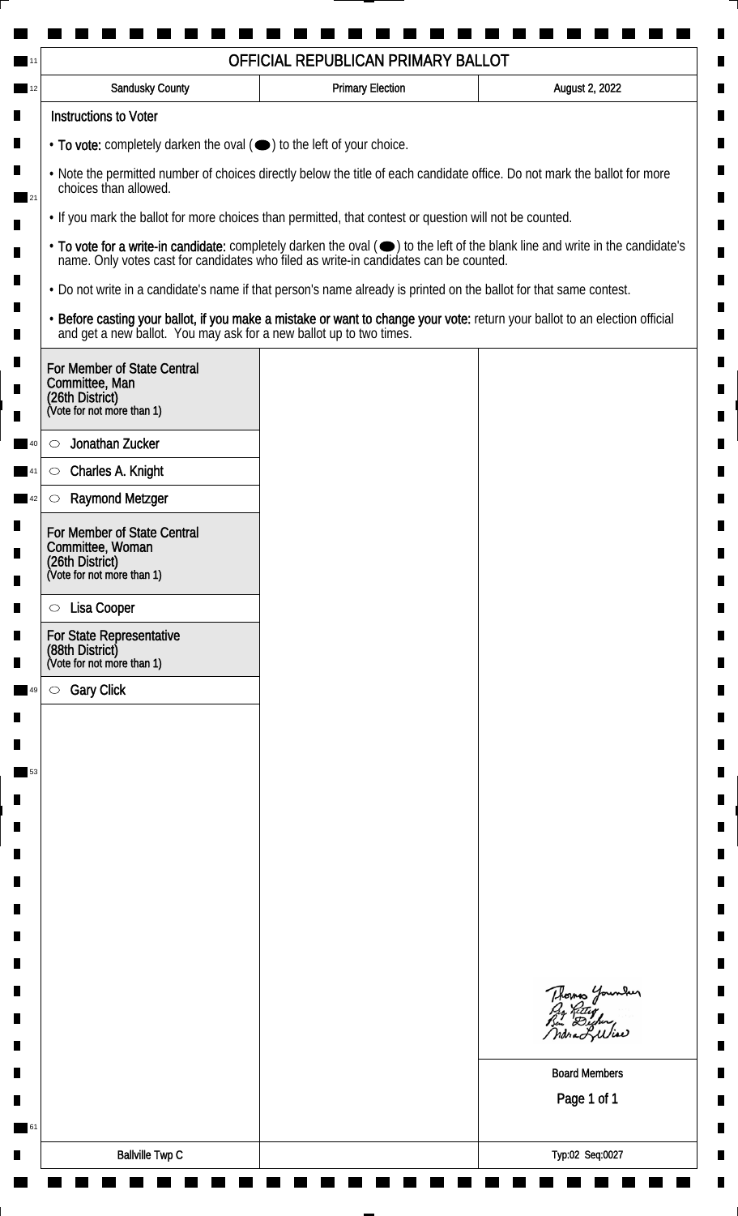# OFFICIAL REPUBLICAN PRIMARY BALLOT

| Sandusky County | Primary Election | August 2, 2022 |
| --- | --- | --- |

## Instructions to Voter

- **To vote:** completely darken the oval (⬬) to the left of your choice.
- Note the permitted number of choices directly below the title of each candidate office. Do not mark the ballot for more choices than allowed.
- If you mark the ballot for more choices than permitted, that contest or question will not be counted.
- **To vote for a write-in candidate:** completely darken the oval (⬬) to the left of the blank line and write in the candidate's name. Only votes cast for candidates who filed as write-in candidates can be counted.
- Do not write in a candidate's name if that person's name already is printed on the ballot for that same contest.
- **Before casting your ballot, if you make a mistake or want to change your vote:** return your ballot to an election official and get a new ballot. You may ask for a new ballot up to two times.

### For Member of State Central Committee, Man (26th District)
(Vote for not more than 1)

- ○ Jonathan Zucker
- ○ Charles A. Knight
- ○ Raymond Metzger

### For Member of State Central Committee, Woman (26th District)
(Vote for not more than 1)

- ○ Lisa Cooper

### For State Representative (88th District)
(Vote for not more than 1)

- ○ Gary Click

Thomas Younker
Jay Kitter
Ben Decker
Indra L. Wise

Board Members

Ballville Twp C

Typ:02 Seq:0027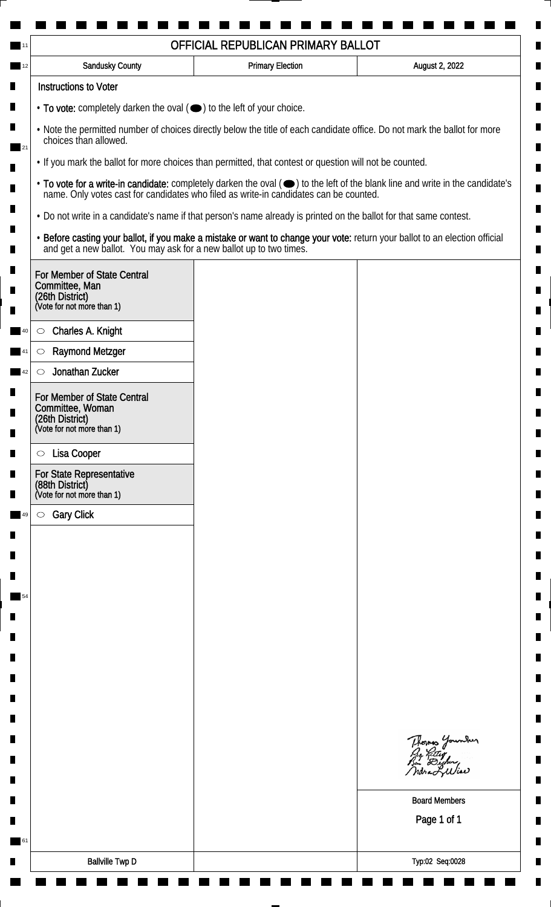# OFFICIAL REPUBLICAN PRIMARY BALLOT

| Sandusky County | Primary Election | August 2, 2022 |
| --- | --- | --- |

## Instructions to Voter

- **To vote:** completely darken the oval (⬬) to the left of your choice.
- Note the permitted number of choices directly below the title of each candidate office. Do not mark the ballot for more choices than allowed.
- If you mark the ballot for more choices than permitted, that contest or question will not be counted.
- **To vote for a write-in candidate:** completely darken the oval (⬬) to the left of the blank line and write in the candidate's name. Only votes cast for candidates who filed as write-in candidates can be counted.
- Do not write in a candidate's name if that person's name already is printed on the ballot for that same contest.
- **Before casting your ballot, if you make a mistake or want to change your vote:** return your ballot to an election official and get a new ballot. You may ask for a new ballot up to two times.

### For Member of State Central Committee, Man (26th District)
(Vote for not more than 1)

- ○ Charles A. Knight
- ○ Raymond Metzger
- ○ Jonathan Zucker

### For Member of State Central Committee, Woman (26th District)
(Vote for not more than 1)

- ○ Lisa Cooper

### For State Representative (88th District)
(Vote for not more than 1)

- ○ Gary Click

Board Members

| Ballville Twp D | | Typ:02 Seq:0028 |
| --- | --- | --- |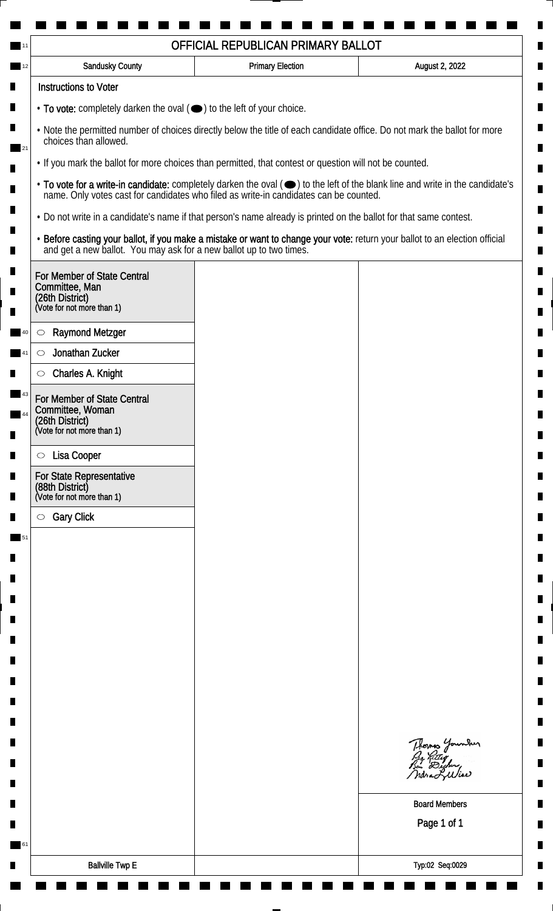# OFFICIAL REPUBLICAN PRIMARY BALLOT

| Sandusky County | Primary Election | August 2, 2022 |
| --- | --- | --- |

## Instructions to Voter

- **To vote:** completely darken the oval (⬬) to the left of your choice.
- Note the permitted number of choices directly below the title of each candidate office. Do not mark the ballot for more choices than allowed.
- If you mark the ballot for more choices than permitted, that contest or question will not be counted.
- **To vote for a write-in candidate:** completely darken the oval (⬬) to the left of the blank line and write in the candidate's name. Only votes cast for candidates who filed as write-in candidates can be counted.
- Do not write in a candidate's name if that person's name already is printed on the ballot for that same contest.
- **Before casting your ballot, if you make a mistake or want to change your vote:** return your ballot to an election official and get a new ballot. You may ask for a new ballot up to two times.

### For Member of State Central Committee, Man (26th District)
(Vote for not more than 1)

- ○ Raymond Metzger
- ○ Jonathan Zucker
- ○ Charles A. Knight

### For Member of State Central Committee, Woman (26th District)
(Vote for not more than 1)

- ○ Lisa Cooper

### For State Representative (88th District)
(Vote for not more than 1)

- ○ Gary Click

Thomas Younker
Peg Kitley
Ben Decker
Andrea L Wise

Board Members

Ballville Twp E

Typ:02 Seq:0029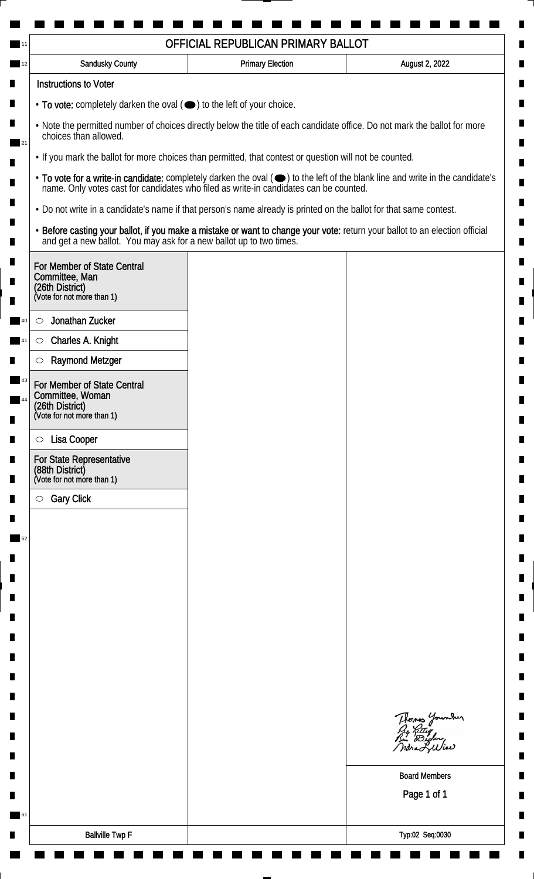# OFFICIAL REPUBLICAN PRIMARY BALLOT

| Sandusky County | Primary Election | August 2, 2022 |
|---|---|---|

## Instructions to Voter

- **To vote:** completely darken the oval (⬬) to the left of your choice.
- Note the permitted number of choices directly below the title of each candidate office. Do not mark the ballot for more choices than allowed.
- If you mark the ballot for more choices than permitted, that contest or question will not be counted.
- **To vote for a write-in candidate:** completely darken the oval (⬬) to the left of the blank line and write in the candidate's name. Only votes cast for candidates who filed as write-in candidates can be counted.
- Do not write in a candidate's name if that person's name already is printed on the ballot for that same contest.
- **Before casting your ballot, if you make a mistake or want to change your vote:** return your ballot to an election official and get a new ballot. You may ask for a new ballot up to two times.

### For Member of State Central Committee, Man (26th District)
(Vote for not more than 1)

- ○ Jonathan Zucker
- ○ Charles A. Knight
- ○ Raymond Metzger

### For Member of State Central Committee, Woman (26th District)
(Vote for not more than 1)

- ○ Lisa Cooper

### For State Representative (88th District)
(Vote for not more than 1)

- ○ Gary Click

Thomas Younker
Ray Kitter
Ben Decker
Indra L Wise

Board Members

Ballville Twp F

Typ:02 Seq:0030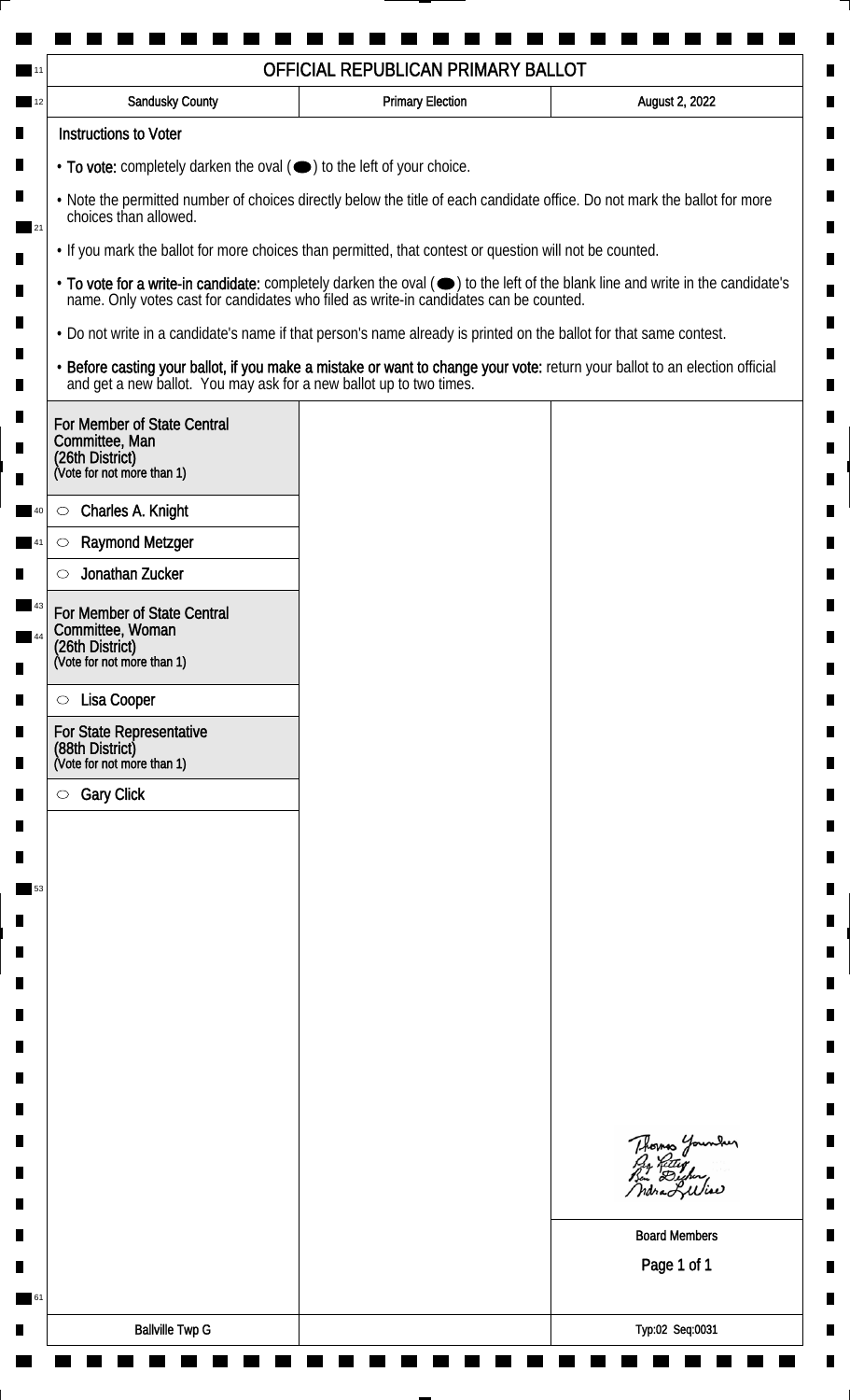# OFFICIAL REPUBLICAN PRIMARY BALLOT

| Sandusky County | Primary Election | August 2, 2022 |
| --- | --- | --- |

## Instructions to Voter

- **To vote:** completely darken the oval (⬬) to the left of your choice.
- Note the permitted number of choices directly below the title of each candidate office. Do not mark the ballot for more choices than allowed.
- If you mark the ballot for more choices than permitted, that contest or question will not be counted.
- **To vote for a write-in candidate:** completely darken the oval (⬬) to the left of the blank line and write in the candidate's name. Only votes cast for candidates who filed as write-in candidates can be counted.
- Do not write in a candidate's name if that person's name already is printed on the ballot for that same contest.
- **Before casting your ballot, if you make a mistake or want to change your vote:** return your ballot to an election official and get a new ballot. You may ask for a new ballot up to two times.

### For Member of State Central Committee, Man (26th District)
(Vote for not more than 1)

- ○ Charles A. Knight
- ○ Raymond Metzger
- ○ Jonathan Zucker

### For Member of State Central Committee, Woman (26th District)
(Vote for not more than 1)

- ○ Lisa Cooper

### For State Representative (88th District)
(Vote for not more than 1)

- ○ Gary Click

Board Members

| Ballville Twp G | | Typ:02 Seq:0031 |
| --- | --- | --- |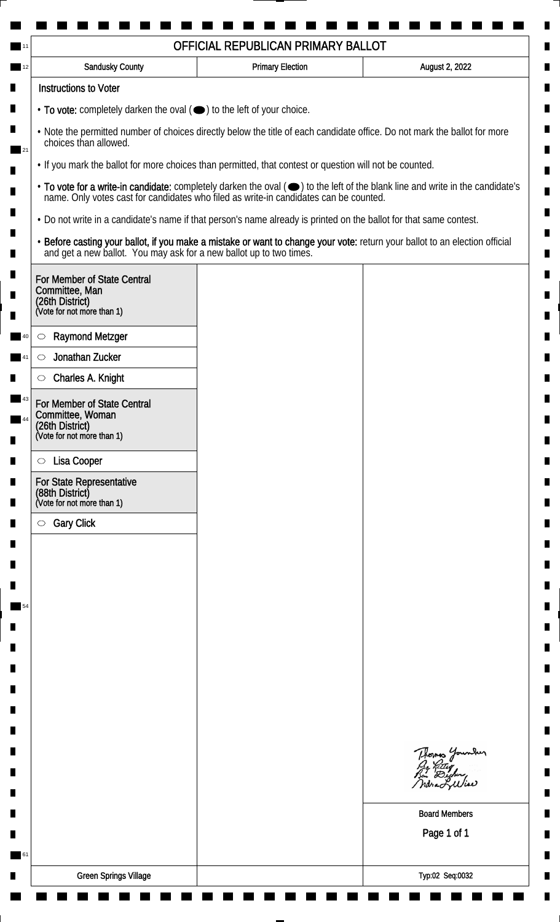# OFFICIAL REPUBLICAN PRIMARY BALLOT

| Sandusky County | Primary Election | August 2, 2022 |
| --- | --- | --- |

**Instructions to Voter**

- **To vote:** completely darken the oval (⬬) to the left of your choice.
- Note the permitted number of choices directly below the title of each candidate office. Do not mark the ballot for more choices than allowed.
- If you mark the ballot for more choices than permitted, that contest or question will not be counted.
- **To vote for a write-in candidate:** completely darken the oval (⬬) to the left of the blank line and write in the candidate's name. Only votes cast for candidates who filed as write-in candidates can be counted.
- Do not write in a candidate's name if that person's name already is printed on the ballot for that same contest.
- **Before casting your ballot, if you make a mistake or want to change your vote:** return your ballot to an election official and get a new ballot. You may ask for a new ballot up to two times.

**For Member of State Central Committee, Man (26th District)**
(Vote for not more than 1)

- ○ Raymond Metzger
- ○ Jonathan Zucker
- ○ Charles A. Knight

**For Member of State Central Committee, Woman (26th District)**
(Vote for not more than 1)

- ○ Lisa Cooper

**For State Representative (88th District)**
(Vote for not more than 1)

- ○ Gary Click

Thomas Younker
Guy Rettig
Ben Dischinger
Indra L. Wise

Board Members

Green Springs Village

Typ:02 Seq:0032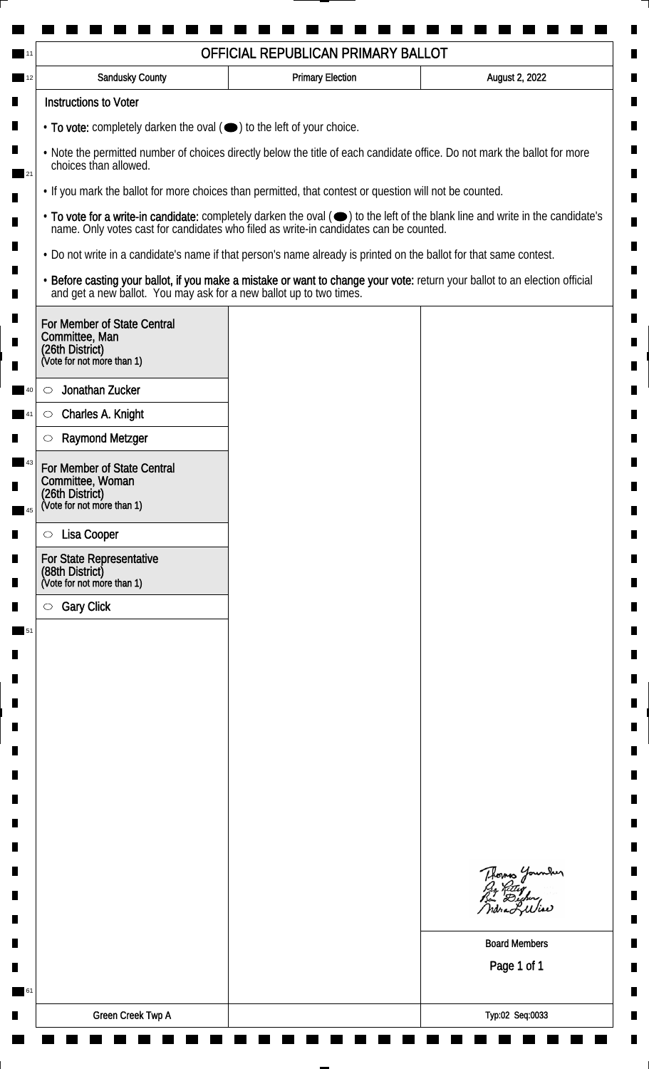# OFFICIAL REPUBLICAN PRIMARY BALLOT

| Sandusky County | Primary Election | August 2, 2022 |
| --- | --- | --- |

## Instructions to Voter

- **To vote:** completely darken the oval (⬬) to the left of your choice.
- Note the permitted number of choices directly below the title of each candidate office. Do not mark the ballot for more choices than allowed.
- If you mark the ballot for more choices than permitted, that contest or question will not be counted.
- **To vote for a write-in candidate:** completely darken the oval (⬬) to the left of the blank line and write in the candidate's name. Only votes cast for candidates who filed as write-in candidates can be counted.
- Do not write in a candidate's name if that person's name already is printed on the ballot for that same contest.
- **Before casting your ballot, if you make a mistake or want to change your vote:** return your ballot to an election official and get a new ballot. You may ask for a new ballot up to two times.

### For Member of State Central Committee, Man (26th District)
(Vote for not more than 1)

- ○ Jonathan Zucker
- ○ Charles A. Knight
- ○ Raymond Metzger

### For Member of State Central Committee, Woman (26th District)
(Vote for not more than 1)

- ○ Lisa Cooper

### For State Representative (88th District)
(Vote for not more than 1)

- ○ Gary Click

Thomas Younker
Roy Kettey
Ben Dusher
Indra L. Wise

Board Members

Green Creek Twp A

Typ:02 Seq:0033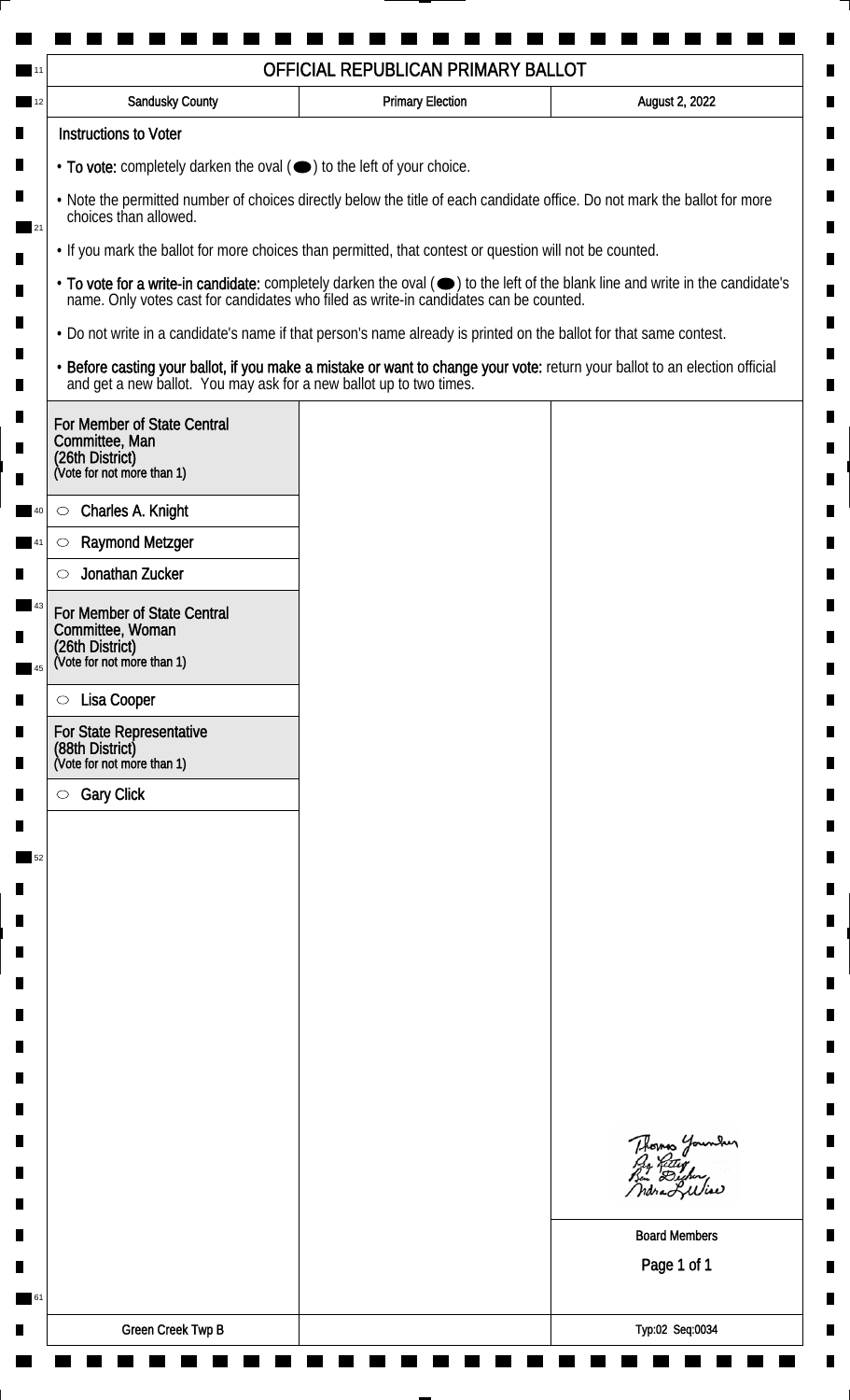# OFFICIAL REPUBLICAN PRIMARY BALLOT

| Sandusky County | Primary Election | August 2, 2022 |
|---|---|---|

## Instructions to Voter

- **To vote:** completely darken the oval (⬬) to the left of your choice.
- Note the permitted number of choices directly below the title of each candidate office. Do not mark the ballot for more choices than allowed.
- If you mark the ballot for more choices than permitted, that contest or question will not be counted.
- **To vote for a write-in candidate:** completely darken the oval (⬬) to the left of the blank line and write in the candidate's name. Only votes cast for candidates who filed as write-in candidates can be counted.
- Do not write in a candidate's name if that person's name already is printed on the ballot for that same contest.
- **Before casting your ballot, if you make a mistake or want to change your vote:** return your ballot to an election official and get a new ballot. You may ask for a new ballot up to two times.

### For Member of State Central Committee, Man (26th District)
(Vote for not more than 1)

- ○ Charles A. Knight
- ○ Raymond Metzger
- ○ Jonathan Zucker

### For Member of State Central Committee, Woman (26th District)
(Vote for not more than 1)

- ○ Lisa Cooper

### For State Representative (88th District)
(Vote for not more than 1)

- ○ Gary Click

Board Members

Green Creek Twp B

Typ:02 Seq:0034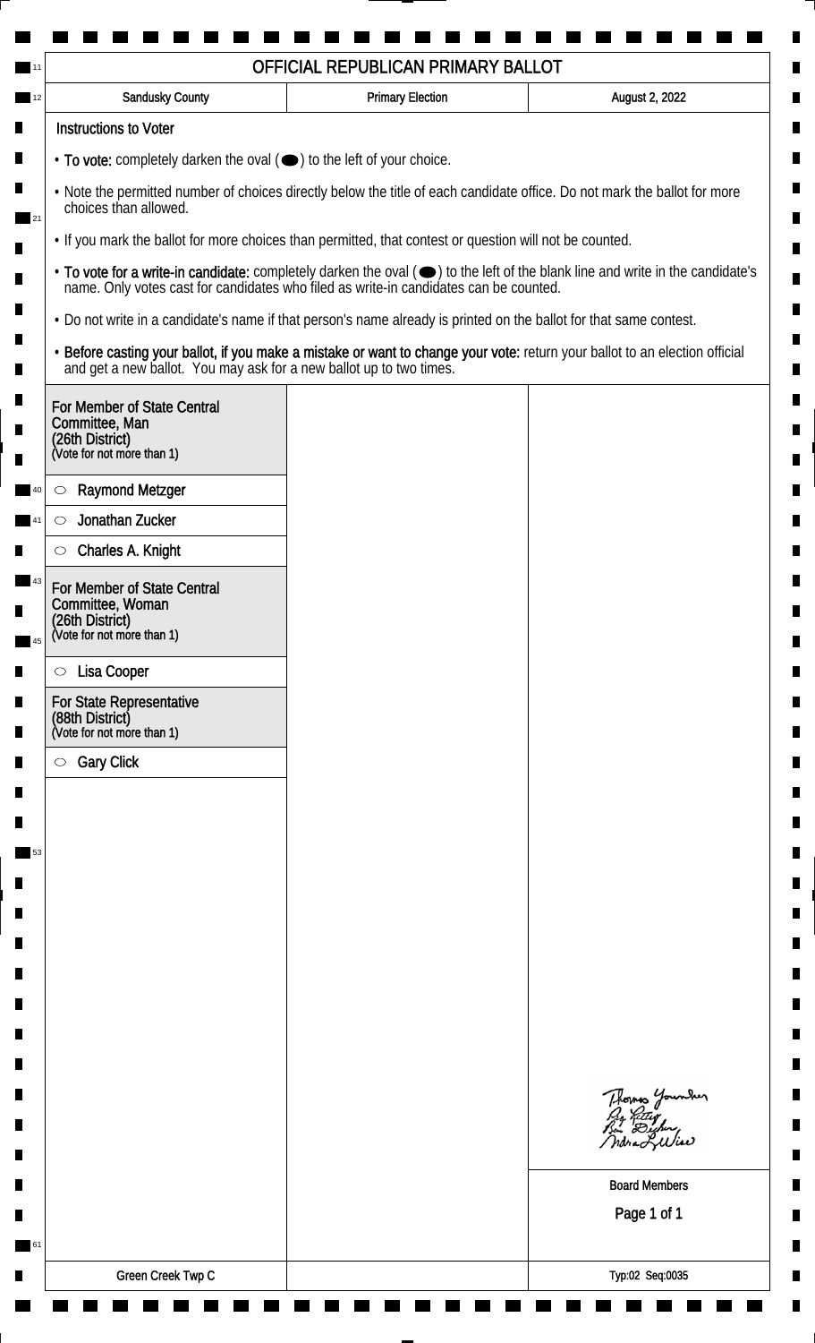# OFFICIAL REPUBLICAN PRIMARY BALLOT

| Sandusky County | Primary Election | August 2, 2022 |
| --- | --- | --- |

## Instructions to Voter

- **To vote:** completely darken the oval (⬬) to the left of your choice.
- Note the permitted number of choices directly below the title of each candidate office. Do not mark the ballot for more choices than allowed.
- If you mark the ballot for more choices than permitted, that contest or question will not be counted.
- **To vote for a write-in candidate:** completely darken the oval (⬬) to the left of the blank line and write in the candidate's name. Only votes cast for candidates who filed as write-in candidates can be counted.
- Do not write in a candidate's name if that person's name already is printed on the ballot for that same contest.
- **Before casting your ballot, if you make a mistake or want to change your vote:** return your ballot to an election official and get a new ballot. You may ask for a new ballot up to two times.

### For Member of State Central Committee, Man (26th District)
(Vote for not more than 1)

- ○ Raymond Metzger
- ○ Jonathan Zucker
- ○ Charles A. Knight

### For Member of State Central Committee, Woman (26th District)
(Vote for not more than 1)

- ○ Lisa Cooper

### For State Representative (88th District)
(Vote for not more than 1)

- ○ Gary Click

Thomas Younker
Ray Kitter
Ben Decker
Andrea L. Wise

Board Members

Green Creek Twp C

Typ:02 Seq:0035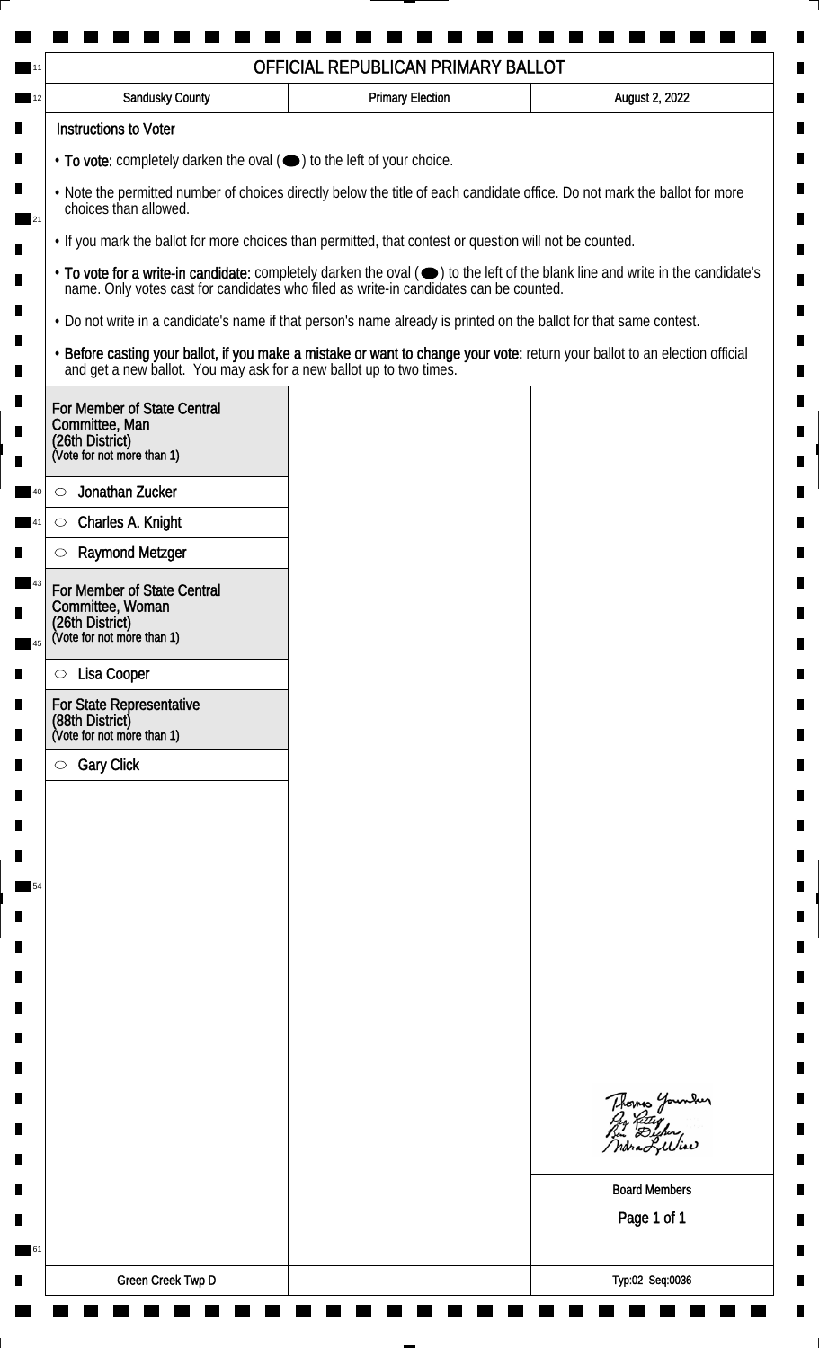# OFFICIAL REPUBLICAN PRIMARY BALLOT

| Sandusky County | Primary Election | August 2, 2022 |
|---|---|---|

## Instructions to Voter

- **To vote:** completely darken the oval (⬬) to the left of your choice.
- Note the permitted number of choices directly below the title of each candidate office. Do not mark the ballot for more choices than allowed.
- If you mark the ballot for more choices than permitted, that contest or question will not be counted.
- **To vote for a write-in candidate:** completely darken the oval (⬬) to the left of the blank line and write in the candidate's name. Only votes cast for candidates who filed as write-in candidates can be counted.
- Do not write in a candidate's name if that person's name already is printed on the ballot for that same contest.
- **Before casting your ballot, if you make a mistake or want to change your vote:** return your ballot to an election official and get a new ballot. You may ask for a new ballot up to two times.

### For Member of State Central Committee, Man (26th District)
(Vote for not more than 1)

- ○ Jonathan Zucker
- ○ Charles A. Knight
- ○ Raymond Metzger

### For Member of State Central Committee, Woman (26th District)
(Vote for not more than 1)

- ○ Lisa Cooper

### For State Representative (88th District)
(Vote for not more than 1)

- ○ Gary Click

Board Members

Green Creek Twp D

Typ:02 Seq:0036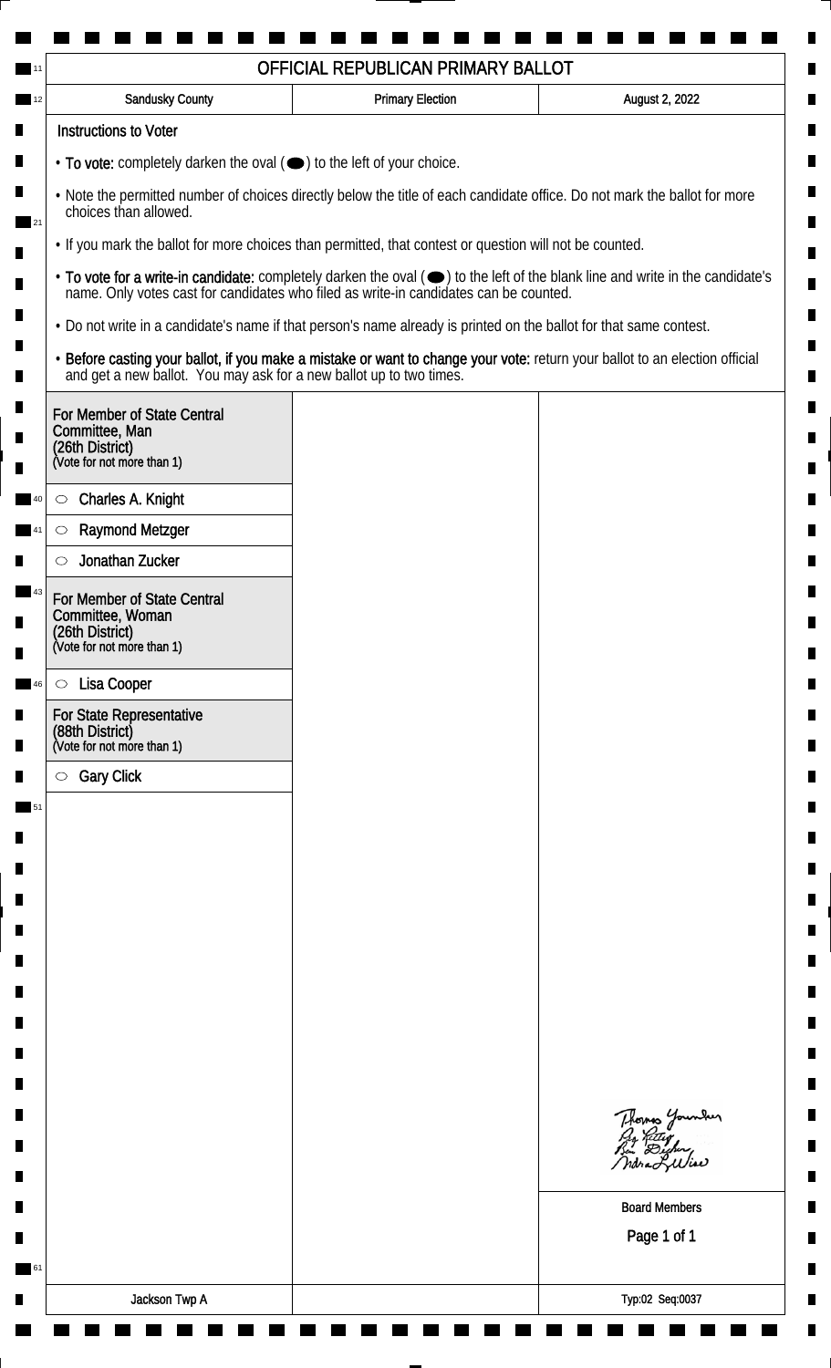# OFFICIAL REPUBLICAN PRIMARY BALLOT

| Sandusky County | Primary Election | August 2, 2022 |
| --- | --- | --- |

## Instructions to Voter

- **To vote:** completely darken the oval (⬬) to the left of your choice.
- Note the permitted number of choices directly below the title of each candidate office. Do not mark the ballot for more choices than allowed.
- If you mark the ballot for more choices than permitted, that contest or question will not be counted.
- **To vote for a write-in candidate:** completely darken the oval (⬬) to the left of the blank line and write in the candidate's name. Only votes cast for candidates who filed as write-in candidates can be counted.
- Do not write in a candidate's name if that person's name already is printed on the ballot for that same contest.
- **Before casting your ballot, if you make a mistake or want to change your vote:** return your ballot to an election official and get a new ballot. You may ask for a new ballot up to two times.

### For Member of State Central Committee, Man (26th District)
(Vote for not more than 1)

- ○ Charles A. Knight
- ○ Raymond Metzger
- ○ Jonathan Zucker

### For Member of State Central Committee, Woman (26th District)
(Vote for not more than 1)

- ○ Lisa Cooper

### For State Representative (88th District)
(Vote for not more than 1)

- ○ Gary Click

Thomas Younker
Ray Kettig
Ben Dischen
Indra L Wise

Board Members

Jackson Twp A

Typ:02 Seq:0037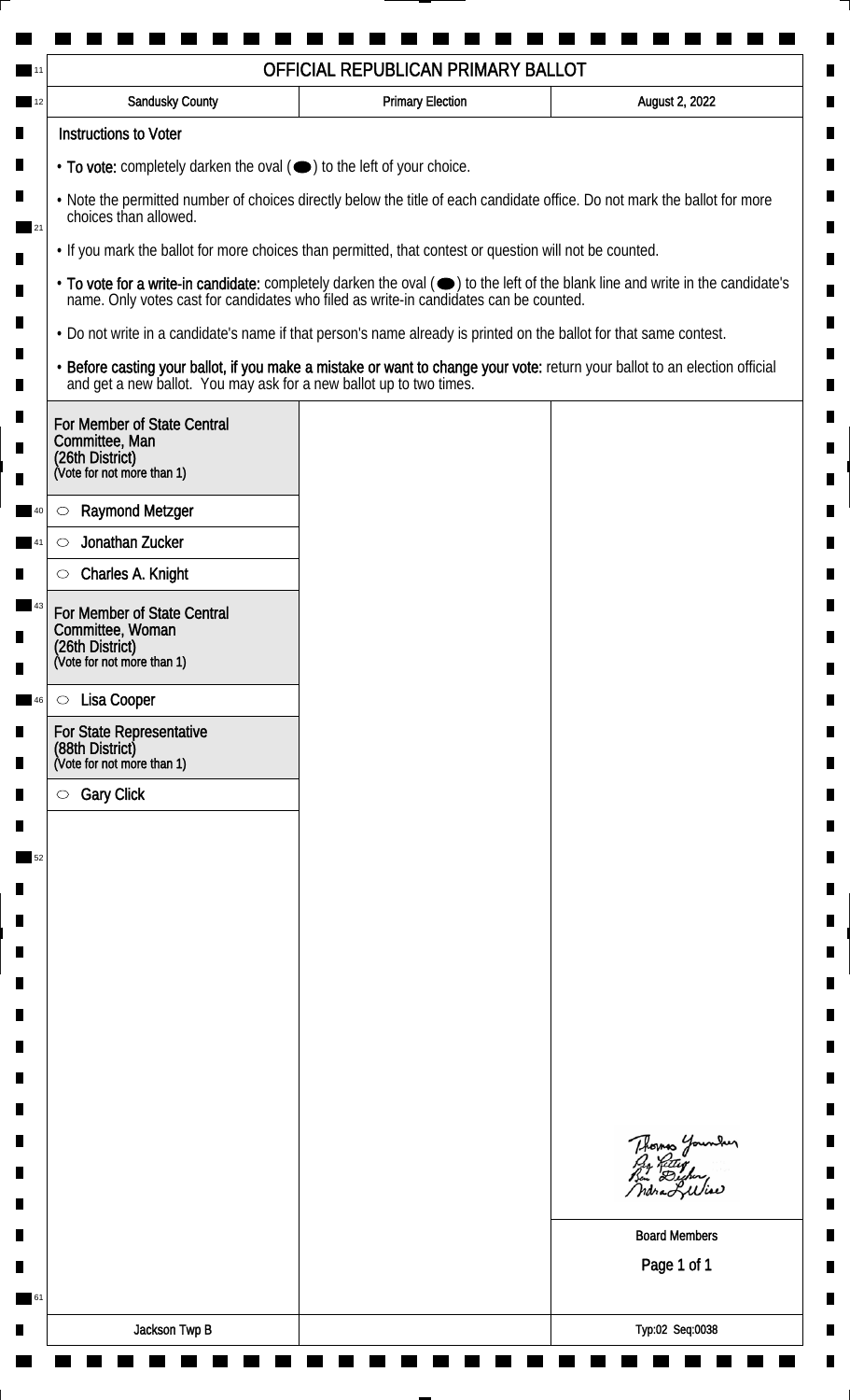# OFFICIAL REPUBLICAN PRIMARY BALLOT

| Sandusky County | Primary Election | August 2, 2022 |
| --- | --- | --- |

## Instructions to Voter

- **To vote:** completely darken the oval (⬬) to the left of your choice.
- Note the permitted number of choices directly below the title of each candidate office. Do not mark the ballot for more choices than allowed.
- If you mark the ballot for more choices than permitted, that contest or question will not be counted.
- **To vote for a write-in candidate:** completely darken the oval (⬬) to the left of the blank line and write in the candidate's name. Only votes cast for candidates who filed as write-in candidates can be counted.
- Do not write in a candidate's name if that person's name already is printed on the ballot for that same contest.
- **Before casting your ballot, if you make a mistake or want to change your vote:** return your ballot to an election official and get a new ballot. You may ask for a new ballot up to two times.

### For Member of State Central Committee, Man (26th District)
(Vote for not more than 1)

- ○ Raymond Metzger
- ○ Jonathan Zucker
- ○ Charles A. Knight

### For Member of State Central Committee, Woman (26th District)
(Vote for not more than 1)

- ○ Lisa Cooper

### For State Representative (88th District)
(Vote for not more than 1)

- ○ Gary Click

Board Members

Jackson Twp B

Typ:02 Seq:0038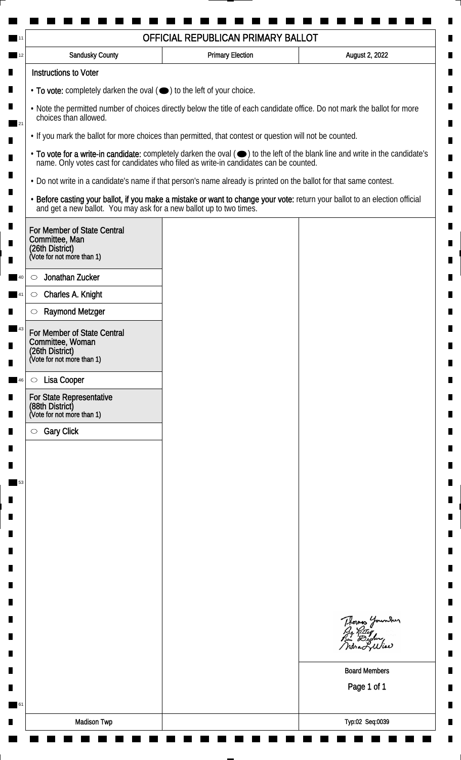# OFFICIAL REPUBLICAN PRIMARY BALLOT

| Sandusky County | Primary Election | August 2, 2022 |
|---|---|---|

## Instructions to Voter

- **To vote:** completely darken the oval (⬬) to the left of your choice.
- Note the permitted number of choices directly below the title of each candidate office. Do not mark the ballot for more choices than allowed.
- If you mark the ballot for more choices than permitted, that contest or question will not be counted.
- **To vote for a write-in candidate:** completely darken the oval (⬬) to the left of the blank line and write in the candidate's name. Only votes cast for candidates who filed as write-in candidates can be counted.
- Do not write in a candidate's name if that person's name already is printed on the ballot for that same contest.
- **Before casting your ballot, if you make a mistake or want to change your vote:** return your ballot to an election official and get a new ballot. You may ask for a new ballot up to two times.

### For Member of State Central Committee, Man (26th District)
(Vote for not more than 1)

- ○ Jonathan Zucker
- ○ Charles A. Knight
- ○ Raymond Metzger

### For Member of State Central Committee, Woman (26th District)
(Vote for not more than 1)

- ○ Lisa Cooper

### For State Representative (88th District)
(Vote for not more than 1)

- ○ Gary Click

Board Members

Madison Twp — Typ:02 Seq:0039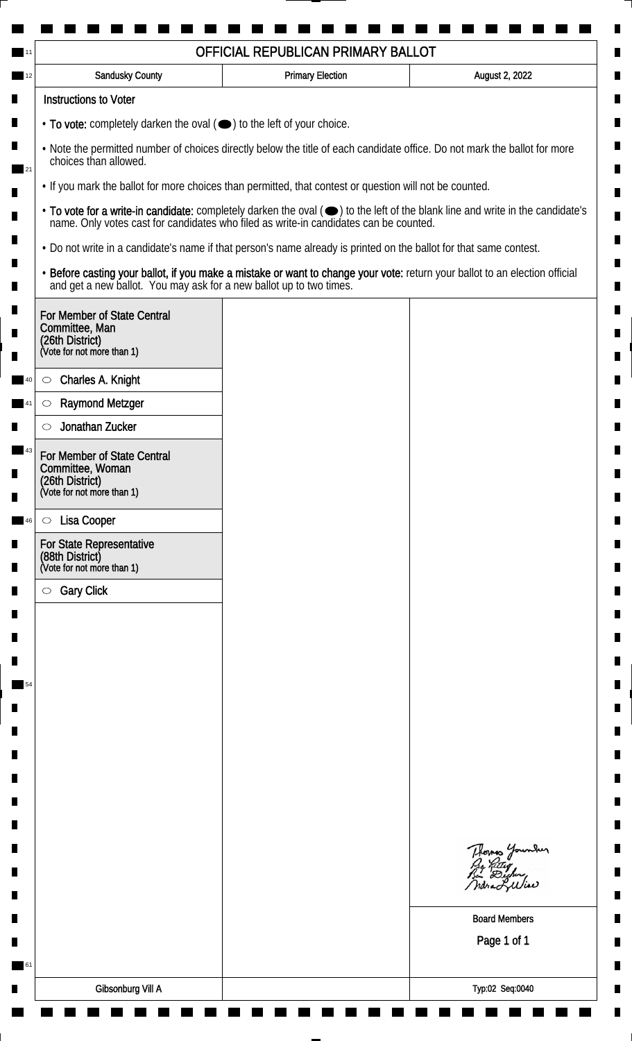# OFFICIAL REPUBLICAN PRIMARY BALLOT

| Sandusky County | Primary Election | August 2, 2022 |
| --- | --- | --- |

## Instructions to Voter

- **To vote:** completely darken the oval (⬬) to the left of your choice.
- Note the permitted number of choices directly below the title of each candidate office. Do not mark the ballot for more choices than allowed.
- If you mark the ballot for more choices than permitted, that contest or question will not be counted.
- **To vote for a write-in candidate:** completely darken the oval (⬬) to the left of the blank line and write in the candidate's name. Only votes cast for candidates who filed as write-in candidates can be counted.
- Do not write in a candidate's name if that person's name already is printed on the ballot for that same contest.
- **Before casting your ballot, if you make a mistake or want to change your vote:** return your ballot to an election official and get a new ballot. You may ask for a new ballot up to two times.

### For Member of State Central Committee, Man (26th District)
(Vote for not more than 1)

- ○ Charles A. Knight
- ○ Raymond Metzger
- ○ Jonathan Zucker

### For Member of State Central Committee, Woman (26th District)
(Vote for not more than 1)

- ○ Lisa Cooper

### For State Representative (88th District)
(Vote for not more than 1)

- ○ Gary Click

Board Members

Gibsonburg Vill A

Typ:02 Seq:0040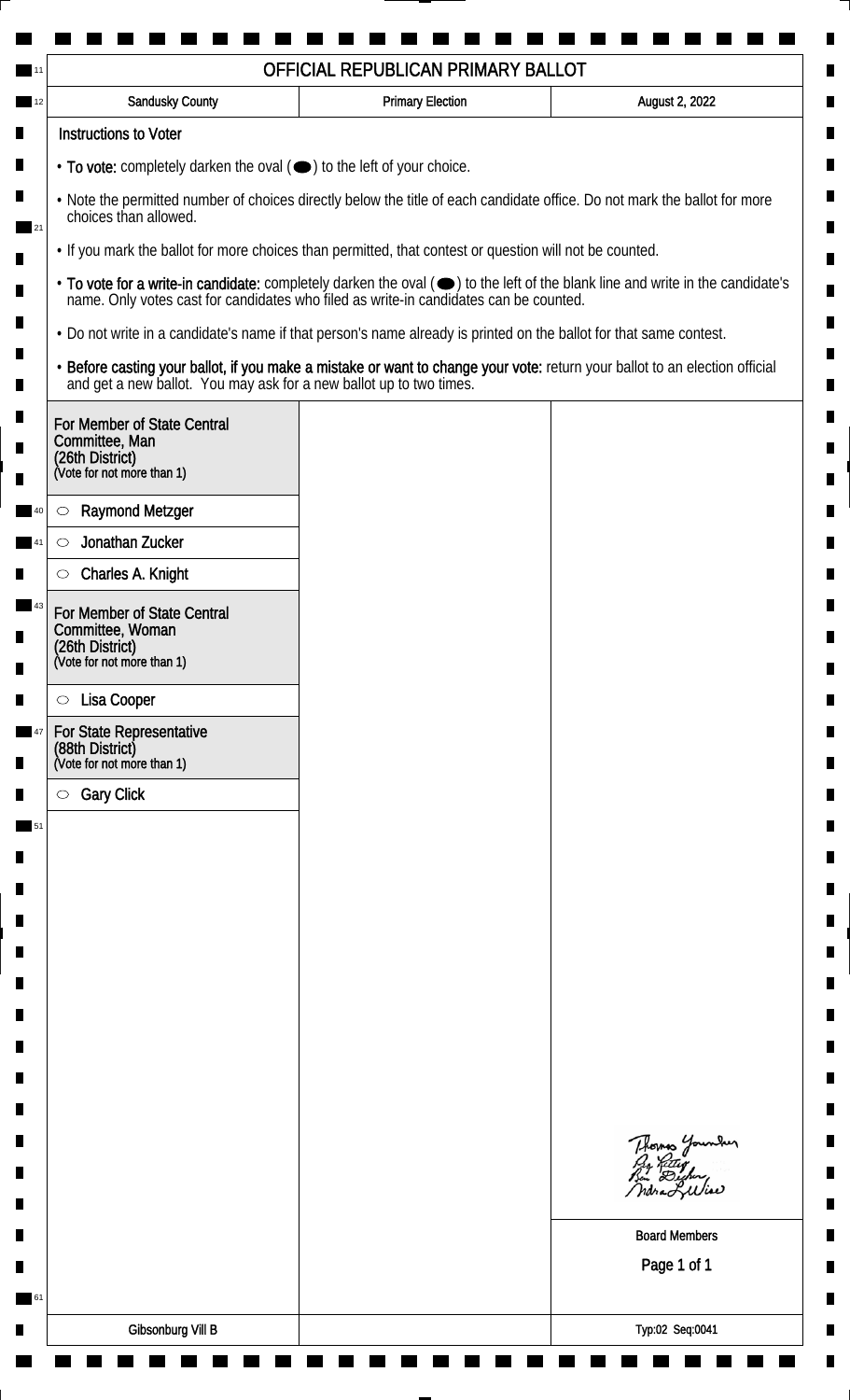# OFFICIAL REPUBLICAN PRIMARY BALLOT

| Sandusky County | Primary Election | August 2, 2022 |
| --- | --- | --- |

## Instructions to Voter

- **To vote:** completely darken the oval (⬬) to the left of your choice.
- Note the permitted number of choices directly below the title of each candidate office. Do not mark the ballot for more choices than allowed.
- If you mark the ballot for more choices than permitted, that contest or question will not be counted.
- **To vote for a write-in candidate:** completely darken the oval (⬬) to the left of the blank line and write in the candidate's name. Only votes cast for candidates who filed as write-in candidates can be counted.
- Do not write in a candidate's name if that person's name already is printed on the ballot for that same contest.
- **Before casting your ballot, if you make a mistake or want to change your vote:** return your ballot to an election official and get a new ballot. You may ask for a new ballot up to two times.

### For Member of State Central Committee, Man (26th District)
(Vote for not more than 1)

- ○ Raymond Metzger
- ○ Jonathan Zucker
- ○ Charles A. Knight

### For Member of State Central Committee, Woman (26th District)
(Vote for not more than 1)

- ○ Lisa Cooper

### For State Representative (88th District)
(Vote for not more than 1)

- ○ Gary Click

Thomas Younker
Guy Keller
Ben Decher
Indra L. Wise

Board Members

Page 1 of 1

| Gibsonburg Vill B | | Typ:02 Seq:0041 |
| --- | --- | --- |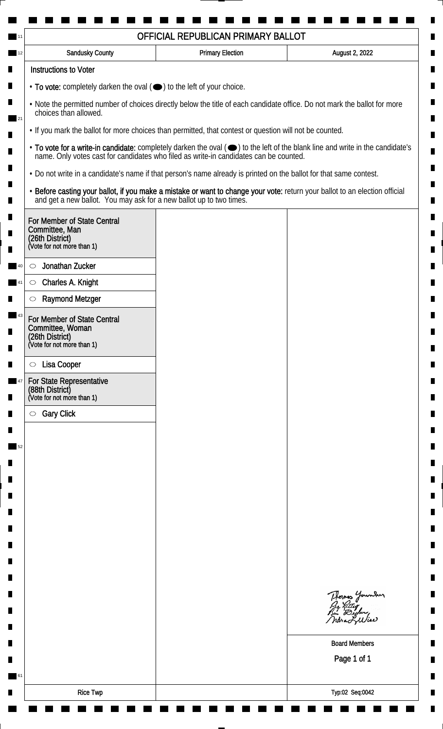# OFFICIAL REPUBLICAN PRIMARY BALLOT

| Sandusky County | Primary Election | August 2, 2022 |
| --- | --- | --- |

## Instructions to Voter

- **To vote:** completely darken the oval (⬬) to the left of your choice.
- Note the permitted number of choices directly below the title of each candidate office. Do not mark the ballot for more choices than allowed.
- If you mark the ballot for more choices than permitted, that contest or question will not be counted.
- **To vote for a write-in candidate:** completely darken the oval (⬬) to the left of the blank line and write in the candidate's name. Only votes cast for candidates who filed as write-in candidates can be counted.
- Do not write in a candidate's name if that person's name already is printed on the ballot for that same contest.
- **Before casting your ballot, if you make a mistake or want to change your vote:** return your ballot to an election official and get a new ballot. You may ask for a new ballot up to two times.

### For Member of State Central Committee, Man (26th District)
(Vote for not more than 1)

- ○ Jonathan Zucker
- ○ Charles A. Knight
- ○ Raymond Metzger

### For Member of State Central Committee, Woman (26th District)
(Vote for not more than 1)

- ○ Lisa Cooper

### For State Representative (88th District)
(Vote for not more than 1)

- ○ Gary Click

Thomas Younker
Guy Rittey
Ben Dircher
Indra L. Wise

Board Members

Rice Twp

Typ:02 Seq:0042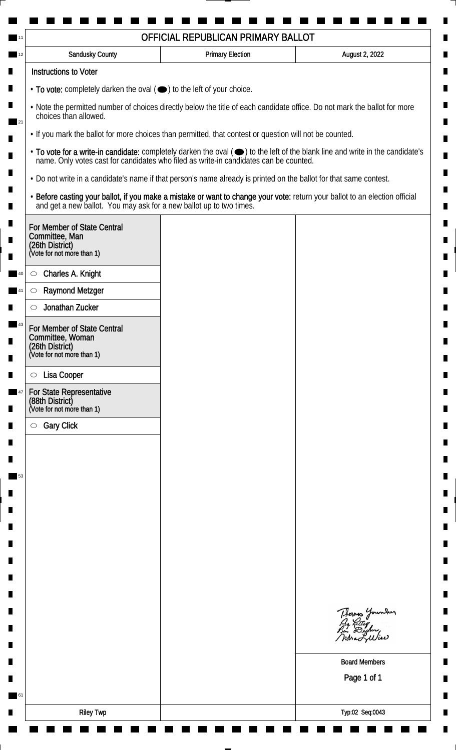# OFFICIAL REPUBLICAN PRIMARY BALLOT

| Sandusky County | Primary Election | August 2, 2022 |
| --- | --- | --- |

## Instructions to Voter

- **To vote:** completely darken the oval (⬬) to the left of your choice.
- Note the permitted number of choices directly below the title of each candidate office. Do not mark the ballot for more choices than allowed.
- If you mark the ballot for more choices than permitted, that contest or question will not be counted.
- **To vote for a write-in candidate:** completely darken the oval (⬬) to the left of the blank line and write in the candidate's name. Only votes cast for candidates who filed as write-in candidates can be counted.
- Do not write in a candidate's name if that person's name already is printed on the ballot for that same contest.
- **Before casting your ballot, if you make a mistake or want to change your vote:** return your ballot to an election official and get a new ballot. You may ask for a new ballot up to two times.

### For Member of State Central Committee, Man (26th District)
(Vote for not more than 1)

- ○ Charles A. Knight
- ○ Raymond Metzger
- ○ Jonathan Zucker

### For Member of State Central Committee, Woman (26th District)
(Vote for not more than 1)

- ○ Lisa Cooper

### For State Representative (88th District)
(Vote for not more than 1)

- ○ Gary Click

Thomas Younker
Ray Rettig
Ben Dieter
Indra L. Wise

Board Members

Riley Twp

Typ:02 Seq:0043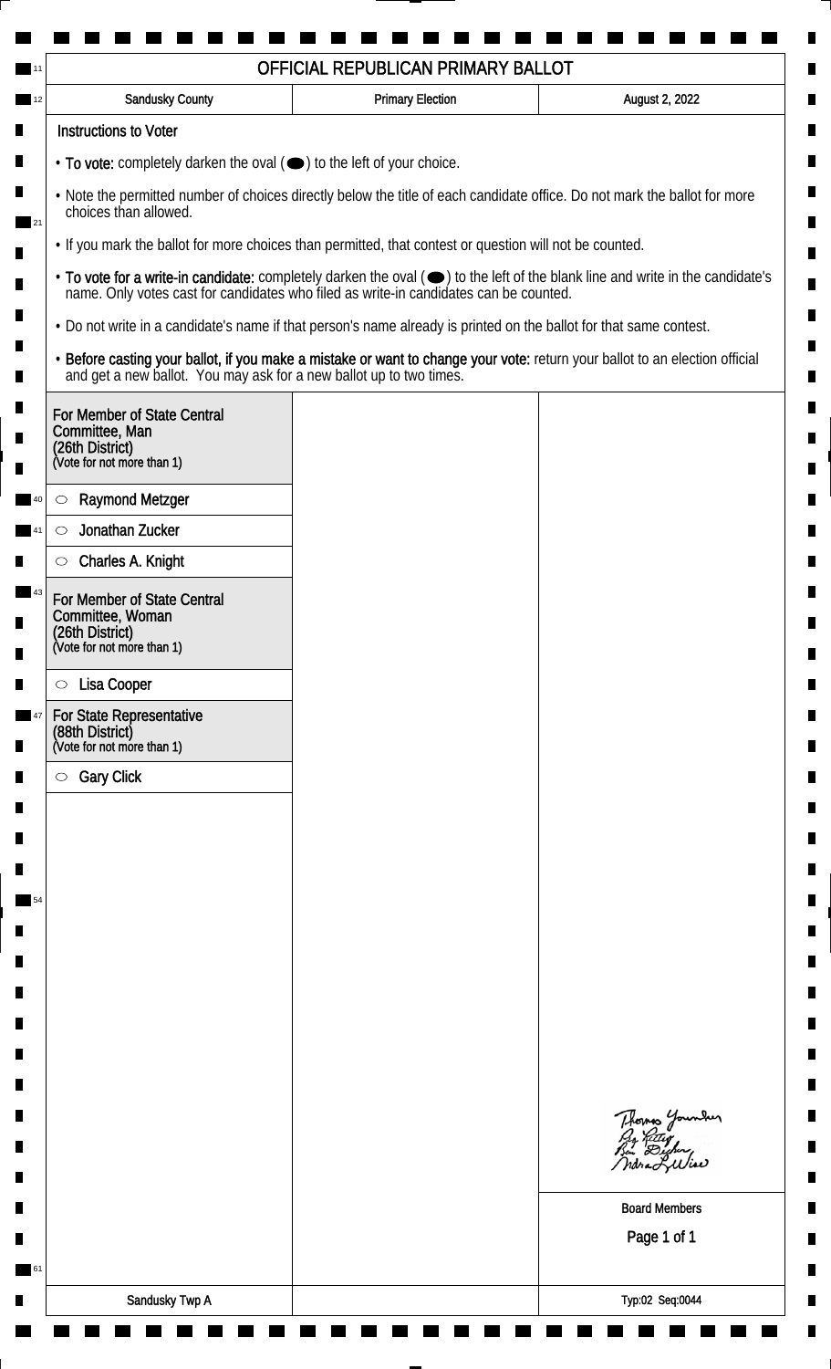# OFFICIAL REPUBLICAN PRIMARY BALLOT

| Sandusky County | Primary Election | August 2, 2022 |
|---|---|---|

## Instructions to Voter

- **To vote:** completely darken the oval (⬬) to the left of your choice.
- Note the permitted number of choices directly below the title of each candidate office. Do not mark the ballot for more choices than allowed.
- If you mark the ballot for more choices than permitted, that contest or question will not be counted.
- **To vote for a write-in candidate:** completely darken the oval (⬬) to the left of the blank line and write in the candidate's name. Only votes cast for candidates who filed as write-in candidates can be counted.
- Do not write in a candidate's name if that person's name already is printed on the ballot for that same contest.
- **Before casting your ballot, if you make a mistake or want to change your vote:** return your ballot to an election official and get a new ballot. You may ask for a new ballot up to two times.

### For Member of State Central Committee, Man (26th District)
(Vote for not more than 1)

- ○ Raymond Metzger
- ○ Jonathan Zucker
- ○ Charles A. Knight

### For Member of State Central Committee, Woman (26th District)
(Vote for not more than 1)

- ○ Lisa Cooper

### For State Representative (88th District)
(Vote for not more than 1)

- ○ Gary Click

Board Members

Sandusky Twp A

Typ:02 Seq:0044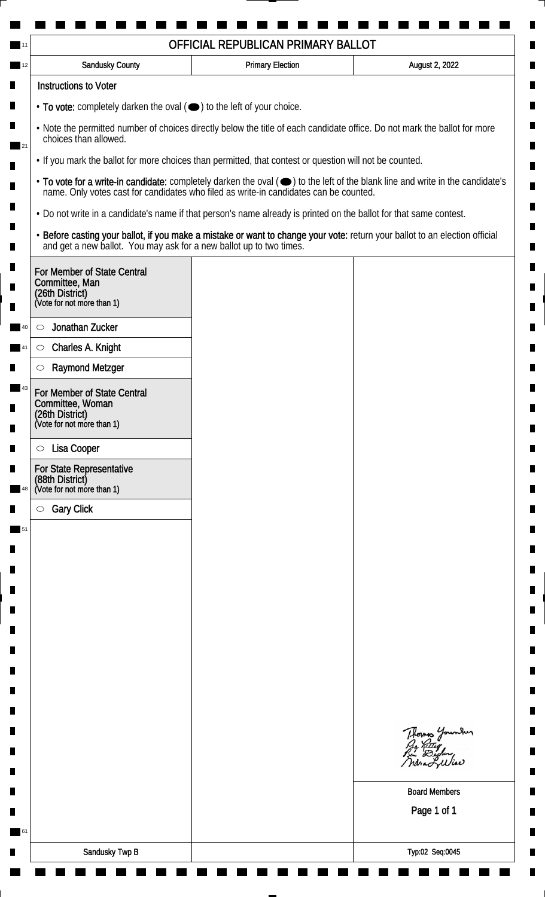# OFFICIAL REPUBLICAN PRIMARY BALLOT

| Sandusky County | Primary Election | August 2, 2022 |
|---|---|---|

## Instructions to Voter

- **To vote:** completely darken the oval (⬬) to the left of your choice.
- Note the permitted number of choices directly below the title of each candidate office. Do not mark the ballot for more choices than allowed.
- If you mark the ballot for more choices than permitted, that contest or question will not be counted.
- **To vote for a write-in candidate:** completely darken the oval (⬬) to the left of the blank line and write in the candidate's name. Only votes cast for candidates who filed as write-in candidates can be counted.
- Do not write in a candidate's name if that person's name already is printed on the ballot for that same contest.
- **Before casting your ballot, if you make a mistake or want to change your vote:** return your ballot to an election official and get a new ballot. You may ask for a new ballot up to two times.

### For Member of State Central Committee, Man (26th District)
(Vote for not more than 1)

- ○ Jonathan Zucker
- ○ Charles A. Knight
- ○ Raymond Metzger

### For Member of State Central Committee, Woman (26th District)
(Vote for not more than 1)

- ○ Lisa Cooper

### For State Representative (88th District)
(Vote for not more than 1)

- ○ Gary Click

Board Members

Sandusky Twp B

Typ:02 Seq:0045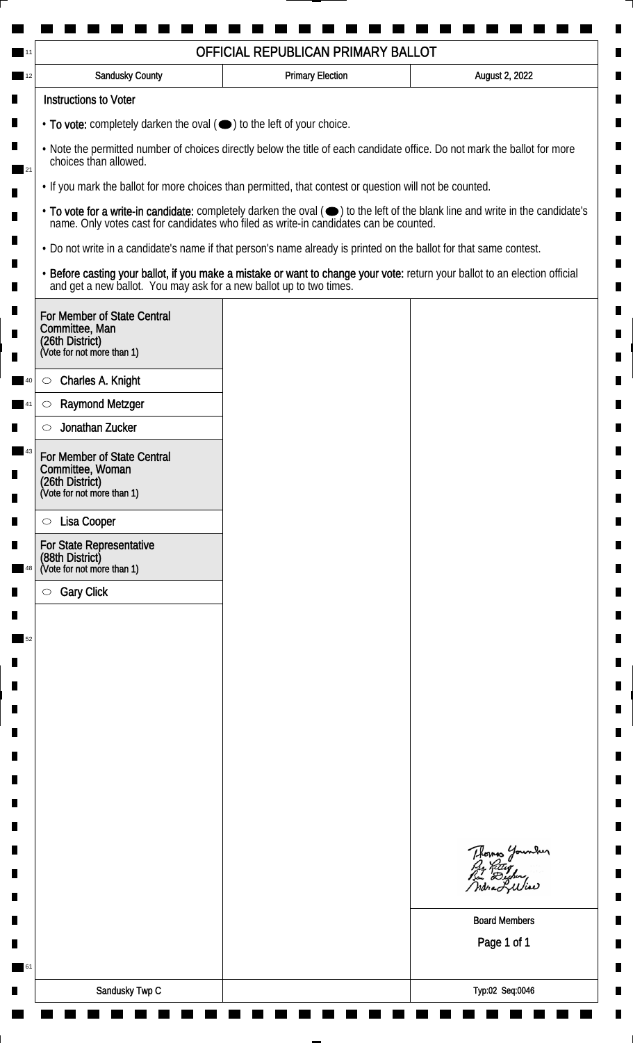# OFFICIAL REPUBLICAN PRIMARY BALLOT

| Sandusky County | Primary Election | August 2, 2022 |
|---|---|---|

## Instructions to Voter

- **To vote:** completely darken the oval (⬬) to the left of your choice.
- Note the permitted number of choices directly below the title of each candidate office. Do not mark the ballot for more choices than allowed.
- If you mark the ballot for more choices than permitted, that contest or question will not be counted.
- **To vote for a write-in candidate:** completely darken the oval (⬬) to the left of the blank line and write in the candidate's name. Only votes cast for candidates who filed as write-in candidates can be counted.
- Do not write in a candidate's name if that person's name already is printed on the ballot for that same contest.
- **Before casting your ballot, if you make a mistake or want to change your vote:** return your ballot to an election official and get a new ballot. You may ask for a new ballot up to two times.

### For Member of State Central Committee, Man (26th District)
(Vote for not more than 1)

- ○ Charles A. Knight
- ○ Raymond Metzger
- ○ Jonathan Zucker

### For Member of State Central Committee, Woman (26th District)
(Vote for not more than 1)

- ○ Lisa Cooper

### For State Representative (88th District)
(Vote for not more than 1)

- ○ Gary Click

Board Members

Sandusky Twp C

Typ:02 Seq:0046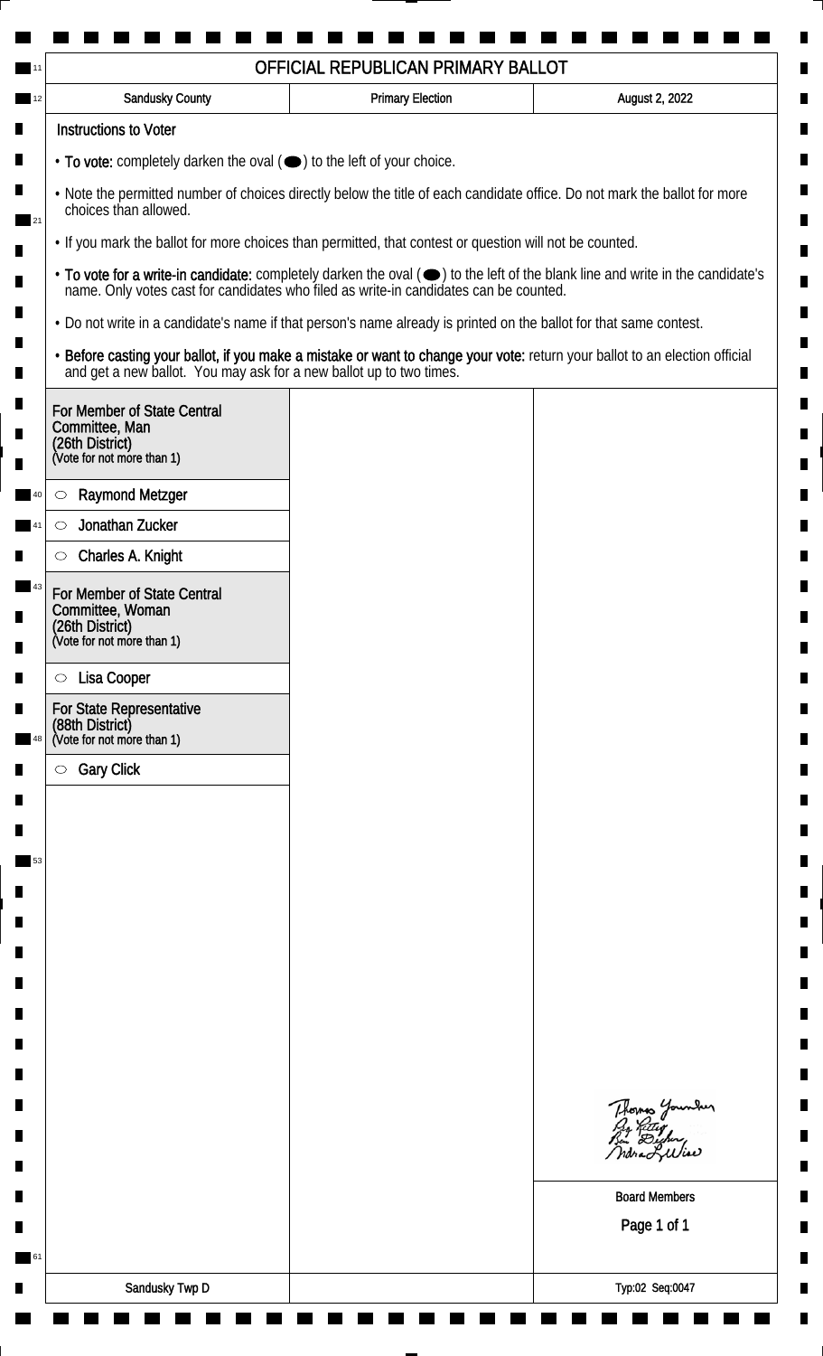# OFFICIAL REPUBLICAN PRIMARY BALLOT

| Sandusky County | Primary Election | August 2, 2022 |
| --- | --- | --- |

## Instructions to Voter

- **To vote:** completely darken the oval (⬬) to the left of your choice.
- Note the permitted number of choices directly below the title of each candidate office. Do not mark the ballot for more choices than allowed.
- If you mark the ballot for more choices than permitted, that contest or question will not be counted.
- **To vote for a write-in candidate:** completely darken the oval (⬬) to the left of the blank line and write in the candidate's name. Only votes cast for candidates who filed as write-in candidates can be counted.
- Do not write in a candidate's name if that person's name already is printed on the ballot for that same contest.
- **Before casting your ballot, if you make a mistake or want to change your vote:** return your ballot to an election official and get a new ballot. You may ask for a new ballot up to two times.

### For Member of State Central Committee, Man (26th District)
(Vote for not more than 1)

- ○ Raymond Metzger
- ○ Jonathan Zucker
- ○ Charles A. Knight

### For Member of State Central Committee, Woman (26th District)
(Vote for not more than 1)

- ○ Lisa Cooper

### For State Representative (88th District)
(Vote for not more than 1)

- ○ Gary Click

Thomas Younker
Guy Kitting
Ben Dischner
Andrea L. Wise

Board Members

Sandusky Twp D

Typ:02 Seq:0047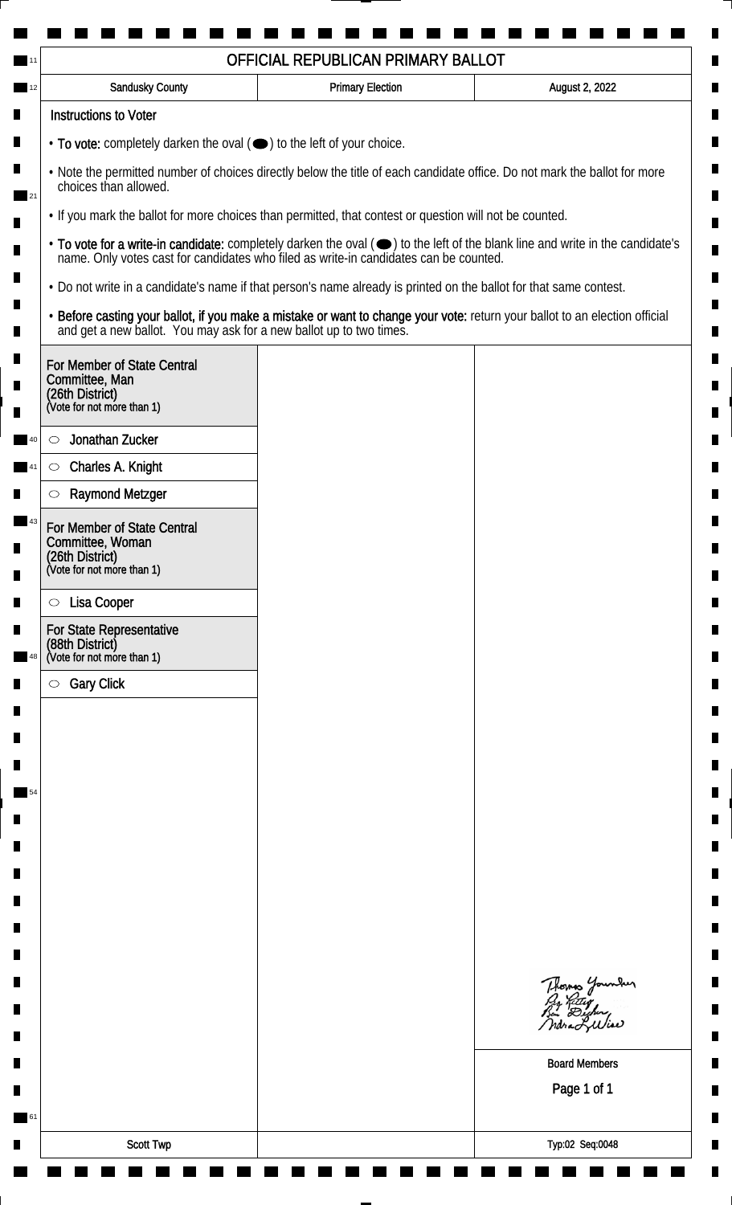# OFFICIAL REPUBLICAN PRIMARY BALLOT

| Sandusky County | Primary Election | August 2, 2022 |
|---|---|---|

## Instructions to Voter

- **To vote:** completely darken the oval (⬬) to the left of your choice.
- Note the permitted number of choices directly below the title of each candidate office. Do not mark the ballot for more choices than allowed.
- If you mark the ballot for more choices than permitted, that contest or question will not be counted.
- **To vote for a write-in candidate:** completely darken the oval (⬬) to the left of the blank line and write in the candidate's name. Only votes cast for candidates who filed as write-in candidates can be counted.
- Do not write in a candidate's name if that person's name already is printed on the ballot for that same contest.
- **Before casting your ballot, if you make a mistake or want to change your vote:** return your ballot to an election official and get a new ballot. You may ask for a new ballot up to two times.

### For Member of State Central Committee, Man (26th District)
(Vote for not more than 1)

- ○ Jonathan Zucker
- ○ Charles A. Knight
- ○ Raymond Metzger

### For Member of State Central Committee, Woman (26th District)
(Vote for not more than 1)

- ○ Lisa Cooper

### For State Representative (88th District)
(Vote for not more than 1)

- ○ Gary Click

Board Members

Scott Twp

Typ:02 Seq:0048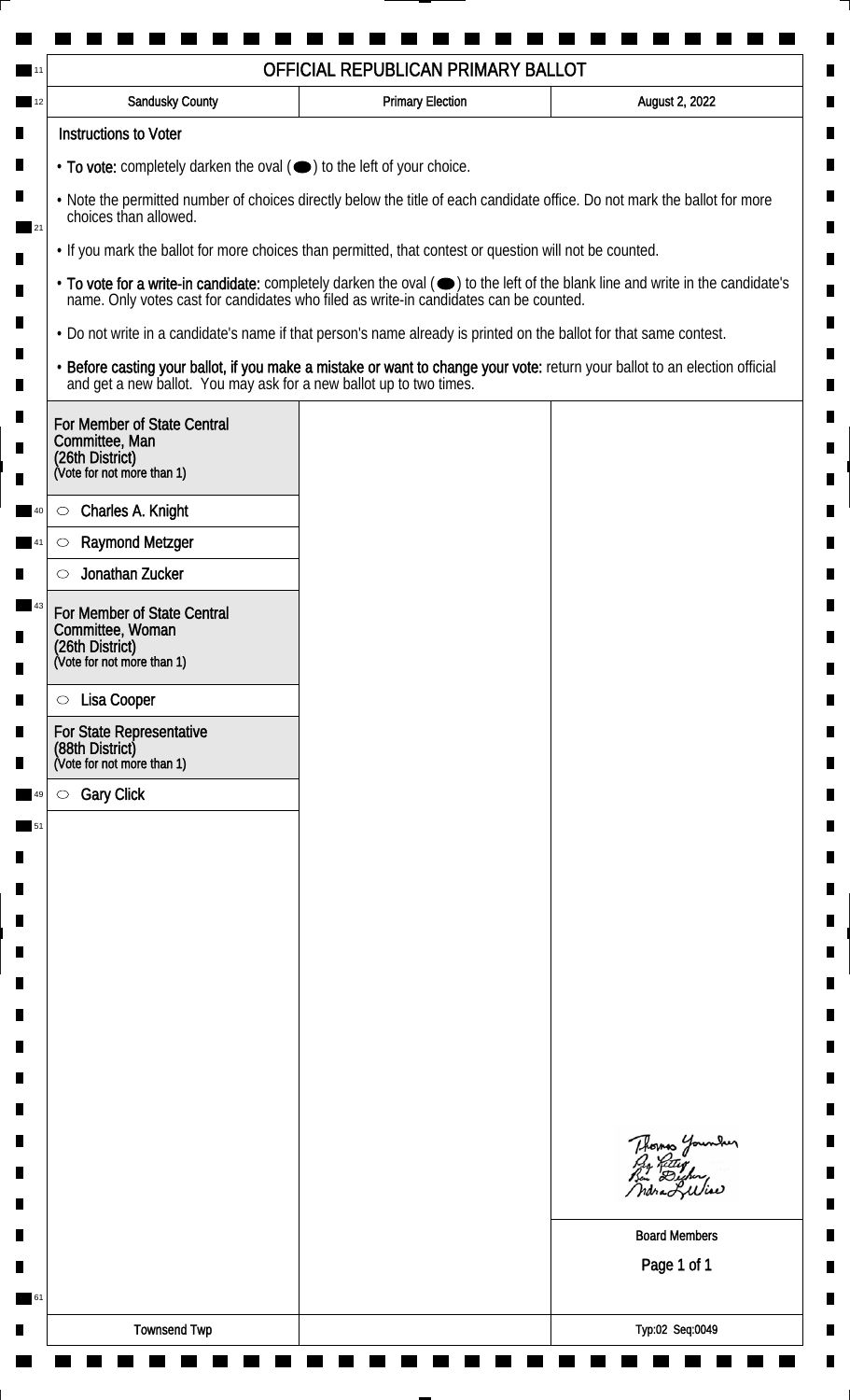# OFFICIAL REPUBLICAN PRIMARY BALLOT

| Sandusky County | Primary Election | August 2, 2022 |
| --- | --- | --- |

**Instructions to Voter**

- **To vote:** completely darken the oval (⬬) to the left of your choice.
- Note the permitted number of choices directly below the title of each candidate office. Do not mark the ballot for more choices than allowed.
- If you mark the ballot for more choices than permitted, that contest or question will not be counted.
- **To vote for a write-in candidate:** completely darken the oval (⬬) to the left of the blank line and write in the candidate's name. Only votes cast for candidates who filed as write-in candidates can be counted.
- Do not write in a candidate's name if that person's name already is printed on the ballot for that same contest.
- **Before casting your ballot, if you make a mistake or want to change your vote:** return your ballot to an election official and get a new ballot. You may ask for a new ballot up to two times.

**For Member of State Central Committee, Man (26th District)**
(Vote for not more than 1)

- ○ Charles A. Knight
- ○ Raymond Metzger
- ○ Jonathan Zucker

**For Member of State Central Committee, Woman (26th District)**
(Vote for not more than 1)

- ○ Lisa Cooper

**For State Representative (88th District)**
(Vote for not more than 1)

- ○ Gary Click

Thomas Younker
Guy Rettig
Ben Decker
Adria L. Wise

Board Members

| Townsend Twp | | Typ:02 Seq:0049 |
| --- | --- | --- |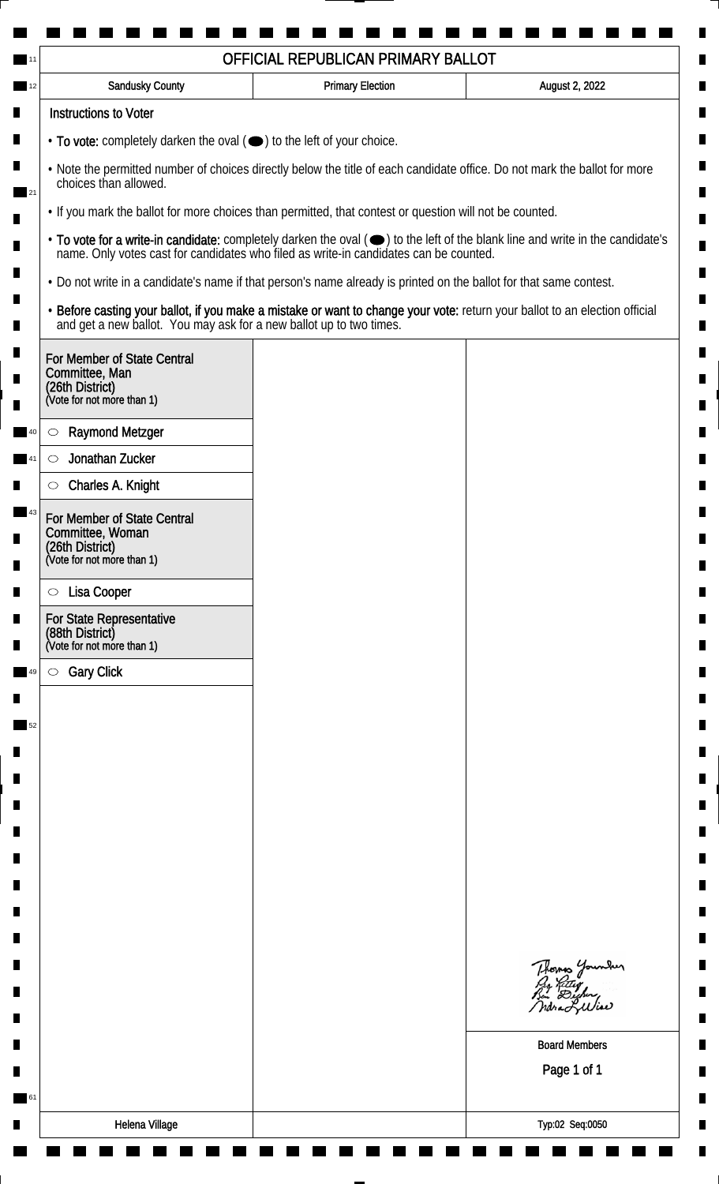# OFFICIAL REPUBLICAN PRIMARY BALLOT

| Sandusky County | Primary Election | August 2, 2022 |
|---|---|---|

## Instructions to Voter

- **To vote:** completely darken the oval (⬬) to the left of your choice.
- Note the permitted number of choices directly below the title of each candidate office. Do not mark the ballot for more choices than allowed.
- If you mark the ballot for more choices than permitted, that contest or question will not be counted.
- **To vote for a write-in candidate:** completely darken the oval (⬬) to the left of the blank line and write in the candidate's name. Only votes cast for candidates who filed as write-in candidates can be counted.
- Do not write in a candidate's name if that person's name already is printed on the ballot for that same contest.
- **Before casting your ballot, if you make a mistake or want to change your vote:** return your ballot to an election official and get a new ballot. You may ask for a new ballot up to two times.

### For Member of State Central Committee, Man (26th District)
(Vote for not more than 1)

- ○ Raymond Metzger
- ○ Jonathan Zucker
- ○ Charles A. Knight

### For Member of State Central Committee, Woman (26th District)
(Vote for not more than 1)

- ○ Lisa Cooper

### For State Representative (88th District)
(Vote for not more than 1)

- ○ Gary Click

Thomas Younker
Jay Ritter
Ben Decker
Indra L. Wise

Board Members

Helena Village

Typ:02 Seq:0050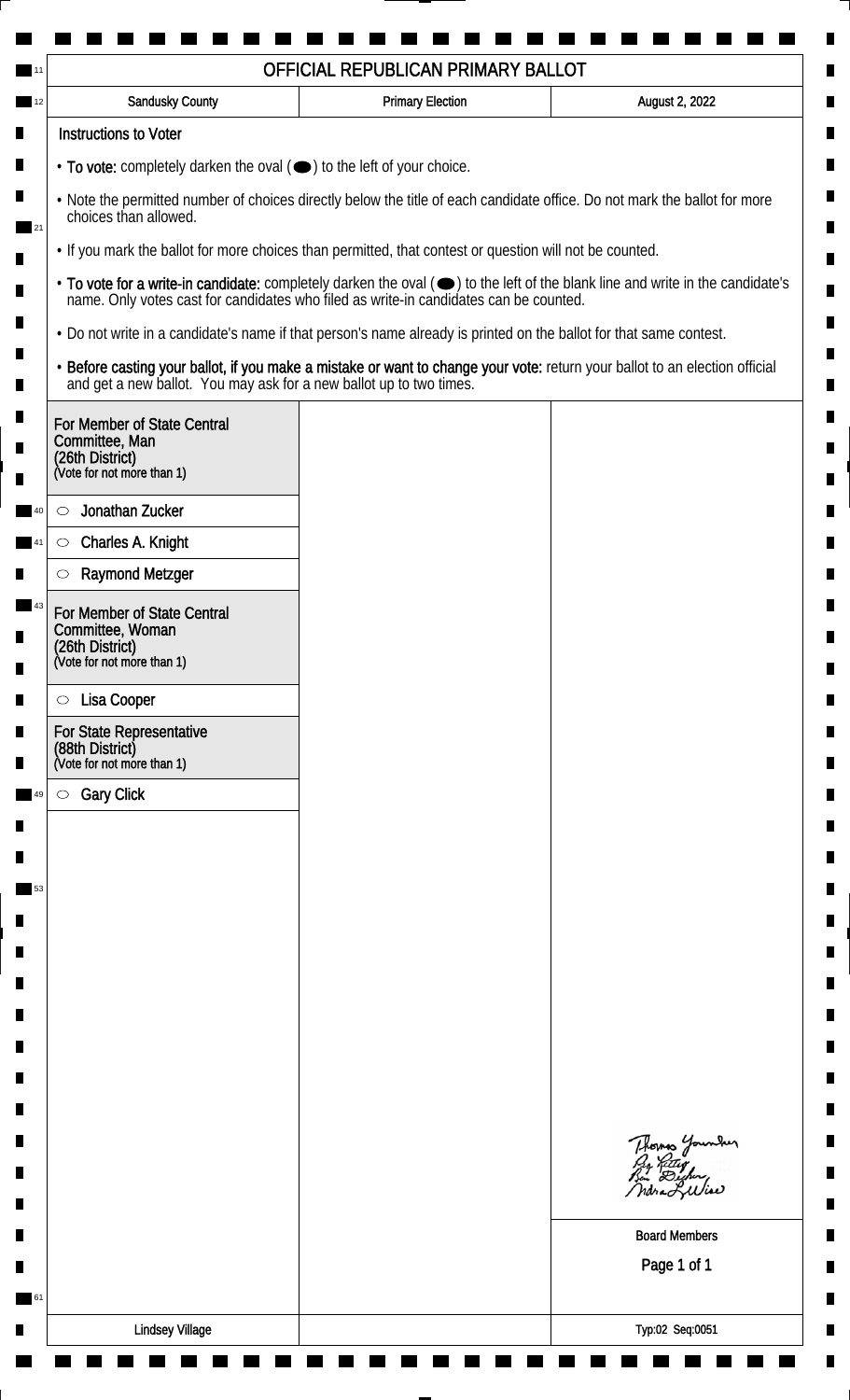# OFFICIAL REPUBLICAN PRIMARY BALLOT

| Sandusky County | Primary Election | August 2, 2022 |
| --- | --- | --- |

## Instructions to Voter

- **To vote:** completely darken the oval (⬬) to the left of your choice.
- Note the permitted number of choices directly below the title of each candidate office. Do not mark the ballot for more choices than allowed.
- If you mark the ballot for more choices than permitted, that contest or question will not be counted.
- **To vote for a write-in candidate:** completely darken the oval (⬬) to the left of the blank line and write in the candidate's name. Only votes cast for candidates who filed as write-in candidates can be counted.
- Do not write in a candidate's name if that person's name already is printed on the ballot for that same contest.
- **Before casting your ballot, if you make a mistake or want to change your vote:** return your ballot to an election official and get a new ballot. You may ask for a new ballot up to two times.

### For Member of State Central Committee, Man (26th District)
(Vote for not more than 1)

- ○ Jonathan Zucker
- ○ Charles A. Knight
- ○ Raymond Metzger

### For Member of State Central Committee, Woman (26th District)
(Vote for not more than 1)

- ○ Lisa Cooper

### For State Representative (88th District)
(Vote for not more than 1)

- ○ Gary Click

Thomas Younker
Ray Kitts
Ben Decker
Indra L. Wise

Board Members

| Lindsey Village | | Typ:02 Seq:0051 |
| --- | --- | --- |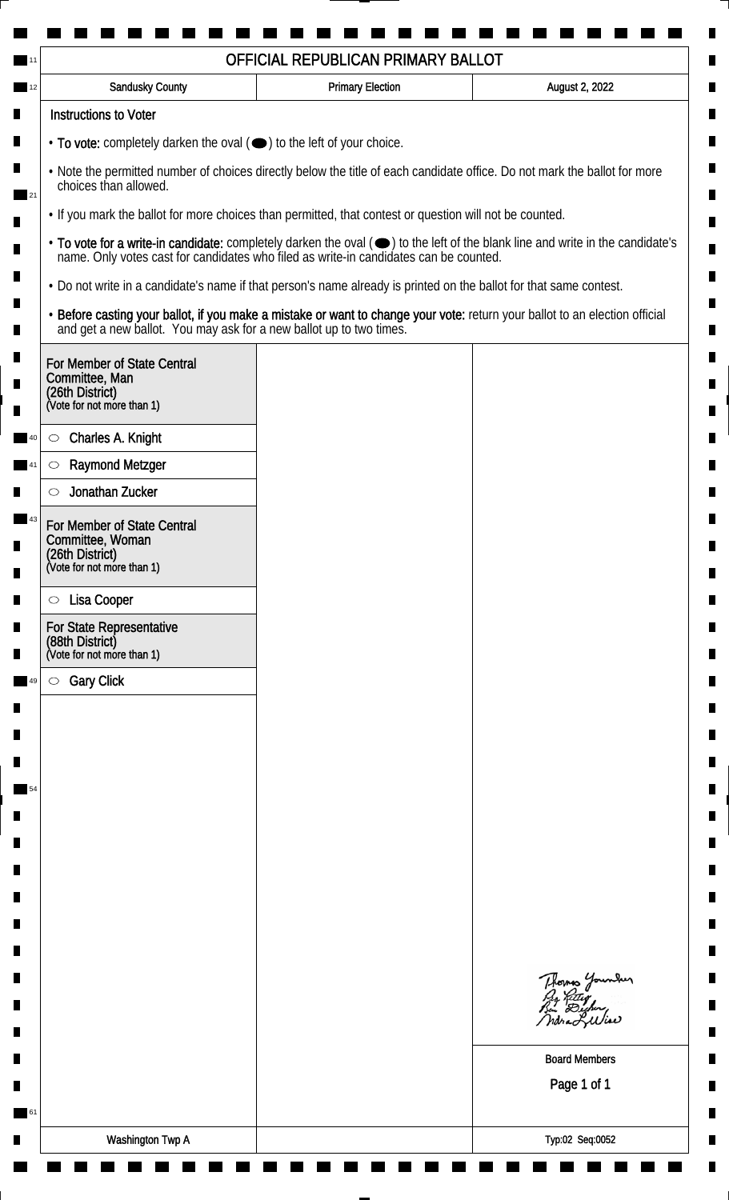# OFFICIAL REPUBLICAN PRIMARY BALLOT

| Sandusky County | Primary Election | August 2, 2022 |
| --- | --- | --- |

**Instructions to Voter**

- **To vote:** completely darken the oval (⬬) to the left of your choice.
- Note the permitted number of choices directly below the title of each candidate office. Do not mark the ballot for more choices than allowed.
- If you mark the ballot for more choices than permitted, that contest or question will not be counted.
- **To vote for a write-in candidate:** completely darken the oval (⬬) to the left of the blank line and write in the candidate's name. Only votes cast for candidates who filed as write-in candidates can be counted.
- Do not write in a candidate's name if that person's name already is printed on the ballot for that same contest.
- **Before casting your ballot, if you make a mistake or want to change your vote:** return your ballot to an election official and get a new ballot. You may ask for a new ballot up to two times.

**For Member of State Central Committee, Man (26th District)**
(Vote for not more than 1)

- ○ Charles A. Knight
- ○ Raymond Metzger
- ○ Jonathan Zucker

**For Member of State Central Committee, Woman (26th District)**
(Vote for not more than 1)

- ○ Lisa Cooper

**For State Representative (88th District)**
(Vote for not more than 1)

- ○ Gary Click

Thomas Younker
Ry Kettig
Ben Decker
Andra L. Wise

Board Members

Washington Twp A

Typ:02 Seq:0052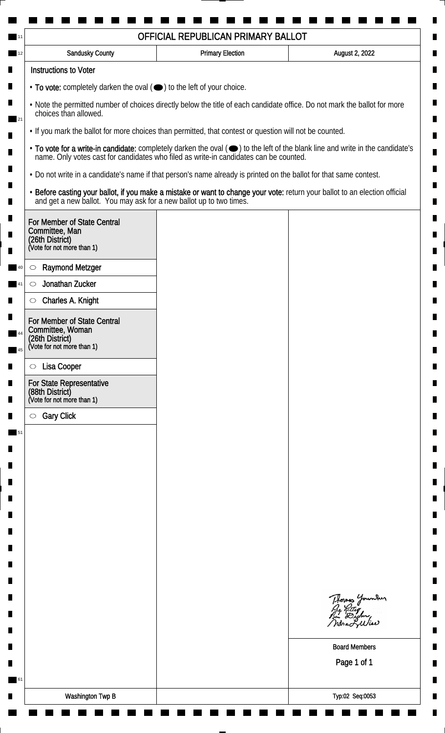# OFFICIAL REPUBLICAN PRIMARY BALLOT

| Sandusky County | Primary Election | August 2, 2022 |
|---|---|---|

**Instructions to Voter**

- **To vote:** completely darken the oval (⬬) to the left of your choice.
- Note the permitted number of choices directly below the title of each candidate office. Do not mark the ballot for more choices than allowed.
- If you mark the ballot for more choices than permitted, that contest or question will not be counted.
- **To vote for a write-in candidate:** completely darken the oval (⬬) to the left of the blank line and write in the candidate's name. Only votes cast for candidates who filed as write-in candidates can be counted.
- Do not write in a candidate's name if that person's name already is printed on the ballot for that same contest.
- **Before casting your ballot, if you make a mistake or want to change your vote:** return your ballot to an election official and get a new ballot. You may ask for a new ballot up to two times.

**For Member of State Central Committee, Man (26th District)**
(Vote for not more than 1)

- ○ Raymond Metzger
- ○ Jonathan Zucker
- ○ Charles A. Knight

**For Member of State Central Committee, Woman (26th District)**
(Vote for not more than 1)

- ○ Lisa Cooper

**For State Representative (88th District)**
(Vote for not more than 1)

- ○ Gary Click

Board Members

Washington Twp B

Typ:02 Seq:0053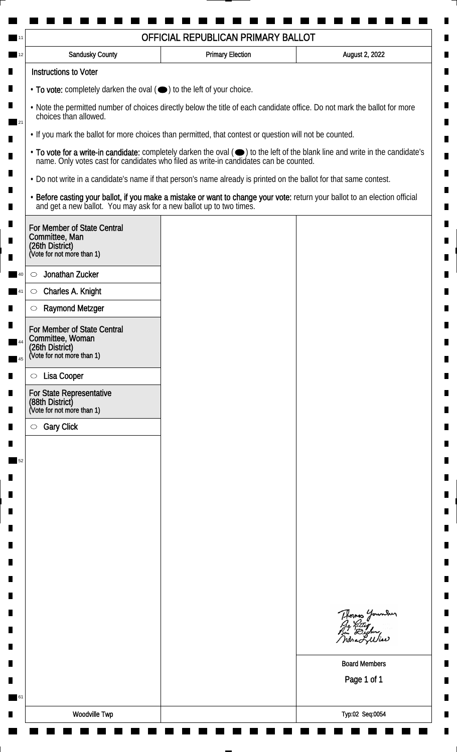# OFFICIAL REPUBLICAN PRIMARY BALLOT

| Sandusky County | Primary Election | August 2, 2022 |
| --- | --- | --- |

## Instructions to Voter

- **To vote:** completely darken the oval (⬬) to the left of your choice.
- Note the permitted number of choices directly below the title of each candidate office. Do not mark the ballot for more choices than allowed.
- If you mark the ballot for more choices than permitted, that contest or question will not be counted.
- **To vote for a write-in candidate:** completely darken the oval (⬬) to the left of the blank line and write in the candidate's name. Only votes cast for candidates who filed as write-in candidates can be counted.
- Do not write in a candidate's name if that person's name already is printed on the ballot for that same contest.
- **Before casting your ballot, if you make a mistake or want to change your vote:** return your ballot to an election official and get a new ballot. You may ask for a new ballot up to two times.

### For Member of State Central Committee, Man (26th District)
(Vote for not more than 1)

- ○ Jonathan Zucker
- ○ Charles A. Knight
- ○ Raymond Metzger

### For Member of State Central Committee, Woman (26th District)
(Vote for not more than 1)

- ○ Lisa Cooper

### For State Representative (88th District)
(Vote for not more than 1)

- ○ Gary Click

Board Members

Woodville Twp

Typ:02 Seq:0054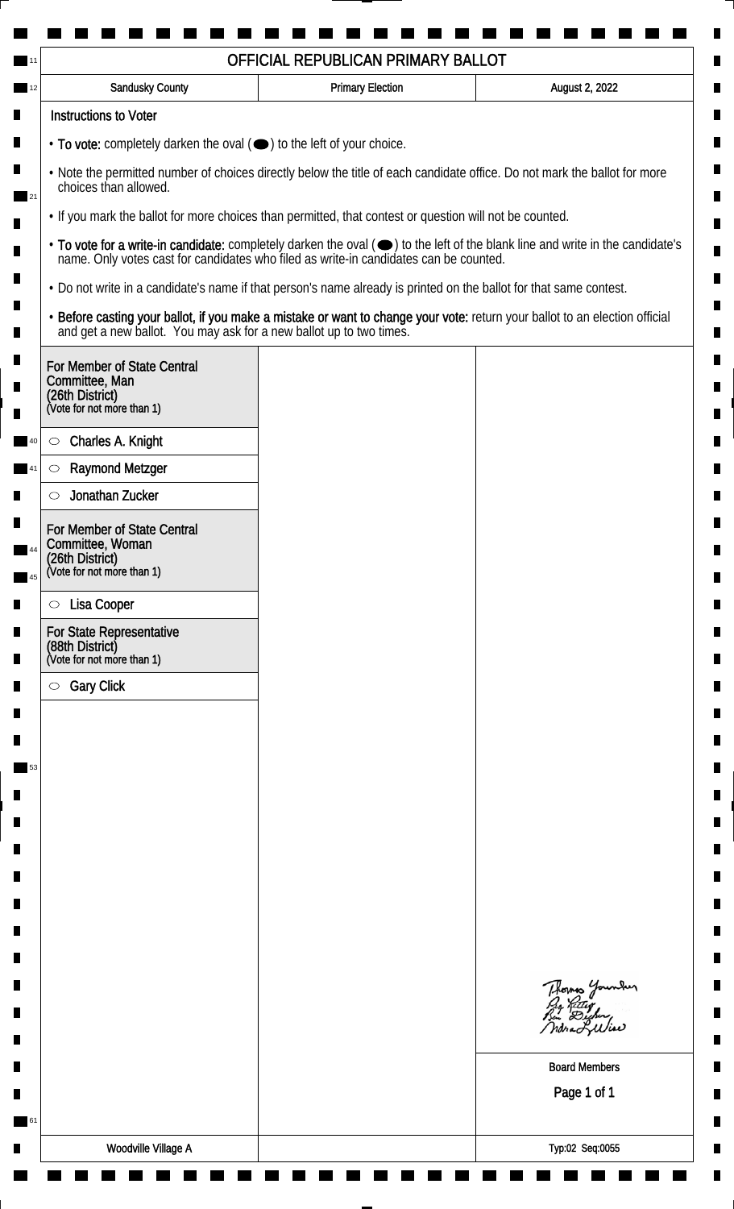# OFFICIAL REPUBLICAN PRIMARY BALLOT

| Sandusky County | Primary Election | August 2, 2022 |
| --- | --- | --- |

## Instructions to Voter

- **To vote:** completely darken the oval (⬬) to the left of your choice.
- Note the permitted number of choices directly below the title of each candidate office. Do not mark the ballot for more choices than allowed.
- If you mark the ballot for more choices than permitted, that contest or question will not be counted.
- **To vote for a write-in candidate:** completely darken the oval (⬬) to the left of the blank line and write in the candidate's name. Only votes cast for candidates who filed as write-in candidates can be counted.
- Do not write in a candidate's name if that person's name already is printed on the ballot for that same contest.
- **Before casting your ballot, if you make a mistake or want to change your vote:** return your ballot to an election official and get a new ballot. You may ask for a new ballot up to two times.

### For Member of State Central Committee, Man (26th District)
(Vote for not more than 1)

- ○ Charles A. Knight
- ○ Raymond Metzger
- ○ Jonathan Zucker

### For Member of State Central Committee, Woman (26th District)
(Vote for not more than 1)

- ○ Lisa Cooper

### For State Representative (88th District)
(Vote for not more than 1)

- ○ Gary Click

Board Members

Woodville Village A

Typ:02 Seq:0055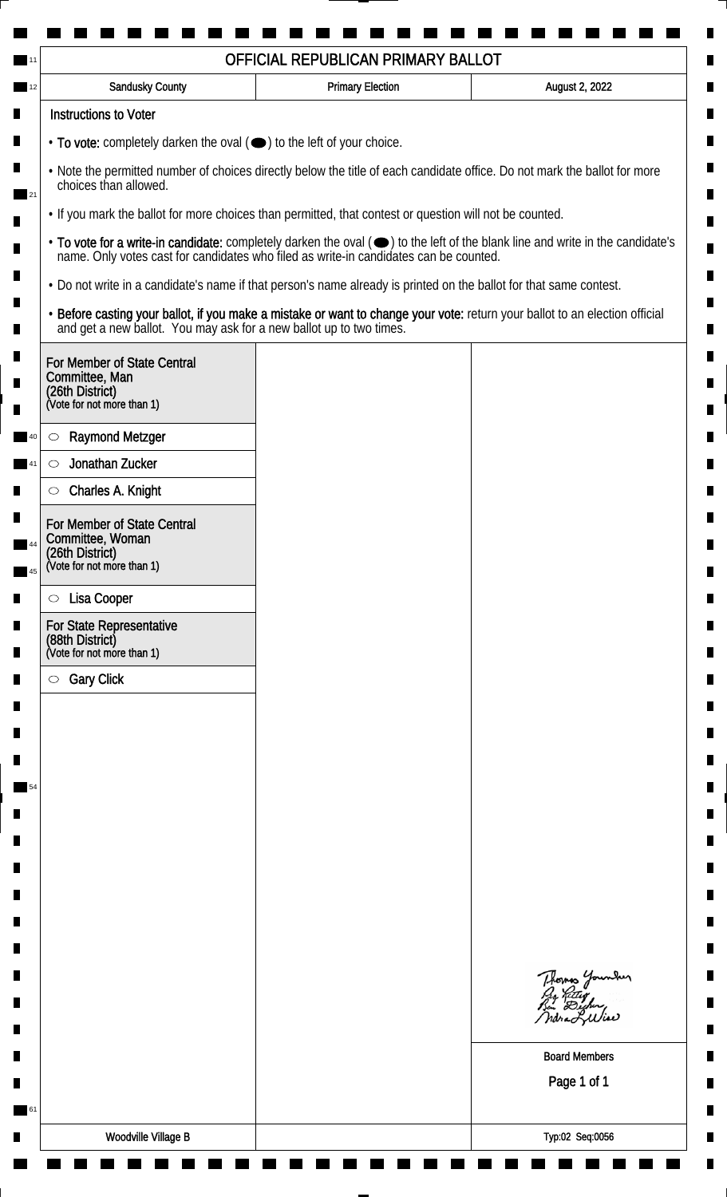# OFFICIAL REPUBLICAN PRIMARY BALLOT

| Sandusky County | Primary Election | August 2, 2022 |
| --- | --- | --- |

## Instructions to Voter

- **To vote:** completely darken the oval (⬬) to the left of your choice.
- Note the permitted number of choices directly below the title of each candidate office. Do not mark the ballot for more choices than allowed.
- If you mark the ballot for more choices than permitted, that contest or question will not be counted.
- **To vote for a write-in candidate:** completely darken the oval (⬬) to the left of the blank line and write in the candidate's name. Only votes cast for candidates who filed as write-in candidates can be counted.
- Do not write in a candidate's name if that person's name already is printed on the ballot for that same contest.
- **Before casting your ballot, if you make a mistake or want to change your vote:** return your ballot to an election official and get a new ballot. You may ask for a new ballot up to two times.

### For Member of State Central Committee, Man (26th District)
(Vote for not more than 1)

- ○ Raymond Metzger
- ○ Jonathan Zucker
- ○ Charles A. Knight

### For Member of State Central Committee, Woman (26th District)
(Vote for not more than 1)

- ○ Lisa Cooper

### For State Representative (88th District)
(Vote for not more than 1)

- ○ Gary Click

Board Members

Woodville Village B

Typ:02 Seq:0056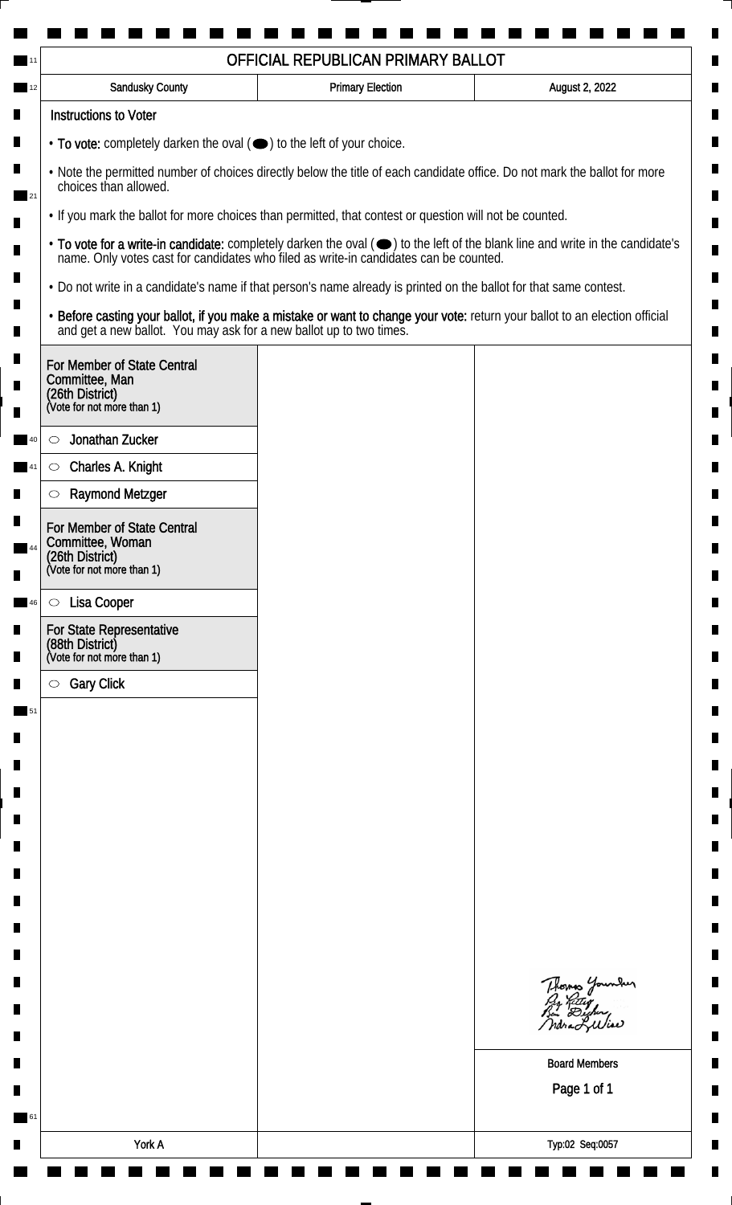# OFFICIAL REPUBLICAN PRIMARY BALLOT

| Sandusky County | Primary Election | August 2, 2022 |
| --- | --- | --- |

**Instructions to Voter**

- **To vote:** completely darken the oval (⬬) to the left of your choice.
- Note the permitted number of choices directly below the title of each candidate office. Do not mark the ballot for more choices than allowed.
- If you mark the ballot for more choices than permitted, that contest or question will not be counted.
- **To vote for a write-in candidate:** completely darken the oval (⬬) to the left of the blank line and write in the candidate's name. Only votes cast for candidates who filed as write-in candidates can be counted.
- Do not write in a candidate's name if that person's name already is printed on the ballot for that same contest.
- **Before casting your ballot, if you make a mistake or want to change your vote:** return your ballot to an election official and get a new ballot. You may ask for a new ballot up to two times.

**For Member of State Central Committee, Man (26th District)**
(Vote for not more than 1)

- ○ Jonathan Zucker
- ○ Charles A. Knight
- ○ Raymond Metzger

**For Member of State Central Committee, Woman (26th District)**
(Vote for not more than 1)

- ○ Lisa Cooper

**For State Representative (88th District)**
(Vote for not more than 1)

- ○ Gary Click

Thomas Younker
Peg Kettey
Ben Dischen
Indra L. Wiser

Board Members

York A

Typ:02 Seq:0057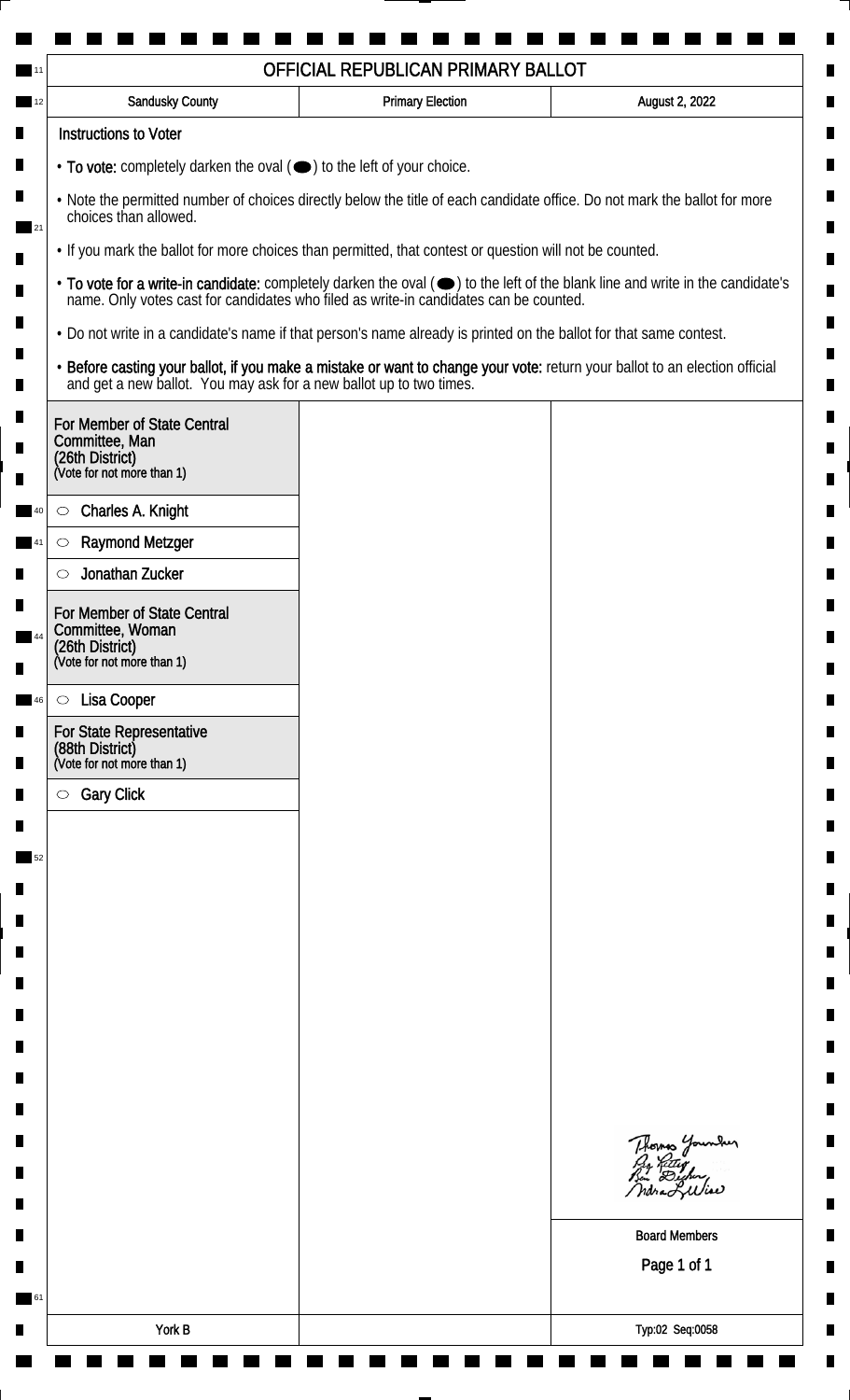# OFFICIAL REPUBLICAN PRIMARY BALLOT

| Sandusky County | Primary Election | August 2, 2022 |
| --- | --- | --- |

## Instructions to Voter

- **To vote:** completely darken the oval (⬬) to the left of your choice.
- Note the permitted number of choices directly below the title of each candidate office. Do not mark the ballot for more choices than allowed.
- If you mark the ballot for more choices than permitted, that contest or question will not be counted.
- **To vote for a write-in candidate:** completely darken the oval (⬬) to the left of the blank line and write in the candidate's name. Only votes cast for candidates who filed as write-in candidates can be counted.
- Do not write in a candidate's name if that person's name already is printed on the ballot for that same contest.
- **Before casting your ballot, if you make a mistake or want to change your vote:** return your ballot to an election official and get a new ballot. You may ask for a new ballot up to two times.

### For Member of State Central Committee, Man (26th District)
(Vote for not more than 1)

- ○ Charles A. Knight
- ○ Raymond Metzger
- ○ Jonathan Zucker

### For Member of State Central Committee, Woman (26th District)
(Vote for not more than 1)

- ○ Lisa Cooper

### For State Representative (88th District)
(Vote for not more than 1)

- ○ Gary Click

Thomas Younker
Ray Rettig
Ben Dicken
Andrea L. Wise

Board Members

| York B | | Typ:02 Seq:0058 |
| --- | --- | --- |